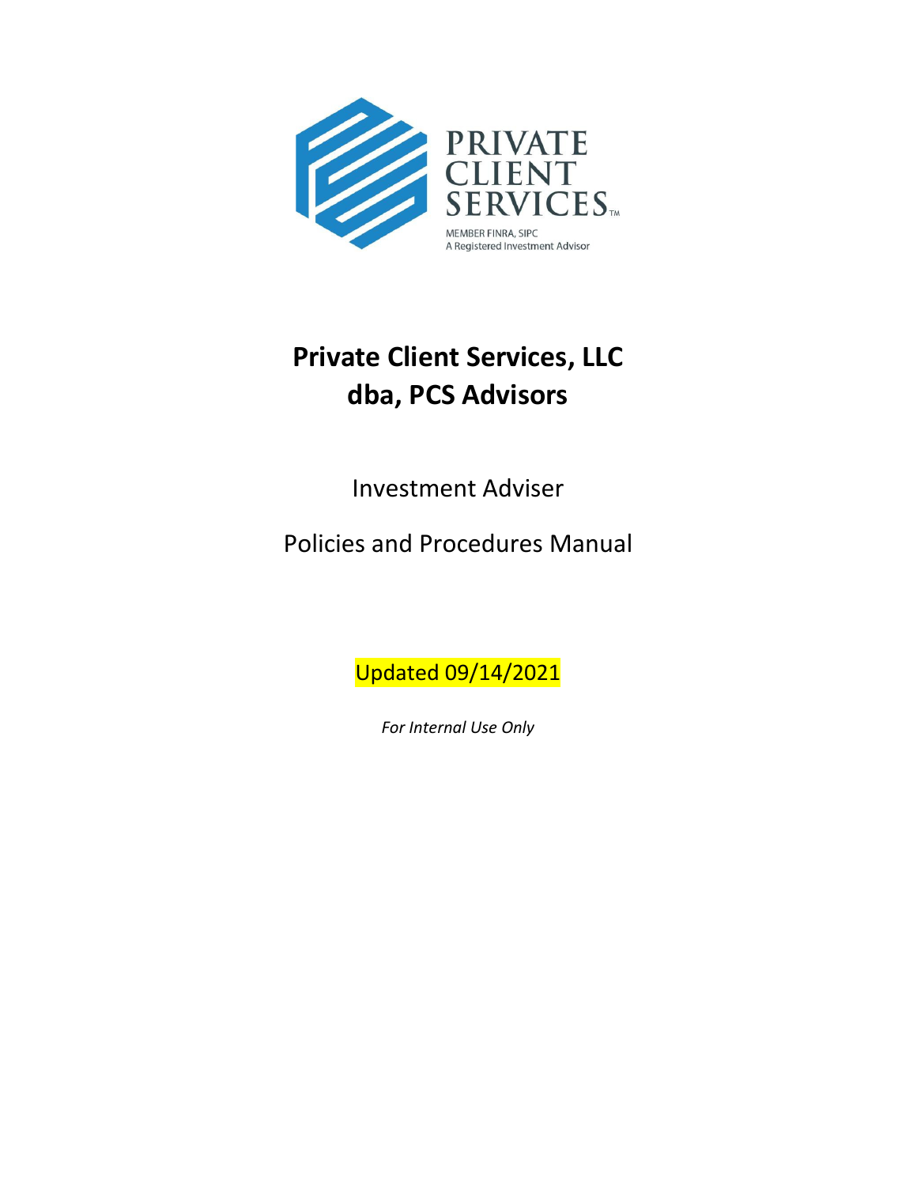PRIVATE CLIENT SERVICES™

MEMBER FINRA, SIPC
A Registered Investment Advisor

# Private Client Services, LLC
# dba, PCS Advisors

Investment Adviser

Policies and Procedures Manual

Updated 09/14/2021

*For Internal Use Only*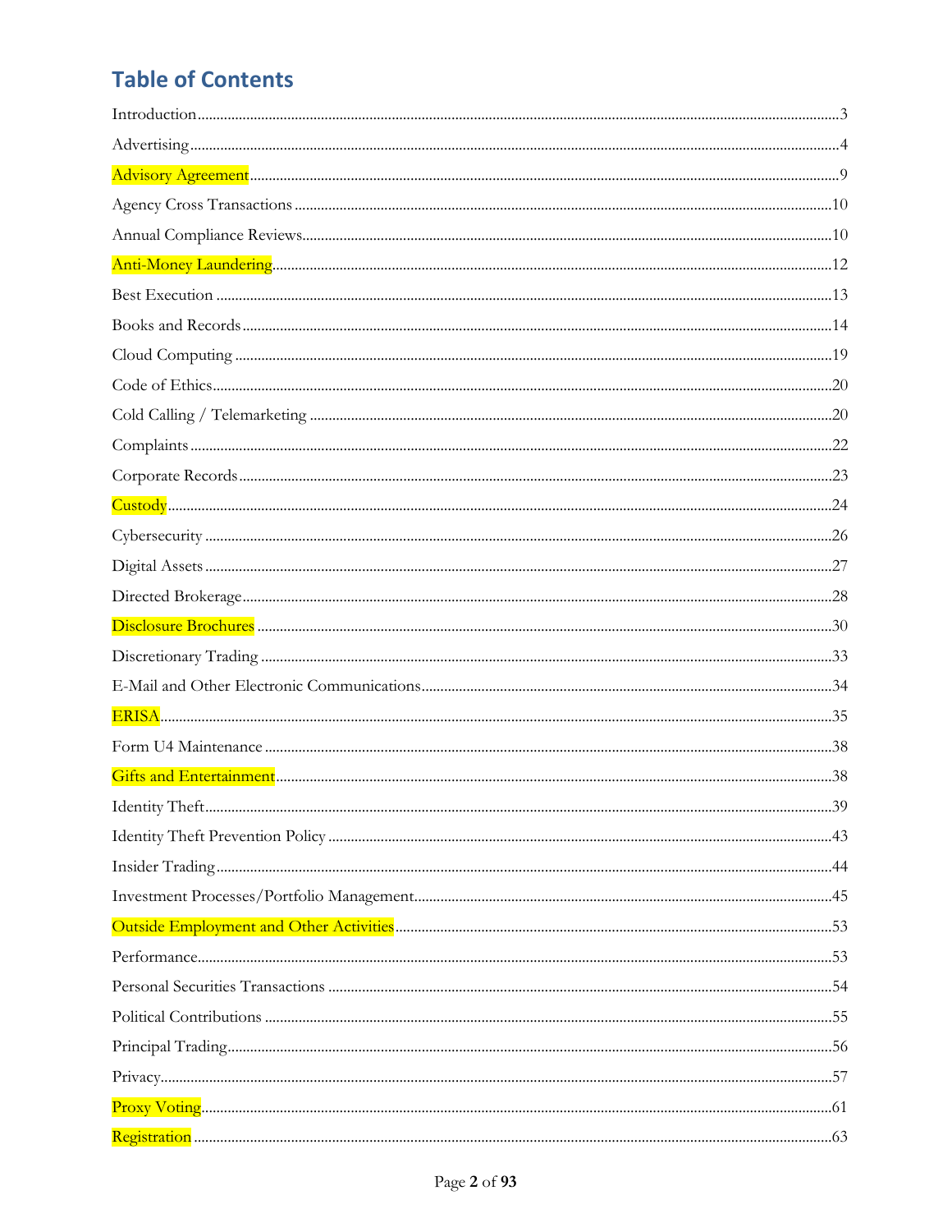# Table of Contents

Introduction....................................................3

Advertising.....................................................4

Advisory Agreement..............................................9

Agency Cross Transactions.......................................10

Annual Compliance Reviews.......................................10

Anti-Money Laundering...........................................12

Best Execution..................................................13

Books and Records...............................................14

Cloud Computing.................................................19

Code of Ethics..................................................20

Cold Calling / Telemarketing....................................20

Complaints......................................................22

Corporate Records...............................................23

Custody.........................................................24

Cybersecurity...................................................26

Digital Assets..................................................27

Directed Brokerage..............................................28

Disclosure Brochures............................................30

Discretionary Trading...........................................33

E-Mail and Other Electronic Communications......................34

ERISA...........................................................35

Form U4 Maintenance.............................................38

Gifts and Entertainment.........................................38

Identity Theft..................................................39

Identity Theft Prevention Policy.................................43

Insider Trading.................................................44

Investment Processes/Portfolio Management.......................45

Outside Employment and Other Activities.........................53

Performance.....................................................53

Personal Securities Transactions................................54

Political Contributions.........................................55

Principal Trading...............................................56

Privacy.........................................................57

Proxy Voting....................................................61

Registration....................................................63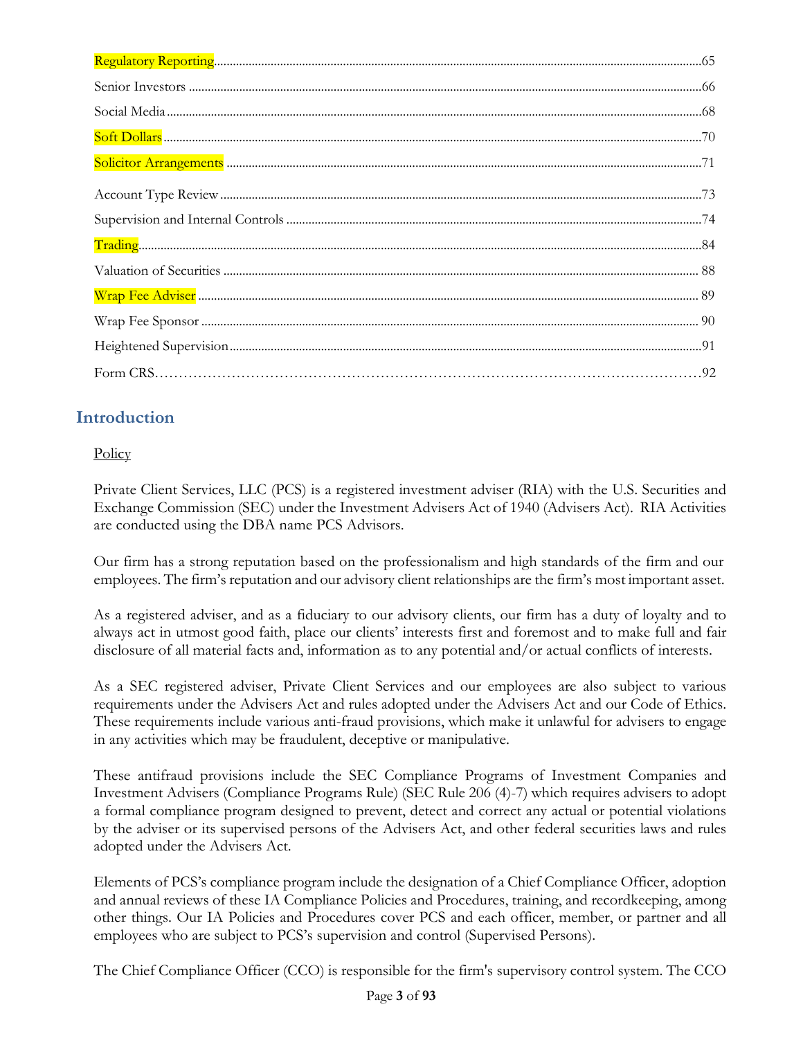Regulatory Reporting........................................................................................................65

Senior Investors ........................................................................................................66

Social Media ........................................................................................................68

Soft Dollars ........................................................................................................70

Solicitor Arrangements ........................................................................................................71

Account Type Review ........................................................................................................73

Supervision and Internal Controls ........................................................................................................74

Trading........................................................................................................84

Valuation of Securities ........................................................................................................ 88

Wrap Fee Adviser ........................................................................................................ 89

Wrap Fee Sponsor ........................................................................................................ 90

Heightened Supervision........................................................................................................91

Form CRS………………………………………………………………………………………………92

## Introduction

Policy

Private Client Services, LLC (PCS) is a registered investment adviser (RIA) with the U.S. Securities and Exchange Commission (SEC) under the Investment Advisers Act of 1940 (Advisers Act). RIA Activities are conducted using the DBA name PCS Advisors.

Our firm has a strong reputation based on the professionalism and high standards of the firm and our employees. The firm's reputation and our advisory client relationships are the firm's most important asset.

As a registered adviser, and as a fiduciary to our advisory clients, our firm has a duty of loyalty and to always act in utmost good faith, place our clients' interests first and foremost and to make full and fair disclosure of all material facts and, information as to any potential and/or actual conflicts of interests.

As a SEC registered adviser, Private Client Services and our employees are also subject to various requirements under the Advisers Act and rules adopted under the Advisers Act and our Code of Ethics. These requirements include various anti-fraud provisions, which make it unlawful for advisers to engage in any activities which may be fraudulent, deceptive or manipulative.

These antifraud provisions include the SEC Compliance Programs of Investment Companies and Investment Advisers (Compliance Programs Rule) (SEC Rule 206 (4)-7) which requires advisers to adopt a formal compliance program designed to prevent, detect and correct any actual or potential violations by the adviser or its supervised persons of the Advisers Act, and other federal securities laws and rules adopted under the Advisers Act.

Elements of PCS's compliance program include the designation of a Chief Compliance Officer, adoption and annual reviews of these IA Compliance Policies and Procedures, training, and recordkeeping, among other things. Our IA Policies and Procedures cover PCS and each officer, member, or partner and all employees who are subject to PCS's supervision and control (Supervised Persons).

The Chief Compliance Officer (CCO) is responsible for the firm's supervisory control system. The CCO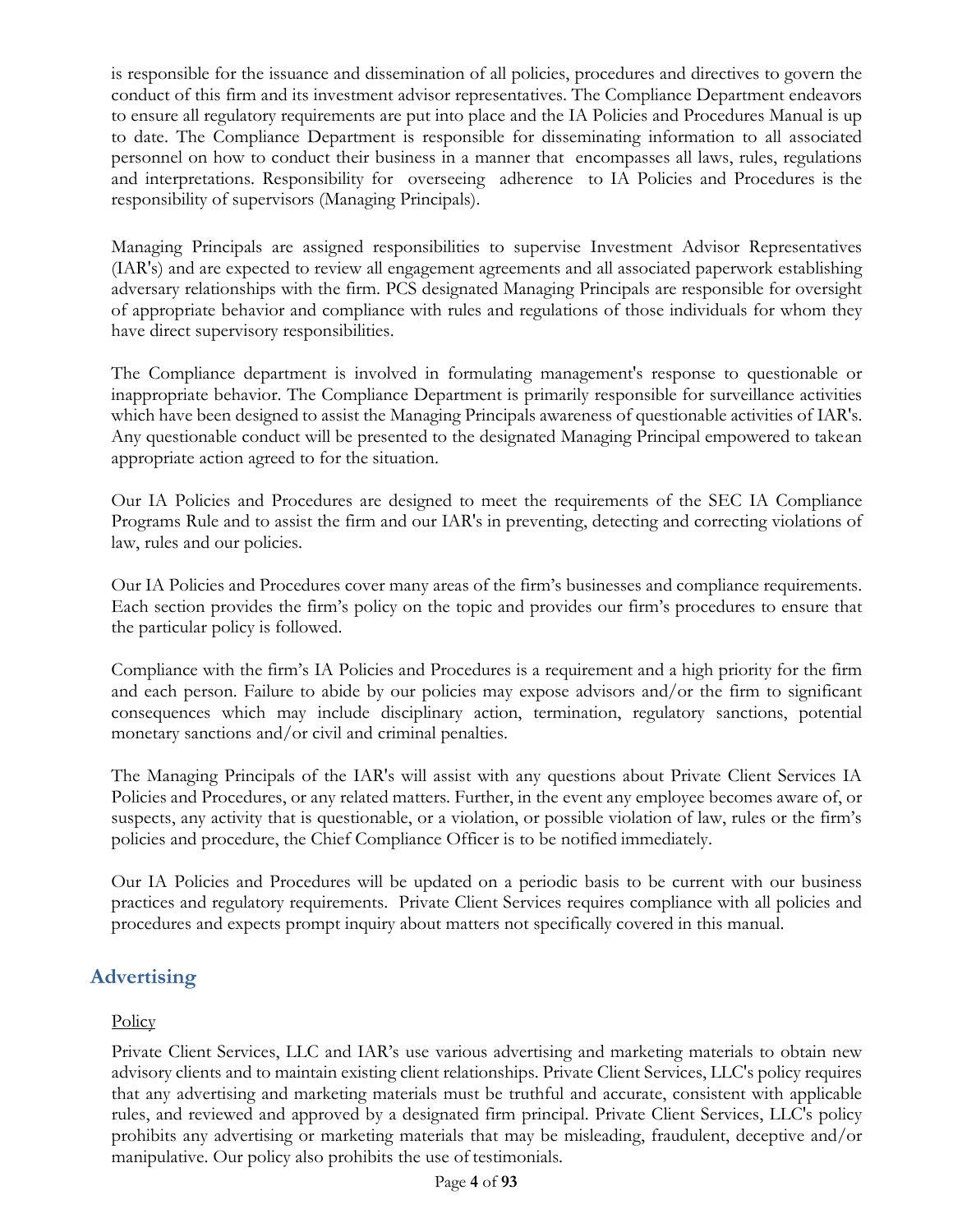is responsible for the issuance and dissemination of all policies, procedures and directives to govern the conduct of this firm and its investment advisor representatives. The Compliance Department endeavors to ensure all regulatory requirements are put into place and the IA Policies and Procedures Manual is up to date. The Compliance Department is responsible for disseminating information to all associated personnel on how to conduct their business in a manner that encompasses all laws, rules, regulations and interpretations. Responsibility for overseeing adherence to IA Policies and Procedures is the responsibility of supervisors (Managing Principals).

Managing Principals are assigned responsibilities to supervise Investment Advisor Representatives (IAR's) and are expected to review all engagement agreements and all associated paperwork establishing adversary relationships with the firm. PCS designated Managing Principals are responsible for oversight of appropriate behavior and compliance with rules and regulations of those individuals for whom they have direct supervisory responsibilities.

The Compliance department is involved in formulating management's response to questionable or inappropriate behavior. The Compliance Department is primarily responsible for surveillance activities which have been designed to assist the Managing Principals awareness of questionable activities of IAR's. Any questionable conduct will be presented to the designated Managing Principal empowered to takean appropriate action agreed to for the situation.

Our IA Policies and Procedures are designed to meet the requirements of the SEC IA Compliance Programs Rule and to assist the firm and our IAR's in preventing, detecting and correcting violations of law, rules and our policies.

Our IA Policies and Procedures cover many areas of the firm's businesses and compliance requirements. Each section provides the firm's policy on the topic and provides our firm's procedures to ensure that the particular policy is followed.

Compliance with the firm's IA Policies and Procedures is a requirement and a high priority for the firm and each person. Failure to abide by our policies may expose advisors and/or the firm to significant consequences which may include disciplinary action, termination, regulatory sanctions, potential monetary sanctions and/or civil and criminal penalties.

The Managing Principals of the IAR's will assist with any questions about Private Client Services IA Policies and Procedures, or any related matters. Further, in the event any employee becomes aware of, or suspects, any activity that is questionable, or a violation, or possible violation of law, rules or the firm's policies and procedure, the Chief Compliance Officer is to be notified immediately.

Our IA Policies and Procedures will be updated on a periodic basis to be current with our business practices and regulatory requirements. Private Client Services requires compliance with all policies and procedures and expects prompt inquiry about matters not specifically covered in this manual.

## Advertising

Policy

Private Client Services, LLC and IAR's use various advertising and marketing materials to obtain new advisory clients and to maintain existing client relationships. Private Client Services, LLC's policy requires that any advertising and marketing materials must be truthful and accurate, consistent with applicable rules, and reviewed and approved by a designated firm principal. Private Client Services, LLC's policy prohibits any advertising or marketing materials that may be misleading, fraudulent, deceptive and/or manipulative. Our policy also prohibits the use of testimonials.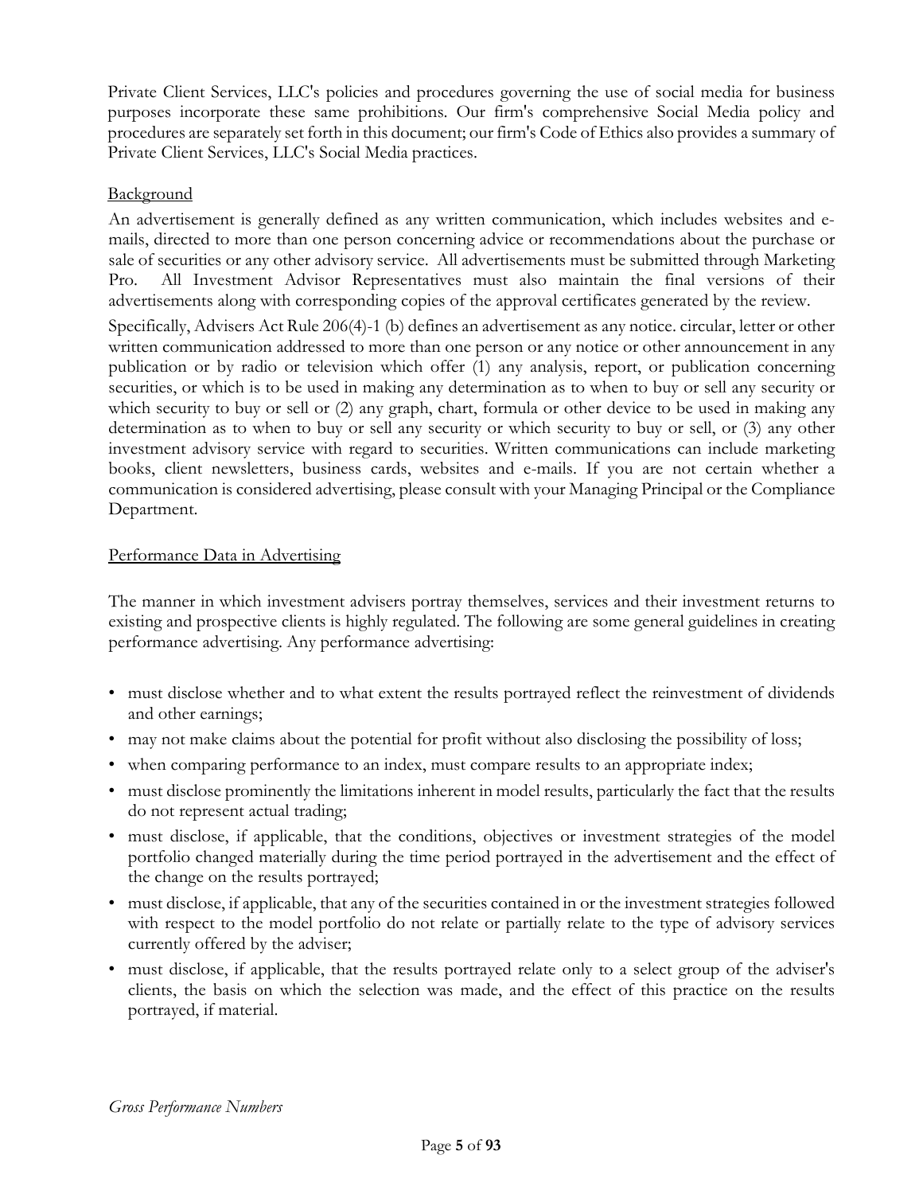Private Client Services, LLC's policies and procedures governing the use of social media for business purposes incorporate these same prohibitions. Our firm's comprehensive Social Media policy and procedures are separately set forth in this document; our firm's Code of Ethics also provides a summary of Private Client Services, LLC's Social Media practices.

<u>Background</u>

An advertisement is generally defined as any written communication, which includes websites and e-mails, directed to more than one person concerning advice or recommendations about the purchase or sale of securities or any other advisory service. All advertisements must be submitted through Marketing Pro. All Investment Advisor Representatives must also maintain the final versions of their advertisements along with corresponding copies of the approval certificates generated by the review.

Specifically, Advisers Act Rule 206(4)-1 (b) defines an advertisement as any notice. circular, letter or other written communication addressed to more than one person or any notice or other announcement in any publication or by radio or television which offer (1) any analysis, report, or publication concerning securities, or which is to be used in making any determination as to when to buy or sell any security or which security to buy or sell or (2) any graph, chart, formula or other device to be used in making any determination as to when to buy or sell any security or which security to buy or sell, or (3) any other investment advisory service with regard to securities. Written communications can include marketing books, client newsletters, business cards, websites and e-mails. If you are not certain whether a communication is considered advertising, please consult with your Managing Principal or the Compliance Department.

<u>Performance Data in Advertising</u>

The manner in which investment advisers portray themselves, services and their investment returns to existing and prospective clients is highly regulated. The following are some general guidelines in creating performance advertising. Any performance advertising:

- must disclose whether and to what extent the results portrayed reflect the reinvestment of dividends and other earnings;
- may not make claims about the potential for profit without also disclosing the possibility of loss;
- when comparing performance to an index, must compare results to an appropriate index;
- must disclose prominently the limitations inherent in model results, particularly the fact that the results do not represent actual trading;
- must disclose, if applicable, that the conditions, objectives or investment strategies of the model portfolio changed materially during the time period portrayed in the advertisement and the effect of the change on the results portrayed;
- must disclose, if applicable, that any of the securities contained in or the investment strategies followed with respect to the model portfolio do not relate or partially relate to the type of advisory services currently offered by the adviser;
- must disclose, if applicable, that the results portrayed relate only to a select group of the adviser's clients, the basis on which the selection was made, and the effect of this practice on the results portrayed, if material.

*Gross Performance Numbers*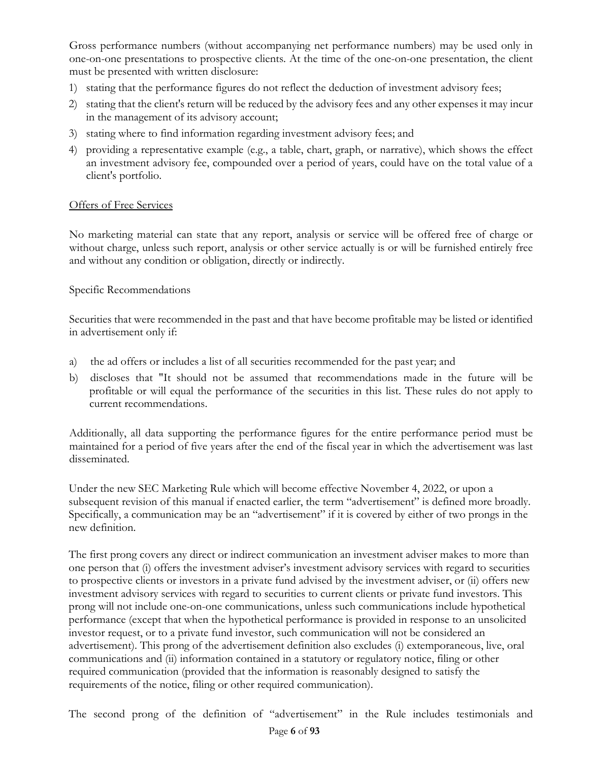Gross performance numbers (without accompanying net performance numbers) may be used only in one-on-one presentations to prospective clients. At the time of the one-on-one presentation, the client must be presented with written disclosure:

1) stating that the performance figures do not reflect the deduction of investment advisory fees;
2) stating that the client's return will be reduced by the advisory fees and any other expenses it may incur in the management of its advisory account;
3) stating where to find information regarding investment advisory fees; and
4) providing a representative example (e.g., a table, chart, graph, or narrative), which shows the effect an investment advisory fee, compounded over a period of years, could have on the total value of a client's portfolio.

<u>Offers of Free Services</u>

No marketing material can state that any report, analysis or service will be offered free of charge or without charge, unless such report, analysis or other service actually is or will be furnished entirely free and without any condition or obligation, directly or indirectly.

Specific Recommendations

Securities that were recommended in the past and that have become profitable may be listed or identified in advertisement only if:

a) the ad offers or includes a list of all securities recommended for the past year; and
b) discloses that "It should not be assumed that recommendations made in the future will be profitable or will equal the performance of the securities in this list. These rules do not apply to current recommendations.

Additionally, all data supporting the performance figures for the entire performance period must be maintained for a period of five years after the end of the fiscal year in which the advertisement was last disseminated.

Under the new SEC Marketing Rule which will become effective November 4, 2022, or upon a subsequent revision of this manual if enacted earlier, the term "advertisement" is defined more broadly. Specifically, a communication may be an "advertisement" if it is covered by either of two prongs in the new definition.

The first prong covers any direct or indirect communication an investment adviser makes to more than one person that (i) offers the investment adviser's investment advisory services with regard to securities to prospective clients or investors in a private fund advised by the investment adviser, or (ii) offers new investment advisory services with regard to securities to current clients or private fund investors. This prong will not include one-on-one communications, unless such communications include hypothetical performance (except that when the hypothetical performance is provided in response to an unsolicited investor request, or to a private fund investor, such communication will not be considered an advertisement). This prong of the advertisement definition also excludes (i) extemporaneous, live, oral communications and (ii) information contained in a statutory or regulatory notice, filing or other required communication (provided that the information is reasonably designed to satisfy the requirements of the notice, filing or other required communication).

The second prong of the definition of "advertisement" in the Rule includes testimonials and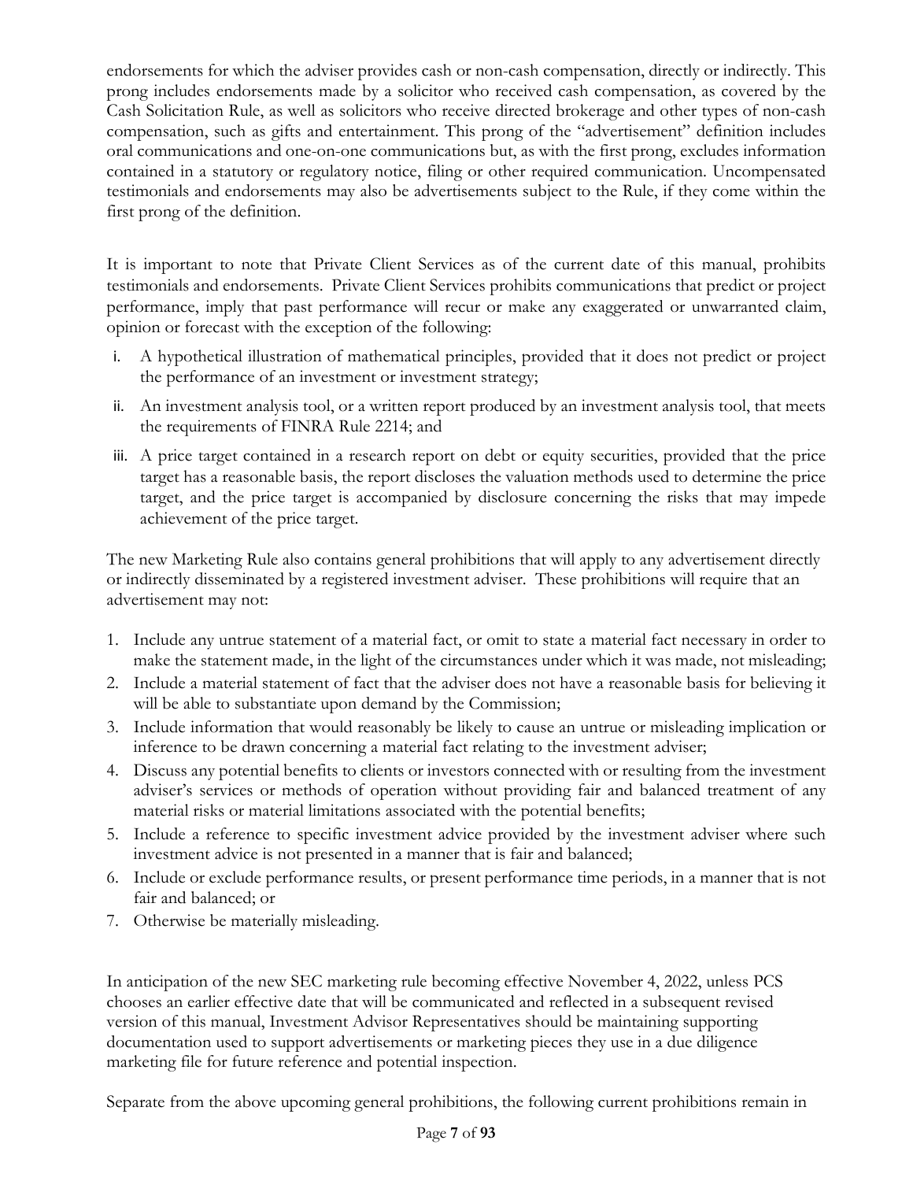endorsements for which the adviser provides cash or non-cash compensation, directly or indirectly. This prong includes endorsements made by a solicitor who received cash compensation, as covered by the Cash Solicitation Rule, as well as solicitors who receive directed brokerage and other types of non-cash compensation, such as gifts and entertainment. This prong of the "advertisement" definition includes oral communications and one-on-one communications but, as with the first prong, excludes information contained in a statutory or regulatory notice, filing or other required communication. Uncompensated testimonials and endorsements may also be advertisements subject to the Rule, if they come within the first prong of the definition.

It is important to note that Private Client Services as of the current date of this manual, prohibits testimonials and endorsements. Private Client Services prohibits communications that predict or project performance, imply that past performance will recur or make any exaggerated or unwarranted claim, opinion or forecast with the exception of the following:

i. A hypothetical illustration of mathematical principles, provided that it does not predict or project the performance of an investment or investment strategy;
ii. An investment analysis tool, or a written report produced by an investment analysis tool, that meets the requirements of FINRA Rule 2214; and
iii. A price target contained in a research report on debt or equity securities, provided that the price target has a reasonable basis, the report discloses the valuation methods used to determine the price target, and the price target is accompanied by disclosure concerning the risks that may impede achievement of the price target.

The new Marketing Rule also contains general prohibitions that will apply to any advertisement directly or indirectly disseminated by a registered investment adviser. These prohibitions will require that an advertisement may not:

1. Include any untrue statement of a material fact, or omit to state a material fact necessary in order to make the statement made, in the light of the circumstances under which it was made, not misleading;
2. Include a material statement of fact that the adviser does not have a reasonable basis for believing it will be able to substantiate upon demand by the Commission;
3. Include information that would reasonably be likely to cause an untrue or misleading implication or inference to be drawn concerning a material fact relating to the investment adviser;
4. Discuss any potential benefits to clients or investors connected with or resulting from the investment adviser's services or methods of operation without providing fair and balanced treatment of any material risks or material limitations associated with the potential benefits;
5. Include a reference to specific investment advice provided by the investment adviser where such investment advice is not presented in a manner that is fair and balanced;
6. Include or exclude performance results, or present performance time periods, in a manner that is not fair and balanced; or
7. Otherwise be materially misleading.

In anticipation of the new SEC marketing rule becoming effective November 4, 2022, unless PCS chooses an earlier effective date that will be communicated and reflected in a subsequent revised version of this manual, Investment Advisor Representatives should be maintaining supporting documentation used to support advertisements or marketing pieces they use in a due diligence marketing file for future reference and potential inspection.

Separate from the above upcoming general prohibitions, the following current prohibitions remain in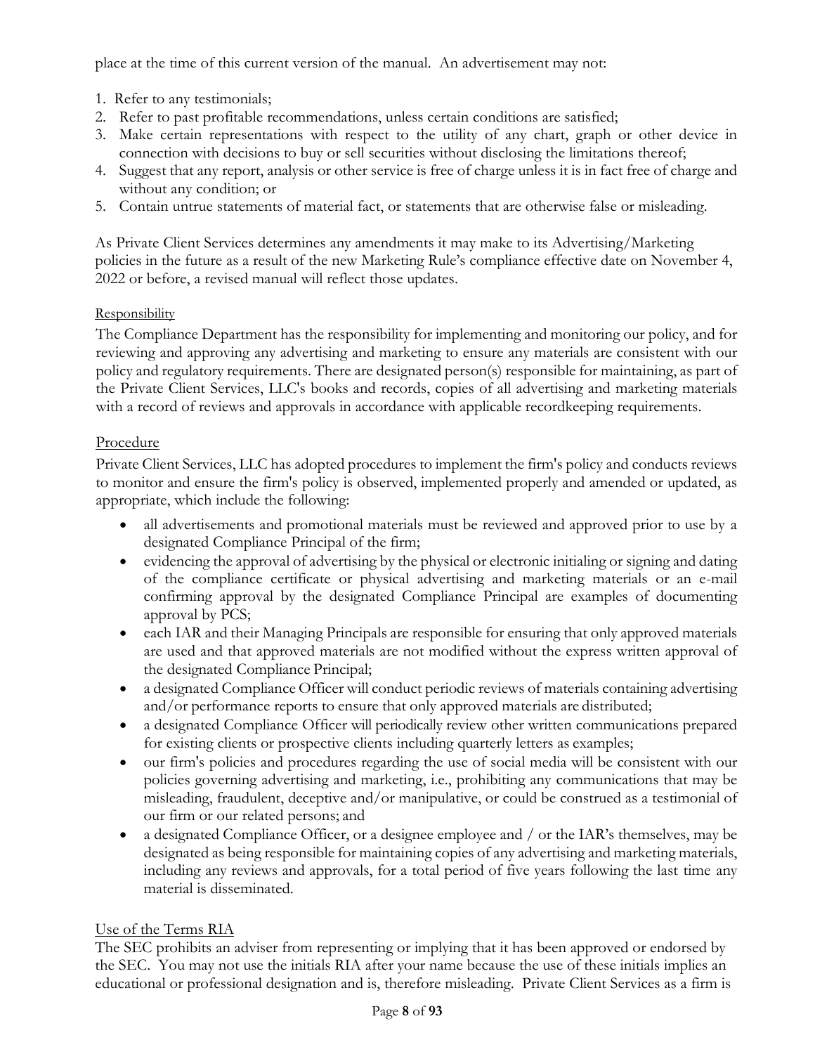place at the time of this current version of the manual. An advertisement may not:

1. Refer to any testimonials;
2. Refer to past profitable recommendations, unless certain conditions are satisfied;
3. Make certain representations with respect to the utility of any chart, graph or other device in connection with decisions to buy or sell securities without disclosing the limitations thereof;
4. Suggest that any report, analysis or other service is free of charge unless it is in fact free of charge and without any condition; or
5. Contain untrue statements of material fact, or statements that are otherwise false or misleading.

As Private Client Services determines any amendments it may make to its Advertising/Marketing policies in the future as a result of the new Marketing Rule's compliance effective date on November 4, 2022 or before, a revised manual will reflect those updates.

Responsibility

The Compliance Department has the responsibility for implementing and monitoring our policy, and for reviewing and approving any advertising and marketing to ensure any materials are consistent with our policy and regulatory requirements. There are designated person(s) responsible for maintaining, as part of the Private Client Services, LLC's books and records, copies of all advertising and marketing materials with a record of reviews and approvals in accordance with applicable recordkeeping requirements.

Procedure

Private Client Services, LLC has adopted procedures to implement the firm's policy and conducts reviews to monitor and ensure the firm's policy is observed, implemented properly and amended or updated, as appropriate, which include the following:

- all advertisements and promotional materials must be reviewed and approved prior to use by a designated Compliance Principal of the firm;
- evidencing the approval of advertising by the physical or electronic initialing or signing and dating of the compliance certificate or physical advertising and marketing materials or an e-mail confirming approval by the designated Compliance Principal are examples of documenting approval by PCS;
- each IAR and their Managing Principals are responsible for ensuring that only approved materials are used and that approved materials are not modified without the express written approval of the designated Compliance Principal;
- a designated Compliance Officer will conduct periodic reviews of materials containing advertising and/or performance reports to ensure that only approved materials are distributed;
- a designated Compliance Officer will periodically review other written communications prepared for existing clients or prospective clients including quarterly letters as examples;
- our firm's policies and procedures regarding the use of social media will be consistent with our policies governing advertising and marketing, i.e., prohibiting any communications that may be misleading, fraudulent, deceptive and/or manipulative, or could be construed as a testimonial of our firm or our related persons; and
- a designated Compliance Officer, or a designee employee and / or the IAR's themselves, may be designated as being responsible for maintaining copies of any advertising and marketing materials, including any reviews and approvals, for a total period of five years following the last time any material is disseminated.

Use of the Terms RIA

The SEC prohibits an adviser from representing or implying that it has been approved or endorsed by the SEC. You may not use the initials RIA after your name because the use of these initials implies an educational or professional designation and is, therefore misleading. Private Client Services as a firm is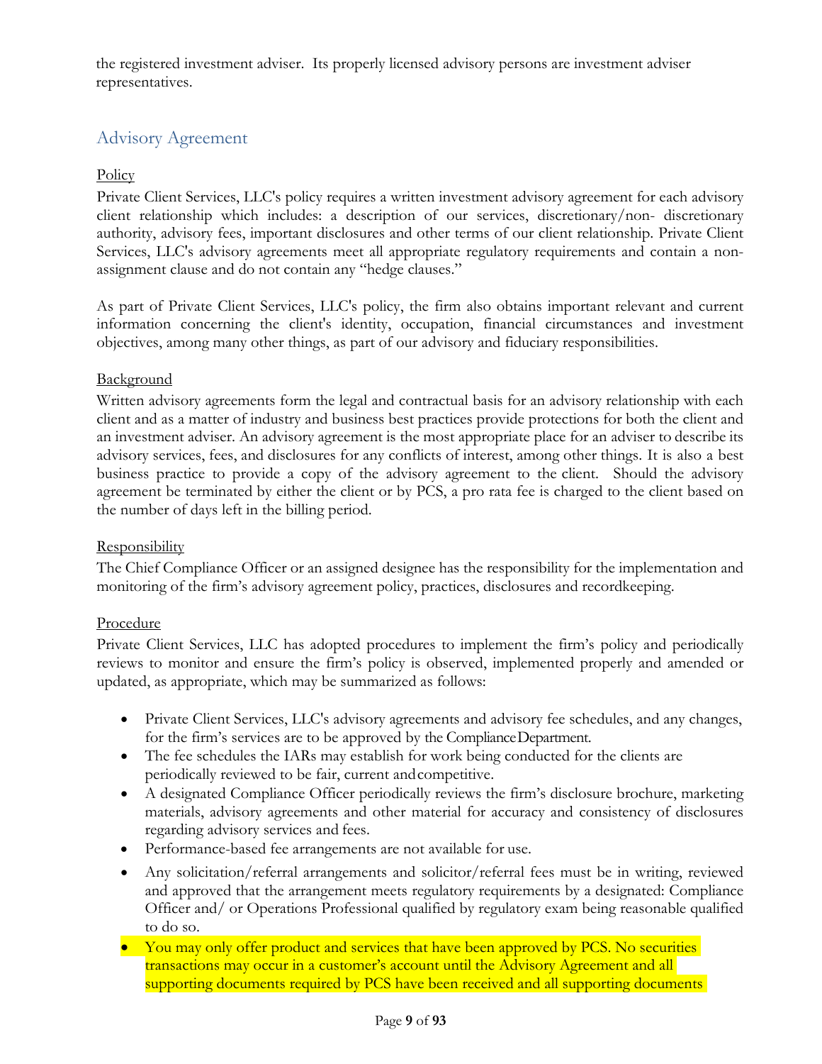the registered investment adviser. Its properly licensed advisory persons are investment adviser representatives.

## Advisory Agreement

Policy

Private Client Services, LLC's policy requires a written investment advisory agreement for each advisory client relationship which includes: a description of our services, discretionary/non- discretionary authority, advisory fees, important disclosures and other terms of our client relationship. Private Client Services, LLC's advisory agreements meet all appropriate regulatory requirements and contain a non-assignment clause and do not contain any "hedge clauses."

As part of Private Client Services, LLC's policy, the firm also obtains important relevant and current information concerning the client's identity, occupation, financial circumstances and investment objectives, among many other things, as part of our advisory and fiduciary responsibilities.

Background

Written advisory agreements form the legal and contractual basis for an advisory relationship with each client and as a matter of industry and business best practices provide protections for both the client and an investment adviser. An advisory agreement is the most appropriate place for an adviser to describe its advisory services, fees, and disclosures for any conflicts of interest, among other things. It is also a best business practice to provide a copy of the advisory agreement to the client. Should the advisory agreement be terminated by either the client or by PCS, a pro rata fee is charged to the client based on the number of days left in the billing period.

Responsibility

The Chief Compliance Officer or an assigned designee has the responsibility for the implementation and monitoring of the firm's advisory agreement policy, practices, disclosures and recordkeeping.

Procedure

Private Client Services, LLC has adopted procedures to implement the firm's policy and periodically reviews to monitor and ensure the firm's policy is observed, implemented properly and amended or updated, as appropriate, which may be summarized as follows:

- Private Client Services, LLC's advisory agreements and advisory fee schedules, and any changes, for the firm's services are to be approved by the Compliance Department.
- The fee schedules the IARs may establish for work being conducted for the clients are periodically reviewed to be fair, current and competitive.
- A designated Compliance Officer periodically reviews the firm's disclosure brochure, marketing materials, advisory agreements and other material for accuracy and consistency of disclosures regarding advisory services and fees.
- Performance-based fee arrangements are not available for use.
- Any solicitation/referral arrangements and solicitor/referral fees must be in writing, reviewed and approved that the arrangement meets regulatory requirements by a designated: Compliance Officer and/ or Operations Professional qualified by regulatory exam being reasonable qualified to do so.
- You may only offer product and services that have been approved by PCS. No securities transactions may occur in a customer's account until the Advisory Agreement and all supporting documents required by PCS have been received and all supporting documents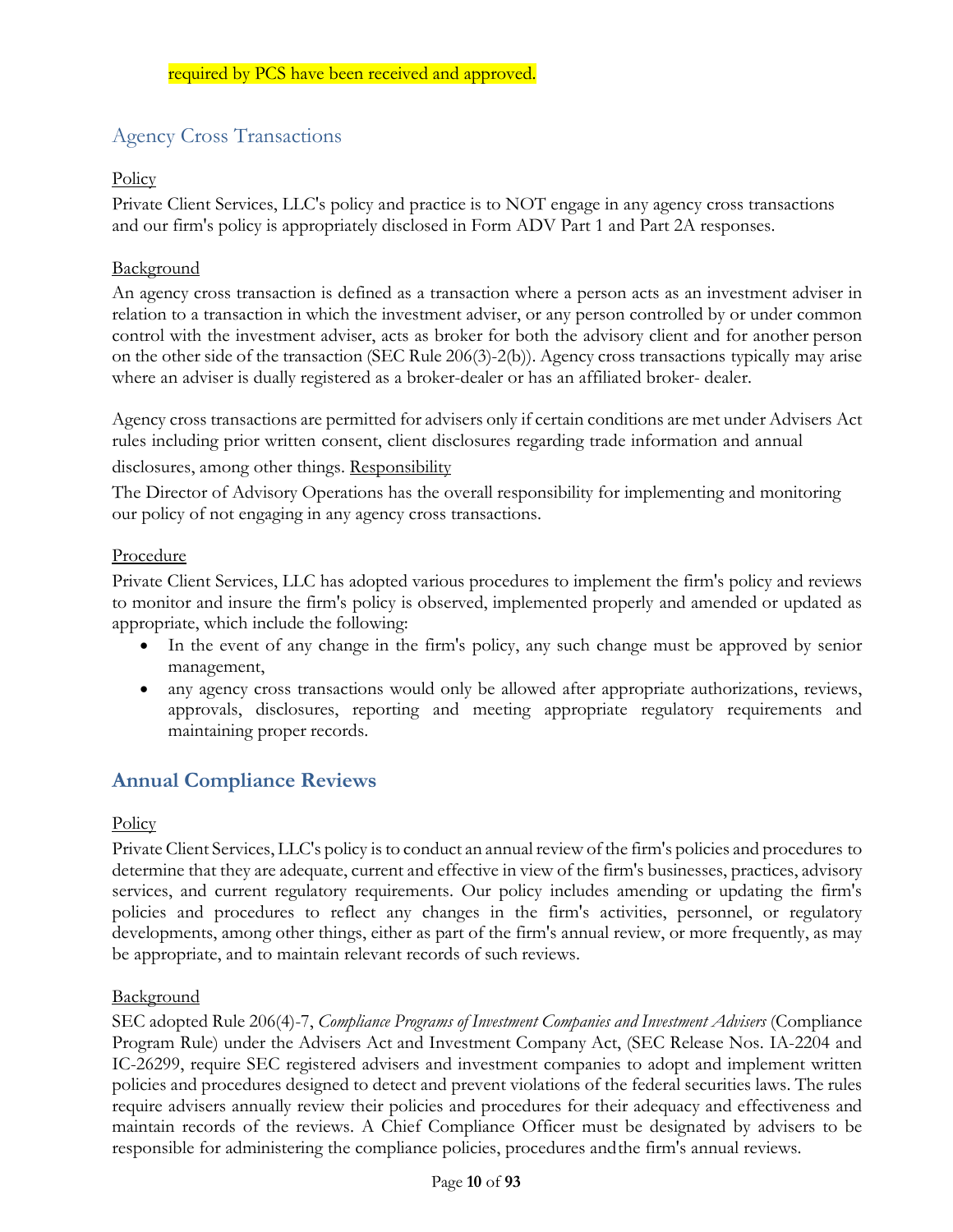required by PCS have been received and approved.

## Agency Cross Transactions

Policy

Private Client Services, LLC's policy and practice is to NOT engage in any agency cross transactions and our firm's policy is appropriately disclosed in Form ADV Part 1 and Part 2A responses.

Background

An agency cross transaction is defined as a transaction where a person acts as an investment adviser in relation to a transaction in which the investment adviser, or any person controlled by or under common control with the investment adviser, acts as broker for both the advisory client and for another person on the other side of the transaction (SEC Rule 206(3)-2(b)). Agency cross transactions typically may arise where an adviser is dually registered as a broker-dealer or has an affiliated broker- dealer.

Agency cross transactions are permitted for advisers only if certain conditions are met under Advisers Act rules including prior written consent, client disclosures regarding trade information and annual disclosures, among other things.

Responsibility

The Director of Advisory Operations has the overall responsibility for implementing and monitoring our policy of not engaging in any agency cross transactions.

Procedure

Private Client Services, LLC has adopted various procedures to implement the firm's policy and reviews to monitor and insure the firm's policy is observed, implemented properly and amended or updated as appropriate, which include the following:

- In the event of any change in the firm's policy, any such change must be approved by senior management,
- any agency cross transactions would only be allowed after appropriate authorizations, reviews, approvals, disclosures, reporting and meeting appropriate regulatory requirements and maintaining proper records.

## Annual Compliance Reviews

Policy

Private Client Services, LLC's policy is to conduct an annual review of the firm's policies and procedures to determine that they are adequate, current and effective in view of the firm's businesses, practices, advisory services, and current regulatory requirements. Our policy includes amending or updating the firm's policies and procedures to reflect any changes in the firm's activities, personnel, or regulatory developments, among other things, either as part of the firm's annual review, or more frequently, as may be appropriate, and to maintain relevant records of such reviews.

Background

SEC adopted Rule 206(4)-7, *Compliance Programs of Investment Companies and Investment Advisers* (Compliance Program Rule) under the Advisers Act and Investment Company Act, (SEC Release Nos. IA-2204 and IC-26299, require SEC registered advisers and investment companies to adopt and implement written policies and procedures designed to detect and prevent violations of the federal securities laws. The rules require advisers annually review their policies and procedures for their adequacy and effectiveness and maintain records of the reviews. A Chief Compliance Officer must be designated by advisers to be responsible for administering the compliance policies, procedures and the firm's annual reviews.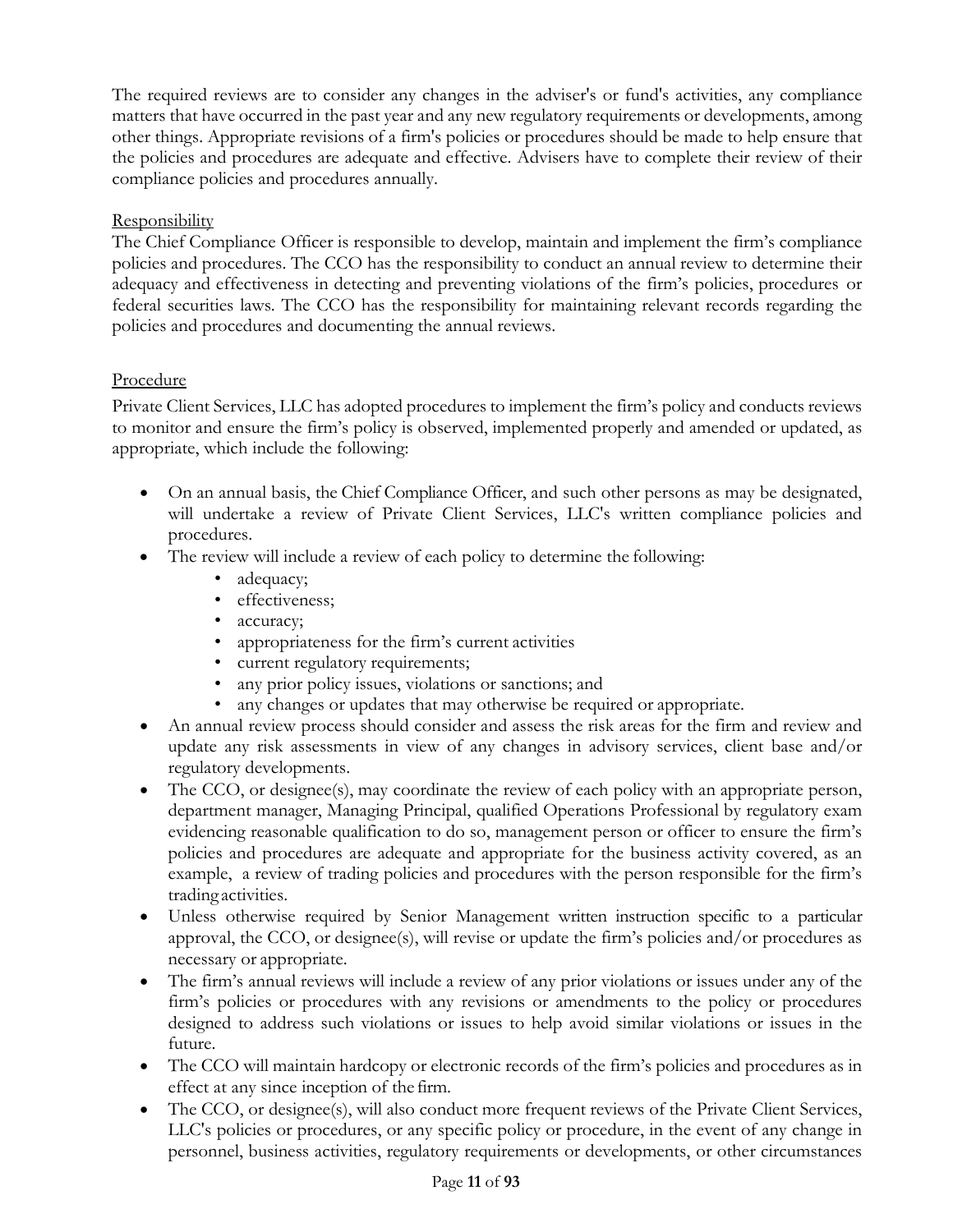The required reviews are to consider any changes in the adviser's or fund's activities, any compliance matters that have occurred in the past year and any new regulatory requirements or developments, among other things. Appropriate revisions of a firm's policies or procedures should be made to help ensure that the policies and procedures are adequate and effective. Advisers have to complete their review of their compliance policies and procedures annually.

Responsibility

The Chief Compliance Officer is responsible to develop, maintain and implement the firm's compliance policies and procedures. The CCO has the responsibility to conduct an annual review to determine their adequacy and effectiveness in detecting and preventing violations of the firm's policies, procedures or federal securities laws. The CCO has the responsibility for maintaining relevant records regarding the policies and procedures and documenting the annual reviews.

Procedure

Private Client Services, LLC has adopted procedures to implement the firm's policy and conducts reviews to monitor and ensure the firm's policy is observed, implemented properly and amended or updated, as appropriate, which include the following:

- On an annual basis, the Chief Compliance Officer, and such other persons as may be designated, will undertake a review of Private Client Services, LLC's written compliance policies and procedures.
- The review will include a review of each policy to determine the following:
  - adequacy;
  - effectiveness;
  - accuracy;
  - appropriateness for the firm's current activities
  - current regulatory requirements;
  - any prior policy issues, violations or sanctions; and
  - any changes or updates that may otherwise be required or appropriate.
- An annual review process should consider and assess the risk areas for the firm and review and update any risk assessments in view of any changes in advisory services, client base and/or regulatory developments.
- The CCO, or designee(s), may coordinate the review of each policy with an appropriate person, department manager, Managing Principal, qualified Operations Professional by regulatory exam evidencing reasonable qualification to do so, management person or officer to ensure the firm's policies and procedures are adequate and appropriate for the business activity covered, as an example, a review of trading policies and procedures with the person responsible for the firm's trading activities.
- Unless otherwise required by Senior Management written instruction specific to a particular approval, the CCO, or designee(s), will revise or update the firm's policies and/or procedures as necessary or appropriate.
- The firm's annual reviews will include a review of any prior violations or issues under any of the firm's policies or procedures with any revisions or amendments to the policy or procedures designed to address such violations or issues to help avoid similar violations or issues in the future.
- The CCO will maintain hardcopy or electronic records of the firm's policies and procedures as in effect at any since inception of the firm.
- The CCO, or designee(s), will also conduct more frequent reviews of the Private Client Services, LLC's policies or procedures, or any specific policy or procedure, in the event of any change in personnel, business activities, regulatory requirements or developments, or other circumstances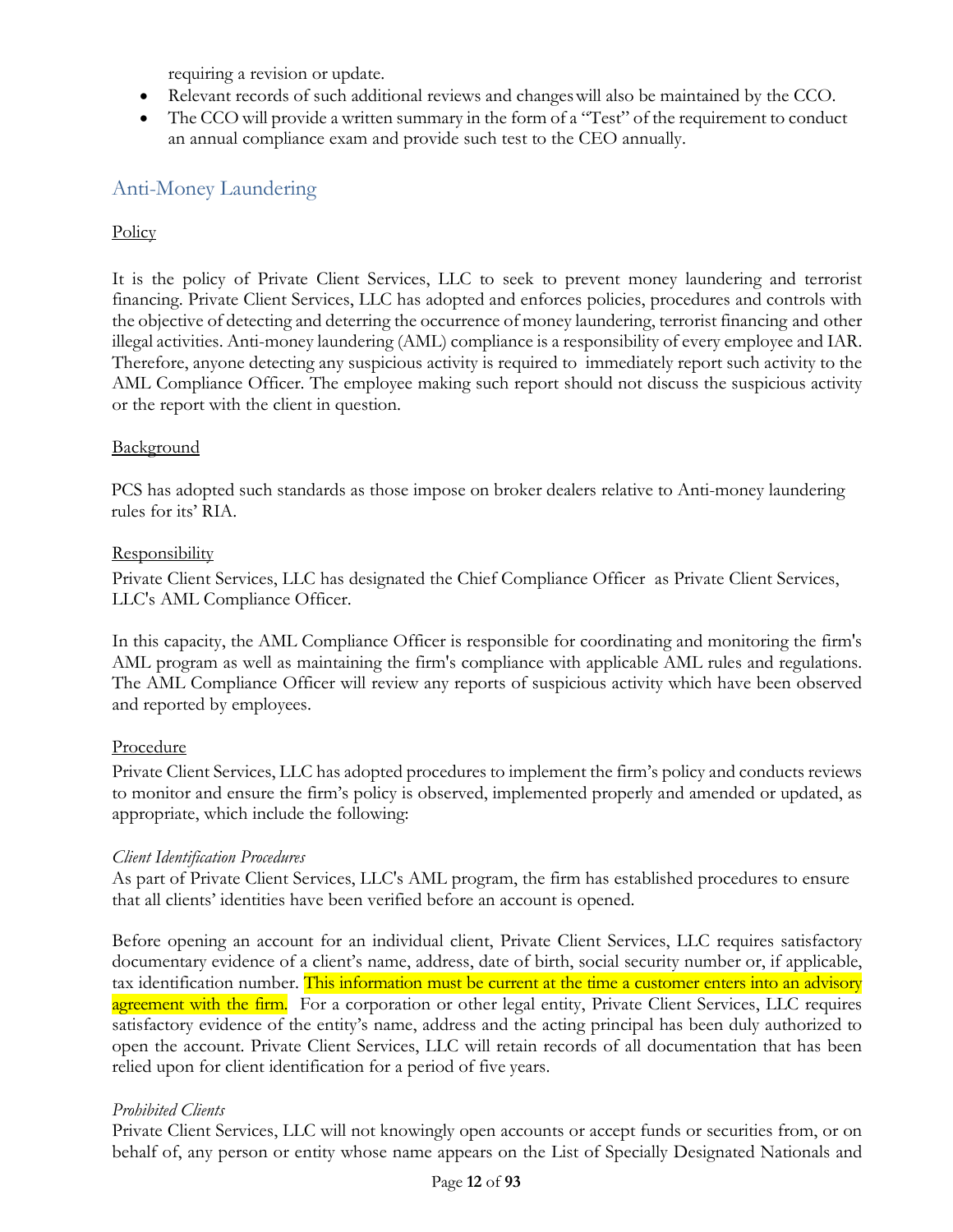requiring a revision or update.

- Relevant records of such additional reviews and changes will also be maintained by the CCO.
- The CCO will provide a written summary in the form of a "Test" of the requirement to conduct an annual compliance exam and provide such test to the CEO annually.

## Anti-Money Laundering

Policy

It is the policy of Private Client Services, LLC to seek to prevent money laundering and terrorist financing. Private Client Services, LLC has adopted and enforces policies, procedures and controls with the objective of detecting and deterring the occurrence of money laundering, terrorist financing and other illegal activities. Anti-money laundering (AML) compliance is a responsibility of every employee and IAR. Therefore, anyone detecting any suspicious activity is required to immediately report such activity to the AML Compliance Officer. The employee making such report should not discuss the suspicious activity or the report with the client in question.

Background

PCS has adopted such standards as those impose on broker dealers relative to Anti-money laundering rules for its' RIA.

Responsibility

Private Client Services, LLC has designated the Chief Compliance Officer as Private Client Services, LLC's AML Compliance Officer.

In this capacity, the AML Compliance Officer is responsible for coordinating and monitoring the firm's AML program as well as maintaining the firm's compliance with applicable AML rules and regulations. The AML Compliance Officer will review any reports of suspicious activity which have been observed and reported by employees.

Procedure

Private Client Services, LLC has adopted procedures to implement the firm's policy and conducts reviews to monitor and ensure the firm's policy is observed, implemented properly and amended or updated, as appropriate, which include the following:

*Client Identification Procedures*

As part of Private Client Services, LLC's AML program, the firm has established procedures to ensure that all clients' identities have been verified before an account is opened.

Before opening an account for an individual client, Private Client Services, LLC requires satisfactory documentary evidence of a client's name, address, date of birth, social security number or, if applicable, tax identification number. This information must be current at the time a customer enters into an advisory agreement with the firm. For a corporation or other legal entity, Private Client Services, LLC requires satisfactory evidence of the entity's name, address and the acting principal has been duly authorized to open the account. Private Client Services, LLC will retain records of all documentation that has been relied upon for client identification for a period of five years.

*Prohibited Clients*

Private Client Services, LLC will not knowingly open accounts or accept funds or securities from, or on behalf of, any person or entity whose name appears on the List of Specially Designated Nationals and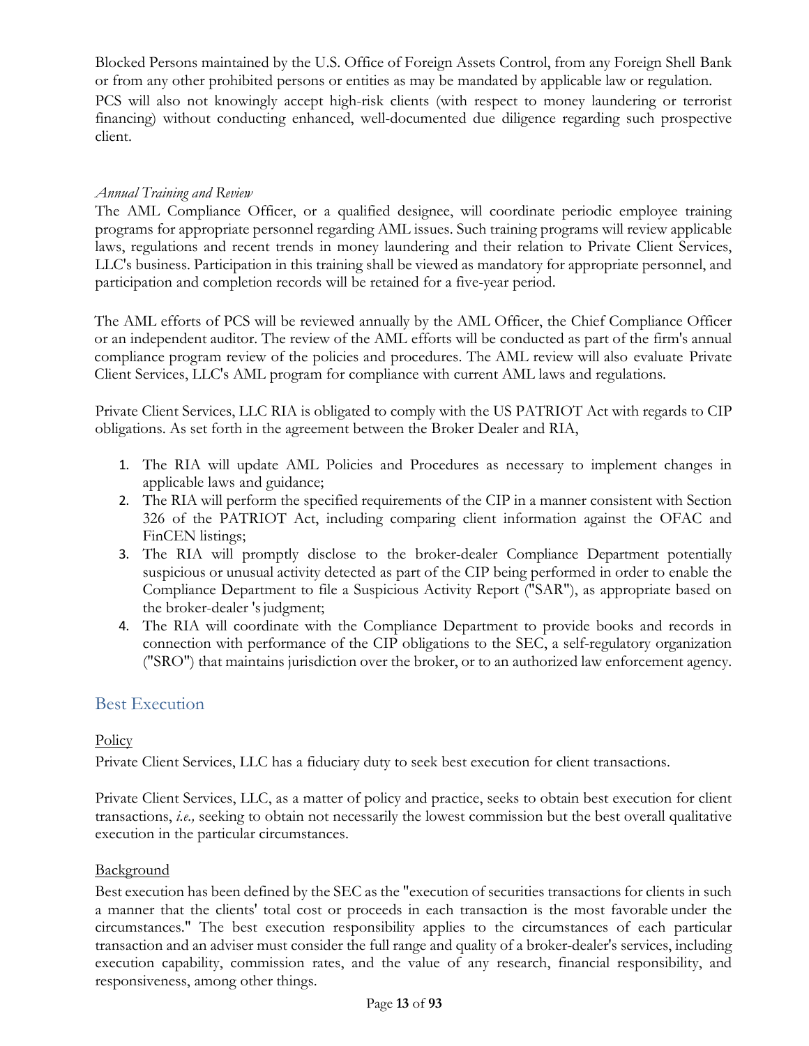Blocked Persons maintained by the U.S. Office of Foreign Assets Control, from any Foreign Shell Bank or from any other prohibited persons or entities as may be mandated by applicable law or regulation. PCS will also not knowingly accept high-risk clients (with respect to money laundering or terrorist financing) without conducting enhanced, well-documented due diligence regarding such prospective client.

*Annual Training and Review*

The AML Compliance Officer, or a qualified designee, will coordinate periodic employee training programs for appropriate personnel regarding AML issues. Such training programs will review applicable laws, regulations and recent trends in money laundering and their relation to Private Client Services, LLC's business. Participation in this training shall be viewed as mandatory for appropriate personnel, and participation and completion records will be retained for a five-year period.

The AML efforts of PCS will be reviewed annually by the AML Officer, the Chief Compliance Officer or an independent auditor. The review of the AML efforts will be conducted as part of the firm's annual compliance program review of the policies and procedures. The AML review will also evaluate Private Client Services, LLC's AML program for compliance with current AML laws and regulations.

Private Client Services, LLC RIA is obligated to comply with the US PATRIOT Act with regards to CIP obligations. As set forth in the agreement between the Broker Dealer and RIA,

1. The RIA will update AML Policies and Procedures as necessary to implement changes in applicable laws and guidance;
2. The RIA will perform the specified requirements of the CIP in a manner consistent with Section 326 of the PATRIOT Act, including comparing client information against the OFAC and FinCEN listings;
3. The RIA will promptly disclose to the broker-dealer Compliance Department potentially suspicious or unusual activity detected as part of the CIP being performed in order to enable the Compliance Department to file a Suspicious Activity Report ("SAR"), as appropriate based on the broker-dealer 's judgment;
4. The RIA will coordinate with the Compliance Department to provide books and records in connection with performance of the CIP obligations to the SEC, a self-regulatory organization ("SRO") that maintains jurisdiction over the broker, or to an authorized law enforcement agency.

## Best Execution

Policy

Private Client Services, LLC has a fiduciary duty to seek best execution for client transactions.

Private Client Services, LLC, as a matter of policy and practice, seeks to obtain best execution for client transactions, *i.e.,* seeking to obtain not necessarily the lowest commission but the best overall qualitative execution in the particular circumstances.

Background

Best execution has been defined by the SEC as the "execution of securities transactions for clients in such a manner that the clients' total cost or proceeds in each transaction is the most favorable under the circumstances." The best execution responsibility applies to the circumstances of each particular transaction and an adviser must consider the full range and quality of a broker-dealer's services, including execution capability, commission rates, and the value of any research, financial responsibility, and responsiveness, among other things.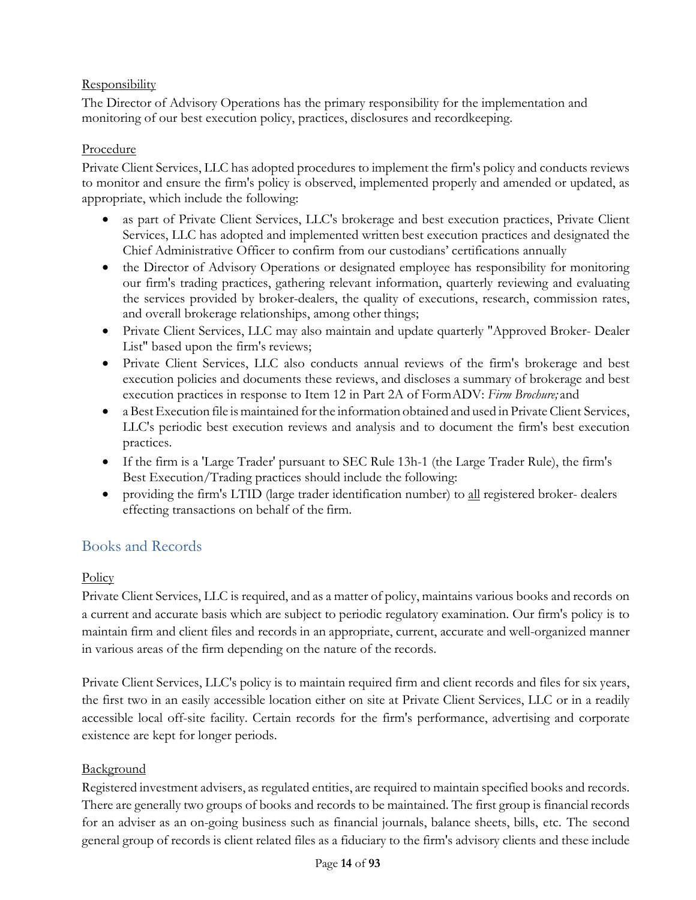Responsibility

The Director of Advisory Operations has the primary responsibility for the implementation and monitoring of our best execution policy, practices, disclosures and recordkeeping.

Procedure

Private Client Services, LLC has adopted procedures to implement the firm's policy and conducts reviews to monitor and ensure the firm's policy is observed, implemented properly and amended or updated, as appropriate, which include the following:

- as part of Private Client Services, LLC's brokerage and best execution practices, Private Client Services, LLC has adopted and implemented written best execution practices and designated the Chief Administrative Officer to confirm from our custodians' certifications annually
- the Director of Advisory Operations or designated employee has responsibility for monitoring our firm's trading practices, gathering relevant information, quarterly reviewing and evaluating the services provided by broker-dealers, the quality of executions, research, commission rates, and overall brokerage relationships, among other things;
- Private Client Services, LLC may also maintain and update quarterly "Approved Broker- Dealer List" based upon the firm's reviews;
- Private Client Services, LLC also conducts annual reviews of the firm's brokerage and best execution policies and documents these reviews, and discloses a summary of brokerage and best execution practices in response to Item 12 in Part 2A of Form ADV: *Firm Brochure;* and
- a Best Execution file is maintained for the information obtained and used in Private Client Services, LLC's periodic best execution reviews and analysis and to document the firm's best execution practices.
- If the firm is a 'Large Trader' pursuant to SEC Rule 13h-1 (the Large Trader Rule), the firm's Best Execution/Trading practices should include the following:
- providing the firm's LTID (large trader identification number) to all registered broker- dealers effecting transactions on behalf of the firm.

## Books and Records

Policy

Private Client Services, LLC is required, and as a matter of policy, maintains various books and records on a current and accurate basis which are subject to periodic regulatory examination. Our firm's policy is to maintain firm and client files and records in an appropriate, current, accurate and well-organized manner in various areas of the firm depending on the nature of the records.

Private Client Services, LLC's policy is to maintain required firm and client records and files for six years, the first two in an easily accessible location either on site at Private Client Services, LLC or in a readily accessible local off-site facility. Certain records for the firm's performance, advertising and corporate existence are kept for longer periods.

Background

Registered investment advisers, as regulated entities, are required to maintain specified books and records. There are generally two groups of books and records to be maintained. The first group is financial records for an adviser as an on-going business such as financial journals, balance sheets, bills, etc. The second general group of records is client related files as a fiduciary to the firm's advisory clients and these include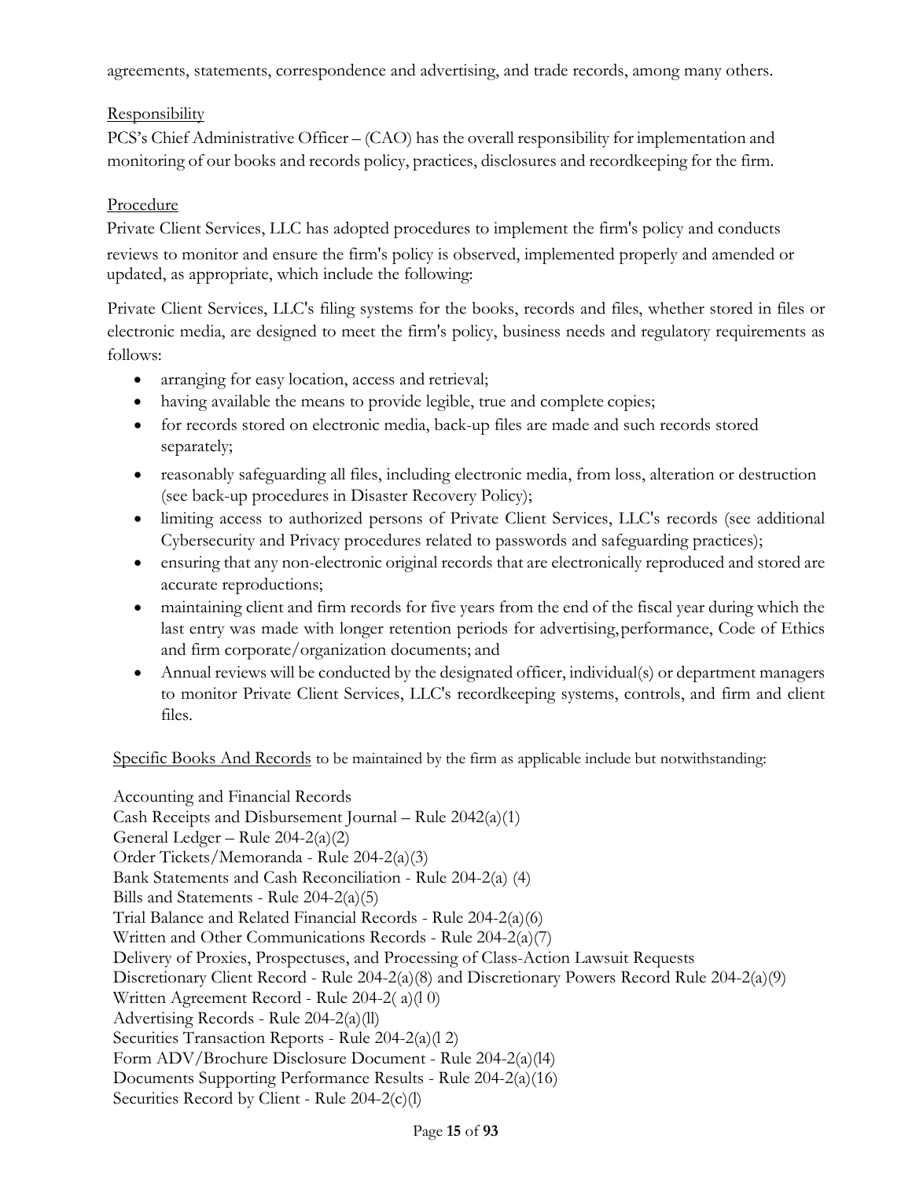agreements, statements, correspondence and advertising, and trade records, among many others.

Responsibility

PCS's Chief Administrative Officer – (CAO) has the overall responsibility for implementation and monitoring of our books and records policy, practices, disclosures and recordkeeping for the firm.

Procedure

Private Client Services, LLC has adopted procedures to implement the firm's policy and conducts reviews to monitor and ensure the firm's policy is observed, implemented properly and amended or updated, as appropriate, which include the following:

Private Client Services, LLC's filing systems for the books, records and files, whether stored in files or electronic media, are designed to meet the firm's policy, business needs and regulatory requirements as follows:

- arranging for easy location, access and retrieval;
- having available the means to provide legible, true and complete copies;
- for records stored on electronic media, back-up files are made and such records stored separately;
- reasonably safeguarding all files, including electronic media, from loss, alteration or destruction (see back-up procedures in Disaster Recovery Policy);
- limiting access to authorized persons of Private Client Services, LLC's records (see additional Cybersecurity and Privacy procedures related to passwords and safeguarding practices);
- ensuring that any non-electronic original records that are electronically reproduced and stored are accurate reproductions;
- maintaining client and firm records for five years from the end of the fiscal year during which the last entry was made with longer retention periods for advertising, performance, Code of Ethics and firm corporate/organization documents; and
- Annual reviews will be conducted by the designated officer, individual(s) or department managers to monitor Private Client Services, LLC's recordkeeping systems, controls, and firm and client files.

Specific Books And Records to be maintained by the firm as applicable include but notwithstanding:

Accounting and Financial Records
Cash Receipts and Disbursement Journal – Rule 2042(a)(1)
General Ledger – Rule 204-2(a)(2)
Order Tickets/Memoranda - Rule 204-2(a)(3)
Bank Statements and Cash Reconciliation - Rule 204-2(a) (4)
Bills and Statements - Rule 204-2(a)(5)
Trial Balance and Related Financial Records - Rule 204-2(a)(6)
Written and Other Communications Records - Rule 204-2(a)(7)
Delivery of Proxies, Prospectuses, and Processing of Class-Action Lawsuit Requests
Discretionary Client Record - Rule 204-2(a)(8) and Discretionary Powers Record Rule 204-2(a)(9)
Written Agreement Record - Rule 204-2( a)(l 0)
Advertising Records - Rule 204-2(a)(ll)
Securities Transaction Reports - Rule 204-2(a)(l 2)
Form ADV/Brochure Disclosure Document - Rule 204-2(a)(l4)
Documents Supporting Performance Results - Rule 204-2(a)(16)
Securities Record by Client - Rule 204-2(c)(l)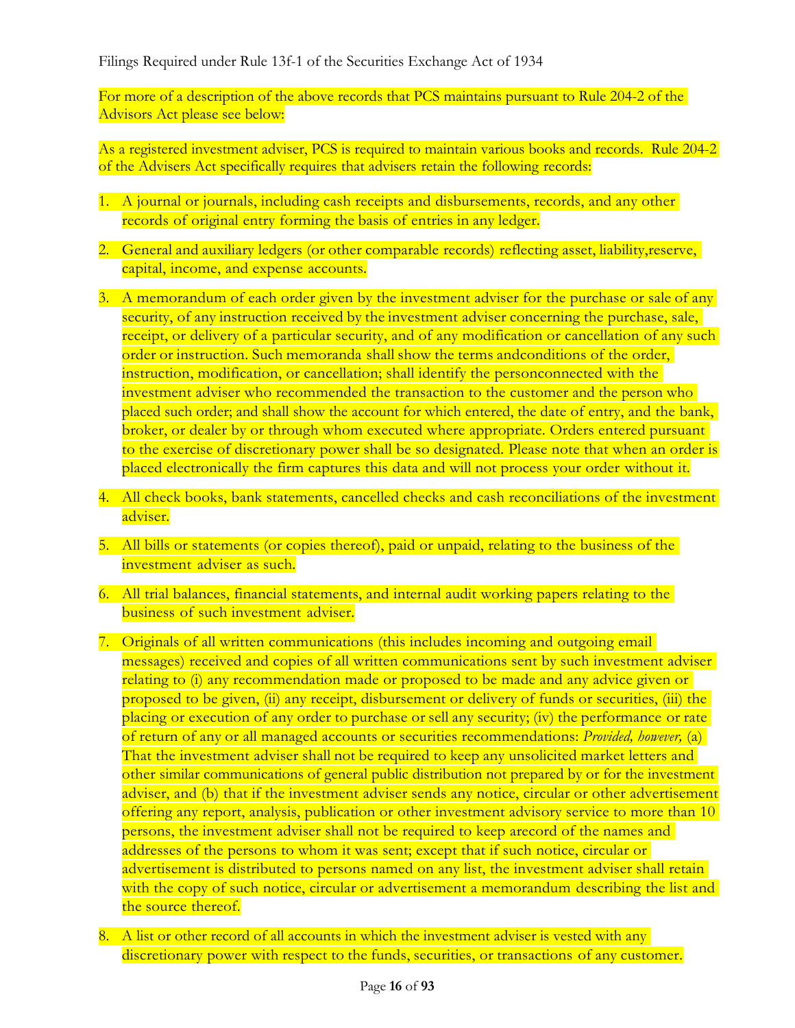Filings Required under Rule 13f-1 of the Securities Exchange Act of 1934

For more of a description of the above records that PCS maintains pursuant to Rule 204-2 of the Advisors Act please see below:

As a registered investment adviser, PCS is required to maintain various books and records. Rule 204-2 of the Advisers Act specifically requires that advisers retain the following records:

1. A journal or journals, including cash receipts and disbursements, records, and any other records of original entry forming the basis of entries in any ledger.
2. General and auxiliary ledgers (or other comparable records) reflecting asset, liability,reserve, capital, income, and expense accounts.
3. A memorandum of each order given by the investment adviser for the purchase or sale of any security, of any instruction received by the investment adviser concerning the purchase, sale, receipt, or delivery of a particular security, and of any modification or cancellation of any such order or instruction. Such memoranda shall show the terms andconditions of the order, instruction, modification, or cancellation; shall identify the personconnected with the investment adviser who recommended the transaction to the customer and the person who placed such order; and shall show the account for which entered, the date of entry, and the bank, broker, or dealer by or through whom executed where appropriate. Orders entered pursuant to the exercise of discretionary power shall be so designated. Please note that when an order is placed electronically the firm captures this data and will not process your order without it.
4. All check books, bank statements, cancelled checks and cash reconciliations of the investment adviser.
5. All bills or statements (or copies thereof), paid or unpaid, relating to the business of the investment adviser as such.
6. All trial balances, financial statements, and internal audit working papers relating to the business of such investment adviser.
7. Originals of all written communications (this includes incoming and outgoing email messages) received and copies of all written communications sent by such investment adviser relating to (i) any recommendation made or proposed to be made and any advice given or proposed to be given, (ii) any receipt, disbursement or delivery of funds or securities, (iii) the placing or execution of any order to purchase or sell any security; (iv) the performance or rate of return of any or all managed accounts or securities recommendations: *Provided, however,* (a) That the investment adviser shall not be required to keep any unsolicited market letters and other similar communications of general public distribution not prepared by or for the investment adviser, and (b) that if the investment adviser sends any notice, circular or other advertisement offering any report, analysis, publication or other investment advisory service to more than 10 persons, the investment adviser shall not be required to keep arecord of the names and addresses of the persons to whom it was sent; except that if such notice, circular or advertisement is distributed to persons named on any list, the investment adviser shall retain with the copy of such notice, circular or advertisement a memorandum describing the list and the source thereof.
8. A list or other record of all accounts in which the investment adviser is vested with any discretionary power with respect to the funds, securities, or transactions of any customer.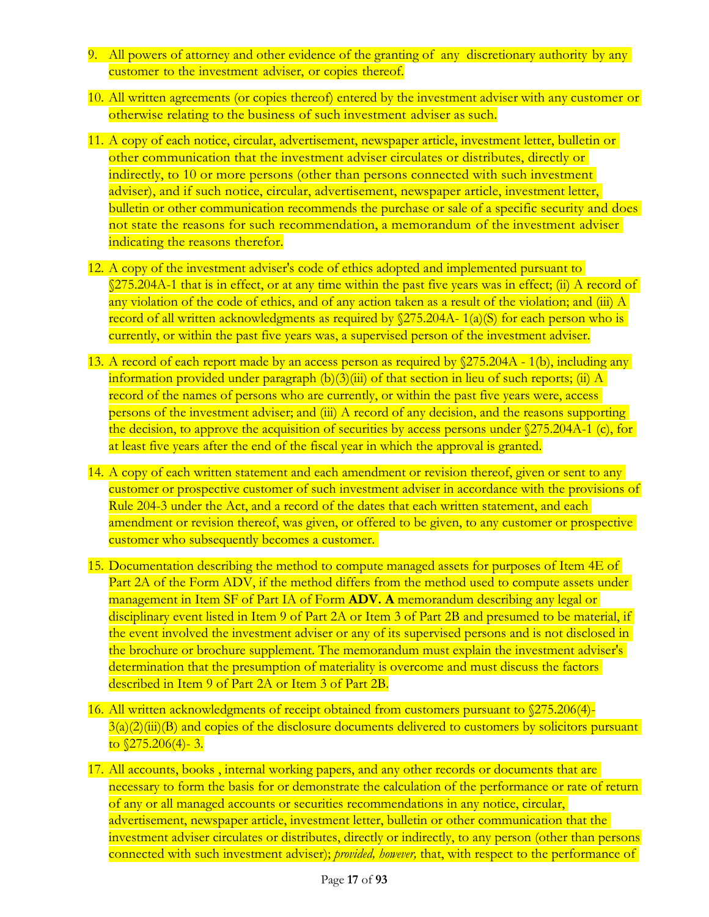9. All powers of attorney and other evidence of the granting of any discretionary authority by any customer to the investment adviser, or copies thereof.

10. All written agreements (or copies thereof) entered by the investment adviser with any customer or otherwise relating to the business of such investment adviser as such.

11. A copy of each notice, circular, advertisement, newspaper article, investment letter, bulletin or other communication that the investment adviser circulates or distributes, directly or indirectly, to 10 or more persons (other than persons connected with such investment adviser), and if such notice, circular, advertisement, newspaper article, investment letter, bulletin or other communication recommends the purchase or sale of a specific security and does not state the reasons for such recommendation, a memorandum of the investment adviser indicating the reasons therefor.

12. A copy of the investment adviser's code of ethics adopted and implemented pursuant to §275.204A-1 that is in effect, or at any time within the past five years was in effect; (ii) A record of any violation of the code of ethics, and of any action taken as a result of the violation; and (iii) A record of all written acknowledgments as required by §275.204A- 1(a)(S) for each person who is currently, or within the past five years was, a supervised person of the investment adviser.

13. A record of each report made by an access person as required by §275.204A - 1(b), including any information provided under paragraph (b)(3)(iii) of that section in lieu of such reports; (ii) A record of the names of persons who are currently, or within the past five years were, access persons of the investment adviser; and (iii) A record of any decision, and the reasons supporting the decision, to approve the acquisition of securities by access persons under §275.204A-1 (c), for at least five years after the end of the fiscal year in which the approval is granted.

14. A copy of each written statement and each amendment or revision thereof, given or sent to any customer or prospective customer of such investment adviser in accordance with the provisions of Rule 204-3 under the Act, and a record of the dates that each written statement, and each amendment or revision thereof, was given, or offered to be given, to any customer or prospective customer who subsequently becomes a customer.

15. Documentation describing the method to compute managed assets for purposes of Item 4E of Part 2A of the Form ADV, if the method differs from the method used to compute assets under management in Item SF of Part IA of Form **ADV. A** memorandum describing any legal or disciplinary event listed in Item 9 of Part 2A or Item 3 of Part 2B and presumed to be material, if the event involved the investment adviser or any of its supervised persons and is not disclosed in the brochure or brochure supplement. The memorandum must explain the investment adviser's determination that the presumption of materiality is overcome and must discuss the factors described in Item 9 of Part 2A or Item 3 of Part 2B.

16. All written acknowledgments of receipt obtained from customers pursuant to §275.206(4)-3(a)(2)(iii)(B) and copies of the disclosure documents delivered to customers by solicitors pursuant to §275.206(4)- 3.

17. All accounts, books , internal working papers, and any other records or documents that are necessary to form the basis for or demonstrate the calculation of the performance or rate of return of any or all managed accounts or securities recommendations in any notice, circular, advertisement, newspaper article, investment letter, bulletin or other communication that the investment adviser circulates or distributes, directly or indirectly, to any person (other than persons connected with such investment adviser); *provided, however,* that, with respect to the performance of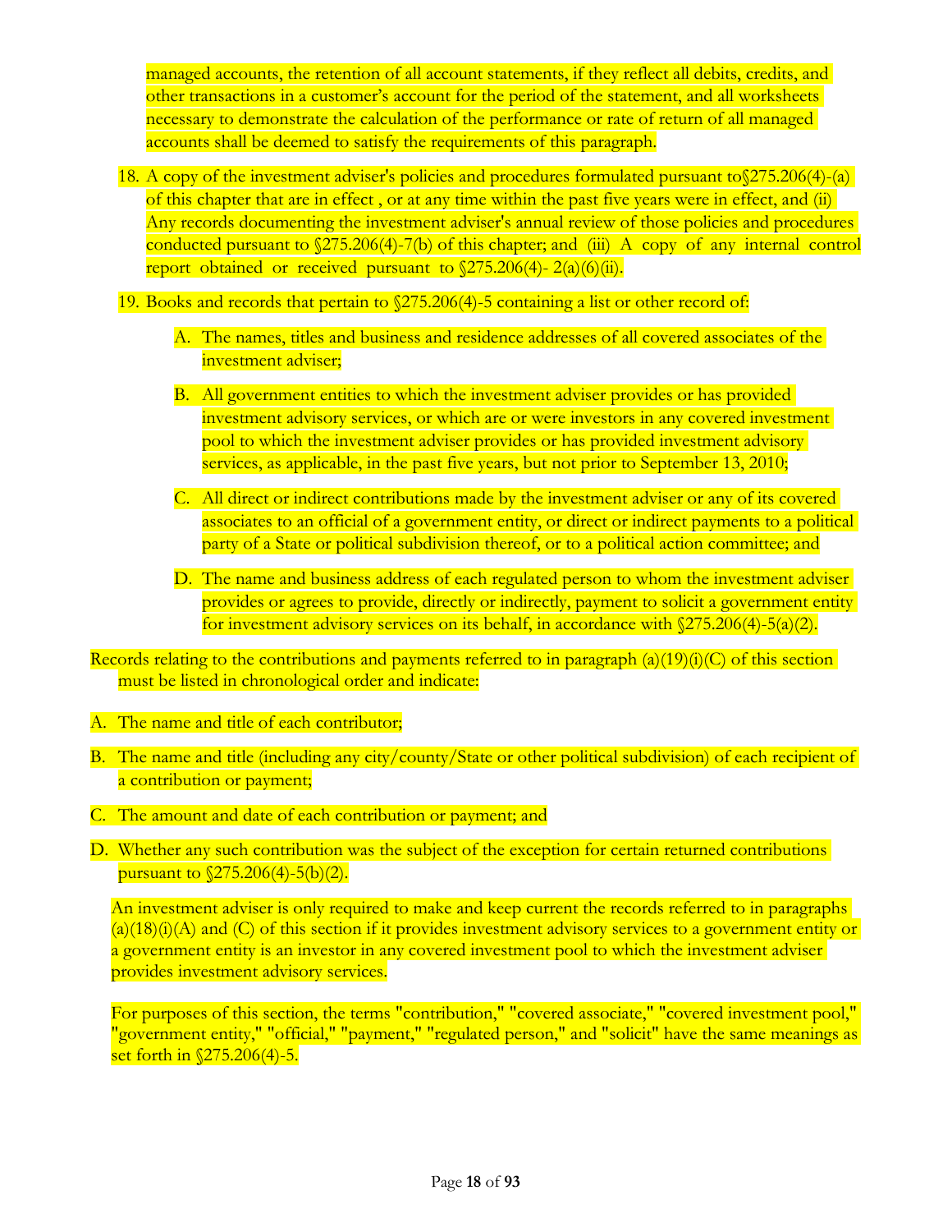managed accounts, the retention of all account statements, if they reflect all debits, credits, and other transactions in a customer's account for the period of the statement, and all worksheets necessary to demonstrate the calculation of the performance or rate of return of all managed accounts shall be deemed to satisfy the requirements of this paragraph.

18. A copy of the investment adviser's policies and procedures formulated pursuant to§275.206(4)-(a) of this chapter that are in effect , or at any time within the past five years were in effect, and (ii) Any records documenting the investment adviser's annual review of those policies and procedures conducted pursuant to §275.206(4)-7(b) of this chapter; and (iii) A copy of any internal control report obtained or received pursuant to §275.206(4)- 2(a)(6)(ii).

19. Books and records that pertain to §275.206(4)-5 containing a list or other record of:

    A. The names, titles and business and residence addresses of all covered associates of the investment adviser;

    B. All government entities to which the investment adviser provides or has provided investment advisory services, or which are or were investors in any covered investment pool to which the investment adviser provides or has provided investment advisory services, as applicable, in the past five years, but not prior to September 13, 2010;

    C. All direct or indirect contributions made by the investment adviser or any of its covered associates to an official of a government entity, or direct or indirect payments to a political party of a State or political subdivision thereof, or to a political action committee; and

    D. The name and business address of each regulated person to whom the investment adviser provides or agrees to provide, directly or indirectly, payment to solicit a government entity for investment advisory services on its behalf, in accordance with §275.206(4)-5(a)(2).

Records relating to the contributions and payments referred to in paragraph (a)(19)(i)(C) of this section must be listed in chronological order and indicate:

A. The name and title of each contributor;

B. The name and title (including any city/county/State or other political subdivision) of each recipient of a contribution or payment;

C. The amount and date of each contribution or payment; and

D. Whether any such contribution was the subject of the exception for certain returned contributions pursuant to §275.206(4)-5(b)(2).

An investment adviser is only required to make and keep current the records referred to in paragraphs (a)(18)(i)(A) and (C) of this section if it provides investment advisory services to a government entity or a government entity is an investor in any covered investment pool to which the investment adviser provides investment advisory services.

For purposes of this section, the terms "contribution," "covered associate," "covered investment pool," "government entity," "official," "payment," "regulated person," and "solicit" have the same meanings as set forth in §275.206(4)-5.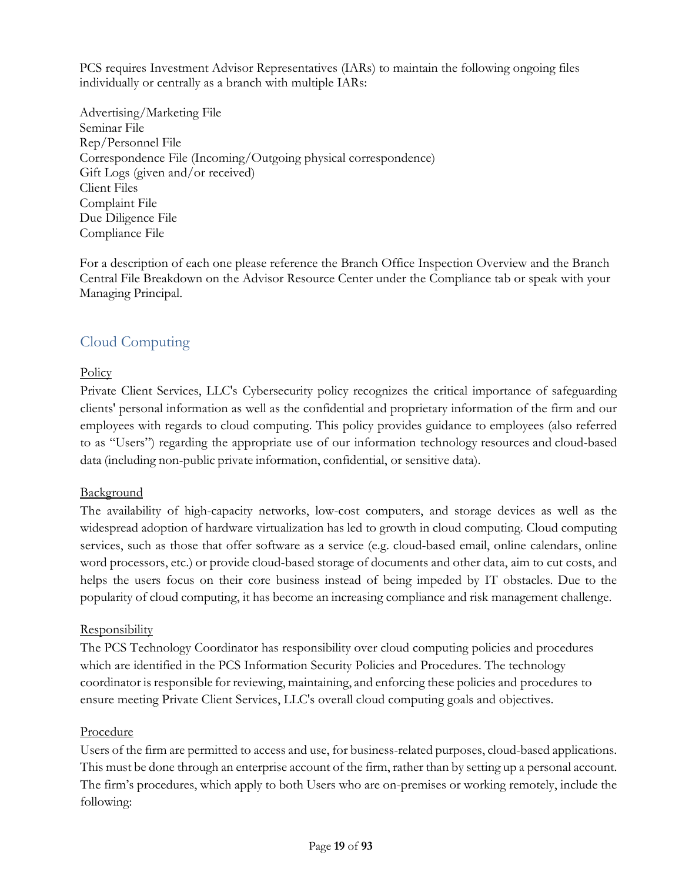PCS requires Investment Advisor Representatives (IARs) to maintain the following ongoing files individually or centrally as a branch with multiple IARs:

Advertising/Marketing File
Seminar File
Rep/Personnel File
Correspondence File (Incoming/Outgoing physical correspondence)
Gift Logs (given and/or received)
Client Files
Complaint File
Due Diligence File
Compliance File

For a description of each one please reference the Branch Office Inspection Overview and the Branch Central File Breakdown on the Advisor Resource Center under the Compliance tab or speak with your Managing Principal.

## Cloud Computing

<u>Policy</u>

Private Client Services, LLC's Cybersecurity policy recognizes the critical importance of safeguarding clients' personal information as well as the confidential and proprietary information of the firm and our employees with regards to cloud computing. This policy provides guidance to employees (also referred to as "Users") regarding the appropriate use of our information technology resources and cloud-based data (including non-public private information, confidential, or sensitive data).

<u>Background</u>

The availability of high-capacity networks, low-cost computers, and storage devices as well as the widespread adoption of hardware virtualization has led to growth in cloud computing. Cloud computing services, such as those that offer software as a service (e.g. cloud-based email, online calendars, online word processors, etc.) or provide cloud-based storage of documents and other data, aim to cut costs, and helps the users focus on their core business instead of being impeded by IT obstacles. Due to the popularity of cloud computing, it has become an increasing compliance and risk management challenge.

<u>Responsibility</u>

The PCS Technology Coordinator has responsibility over cloud computing policies and procedures which are identified in the PCS Information Security Policies and Procedures. The technology coordinator is responsible for reviewing, maintaining, and enforcing these policies and procedures to ensure meeting Private Client Services, LLC's overall cloud computing goals and objectives.

<u>Procedure</u>

Users of the firm are permitted to access and use, for business-related purposes, cloud-based applications. This must be done through an enterprise account of the firm, rather than by setting up a personal account. The firm's procedures, which apply to both Users who are on-premises or working remotely, include the following: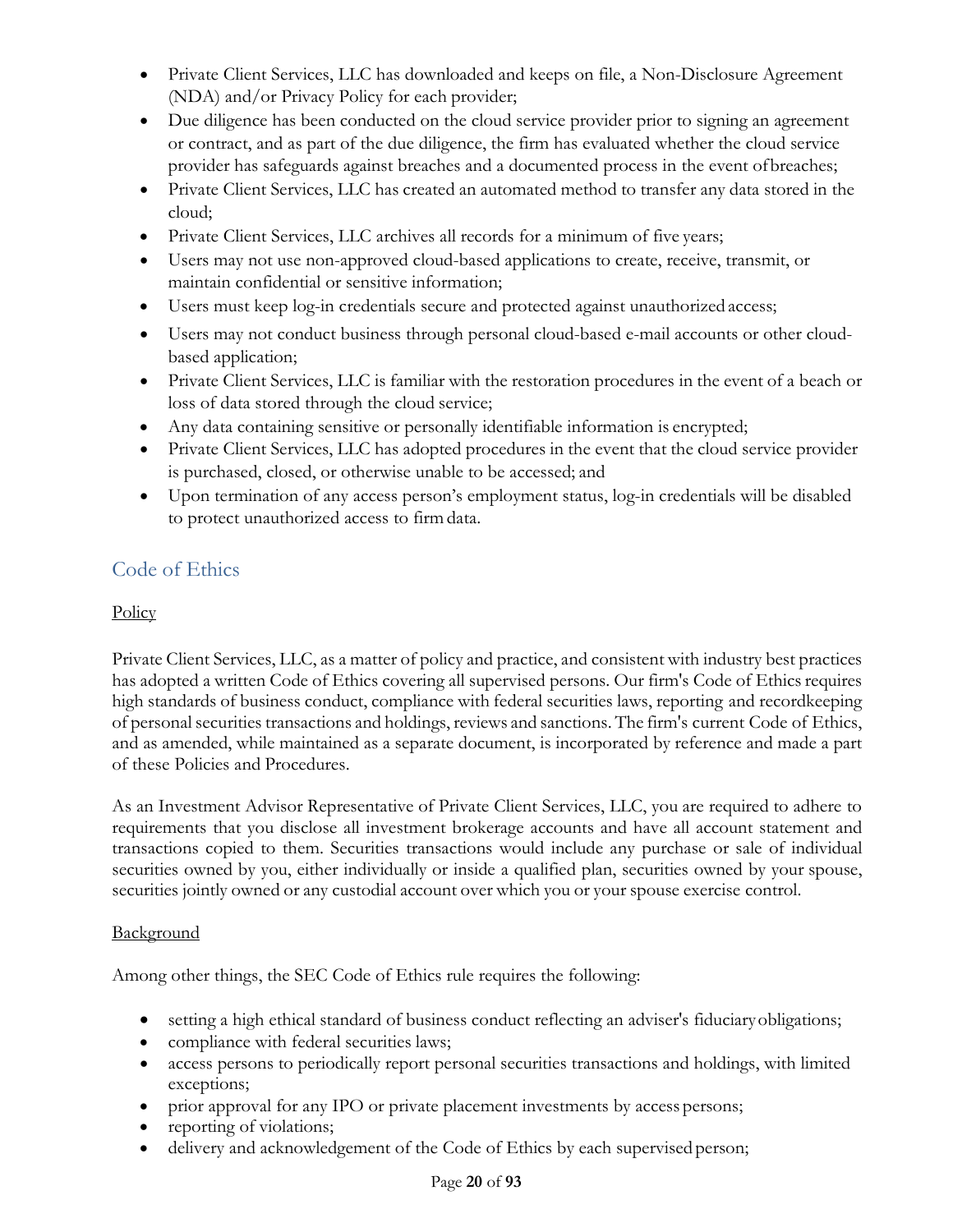- Private Client Services, LLC has downloaded and keeps on file, a Non-Disclosure Agreement (NDA) and/or Privacy Policy for each provider;
- Due diligence has been conducted on the cloud service provider prior to signing an agreement or contract, and as part of the due diligence, the firm has evaluated whether the cloud service provider has safeguards against breaches and a documented process in the event of breaches;
- Private Client Services, LLC has created an automated method to transfer any data stored in the cloud;
- Private Client Services, LLC archives all records for a minimum of five years;
- Users may not use non-approved cloud-based applications to create, receive, transmit, or maintain confidential or sensitive information;
- Users must keep log-in credentials secure and protected against unauthorized access;
- Users may not conduct business through personal cloud-based e-mail accounts or other cloud-based application;
- Private Client Services, LLC is familiar with the restoration procedures in the event of a beach or loss of data stored through the cloud service;
- Any data containing sensitive or personally identifiable information is encrypted;
- Private Client Services, LLC has adopted procedures in the event that the cloud service provider is purchased, closed, or otherwise unable to be accessed; and
- Upon termination of any access person's employment status, log-in credentials will be disabled to protect unauthorized access to firm data.

## Code of Ethics

Policy

Private Client Services, LLC, as a matter of policy and practice, and consistent with industry best practices has adopted a written Code of Ethics covering all supervised persons. Our firm's Code of Ethics requires high standards of business conduct, compliance with federal securities laws, reporting and recordkeeping of personal securities transactions and holdings, reviews and sanctions. The firm's current Code of Ethics, and as amended, while maintained as a separate document, is incorporated by reference and made a part of these Policies and Procedures.

As an Investment Advisor Representative of Private Client Services, LLC, you are required to adhere to requirements that you disclose all investment brokerage accounts and have all account statement and transactions copied to them. Securities transactions would include any purchase or sale of individual securities owned by you, either individually or inside a qualified plan, securities owned by your spouse, securities jointly owned or any custodial account over which you or your spouse exercise control.

Background

Among other things, the SEC Code of Ethics rule requires the following:

- setting a high ethical standard of business conduct reflecting an adviser's fiduciary obligations;
- compliance with federal securities laws;
- access persons to periodically report personal securities transactions and holdings, with limited exceptions;
- prior approval for any IPO or private placement investments by access persons;
- reporting of violations;
- delivery and acknowledgement of the Code of Ethics by each supervised person;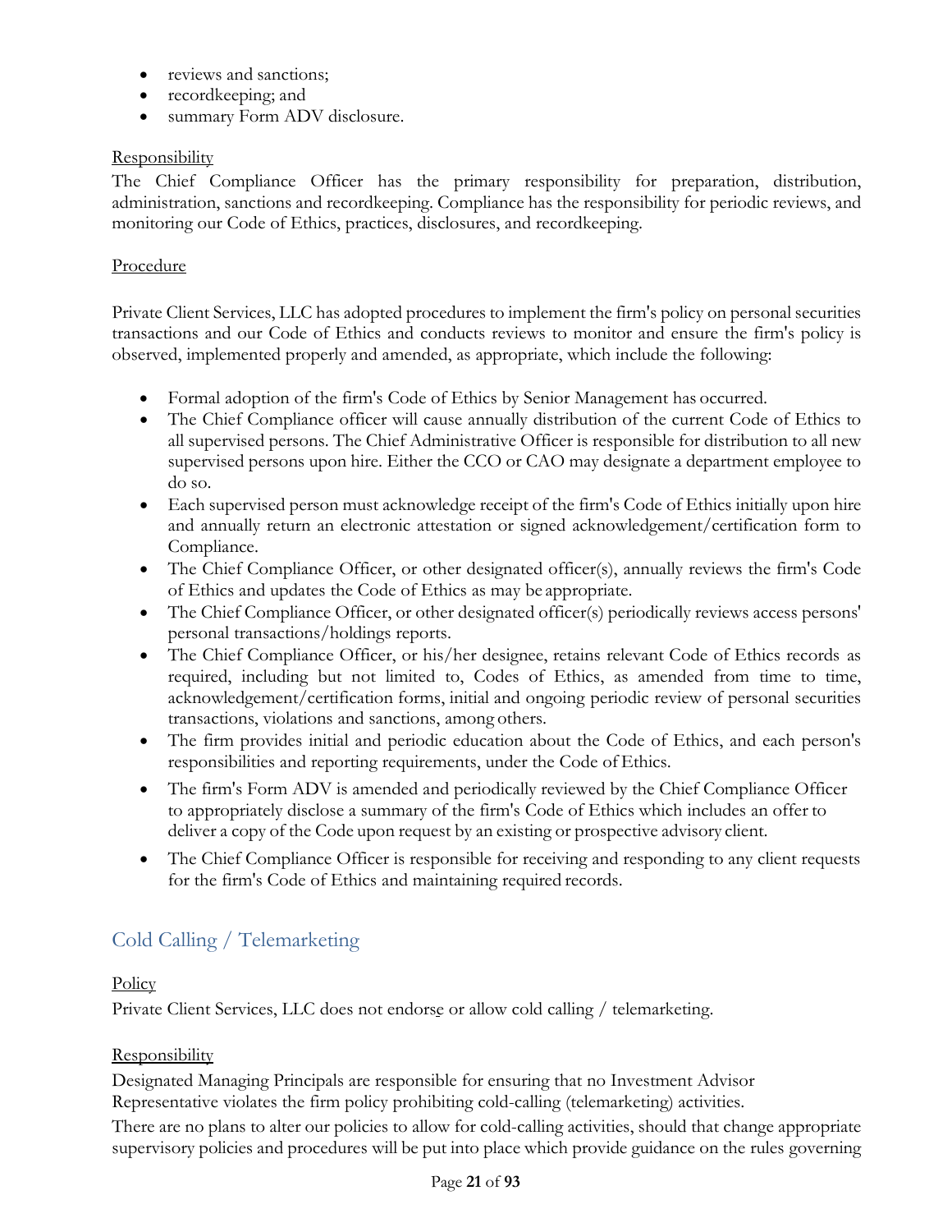- reviews and sanctions;
- recordkeeping; and
- summary Form ADV disclosure.

Responsibility

The Chief Compliance Officer has the primary responsibility for preparation, distribution, administration, sanctions and recordkeeping. Compliance has the responsibility for periodic reviews, and monitoring our Code of Ethics, practices, disclosures, and recordkeeping.

Procedure

Private Client Services, LLC has adopted procedures to implement the firm's policy on personal securities transactions and our Code of Ethics and conducts reviews to monitor and ensure the firm's policy is observed, implemented properly and amended, as appropriate, which include the following:

- Formal adoption of the firm's Code of Ethics by Senior Management has occurred.
- The Chief Compliance officer will cause annually distribution of the current Code of Ethics to all supervised persons. The Chief Administrative Officer is responsible for distribution to all new supervised persons upon hire. Either the CCO or CAO may designate a department employee to do so.
- Each supervised person must acknowledge receipt of the firm's Code of Ethics initially upon hire and annually return an electronic attestation or signed acknowledgement/certification form to Compliance.
- The Chief Compliance Officer, or other designated officer(s), annually reviews the firm's Code of Ethics and updates the Code of Ethics as may be appropriate.
- The Chief Compliance Officer, or other designated officer(s) periodically reviews access persons' personal transactions/holdings reports.
- The Chief Compliance Officer, or his/her designee, retains relevant Code of Ethics records as required, including but not limited to, Codes of Ethics, as amended from time to time, acknowledgement/certification forms, initial and ongoing periodic review of personal securities transactions, violations and sanctions, among others.
- The firm provides initial and periodic education about the Code of Ethics, and each person's responsibilities and reporting requirements, under the Code of Ethics.
- The firm's Form ADV is amended and periodically reviewed by the Chief Compliance Officer to appropriately disclose a summary of the firm's Code of Ethics which includes an offer to deliver a copy of the Code upon request by an existing or prospective advisory client.
- The Chief Compliance Officer is responsible for receiving and responding to any client requests for the firm's Code of Ethics and maintaining required records.

## Cold Calling / Telemarketing

Policy

Private Client Services, LLC does not endorse or allow cold calling / telemarketing.

Responsibility

Designated Managing Principals are responsible for ensuring that no Investment Advisor Representative violates the firm policy prohibiting cold-calling (telemarketing) activities.

There are no plans to alter our policies to allow for cold-calling activities, should that change appropriate supervisory policies and procedures will be put into place which provide guidance on the rules governing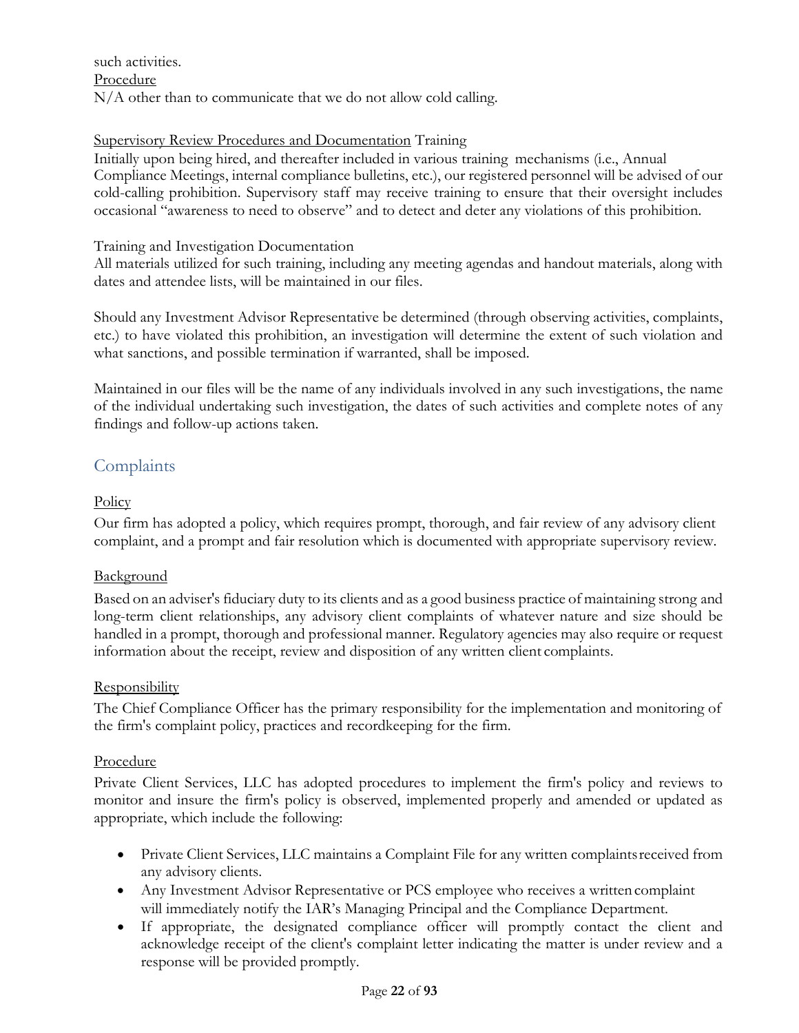such activities.

Procedure

N/A other than to communicate that we do not allow cold calling.

Supervisory Review Procedures and Documentation Training

Initially upon being hired, and thereafter included in various training mechanisms (i.e., Annual Compliance Meetings, internal compliance bulletins, etc.), our registered personnel will be advised of our cold-calling prohibition. Supervisory staff may receive training to ensure that their oversight includes occasional "awareness to need to observe" and to detect and deter any violations of this prohibition.

Training and Investigation Documentation

All materials utilized for such training, including any meeting agendas and handout materials, along with dates and attendee lists, will be maintained in our files.

Should any Investment Advisor Representative be determined (through observing activities, complaints, etc.) to have violated this prohibition, an investigation will determine the extent of such violation and what sanctions, and possible termination if warranted, shall be imposed.

Maintained in our files will be the name of any individuals involved in any such investigations, the name of the individual undertaking such investigation, the dates of such activities and complete notes of any findings and follow-up actions taken.

## Complaints

Policy

Our firm has adopted a policy, which requires prompt, thorough, and fair review of any advisory client complaint, and a prompt and fair resolution which is documented with appropriate supervisory review.

Background

Based on an adviser's fiduciary duty to its clients and as a good business practice of maintaining strong and long-term client relationships, any advisory client complaints of whatever nature and size should be handled in a prompt, thorough and professional manner. Regulatory agencies may also require or request information about the receipt, review and disposition of any written client complaints.

Responsibility

The Chief Compliance Officer has the primary responsibility for the implementation and monitoring of the firm's complaint policy, practices and recordkeeping for the firm.

Procedure

Private Client Services, LLC has adopted procedures to implement the firm's policy and reviews to monitor and insure the firm's policy is observed, implemented properly and amended or updated as appropriate, which include the following:

- Private Client Services, LLC maintains a Complaint File for any written complaints received from any advisory clients.
- Any Investment Advisor Representative or PCS employee who receives a written complaint will immediately notify the IAR's Managing Principal and the Compliance Department.
- If appropriate, the designated compliance officer will promptly contact the client and acknowledge receipt of the client's complaint letter indicating the matter is under review and a response will be provided promptly.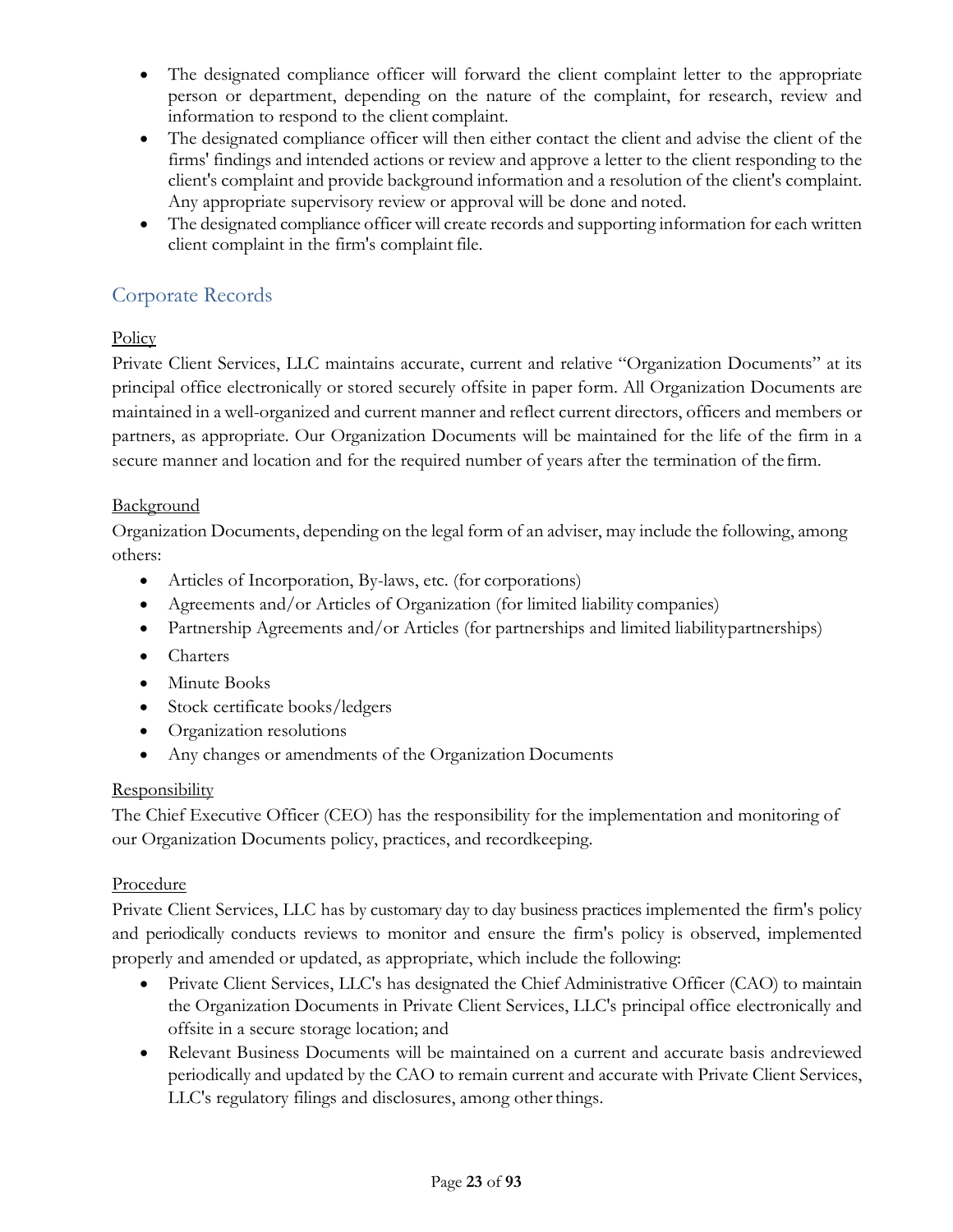- The designated compliance officer will forward the client complaint letter to the appropriate person or department, depending on the nature of the complaint, for research, review and information to respond to the client complaint.
- The designated compliance officer will then either contact the client and advise the client of the firms' findings and intended actions or review and approve a letter to the client responding to the client's complaint and provide background information and a resolution of the client's complaint. Any appropriate supervisory review or approval will be done and noted.
- The designated compliance officer will create records and supporting information for each written client complaint in the firm's complaint file.

## Corporate Records

Policy

Private Client Services, LLC maintains accurate, current and relative "Organization Documents" at its principal office electronically or stored securely offsite in paper form. All Organization Documents are maintained in a well-organized and current manner and reflect current directors, officers and members or partners, as appropriate. Our Organization Documents will be maintained for the life of the firm in a secure manner and location and for the required number of years after the termination of the firm.

Background

Organization Documents, depending on the legal form of an adviser, may include the following, among others:

- Articles of Incorporation, By-laws, etc. (for corporations)
- Agreements and/or Articles of Organization (for limited liability companies)
- Partnership Agreements and/or Articles (for partnerships and limited liabilitypartnerships)
- Charters
- Minute Books
- Stock certificate books/ledgers
- Organization resolutions
- Any changes or amendments of the Organization Documents

Responsibility

The Chief Executive Officer (CEO) has the responsibility for the implementation and monitoring of our Organization Documents policy, practices, and recordkeeping.

Procedure

Private Client Services, LLC has by customary day to day business practices implemented the firm's policy and periodically conducts reviews to monitor and ensure the firm's policy is observed, implemented properly and amended or updated, as appropriate, which include the following:

- Private Client Services, LLC's has designated the Chief Administrative Officer (CAO) to maintain the Organization Documents in Private Client Services, LLC's principal office electronically and offsite in a secure storage location; and
- Relevant Business Documents will be maintained on a current and accurate basis andreviewed periodically and updated by the CAO to remain current and accurate with Private Client Services, LLC's regulatory filings and disclosures, among other things.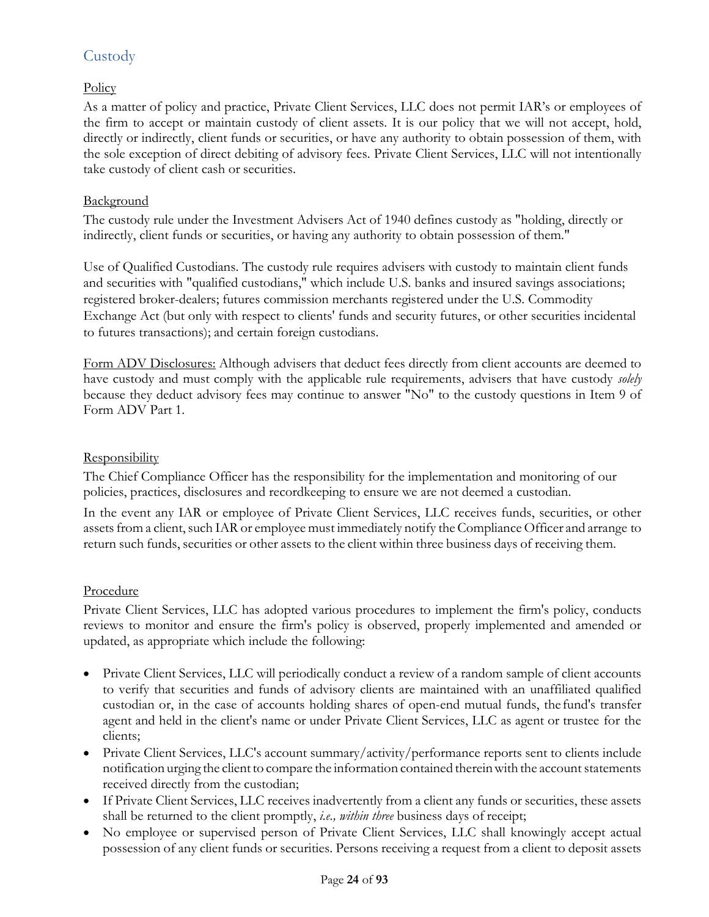## Custody

Policy

As a matter of policy and practice, Private Client Services, LLC does not permit IAR's or employees of the firm to accept or maintain custody of client assets. It is our policy that we will not accept, hold, directly or indirectly, client funds or securities, or have any authority to obtain possession of them, with the sole exception of direct debiting of advisory fees. Private Client Services, LLC will not intentionally take custody of client cash or securities.

Background

The custody rule under the Investment Advisers Act of 1940 defines custody as "holding, directly or indirectly, client funds or securities, or having any authority to obtain possession of them."

Use of Qualified Custodians. The custody rule requires advisers with custody to maintain client funds and securities with "qualified custodians," which include U.S. banks and insured savings associations; registered broker-dealers; futures commission merchants registered under the U.S. Commodity Exchange Act (but only with respect to clients' funds and security futures, or other securities incidental to futures transactions); and certain foreign custodians.

Form ADV Disclosures: Although advisers that deduct fees directly from client accounts are deemed to have custody and must comply with the applicable rule requirements, advisers that have custody *solely* because they deduct advisory fees may continue to answer "No" to the custody questions in Item 9 of Form ADV Part 1.

Responsibility

The Chief Compliance Officer has the responsibility for the implementation and monitoring of our policies, practices, disclosures and recordkeeping to ensure we are not deemed a custodian.

In the event any IAR or employee of Private Client Services, LLC receives funds, securities, or other assets from a client, such IAR or employee must immediately notify the Compliance Officer and arrange to return such funds, securities or other assets to the client within three business days of receiving them.

Procedure

Private Client Services, LLC has adopted various procedures to implement the firm's policy, conducts reviews to monitor and ensure the firm's policy is observed, properly implemented and amended or updated, as appropriate which include the following:

- Private Client Services, LLC will periodically conduct a review of a random sample of client accounts to verify that securities and funds of advisory clients are maintained with an unaffiliated qualified custodian or, in the case of accounts holding shares of open-end mutual funds, the fund's transfer agent and held in the client's name or under Private Client Services, LLC as agent or trustee for the clients;
- Private Client Services, LLC's account summary/activity/performance reports sent to clients include notification urging the client to compare the information contained therein with the account statements received directly from the custodian;
- If Private Client Services, LLC receives inadvertently from a client any funds or securities, these assets shall be returned to the client promptly, *i.e., within three* business days of receipt;
- No employee or supervised person of Private Client Services, LLC shall knowingly accept actual possession of any client funds or securities. Persons receiving a request from a client to deposit assets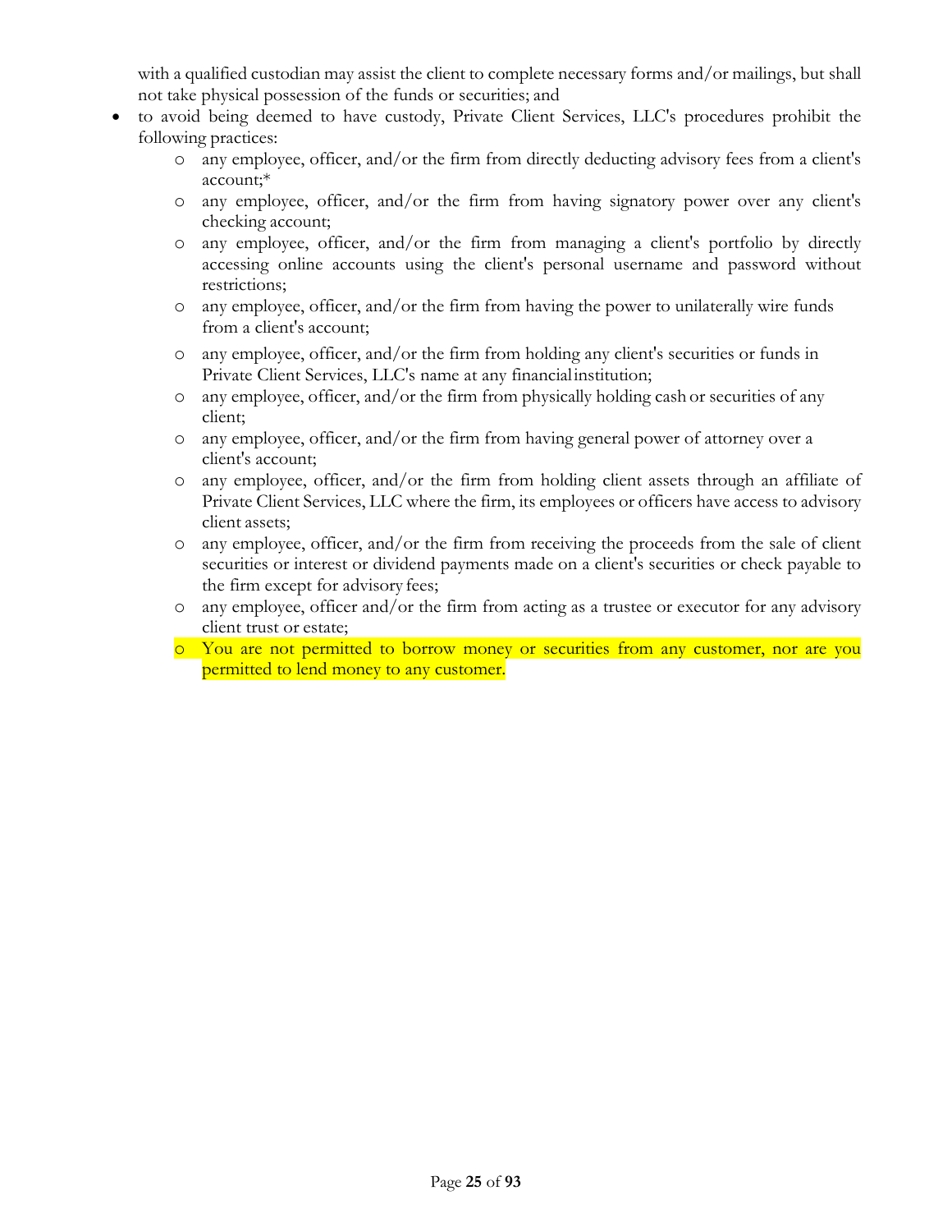with a qualified custodian may assist the client to complete necessary forms and/or mailings, but shall not take physical possession of the funds or securities; and

- to avoid being deemed to have custody, Private Client Services, LLC's procedures prohibit the following practices:
  - any employee, officer, and/or the firm from directly deducting advisory fees from a client's account;*
  - any employee, officer, and/or the firm from having signatory power over any client's checking account;
  - any employee, officer, and/or the firm from managing a client's portfolio by directly accessing online accounts using the client's personal username and password without restrictions;
  - any employee, officer, and/or the firm from having the power to unilaterally wire funds from a client's account;
  - any employee, officer, and/or the firm from holding any client's securities or funds in Private Client Services, LLC's name at any financial institution;
  - any employee, officer, and/or the firm from physically holding cash or securities of any client;
  - any employee, officer, and/or the firm from having general power of attorney over a client's account;
  - any employee, officer, and/or the firm from holding client assets through an affiliate of Private Client Services, LLC where the firm, its employees or officers have access to advisory client assets;
  - any employee, officer, and/or the firm from receiving the proceeds from the sale of client securities or interest or dividend payments made on a client's securities or check payable to the firm except for advisory fees;
  - any employee, officer and/or the firm from acting as a trustee or executor for any advisory client trust or estate;
  - You are not permitted to borrow money or securities from any customer, nor are you permitted to lend money to any customer.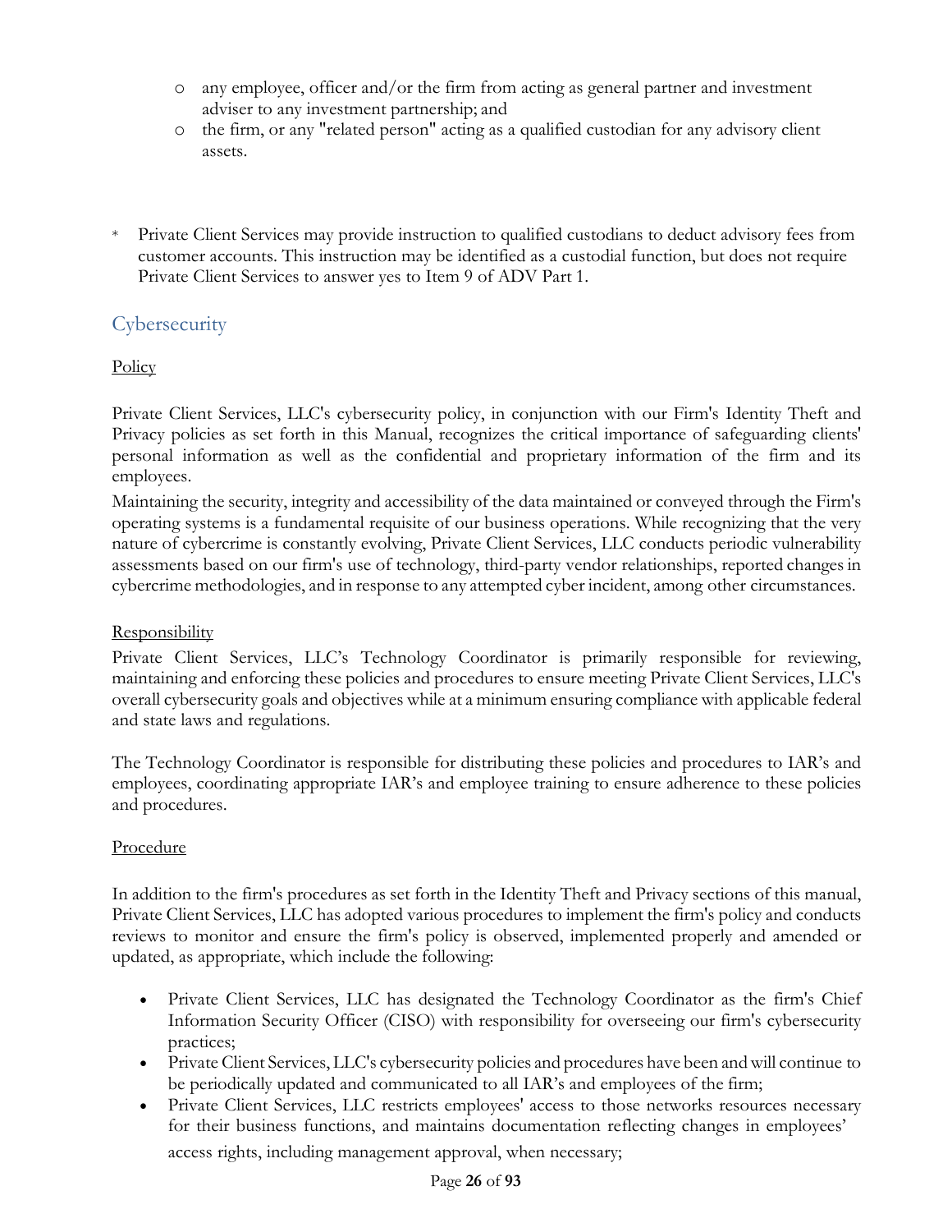- any employee, officer and/or the firm from acting as general partner and investment adviser to any investment partnership; and
- the firm, or any "related person" acting as a qualified custodian for any advisory client assets.

* Private Client Services may provide instruction to qualified custodians to deduct advisory fees from customer accounts. This instruction may be identified as a custodial function, but does not require Private Client Services to answer yes to Item 9 of ADV Part 1.

## Cybersecurity

Policy

Private Client Services, LLC's cybersecurity policy, in conjunction with our Firm's Identity Theft and Privacy policies as set forth in this Manual, recognizes the critical importance of safeguarding clients' personal information as well as the confidential and proprietary information of the firm and its employees.

Maintaining the security, integrity and accessibility of the data maintained or conveyed through the Firm's operating systems is a fundamental requisite of our business operations. While recognizing that the very nature of cybercrime is constantly evolving, Private Client Services, LLC conducts periodic vulnerability assessments based on our firm's use of technology, third-party vendor relationships, reported changes in cybercrime methodologies, and in response to any attempted cyber incident, among other circumstances.

Responsibility

Private Client Services, LLC's Technology Coordinator is primarily responsible for reviewing, maintaining and enforcing these policies and procedures to ensure meeting Private Client Services, LLC's overall cybersecurity goals and objectives while at a minimum ensuring compliance with applicable federal and state laws and regulations.

The Technology Coordinator is responsible for distributing these policies and procedures to IAR's and employees, coordinating appropriate IAR's and employee training to ensure adherence to these policies and procedures.

Procedure

In addition to the firm's procedures as set forth in the Identity Theft and Privacy sections of this manual, Private Client Services, LLC has adopted various procedures to implement the firm's policy and conducts reviews to monitor and ensure the firm's policy is observed, implemented properly and amended or updated, as appropriate, which include the following:

- Private Client Services, LLC has designated the Technology Coordinator as the firm's Chief Information Security Officer (CISO) with responsibility for overseeing our firm's cybersecurity practices;
- Private Client Services, LLC's cybersecurity policies and procedures have been and will continue to be periodically updated and communicated to all IAR's and employees of the firm;
- Private Client Services, LLC restricts employees' access to those networks resources necessary for their business functions, and maintains documentation reflecting changes in employees' access rights, including management approval, when necessary;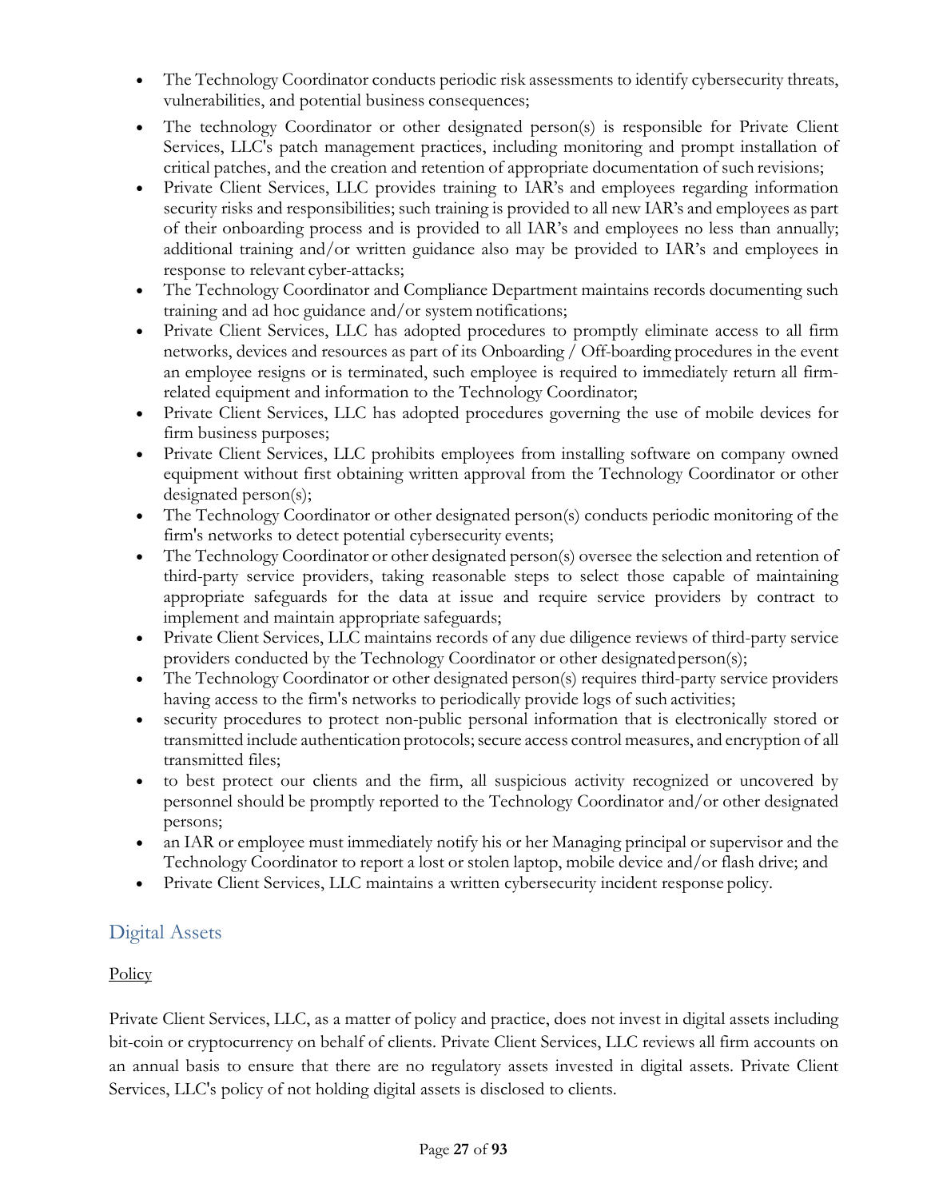- The Technology Coordinator conducts periodic risk assessments to identify cybersecurity threats, vulnerabilities, and potential business consequences;
- The technology Coordinator or other designated person(s) is responsible for Private Client Services, LLC's patch management practices, including monitoring and prompt installation of critical patches, and the creation and retention of appropriate documentation of such revisions;
- Private Client Services, LLC provides training to IAR's and employees regarding information security risks and responsibilities; such training is provided to all new IAR's and employees as part of their onboarding process and is provided to all IAR's and employees no less than annually; additional training and/or written guidance also may be provided to IAR's and employees in response to relevant cyber-attacks;
- The Technology Coordinator and Compliance Department maintains records documenting such training and ad hoc guidance and/or system notifications;
- Private Client Services, LLC has adopted procedures to promptly eliminate access to all firm networks, devices and resources as part of its Onboarding / Off-boarding procedures in the event an employee resigns or is terminated, such employee is required to immediately return all firm-related equipment and information to the Technology Coordinator;
- Private Client Services, LLC has adopted procedures governing the use of mobile devices for firm business purposes;
- Private Client Services, LLC prohibits employees from installing software on company owned equipment without first obtaining written approval from the Technology Coordinator or other designated person(s);
- The Technology Coordinator or other designated person(s) conducts periodic monitoring of the firm's networks to detect potential cybersecurity events;
- The Technology Coordinator or other designated person(s) oversee the selection and retention of third-party service providers, taking reasonable steps to select those capable of maintaining appropriate safeguards for the data at issue and require service providers by contract to implement and maintain appropriate safeguards;
- Private Client Services, LLC maintains records of any due diligence reviews of third-party service providers conducted by the Technology Coordinator or other designated person(s);
- The Technology Coordinator or other designated person(s) requires third-party service providers having access to the firm's networks to periodically provide logs of such activities;
- security procedures to protect non-public personal information that is electronically stored or transmitted include authentication protocols; secure access control measures, and encryption of all transmitted files;
- to best protect our clients and the firm, all suspicious activity recognized or uncovered by personnel should be promptly reported to the Technology Coordinator and/or other designated persons;
- an IAR or employee must immediately notify his or her Managing principal or supervisor and the Technology Coordinator to report a lost or stolen laptop, mobile device and/or flash drive; and
- Private Client Services, LLC maintains a written cybersecurity incident response policy.

## Digital Assets

Policy

Private Client Services, LLC, as a matter of policy and practice, does not invest in digital assets including bit-coin or cryptocurrency on behalf of clients. Private Client Services, LLC reviews all firm accounts on an annual basis to ensure that there are no regulatory assets invested in digital assets. Private Client Services, LLC's policy of not holding digital assets is disclosed to clients.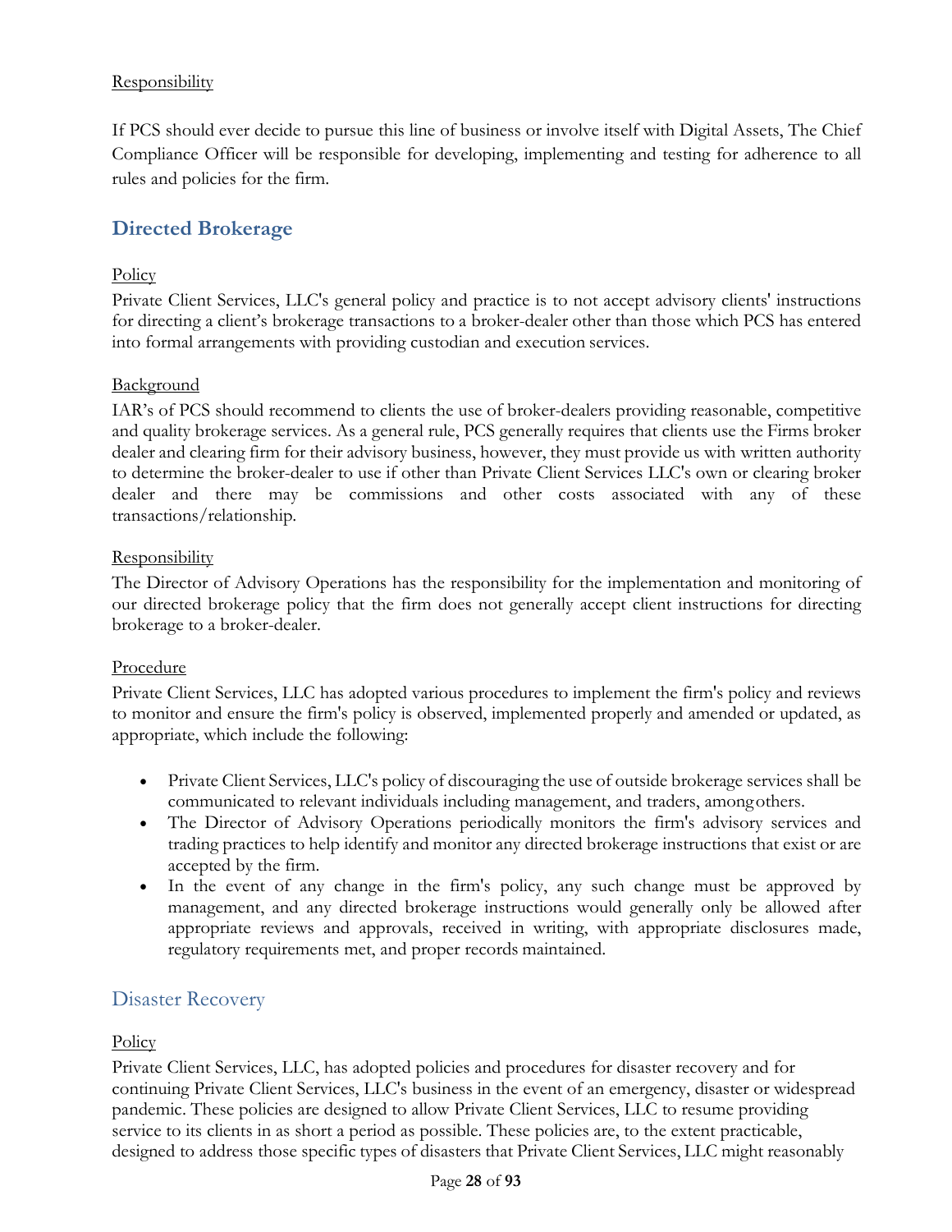Responsibility

If PCS should ever decide to pursue this line of business or involve itself with Digital Assets, The Chief Compliance Officer will be responsible for developing, implementing and testing for adherence to all rules and policies for the firm.

## Directed Brokerage

Policy

Private Client Services, LLC's general policy and practice is to not accept advisory clients' instructions for directing a client's brokerage transactions to a broker-dealer other than those which PCS has entered into formal arrangements with providing custodian and execution services.

Background

IAR's of PCS should recommend to clients the use of broker-dealers providing reasonable, competitive and quality brokerage services. As a general rule, PCS generally requires that clients use the Firms broker dealer and clearing firm for their advisory business, however, they must provide us with written authority to determine the broker-dealer to use if other than Private Client Services LLC's own or clearing broker dealer and there may be commissions and other costs associated with any of these transactions/relationship.

Responsibility

The Director of Advisory Operations has the responsibility for the implementation and monitoring of our directed brokerage policy that the firm does not generally accept client instructions for directing brokerage to a broker-dealer.

Procedure

Private Client Services, LLC has adopted various procedures to implement the firm's policy and reviews to monitor and ensure the firm's policy is observed, implemented properly and amended or updated, as appropriate, which include the following:

- Private Client Services, LLC's policy of discouraging the use of outside brokerage services shall be communicated to relevant individuals including management, and traders, among others.
- The Director of Advisory Operations periodically monitors the firm's advisory services and trading practices to help identify and monitor any directed brokerage instructions that exist or are accepted by the firm.
- In the event of any change in the firm's policy, any such change must be approved by management, and any directed brokerage instructions would generally only be allowed after appropriate reviews and approvals, received in writing, with appropriate disclosures made, regulatory requirements met, and proper records maintained.

## Disaster Recovery

Policy

Private Client Services, LLC, has adopted policies and procedures for disaster recovery and for continuing Private Client Services, LLC's business in the event of an emergency, disaster or widespread pandemic. These policies are designed to allow Private Client Services, LLC to resume providing service to its clients in as short a period as possible. These policies are, to the extent practicable, designed to address those specific types of disasters that Private Client Services, LLC might reasonably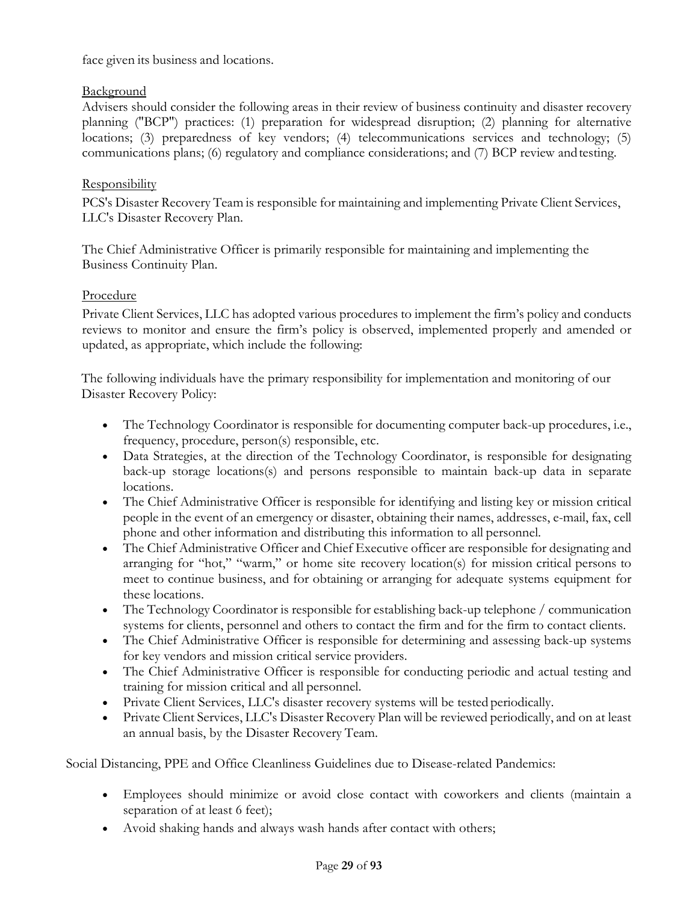face given its business and locations.

Background

Advisers should consider the following areas in their review of business continuity and disaster recovery planning ("BCP") practices: (1) preparation for widespread disruption; (2) planning for alternative locations; (3) preparedness of key vendors; (4) telecommunications services and technology; (5) communications plans; (6) regulatory and compliance considerations; and (7) BCP review and testing.

Responsibility

PCS's Disaster Recovery Team is responsible for maintaining and implementing Private Client Services, LLC's Disaster Recovery Plan.

The Chief Administrative Officer is primarily responsible for maintaining and implementing the Business Continuity Plan.

Procedure

Private Client Services, LLC has adopted various procedures to implement the firm's policy and conducts reviews to monitor and ensure the firm's policy is observed, implemented properly and amended or updated, as appropriate, which include the following:

The following individuals have the primary responsibility for implementation and monitoring of our Disaster Recovery Policy:

- The Technology Coordinator is responsible for documenting computer back-up procedures, i.e., frequency, procedure, person(s) responsible, etc.
- Data Strategies, at the direction of the Technology Coordinator, is responsible for designating back-up storage locations(s) and persons responsible to maintain back-up data in separate locations.
- The Chief Administrative Officer is responsible for identifying and listing key or mission critical people in the event of an emergency or disaster, obtaining their names, addresses, e-mail, fax, cell phone and other information and distributing this information to all personnel.
- The Chief Administrative Officer and Chief Executive officer are responsible for designating and arranging for "hot," "warm," or home site recovery location(s) for mission critical persons to meet to continue business, and for obtaining or arranging for adequate systems equipment for these locations.
- The Technology Coordinator is responsible for establishing back-up telephone / communication systems for clients, personnel and others to contact the firm and for the firm to contact clients.
- The Chief Administrative Officer is responsible for determining and assessing back-up systems for key vendors and mission critical service providers.
- The Chief Administrative Officer is responsible for conducting periodic and actual testing and training for mission critical and all personnel.
- Private Client Services, LLC's disaster recovery systems will be tested periodically.
- Private Client Services, LLC's Disaster Recovery Plan will be reviewed periodically, and on at least an annual basis, by the Disaster Recovery Team.

Social Distancing, PPE and Office Cleanliness Guidelines due to Disease-related Pandemics:

- Employees should minimize or avoid close contact with coworkers and clients (maintain a separation of at least 6 feet);
- Avoid shaking hands and always wash hands after contact with others;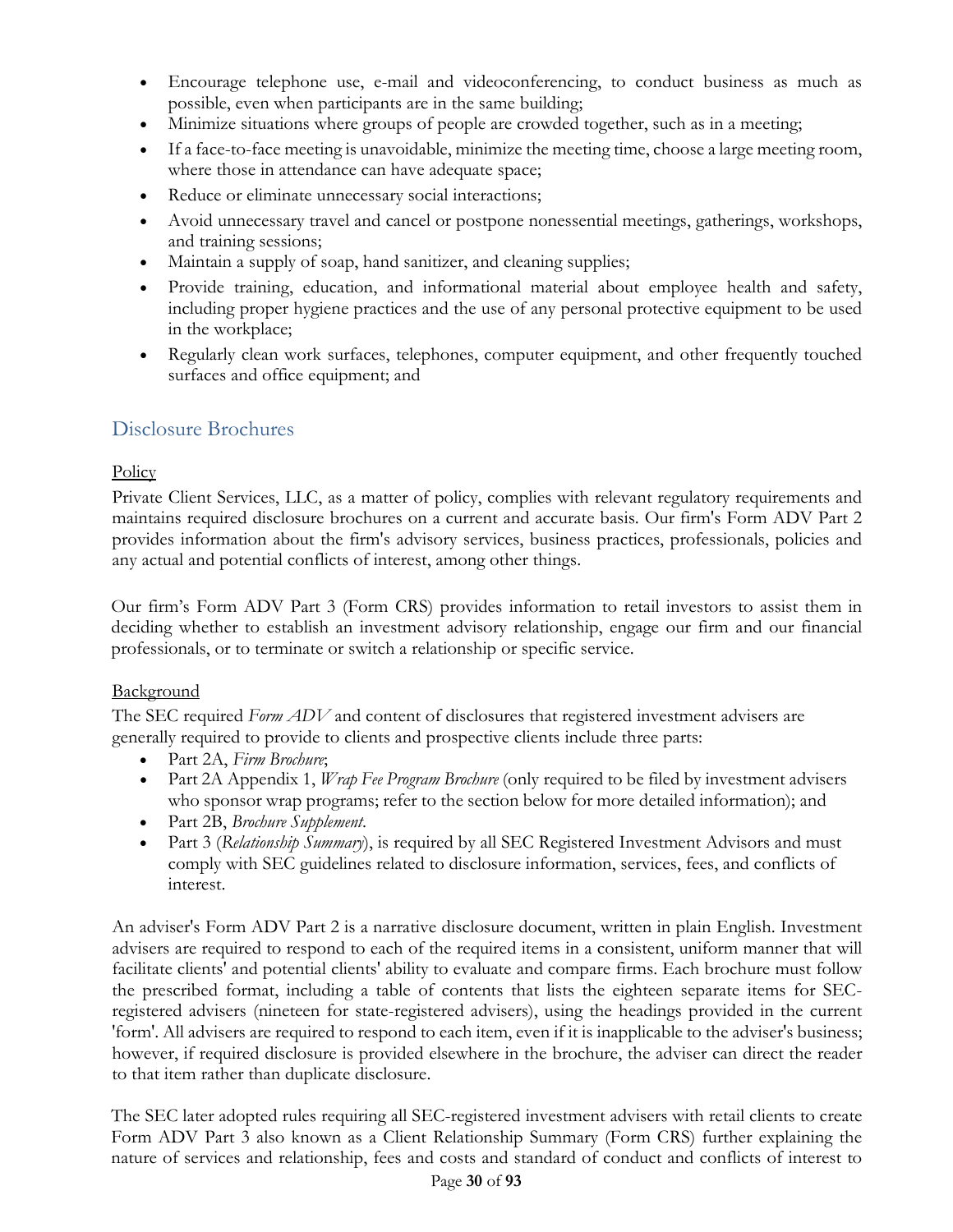- Encourage telephone use, e-mail and videoconferencing, to conduct business as much as possible, even when participants are in the same building;
- Minimize situations where groups of people are crowded together, such as in a meeting;
- If a face-to-face meeting is unavoidable, minimize the meeting time, choose a large meeting room, where those in attendance can have adequate space;
- Reduce or eliminate unnecessary social interactions;
- Avoid unnecessary travel and cancel or postpone nonessential meetings, gatherings, workshops, and training sessions;
- Maintain a supply of soap, hand sanitizer, and cleaning supplies;
- Provide training, education, and informational material about employee health and safety, including proper hygiene practices and the use of any personal protective equipment to be used in the workplace;
- Regularly clean work surfaces, telephones, computer equipment, and other frequently touched surfaces and office equipment; and

## Disclosure Brochures

Policy

Private Client Services, LLC, as a matter of policy, complies with relevant regulatory requirements and maintains required disclosure brochures on a current and accurate basis. Our firm's Form ADV Part 2 provides information about the firm's advisory services, business practices, professionals, policies and any actual and potential conflicts of interest, among other things.

Our firm's Form ADV Part 3 (Form CRS) provides information to retail investors to assist them in deciding whether to establish an investment advisory relationship, engage our firm and our financial professionals, or to terminate or switch a relationship or specific service.

Background

The SEC required *Form ADV* and content of disclosures that registered investment advisers are generally required to provide to clients and prospective clients include three parts:

- Part 2A, *Firm Brochure*;
- Part 2A Appendix 1, *Wrap Fee Program Brochure* (only required to be filed by investment advisers who sponsor wrap programs; refer to the section below for more detailed information); and
- Part 2B, *Brochure Supplement*.
- Part 3 (*Relationship Summary*), is required by all SEC Registered Investment Advisors and must comply with SEC guidelines related to disclosure information, services, fees, and conflicts of interest.

An adviser's Form ADV Part 2 is a narrative disclosure document, written in plain English. Investment advisers are required to respond to each of the required items in a consistent, uniform manner that will facilitate clients' and potential clients' ability to evaluate and compare firms. Each brochure must follow the prescribed format, including a table of contents that lists the eighteen separate items for SEC-registered advisers (nineteen for state-registered advisers), using the headings provided in the current 'form'. All advisers are required to respond to each item, even if it is inapplicable to the adviser's business; however, if required disclosure is provided elsewhere in the brochure, the adviser can direct the reader to that item rather than duplicate disclosure.

The SEC later adopted rules requiring all SEC-registered investment advisers with retail clients to create Form ADV Part 3 also known as a Client Relationship Summary (Form CRS) further explaining the nature of services and relationship, fees and costs and standard of conduct and conflicts of interest to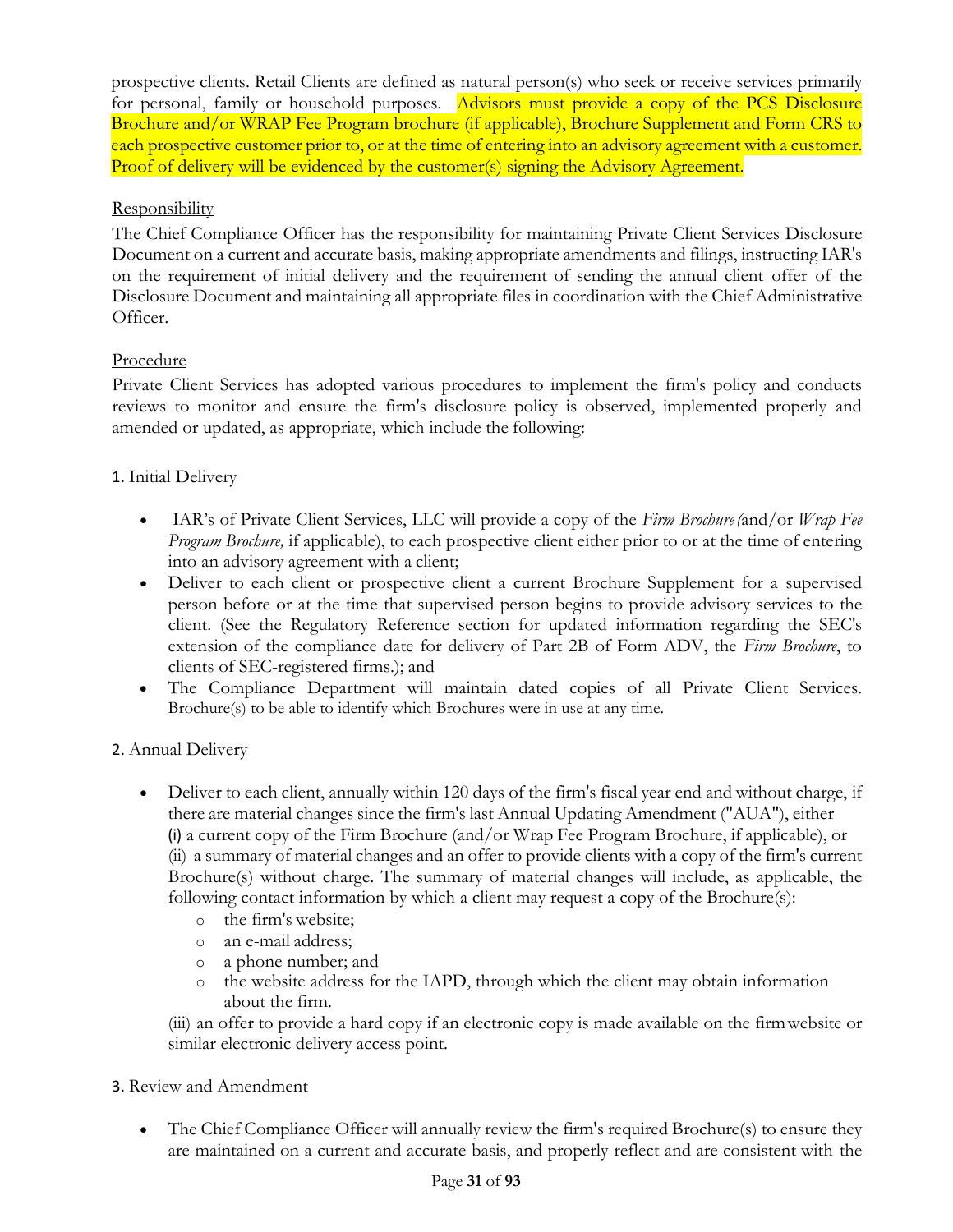prospective clients. Retail Clients are defined as natural person(s) who seek or receive services primarily for personal, family or household purposes. Advisors must provide a copy of the PCS Disclosure Brochure and/or WRAP Fee Program brochure (if applicable), Brochure Supplement and Form CRS to each prospective customer prior to, or at the time of entering into an advisory agreement with a customer. Proof of delivery will be evidenced by the customer(s) signing the Advisory Agreement.

Responsibility

The Chief Compliance Officer has the responsibility for maintaining Private Client Services Disclosure Document on a current and accurate basis, making appropriate amendments and filings, instructing IAR's on the requirement of initial delivery and the requirement of sending the annual client offer of the Disclosure Document and maintaining all appropriate files in coordination with the Chief Administrative Officer.

Procedure

Private Client Services has adopted various procedures to implement the firm's policy and conducts reviews to monitor and ensure the firm's disclosure policy is observed, implemented properly and amended or updated, as appropriate, which include the following:

1. Initial Delivery

- IAR's of Private Client Services, LLC will provide a copy of the *Firm Brochure (*and/or *Wrap Fee Program Brochure,* if applicable), to each prospective client either prior to or at the time of entering into an advisory agreement with a client;
- Deliver to each client or prospective client a current Brochure Supplement for a supervised person before or at the time that supervised person begins to provide advisory services to the client. (See the Regulatory Reference section for updated information regarding the SEC's extension of the compliance date for delivery of Part 2B of Form ADV, the *Firm Brochure*, to clients of SEC-registered firms.); and
- The Compliance Department will maintain dated copies of all Private Client Services. Brochure(s) to be able to identify which Brochures were in use at any time.

2. Annual Delivery

- Deliver to each client, annually within 120 days of the firm's fiscal year end and without charge, if there are material changes since the firm's last Annual Updating Amendment ("AUA"), either (i) a current copy of the Firm Brochure (and/or Wrap Fee Program Brochure, if applicable), or (ii) a summary of material changes and an offer to provide clients with a copy of the firm's current Brochure(s) without charge. The summary of material changes will include, as applicable, the following contact information by which a client may request a copy of the Brochure(s):
  - the firm's website;
  - an e-mail address;
  - a phone number; and
  - the website address for the IAPD, through which the client may obtain information about the firm.

  (iii) an offer to provide a hard copy if an electronic copy is made available on the firm website or similar electronic delivery access point.

3. Review and Amendment

- The Chief Compliance Officer will annually review the firm's required Brochure(s) to ensure they are maintained on a current and accurate basis, and properly reflect and are consistent with the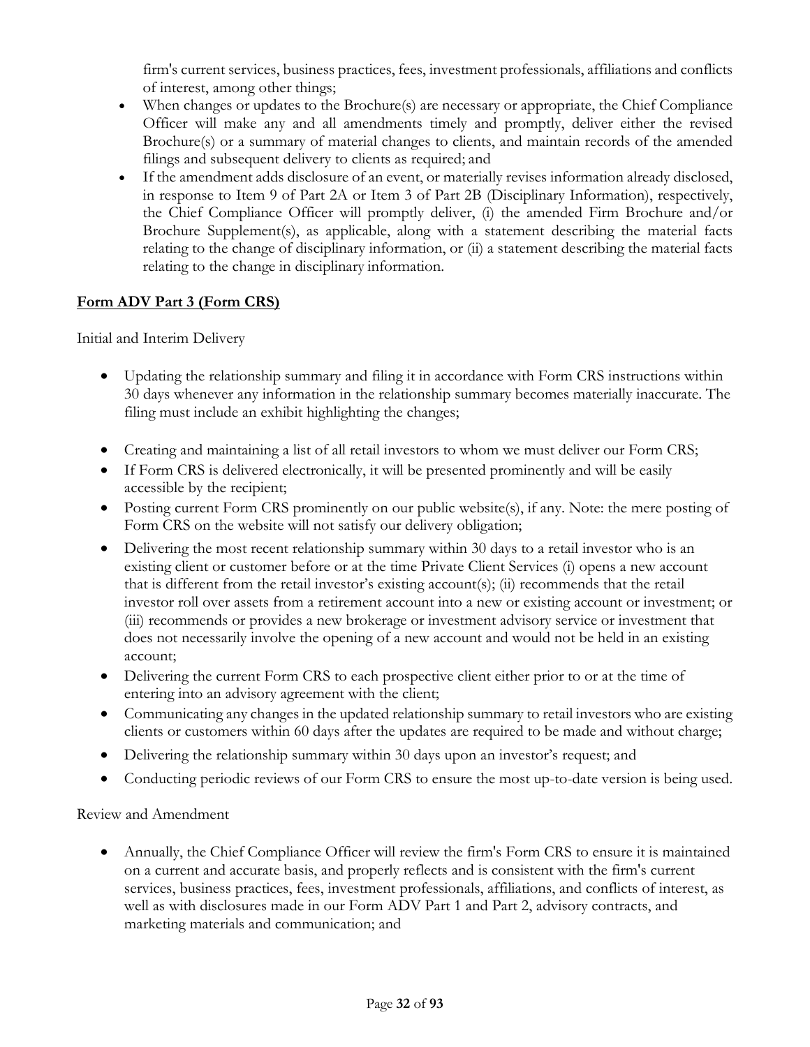firm's current services, business practices, fees, investment professionals, affiliations and conflicts of interest, among other things;

- When changes or updates to the Brochure(s) are necessary or appropriate, the Chief Compliance Officer will make any and all amendments timely and promptly, deliver either the revised Brochure(s) or a summary of material changes to clients, and maintain records of the amended filings and subsequent delivery to clients as required; and
- If the amendment adds disclosure of an event, or materially revises information already disclosed, in response to Item 9 of Part 2A or Item 3 of Part 2B (Disciplinary Information), respectively, the Chief Compliance Officer will promptly deliver, (i) the amended Firm Brochure and/or Brochure Supplement(s), as applicable, along with a statement describing the material facts relating to the change of disciplinary information, or (ii) a statement describing the material facts relating to the change in disciplinary information.

**Form ADV Part 3 (Form CRS)**

Initial and Interim Delivery

- Updating the relationship summary and filing it in accordance with Form CRS instructions within 30 days whenever any information in the relationship summary becomes materially inaccurate. The filing must include an exhibit highlighting the changes;
- Creating and maintaining a list of all retail investors to whom we must deliver our Form CRS;
- If Form CRS is delivered electronically, it will be presented prominently and will be easily accessible by the recipient;
- Posting current Form CRS prominently on our public website(s), if any. Note: the mere posting of Form CRS on the website will not satisfy our delivery obligation;
- Delivering the most recent relationship summary within 30 days to a retail investor who is an existing client or customer before or at the time Private Client Services (i) opens a new account that is different from the retail investor's existing account(s); (ii) recommends that the retail investor roll over assets from a retirement account into a new or existing account or investment; or (iii) recommends or provides a new brokerage or investment advisory service or investment that does not necessarily involve the opening of a new account and would not be held in an existing account;
- Delivering the current Form CRS to each prospective client either prior to or at the time of entering into an advisory agreement with the client;
- Communicating any changes in the updated relationship summary to retail investors who are existing clients or customers within 60 days after the updates are required to be made and without charge;
- Delivering the relationship summary within 30 days upon an investor's request; and
- Conducting periodic reviews of our Form CRS to ensure the most up-to-date version is being used.

Review and Amendment

- Annually, the Chief Compliance Officer will review the firm's Form CRS to ensure it is maintained on a current and accurate basis, and properly reflects and is consistent with the firm's current services, business practices, fees, investment professionals, affiliations, and conflicts of interest, as well as with disclosures made in our Form ADV Part 1 and Part 2, advisory contracts, and marketing materials and communication; and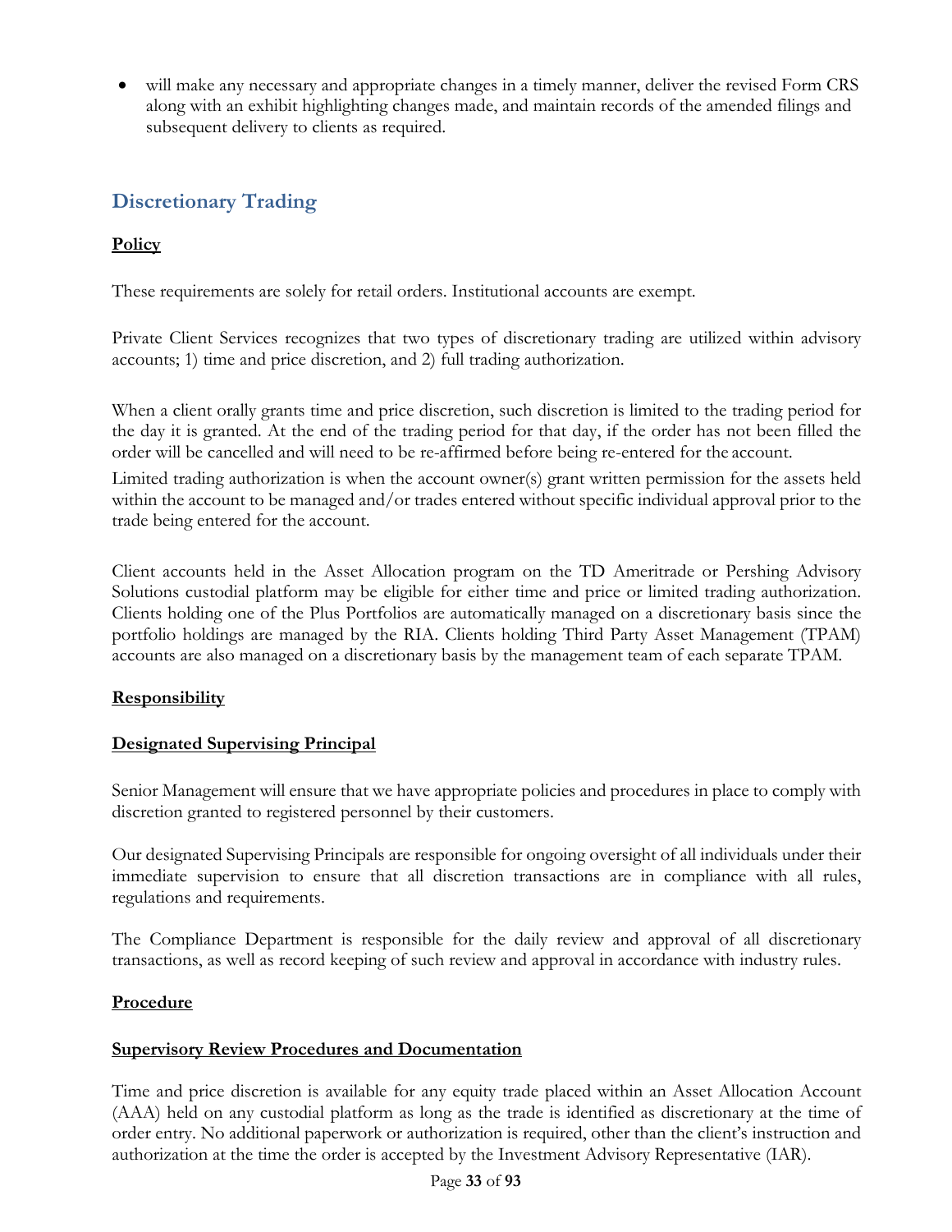- will make any necessary and appropriate changes in a timely manner, deliver the revised Form CRS along with an exhibit highlighting changes made, and maintain records of the amended filings and subsequent delivery to clients as required.

## Discretionary Trading

**Policy**

These requirements are solely for retail orders. Institutional accounts are exempt.

Private Client Services recognizes that two types of discretionary trading are utilized within advisory accounts; 1) time and price discretion, and 2) full trading authorization.

When a client orally grants time and price discretion, such discretion is limited to the trading period for the day it is granted. At the end of the trading period for that day, if the order has not been filled the order will be cancelled and will need to be re-affirmed before being re-entered for the account.

Limited trading authorization is when the account owner(s) grant written permission for the assets held within the account to be managed and/or trades entered without specific individual approval prior to the trade being entered for the account.

Client accounts held in the Asset Allocation program on the TD Ameritrade or Pershing Advisory Solutions custodial platform may be eligible for either time and price or limited trading authorization. Clients holding one of the Plus Portfolios are automatically managed on a discretionary basis since the portfolio holdings are managed by the RIA. Clients holding Third Party Asset Management (TPAM) accounts are also managed on a discretionary basis by the management team of each separate TPAM.

**Responsibility**

**Designated Supervising Principal**

Senior Management will ensure that we have appropriate policies and procedures in place to comply with discretion granted to registered personnel by their customers.

Our designated Supervising Principals are responsible for ongoing oversight of all individuals under their immediate supervision to ensure that all discretion transactions are in compliance with all rules, regulations and requirements.

The Compliance Department is responsible for the daily review and approval of all discretionary transactions, as well as record keeping of such review and approval in accordance with industry rules.

**Procedure**

**Supervisory Review Procedures and Documentation**

Time and price discretion is available for any equity trade placed within an Asset Allocation Account (AAA) held on any custodial platform as long as the trade is identified as discretionary at the time of order entry. No additional paperwork or authorization is required, other than the client's instruction and authorization at the time the order is accepted by the Investment Advisory Representative (IAR).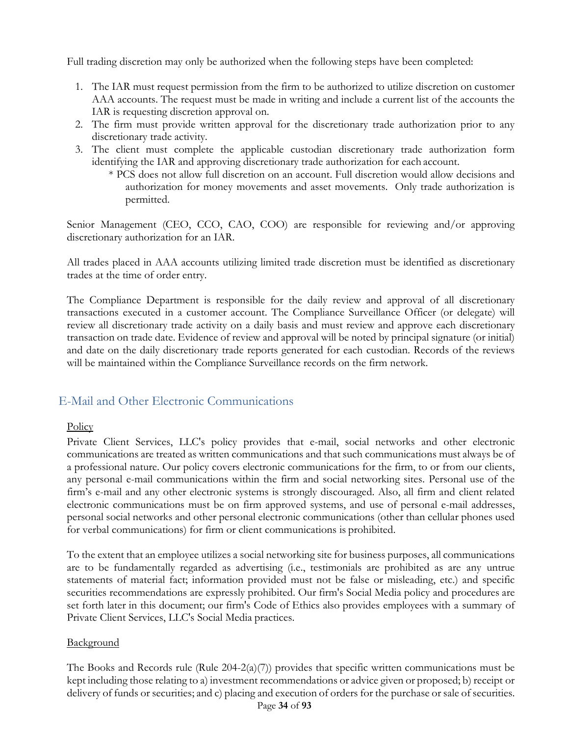Full trading discretion may only be authorized when the following steps have been completed:

1. The IAR must request permission from the firm to be authorized to utilize discretion on customer AAA accounts. The request must be made in writing and include a current list of the accounts the IAR is requesting discretion approval on.
2. The firm must provide written approval for the discretionary trade authorization prior to any discretionary trade activity.
3. The client must complete the applicable custodian discretionary trade authorization form identifying the IAR and approving discretionary trade authorization for each account.
   * PCS does not allow full discretion on an account. Full discretion would allow decisions and authorization for money movements and asset movements. Only trade authorization is permitted.

Senior Management (CEO, CCO, CAO, COO) are responsible for reviewing and/or approving discretionary authorization for an IAR.

All trades placed in AAA accounts utilizing limited trade discretion must be identified as discretionary trades at the time of order entry.

The Compliance Department is responsible for the daily review and approval of all discretionary transactions executed in a customer account. The Compliance Surveillance Officer (or delegate) will review all discretionary trade activity on a daily basis and must review and approve each discretionary transaction on trade date. Evidence of review and approval will be noted by principal signature (or initial) and date on the daily discretionary trade reports generated for each custodian. Records of the reviews will be maintained within the Compliance Surveillance records on the firm network.

## E-Mail and Other Electronic Communications

### Policy

Private Client Services, LLC's policy provides that e-mail, social networks and other electronic communications are treated as written communications and that such communications must always be of a professional nature. Our policy covers electronic communications for the firm, to or from our clients, any personal e-mail communications within the firm and social networking sites. Personal use of the firm's e-mail and any other electronic systems is strongly discouraged. Also, all firm and client related electronic communications must be on firm approved systems, and use of personal e-mail addresses, personal social networks and other personal electronic communications (other than cellular phones used for verbal communications) for firm or client communications is prohibited.

To the extent that an employee utilizes a social networking site for business purposes, all communications are to be fundamentally regarded as advertising (i.e., testimonials are prohibited as are any untrue statements of material fact; information provided must not be false or misleading, etc.) and specific securities recommendations are expressly prohibited. Our firm's Social Media policy and procedures are set forth later in this document; our firm's Code of Ethics also provides employees with a summary of Private Client Services, LLC's Social Media practices.

### Background

The Books and Records rule (Rule 204-2(a)(7)) provides that specific written communications must be kept including those relating to a) investment recommendations or advice given or proposed; b) receipt or delivery of funds or securities; and c) placing and execution of orders for the purchase or sale of securities.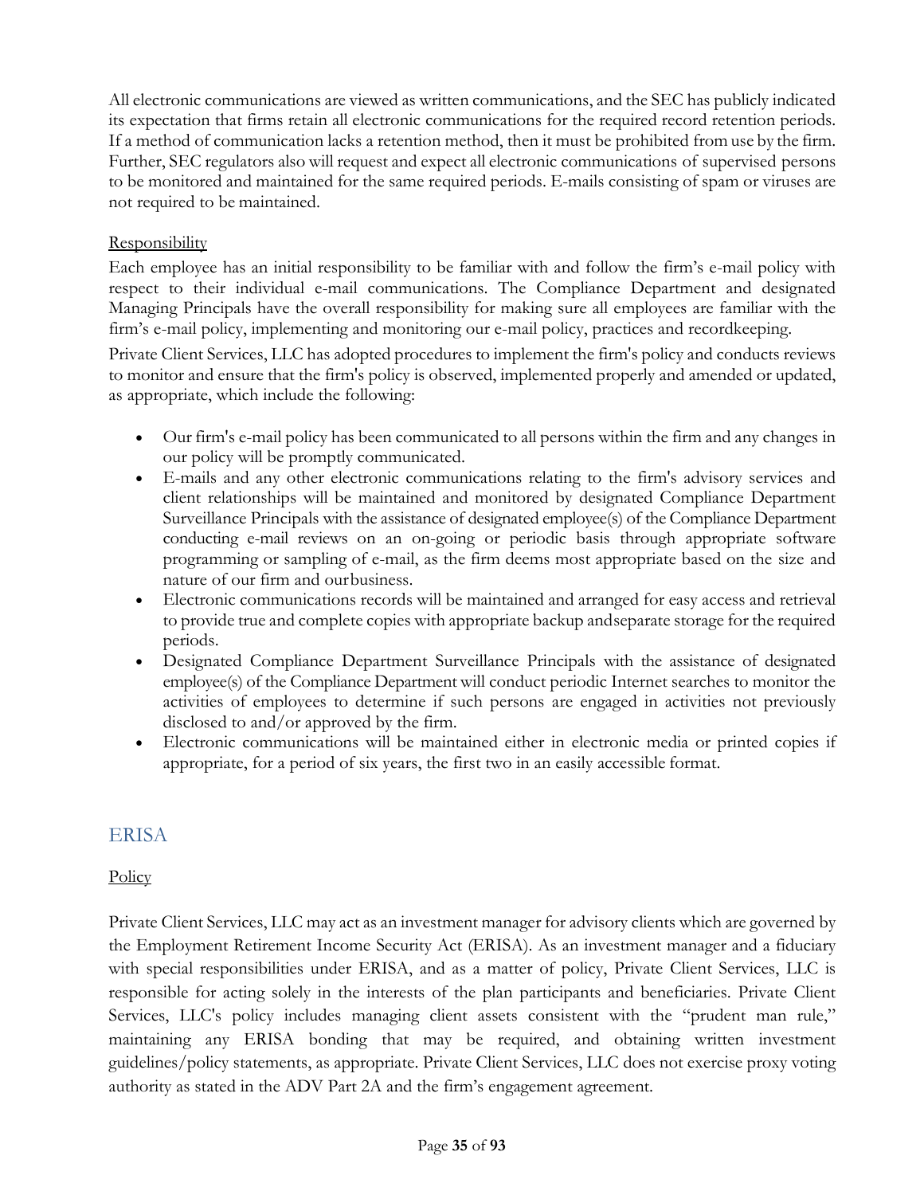All electronic communications are viewed as written communications, and the SEC has publicly indicated its expectation that firms retain all electronic communications for the required record retention periods. If a method of communication lacks a retention method, then it must be prohibited from use by the firm. Further, SEC regulators also will request and expect all electronic communications of supervised persons to be monitored and maintained for the same required periods. E-mails consisting of spam or viruses are not required to be maintained.

Responsibility

Each employee has an initial responsibility to be familiar with and follow the firm's e-mail policy with respect to their individual e-mail communications. The Compliance Department and designated Managing Principals have the overall responsibility for making sure all employees are familiar with the firm's e-mail policy, implementing and monitoring our e-mail policy, practices and recordkeeping.

Private Client Services, LLC has adopted procedures to implement the firm's policy and conducts reviews to monitor and ensure that the firm's policy is observed, implemented properly and amended or updated, as appropriate, which include the following:

- Our firm's e-mail policy has been communicated to all persons within the firm and any changes in our policy will be promptly communicated.
- E-mails and any other electronic communications relating to the firm's advisory services and client relationships will be maintained and monitored by designated Compliance Department Surveillance Principals with the assistance of designated employee(s) of the Compliance Department conducting e-mail reviews on an on-going or periodic basis through appropriate software programming or sampling of e-mail, as the firm deems most appropriate based on the size and nature of our firm and ourbusiness.
- Electronic communications records will be maintained and arranged for easy access and retrieval to provide true and complete copies with appropriate backup andseparate storage for the required periods.
- Designated Compliance Department Surveillance Principals with the assistance of designated employee(s) of the Compliance Department will conduct periodic Internet searches to monitor the activities of employees to determine if such persons are engaged in activities not previously disclosed to and/or approved by the firm.
- Electronic communications will be maintained either in electronic media or printed copies if appropriate, for a period of six years, the first two in an easily accessible format.

## ERISA

Policy

Private Client Services, LLC may act as an investment manager for advisory clients which are governed by the Employment Retirement Income Security Act (ERISA). As an investment manager and a fiduciary with special responsibilities under ERISA, and as a matter of policy, Private Client Services, LLC is responsible for acting solely in the interests of the plan participants and beneficiaries. Private Client Services, LLC's policy includes managing client assets consistent with the "prudent man rule," maintaining any ERISA bonding that may be required, and obtaining written investment guidelines/policy statements, as appropriate. Private Client Services, LLC does not exercise proxy voting authority as stated in the ADV Part 2A and the firm's engagement agreement.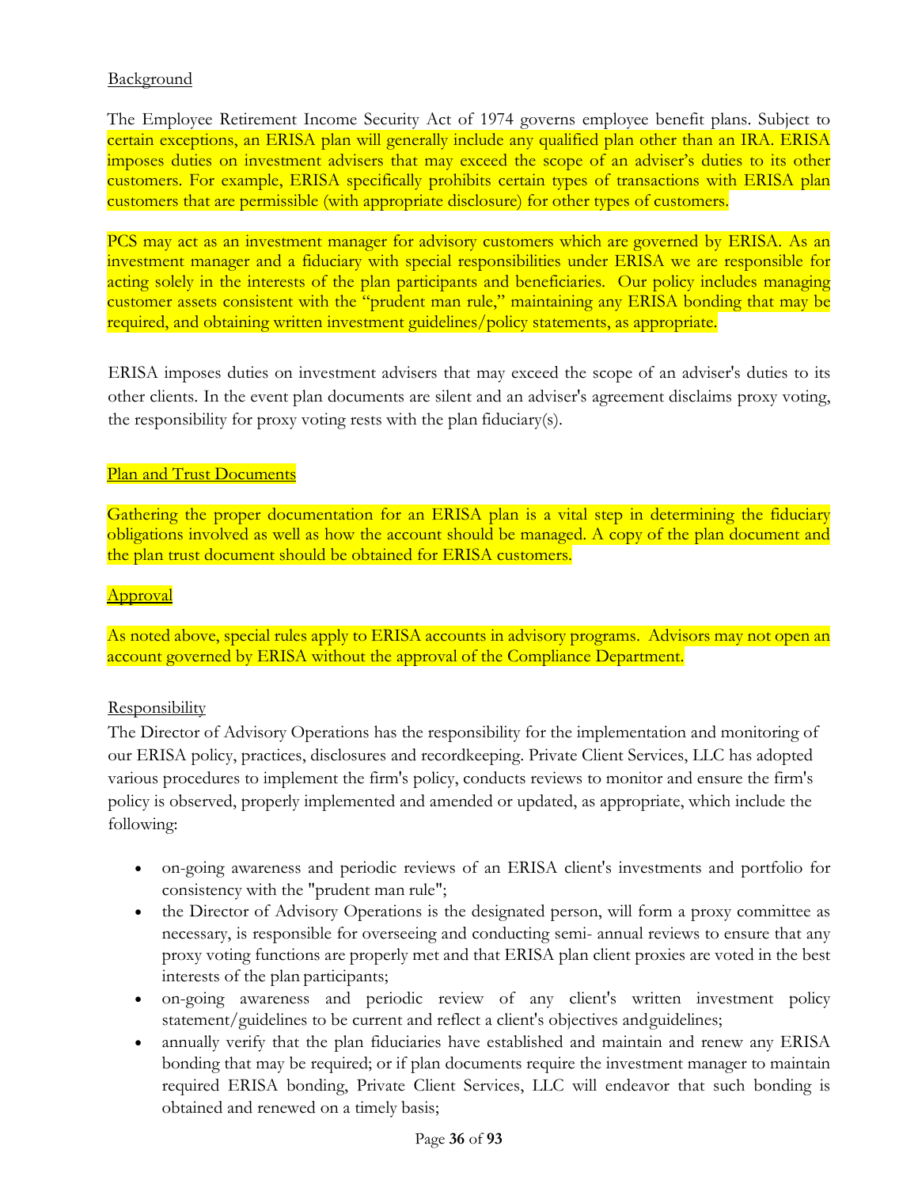Background

The Employee Retirement Income Security Act of 1974 governs employee benefit plans. Subject to certain exceptions, an ERISA plan will generally include any qualified plan other than an IRA. ERISA imposes duties on investment advisers that may exceed the scope of an adviser's duties to its other customers. For example, ERISA specifically prohibits certain types of transactions with ERISA plan customers that are permissible (with appropriate disclosure) for other types of customers.

PCS may act as an investment manager for advisory customers which are governed by ERISA. As an investment manager and a fiduciary with special responsibilities under ERISA we are responsible for acting solely in the interests of the plan participants and beneficiaries. Our policy includes managing customer assets consistent with the "prudent man rule," maintaining any ERISA bonding that may be required, and obtaining written investment guidelines/policy statements, as appropriate.

ERISA imposes duties on investment advisers that may exceed the scope of an adviser's duties to its other clients. In the event plan documents are silent and an adviser's agreement disclaims proxy voting, the responsibility for proxy voting rests with the plan fiduciary(s).

Plan and Trust Documents

Gathering the proper documentation for an ERISA plan is a vital step in determining the fiduciary obligations involved as well as how the account should be managed. A copy of the plan document and the plan trust document should be obtained for ERISA customers.

Approval

As noted above, special rules apply to ERISA accounts in advisory programs. Advisors may not open an account governed by ERISA without the approval of the Compliance Department.

Responsibility

The Director of Advisory Operations has the responsibility for the implementation and monitoring of our ERISA policy, practices, disclosures and recordkeeping. Private Client Services, LLC has adopted various procedures to implement the firm's policy, conducts reviews to monitor and ensure the firm's policy is observed, properly implemented and amended or updated, as appropriate, which include the following:

- on-going awareness and periodic reviews of an ERISA client's investments and portfolio for consistency with the "prudent man rule";
- the Director of Advisory Operations is the designated person, will form a proxy committee as necessary, is responsible for overseeing and conducting semi- annual reviews to ensure that any proxy voting functions are properly met and that ERISA plan client proxies are voted in the best interests of the plan participants;
- on-going awareness and periodic review of any client's written investment policy statement/guidelines to be current and reflect a client's objectives and guidelines;
- annually verify that the plan fiduciaries have established and maintain and renew any ERISA bonding that may be required; or if plan documents require the investment manager to maintain required ERISA bonding, Private Client Services, LLC will endeavor that such bonding is obtained and renewed on a timely basis;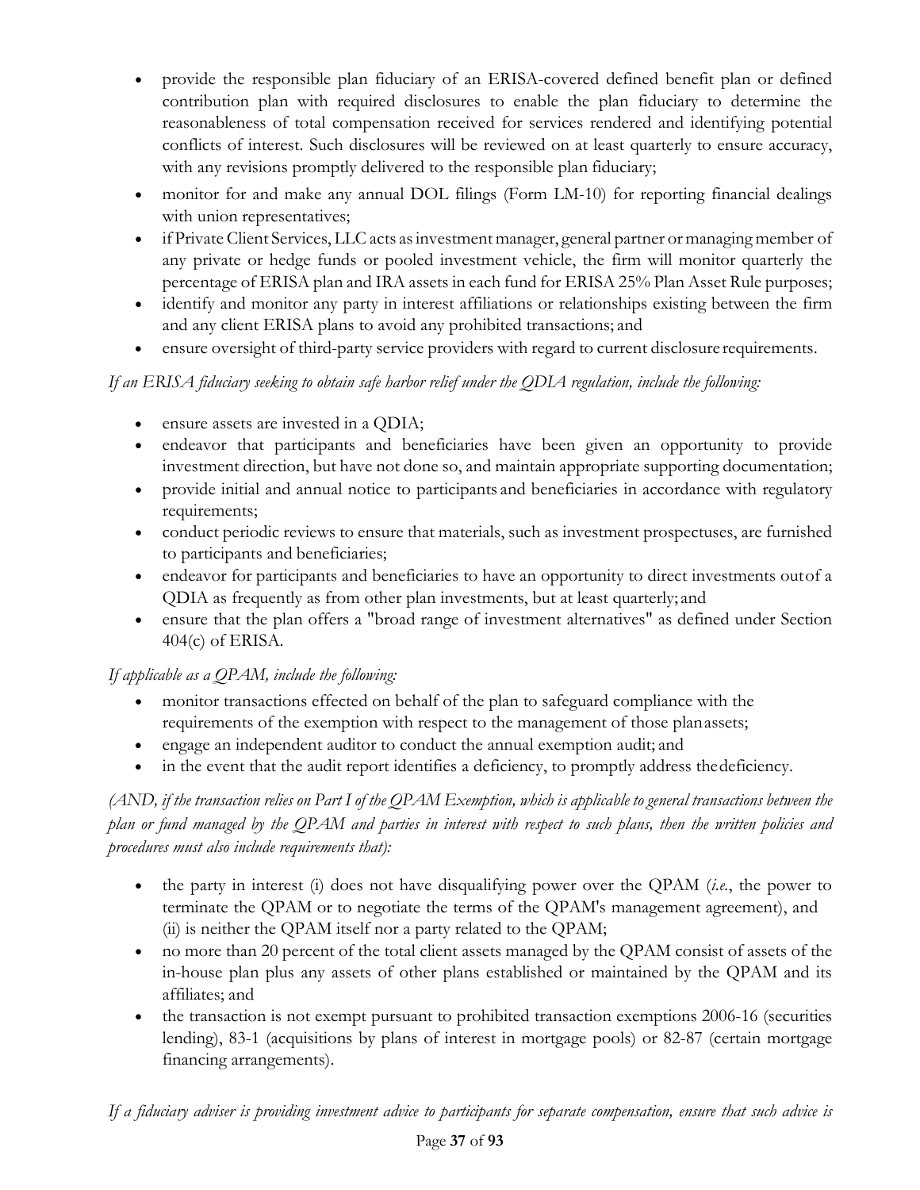- provide the responsible plan fiduciary of an ERISA-covered defined benefit plan or defined contribution plan with required disclosures to enable the plan fiduciary to determine the reasonableness of total compensation received for services rendered and identifying potential conflicts of interest. Such disclosures will be reviewed on at least quarterly to ensure accuracy, with any revisions promptly delivered to the responsible plan fiduciary;
- monitor for and make any annual DOL filings (Form LM-10) for reporting financial dealings with union representatives;
- if Private Client Services, LLC acts as investment manager, general partner or managing member of any private or hedge funds or pooled investment vehicle, the firm will monitor quarterly the percentage of ERISA plan and IRA assets in each fund for ERISA 25% Plan Asset Rule purposes;
- identify and monitor any party in interest affiliations or relationships existing between the firm and any client ERISA plans to avoid any prohibited transactions; and
- ensure oversight of third-party service providers with regard to current disclosure requirements.

*If an ERISA fiduciary seeking to obtain safe harbor relief under the QDIA regulation, include the following:*

- ensure assets are invested in a QDIA;
- endeavor that participants and beneficiaries have been given an opportunity to provide investment direction, but have not done so, and maintain appropriate supporting documentation;
- provide initial and annual notice to participants and beneficiaries in accordance with regulatory requirements;
- conduct periodic reviews to ensure that materials, such as investment prospectuses, are furnished to participants and beneficiaries;
- endeavor for participants and beneficiaries to have an opportunity to direct investments out of a QDIA as frequently as from other plan investments, but at least quarterly; and
- ensure that the plan offers a "broad range of investment alternatives" as defined under Section 404(c) of ERISA.

*If applicable as a QPAM, include the following:*

- monitor transactions effected on behalf of the plan to safeguard compliance with the requirements of the exemption with respect to the management of those plan assets;
- engage an independent auditor to conduct the annual exemption audit; and
- in the event that the audit report identifies a deficiency, to promptly address the deficiency.

*(AND, if the transaction relies on Part I of the QPAM Exemption, which is applicable to general transactions between the plan or fund managed by the QPAM and parties in interest with respect to such plans, then the written policies and procedures must also include requirements that):*

- the party in interest (i) does not have disqualifying power over the QPAM (*i.e.*, the power to terminate the QPAM or to negotiate the terms of the QPAM's management agreement), and (ii) is neither the QPAM itself nor a party related to the QPAM;
- no more than 20 percent of the total client assets managed by the QPAM consist of assets of the in-house plan plus any assets of other plans established or maintained by the QPAM and its affiliates; and
- the transaction is not exempt pursuant to prohibited transaction exemptions 2006-16 (securities lending), 83-1 (acquisitions by plans of interest in mortgage pools) or 82-87 (certain mortgage financing arrangements).

*If a fiduciary adviser is providing investment advice to participants for separate compensation, ensure that such advice is*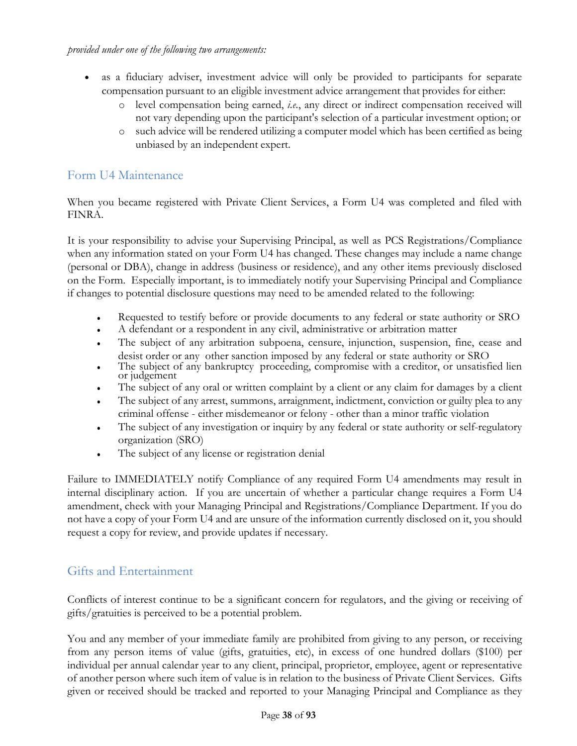*provided under one of the following two arrangements:*

- as a fiduciary adviser, investment advice will only be provided to participants for separate compensation pursuant to an eligible investment advice arrangement that provides for either:
  - level compensation being earned, *i.e.*, any direct or indirect compensation received will not vary depending upon the participant's selection of a particular investment option; or
  - such advice will be rendered utilizing a computer model which has been certified as being unbiased by an independent expert.

## Form U4 Maintenance

When you became registered with Private Client Services, a Form U4 was completed and filed with FINRA.

It is your responsibility to advise your Supervising Principal, as well as PCS Registrations/Compliance when any information stated on your Form U4 has changed. These changes may include a name change (personal or DBA), change in address (business or residence), and any other items previously disclosed on the Form. Especially important, is to immediately notify your Supervising Principal and Compliance if changes to potential disclosure questions may need to be amended related to the following:

- Requested to testify before or provide documents to any federal or state authority or SRO
- A defendant or a respondent in any civil, administrative or arbitration matter
- The subject of any arbitration subpoena, censure, injunction, suspension, fine, cease and desist order or any other sanction imposed by any federal or state authority or SRO
- The subject of any bankruptcy proceeding, compromise with a creditor, or unsatisfied lien or judgement
- The subject of any oral or written complaint by a client or any claim for damages by a client
- The subject of any arrest, summons, arraignment, indictment, conviction or guilty plea to any criminal offense - either misdemeanor or felony - other than a minor traffic violation
- The subject of any investigation or inquiry by any federal or state authority or self-regulatory organization (SRO)
- The subject of any license or registration denial

Failure to IMMEDIATELY notify Compliance of any required Form U4 amendments may result in internal disciplinary action. If you are uncertain of whether a particular change requires a Form U4 amendment, check with your Managing Principal and Registrations/Compliance Department. If you do not have a copy of your Form U4 and are unsure of the information currently disclosed on it, you should request a copy for review, and provide updates if necessary.

## Gifts and Entertainment

Conflicts of interest continue to be a significant concern for regulators, and the giving or receiving of gifts/gratuities is perceived to be a potential problem.

You and any member of your immediate family are prohibited from giving to any person, or receiving from any person items of value (gifts, gratuities, etc), in excess of one hundred dollars ($100) per individual per annual calendar year to any client, principal, proprietor, employee, agent or representative of another person where such item of value is in relation to the business of Private Client Services. Gifts given or received should be tracked and reported to your Managing Principal and Compliance as they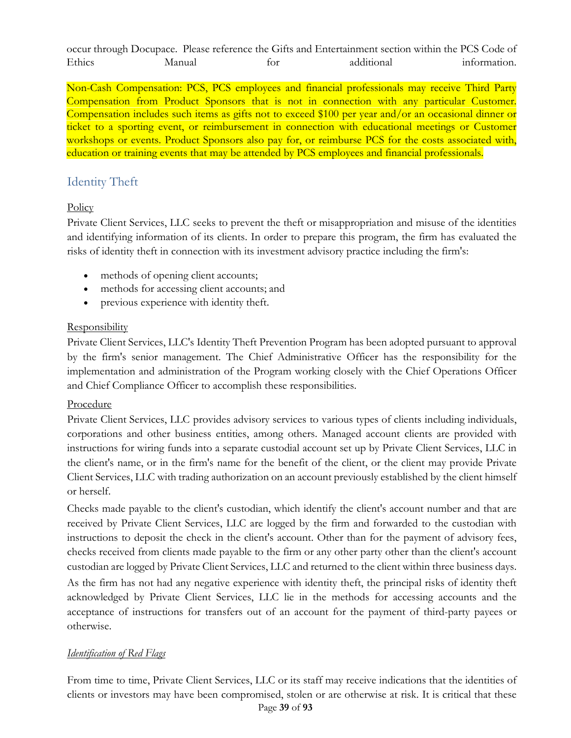occur through Docupace. Please reference the Gifts and Entertainment section within the PCS Code of Ethics Manual for additional information.

Non-Cash Compensation: PCS, PCS employees and financial professionals may receive Third Party Compensation from Product Sponsors that is not in connection with any particular Customer. Compensation includes such items as gifts not to exceed $100 per year and/or an occasional dinner or ticket to a sporting event, or reimbursement in connection with educational meetings or Customer workshops or events. Product Sponsors also pay for, or reimburse PCS for the costs associated with, education or training events that may be attended by PCS employees and financial professionals.

## Identity Theft

Policy

Private Client Services, LLC seeks to prevent the theft or misappropriation and misuse of the identities and identifying information of its clients. In order to prepare this program, the firm has evaluated the risks of identity theft in connection with its investment advisory practice including the firm's:

- methods of opening client accounts;
- methods for accessing client accounts; and
- previous experience with identity theft.

Responsibility

Private Client Services, LLC's Identity Theft Prevention Program has been adopted pursuant to approval by the firm's senior management. The Chief Administrative Officer has the responsibility for the implementation and administration of the Program working closely with the Chief Operations Officer and Chief Compliance Officer to accomplish these responsibilities.

Procedure

Private Client Services, LLC provides advisory services to various types of clients including individuals, corporations and other business entities, among others. Managed account clients are provided with instructions for wiring funds into a separate custodial account set up by Private Client Services, LLC in the client's name, or in the firm's name for the benefit of the client, or the client may provide Private Client Services, LLC with trading authorization on an account previously established by the client himself or herself.

Checks made payable to the client's custodian, which identify the client's account number and that are received by Private Client Services, LLC are logged by the firm and forwarded to the custodian with instructions to deposit the check in the client's account. Other than for the payment of advisory fees, checks received from clients made payable to the firm or any other party other than the client's account custodian are logged by Private Client Services, LLC and returned to the client within three business days.

As the firm has not had any negative experience with identity theft, the principal risks of identity theft acknowledged by Private Client Services, LLC lie in the methods for accessing accounts and the acceptance of instructions for transfers out of an account for the payment of third-party payees or otherwise.

*Identification of Red Flags*

From time to time, Private Client Services, LLC or its staff may receive indications that the identities of clients or investors may have been compromised, stolen or are otherwise at risk. It is critical that these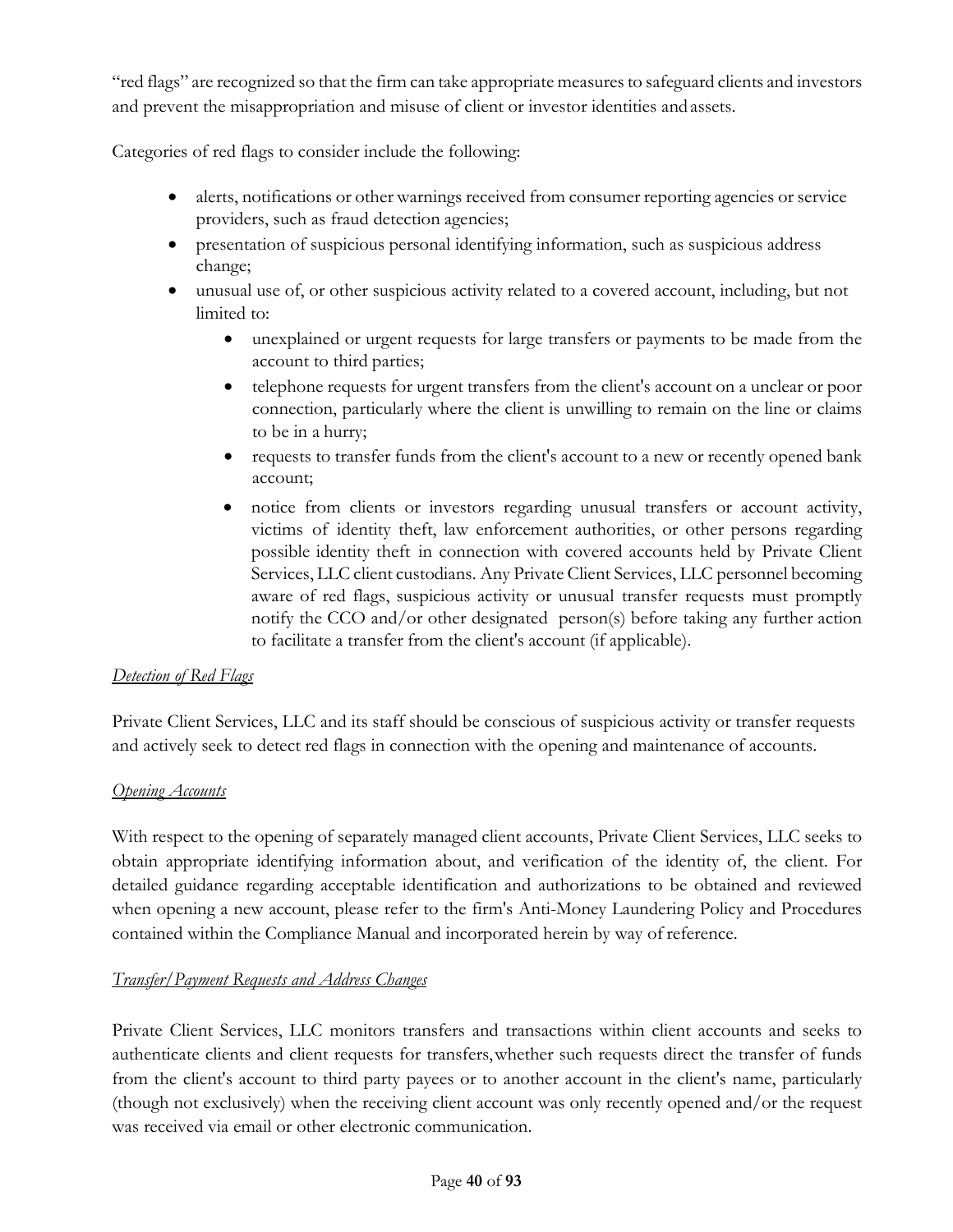"red flags" are recognized so that the firm can take appropriate measures to safeguard clients and investors and prevent the misappropriation and misuse of client or investor identities and assets.

Categories of red flags to consider include the following:

- alerts, notifications or other warnings received from consumer reporting agencies or service providers, such as fraud detection agencies;
- presentation of suspicious personal identifying information, such as suspicious address change;
- unusual use of, or other suspicious activity related to a covered account, including, but not limited to:
  - unexplained or urgent requests for large transfers or payments to be made from the account to third parties;
  - telephone requests for urgent transfers from the client's account on a unclear or poor connection, particularly where the client is unwilling to remain on the line or claims to be in a hurry;
  - requests to transfer funds from the client's account to a new or recently opened bank account;
  - notice from clients or investors regarding unusual transfers or account activity, victims of identity theft, law enforcement authorities, or other persons regarding possible identity theft in connection with covered accounts held by Private Client Services, LLC client custodians. Any Private Client Services, LLC personnel becoming aware of red flags, suspicious activity or unusual transfer requests must promptly notify the CCO and/or other designated person(s) before taking any further action to facilitate a transfer from the client's account (if applicable).

*<u>Detection of Red Flags</u>*

Private Client Services, LLC and its staff should be conscious of suspicious activity or transfer requests and actively seek to detect red flags in connection with the opening and maintenance of accounts.

*<u>Opening Accounts</u>*

With respect to the opening of separately managed client accounts, Private Client Services, LLC seeks to obtain appropriate identifying information about, and verification of the identity of, the client. For detailed guidance regarding acceptable identification and authorizations to be obtained and reviewed when opening a new account, please refer to the firm's Anti-Money Laundering Policy and Procedures contained within the Compliance Manual and incorporated herein by way of reference.

*<u>Transfer/Payment Requests and Address Changes</u>*

Private Client Services, LLC monitors transfers and transactions within client accounts and seeks to authenticate clients and client requests for transfers, whether such requests direct the transfer of funds from the client's account to third party payees or to another account in the client's name, particularly (though not exclusively) when the receiving client account was only recently opened and/or the request was received via email or other electronic communication.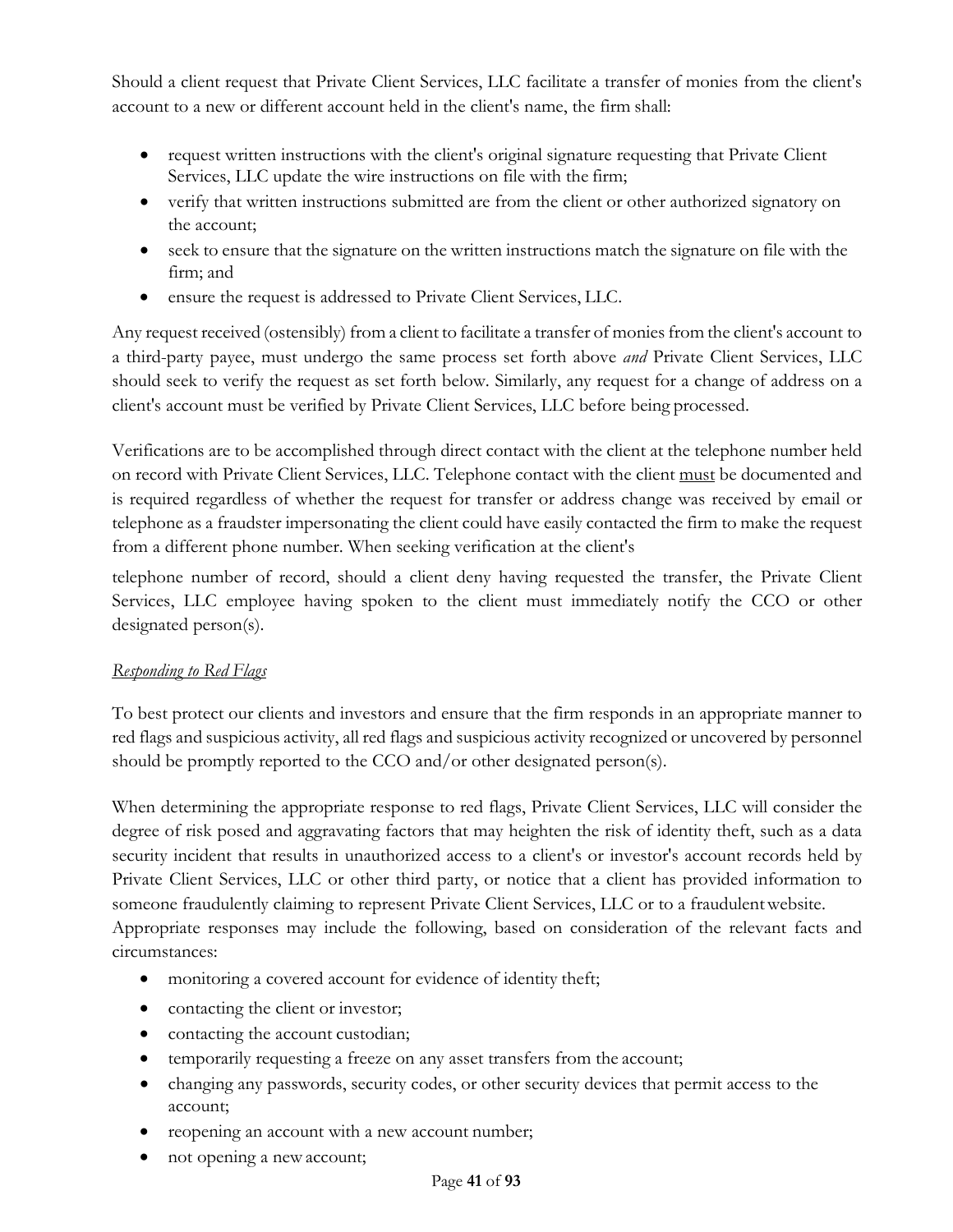Should a client request that Private Client Services, LLC facilitate a transfer of monies from the client's account to a new or different account held in the client's name, the firm shall:

- request written instructions with the client's original signature requesting that Private Client Services, LLC update the wire instructions on file with the firm;
- verify that written instructions submitted are from the client or other authorized signatory on the account;
- seek to ensure that the signature on the written instructions match the signature on file with the firm; and
- ensure the request is addressed to Private Client Services, LLC.

Any request received (ostensibly) from a client to facilitate a transfer of monies from the client's account to a third-party payee, must undergo the same process set forth above *and* Private Client Services, LLC should seek to verify the request as set forth below. Similarly, any request for a change of address on a client's account must be verified by Private Client Services, LLC before being processed.

Verifications are to be accomplished through direct contact with the client at the telephone number held on record with Private Client Services, LLC. Telephone contact with the client <u>must</u> be documented and is required regardless of whether the request for transfer or address change was received by email or telephone as a fraudster impersonating the client could have easily contacted the firm to make the request from a different phone number. When seeking verification at the client's telephone number of record, should a client deny having requested the transfer, the Private Client Services, LLC employee having spoken to the client must immediately notify the CCO or other designated person(s).

*<u>Responding to Red Flags</u>*

To best protect our clients and investors and ensure that the firm responds in an appropriate manner to red flags and suspicious activity, all red flags and suspicious activity recognized or uncovered by personnel should be promptly reported to the CCO and/or other designated person(s).

When determining the appropriate response to red flags, Private Client Services, LLC will consider the degree of risk posed and aggravating factors that may heighten the risk of identity theft, such as a data security incident that results in unauthorized access to a client's or investor's account records held by Private Client Services, LLC or other third party, or notice that a client has provided information to someone fraudulently claiming to represent Private Client Services, LLC or to a fraudulent website. Appropriate responses may include the following, based on consideration of the relevant facts and circumstances:

- monitoring a covered account for evidence of identity theft;
- contacting the client or investor;
- contacting the account custodian;
- temporarily requesting a freeze on any asset transfers from the account;
- changing any passwords, security codes, or other security devices that permit access to the account;
- reopening an account with a new account number;
- not opening a new account;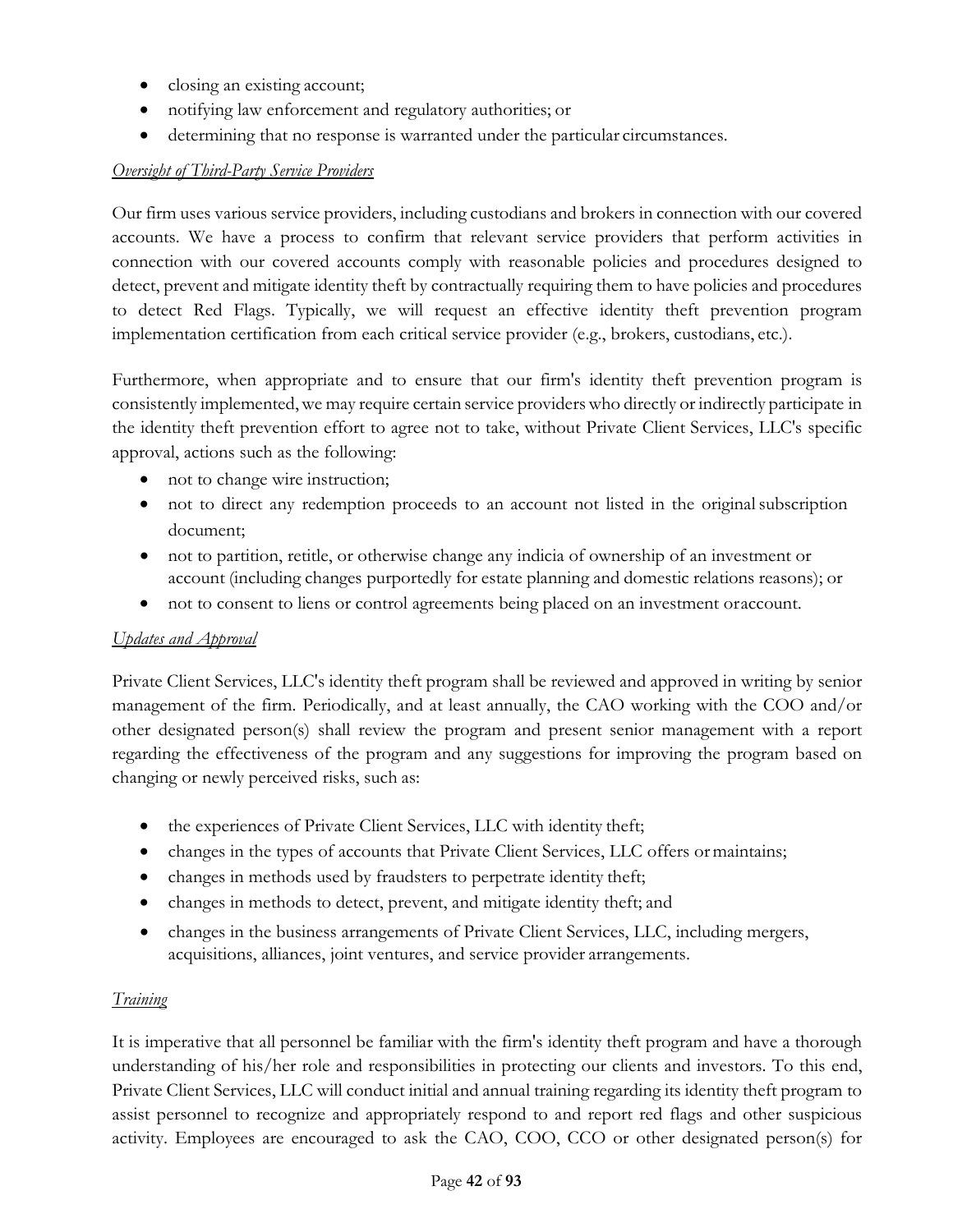- closing an existing account;
- notifying law enforcement and regulatory authorities; or
- determining that no response is warranted under the particular circumstances.

*Oversight of Third-Party Service Providers*

Our firm uses various service providers, including custodians and brokers in connection with our covered accounts. We have a process to confirm that relevant service providers that perform activities in connection with our covered accounts comply with reasonable policies and procedures designed to detect, prevent and mitigate identity theft by contractually requiring them to have policies and procedures to detect Red Flags. Typically, we will request an effective identity theft prevention program implementation certification from each critical service provider (e.g., brokers, custodians, etc.).

Furthermore, when appropriate and to ensure that our firm's identity theft prevention program is consistently implemented, we may require certain service providers who directly or indirectly participate in the identity theft prevention effort to agree not to take, without Private Client Services, LLC's specific approval, actions such as the following:

- not to change wire instruction;
- not to direct any redemption proceeds to an account not listed in the original subscription document;
- not to partition, retitle, or otherwise change any indicia of ownership of an investment or account (including changes purportedly for estate planning and domestic relations reasons); or
- not to consent to liens or control agreements being placed on an investment or account.

*Updates and Approval*

Private Client Services, LLC's identity theft program shall be reviewed and approved in writing by senior management of the firm. Periodically, and at least annually, the CAO working with the COO and/or other designated person(s) shall review the program and present senior management with a report regarding the effectiveness of the program and any suggestions for improving the program based on changing or newly perceived risks, such as:

- the experiences of Private Client Services, LLC with identity theft;
- changes in the types of accounts that Private Client Services, LLC offers or maintains;
- changes in methods used by fraudsters to perpetrate identity theft;
- changes in methods to detect, prevent, and mitigate identity theft; and
- changes in the business arrangements of Private Client Services, LLC, including mergers, acquisitions, alliances, joint ventures, and service provider arrangements.

*Training*

It is imperative that all personnel be familiar with the firm's identity theft program and have a thorough understanding of his/her role and responsibilities in protecting our clients and investors. To this end, Private Client Services, LLC will conduct initial and annual training regarding its identity theft program to assist personnel to recognize and appropriately respond to and report red flags and other suspicious activity. Employees are encouraged to ask the CAO, COO, CCO or other designated person(s) for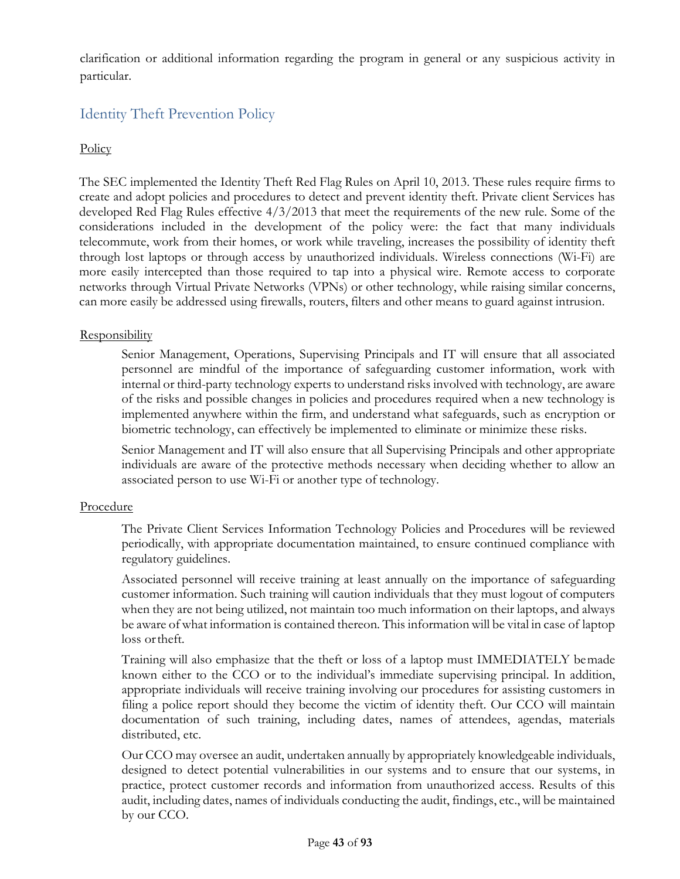clarification or additional information regarding the program in general or any suspicious activity in particular.

## Identity Theft Prevention Policy

Policy

The SEC implemented the Identity Theft Red Flag Rules on April 10, 2013. These rules require firms to create and adopt policies and procedures to detect and prevent identity theft. Private client Services has developed Red Flag Rules effective 4/3/2013 that meet the requirements of the new rule. Some of the considerations included in the development of the policy were: the fact that many individuals telecommute, work from their homes, or work while traveling, increases the possibility of identity theft through lost laptops or through access by unauthorized individuals. Wireless connections (Wi-Fi) are more easily intercepted than those required to tap into a physical wire. Remote access to corporate networks through Virtual Private Networks (VPNs) or other technology, while raising similar concerns, can more easily be addressed using firewalls, routers, filters and other means to guard against intrusion.

Responsibility

Senior Management, Operations, Supervising Principals and IT will ensure that all associated personnel are mindful of the importance of safeguarding customer information, work with internal or third-party technology experts to understand risks involved with technology, are aware of the risks and possible changes in policies and procedures required when a new technology is implemented anywhere within the firm, and understand what safeguards, such as encryption or biometric technology, can effectively be implemented to eliminate or minimize these risks.

Senior Management and IT will also ensure that all Supervising Principals and other appropriate individuals are aware of the protective methods necessary when deciding whether to allow an associated person to use Wi-Fi or another type of technology.

Procedure

The Private Client Services Information Technology Policies and Procedures will be reviewed periodically, with appropriate documentation maintained, to ensure continued compliance with regulatory guidelines.

Associated personnel will receive training at least annually on the importance of safeguarding customer information. Such training will caution individuals that they must logout of computers when they are not being utilized, not maintain too much information on their laptops, and always be aware of what information is contained thereon. This information will be vital in case of laptop loss or theft.

Training will also emphasize that the theft or loss of a laptop must IMMEDIATELY be made known either to the CCO or to the individual's immediate supervising principal. In addition, appropriate individuals will receive training involving our procedures for assisting customers in filing a police report should they become the victim of identity theft. Our CCO will maintain documentation of such training, including dates, names of attendees, agendas, materials distributed, etc.

Our CCO may oversee an audit, undertaken annually by appropriately knowledgeable individuals, designed to detect potential vulnerabilities in our systems and to ensure that our systems, in practice, protect customer records and information from unauthorized access. Results of this audit, including dates, names of individuals conducting the audit, findings, etc., will be maintained by our CCO.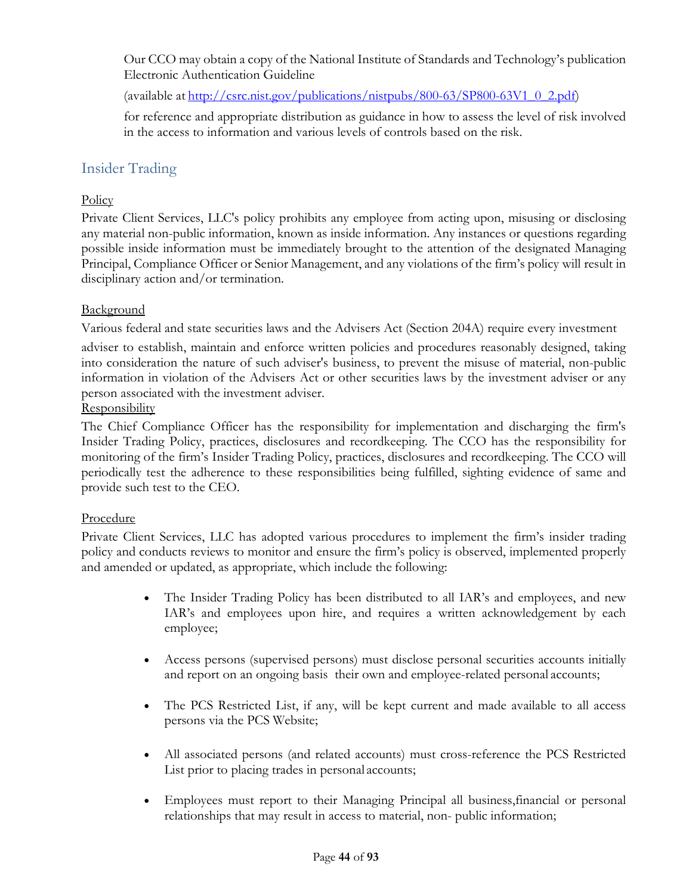Our CCO may obtain a copy of the National Institute of Standards and Technology's publication Electronic Authentication Guideline

(available at [http://csrc.nist.gov/publications/nistpubs/800-63/SP800-63V1_0_2.pdf](http://csrc.nist.gov/publications/nistpubs/800-63/SP800-63V1_0_2.pdf))

for reference and appropriate distribution as guidance in how to assess the level of risk involved in the access to information and various levels of controls based on the risk.

## Insider Trading

<u>Policy</u>

Private Client Services, LLC's policy prohibits any employee from acting upon, misusing or disclosing any material non-public information, known as inside information. Any instances or questions regarding possible inside information must be immediately brought to the attention of the designated Managing Principal, Compliance Officer or Senior Management, and any violations of the firm's policy will result in disciplinary action and/or termination.

<u>Background</u>

Various federal and state securities laws and the Advisers Act (Section 204A) require every investment adviser to establish, maintain and enforce written policies and procedures reasonably designed, taking into consideration the nature of such adviser's business, to prevent the misuse of material, non-public information in violation of the Advisers Act or other securities laws by the investment adviser or any person associated with the investment adviser.

<u>Responsibility</u>

The Chief Compliance Officer has the responsibility for implementation and discharging the firm's Insider Trading Policy, practices, disclosures and recordkeeping. The CCO has the responsibility for monitoring of the firm's Insider Trading Policy, practices, disclosures and recordkeeping. The CCO will periodically test the adherence to these responsibilities being fulfilled, sighting evidence of same and provide such test to the CEO.

<u>Procedure</u>

Private Client Services, LLC has adopted various procedures to implement the firm's insider trading policy and conducts reviews to monitor and ensure the firm's policy is observed, implemented properly and amended or updated, as appropriate, which include the following:

- The Insider Trading Policy has been distributed to all IAR's and employees, and new IAR's and employees upon hire, and requires a written acknowledgement by each employee;

- Access persons (supervised persons) must disclose personal securities accounts initially and report on an ongoing basis their own and employee-related personal accounts;

- The PCS Restricted List, if any, will be kept current and made available to all access persons via the PCS Website;

- All associated persons (and related accounts) must cross-reference the PCS Restricted List prior to placing trades in personal accounts;

- Employees must report to their Managing Principal all business,financial or personal relationships that may result in access to material, non- public information;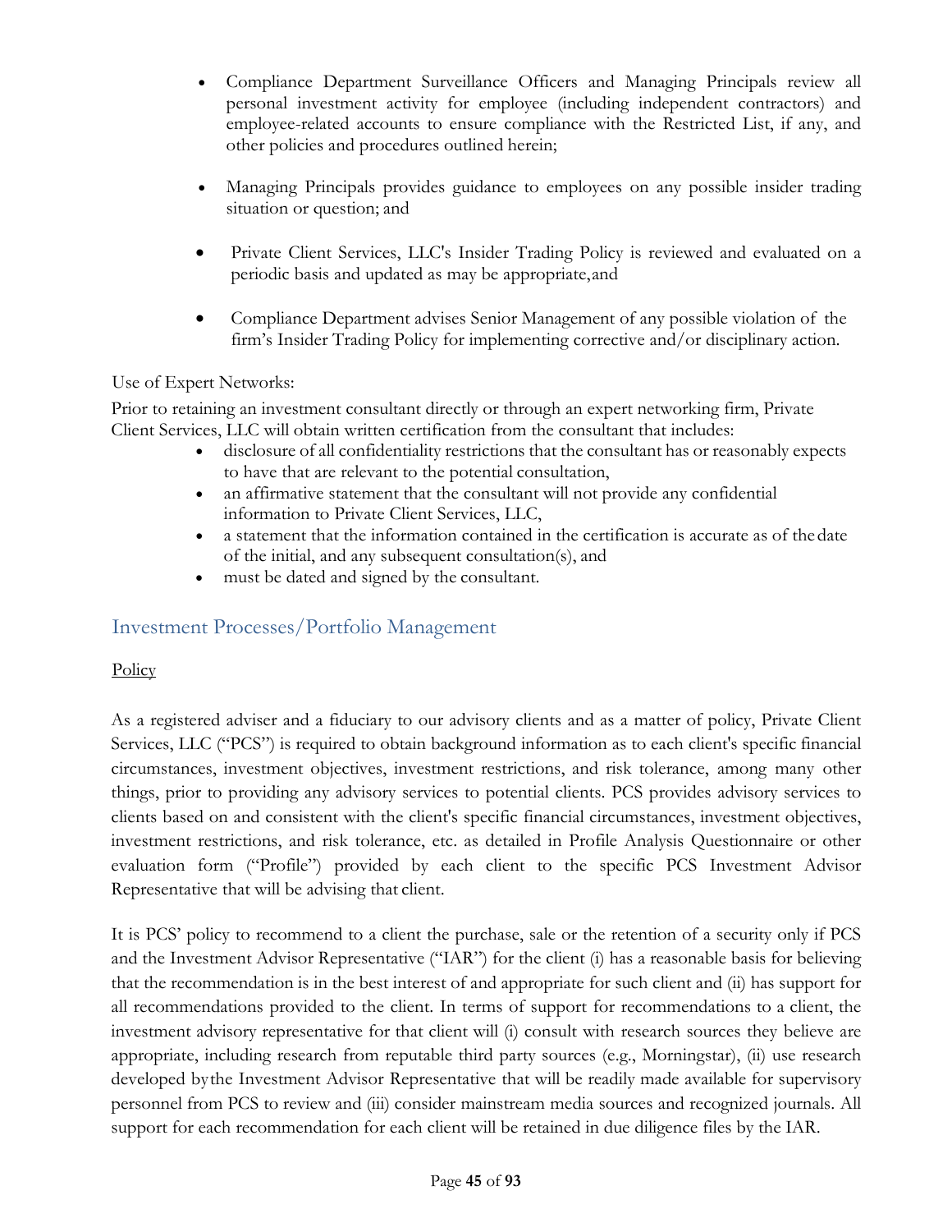- Compliance Department Surveillance Officers and Managing Principals review all personal investment activity for employee (including independent contractors) and employee-related accounts to ensure compliance with the Restricted List, if any, and other policies and procedures outlined herein;
- Managing Principals provides guidance to employees on any possible insider trading situation or question; and
- Private Client Services, LLC's Insider Trading Policy is reviewed and evaluated on a periodic basis and updated as may be appropriate,and
- Compliance Department advises Senior Management of any possible violation of the firm's Insider Trading Policy for implementing corrective and/or disciplinary action.

Use of Expert Networks:

Prior to retaining an investment consultant directly or through an expert networking firm, Private Client Services, LLC will obtain written certification from the consultant that includes:

- disclosure of all confidentiality restrictions that the consultant has or reasonably expects to have that are relevant to the potential consultation,
- an affirmative statement that the consultant will not provide any confidential information to Private Client Services, LLC,
- a statement that the information contained in the certification is accurate as of the date of the initial, and any subsequent consultation(s), and
- must be dated and signed by the consultant.

## Investment Processes/Portfolio Management

Policy

As a registered adviser and a fiduciary to our advisory clients and as a matter of policy, Private Client Services, LLC ("PCS") is required to obtain background information as to each client's specific financial circumstances, investment objectives, investment restrictions, and risk tolerance, among many other things, prior to providing any advisory services to potential clients. PCS provides advisory services to clients based on and consistent with the client's specific financial circumstances, investment objectives, investment restrictions, and risk tolerance, etc. as detailed in Profile Analysis Questionnaire or other evaluation form ("Profile") provided by each client to the specific PCS Investment Advisor Representative that will be advising that client.

It is PCS' policy to recommend to a client the purchase, sale or the retention of a security only if PCS and the Investment Advisor Representative ("IAR") for the client (i) has a reasonable basis for believing that the recommendation is in the best interest of and appropriate for such client and (ii) has support for all recommendations provided to the client. In terms of support for recommendations to a client, the investment advisory representative for that client will (i) consult with research sources they believe are appropriate, including research from reputable third party sources (e.g., Morningstar), (ii) use research developed by the Investment Advisor Representative that will be readily made available for supervisory personnel from PCS to review and (iii) consider mainstream media sources and recognized journals. All support for each recommendation for each client will be retained in due diligence files by the IAR.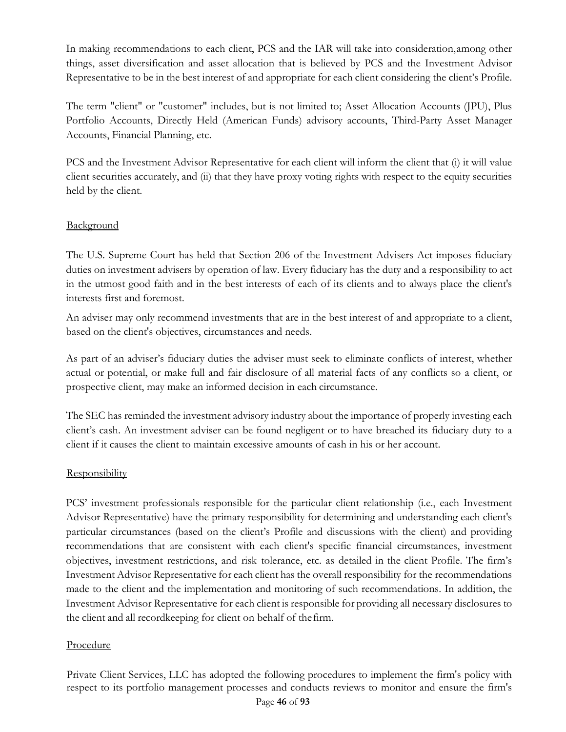In making recommendations to each client, PCS and the IAR will take into consideration,among other things, asset diversification and asset allocation that is believed by PCS and the Investment Advisor Representative to be in the best interest of and appropriate for each client considering the client's Profile.

The term "client" or "customer" includes, but is not limited to; Asset Allocation Accounts (JPU), Plus Portfolio Accounts, Directly Held (American Funds) advisory accounts, Third-Party Asset Manager Accounts, Financial Planning, etc.

PCS and the Investment Advisor Representative for each client will inform the client that (i) it will value client securities accurately, and (ii) that they have proxy voting rights with respect to the equity securities held by the client.

## Background

The U.S. Supreme Court has held that Section 206 of the Investment Advisers Act imposes fiduciary duties on investment advisers by operation of law. Every fiduciary has the duty and a responsibility to act in the utmost good faith and in the best interests of each of its clients and to always place the client's interests first and foremost.

An adviser may only recommend investments that are in the best interest of and appropriate to a client, based on the client's objectives, circumstances and needs.

As part of an adviser's fiduciary duties the adviser must seek to eliminate conflicts of interest, whether actual or potential, or make full and fair disclosure of all material facts of any conflicts so a client, or prospective client, may make an informed decision in each circumstance.

The SEC has reminded the investment advisory industry about the importance of properly investing each client's cash. An investment adviser can be found negligent or to have breached its fiduciary duty to a client if it causes the client to maintain excessive amounts of cash in his or her account.

## Responsibility

PCS' investment professionals responsible for the particular client relationship (i.e., each Investment Advisor Representative) have the primary responsibility for determining and understanding each client's particular circumstances (based on the client's Profile and discussions with the client) and providing recommendations that are consistent with each client's specific financial circumstances, investment objectives, investment restrictions, and risk tolerance, etc. as detailed in the client Profile. The firm's Investment Advisor Representative for each client has the overall responsibility for the recommendations made to the client and the implementation and monitoring of such recommendations. In addition, the Investment Advisor Representative for each client is responsible for providing all necessary disclosures to the client and all recordkeeping for client on behalf of the firm.

## Procedure

Private Client Services, LLC has adopted the following procedures to implement the firm's policy with respect to its portfolio management processes and conducts reviews to monitor and ensure the firm's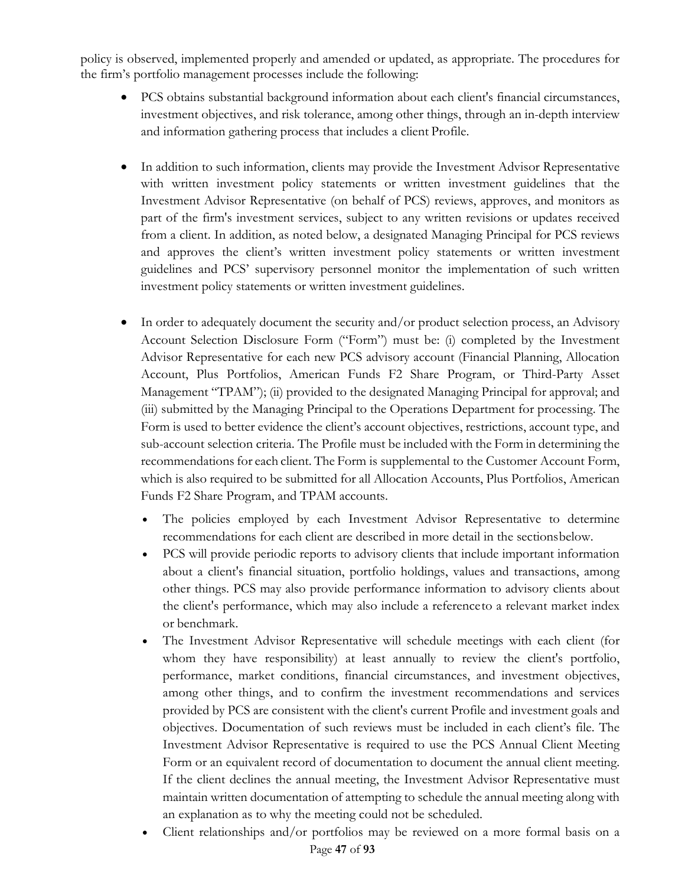policy is observed, implemented properly and amended or updated, as appropriate. The procedures for the firm's portfolio management processes include the following:

- PCS obtains substantial background information about each client's financial circumstances, investment objectives, and risk tolerance, among other things, through an in-depth interview and information gathering process that includes a client Profile.

- In addition to such information, clients may provide the Investment Advisor Representative with written investment policy statements or written investment guidelines that the Investment Advisor Representative (on behalf of PCS) reviews, approves, and monitors as part of the firm's investment services, subject to any written revisions or updates received from a client. In addition, as noted below, a designated Managing Principal for PCS reviews and approves the client's written investment policy statements or written investment guidelines and PCS' supervisory personnel monitor the implementation of such written investment policy statements or written investment guidelines.

- In order to adequately document the security and/or product selection process, an Advisory Account Selection Disclosure Form ("Form") must be: (i) completed by the Investment Advisor Representative for each new PCS advisory account (Financial Planning, Allocation Account, Plus Portfolios, American Funds F2 Share Program, or Third-Party Asset Management "TPAM"); (ii) provided to the designated Managing Principal for approval; and (iii) submitted by the Managing Principal to the Operations Department for processing. The Form is used to better evidence the client's account objectives, restrictions, account type, and sub-account selection criteria. The Profile must be included with the Form in determining the recommendations for each client. The Form is supplemental to the Customer Account Form, which is also required to be submitted for all Allocation Accounts, Plus Portfolios, American Funds F2 Share Program, and TPAM accounts.
  - The policies employed by each Investment Advisor Representative to determine recommendations for each client are described in more detail in the sections below.
  - PCS will provide periodic reports to advisory clients that include important information about a client's financial situation, portfolio holdings, values and transactions, among other things. PCS may also provide performance information to advisory clients about the client's performance, which may also include a reference to a relevant market index or benchmark.
  - The Investment Advisor Representative will schedule meetings with each client (for whom they have responsibility) at least annually to review the client's portfolio, performance, market conditions, financial circumstances, and investment objectives, among other things, and to confirm the investment recommendations and services provided by PCS are consistent with the client's current Profile and investment goals and objectives. Documentation of such reviews must be included in each client's file. The Investment Advisor Representative is required to use the PCS Annual Client Meeting Form or an equivalent record of documentation to document the annual client meeting. If the client declines the annual meeting, the Investment Advisor Representative must maintain written documentation of attempting to schedule the annual meeting along with an explanation as to why the meeting could not be scheduled.
  - Client relationships and/or portfolios may be reviewed on a more formal basis on a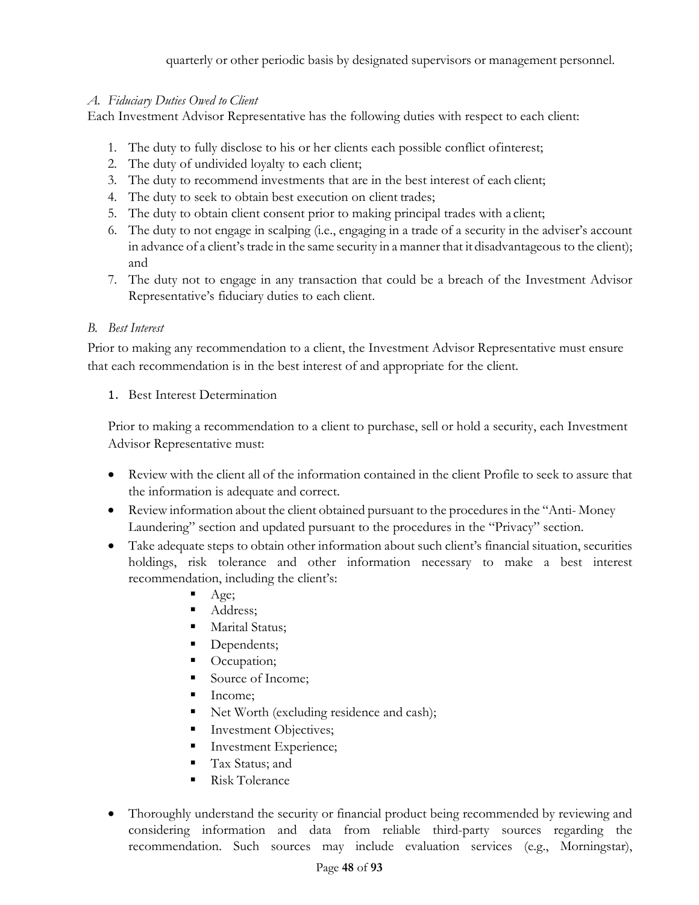quarterly or other periodic basis by designated supervisors or management personnel.

*A. Fiduciary Duties Owed to Client*

Each Investment Advisor Representative has the following duties with respect to each client:

1. The duty to fully disclose to his or her clients each possible conflict ofinterest;
2. The duty of undivided loyalty to each client;
3. The duty to recommend investments that are in the best interest of each client;
4. The duty to seek to obtain best execution on client trades;
5. The duty to obtain client consent prior to making principal trades with a client;
6. The duty to not engage in scalping (i.e., engaging in a trade of a security in the adviser's account in advance of a client's trade in the same security in a manner that it disadvantageous to the client); and
7. The duty not to engage in any transaction that could be a breach of the Investment Advisor Representative's fiduciary duties to each client.

*B. Best Interest*

Prior to making any recommendation to a client, the Investment Advisor Representative must ensure that each recommendation is in the best interest of and appropriate for the client.

1. Best Interest Determination

Prior to making a recommendation to a client to purchase, sell or hold a security, each Investment Advisor Representative must:

- Review with the client all of the information contained in the client Profile to seek to assure that the information is adequate and correct.
- Review information about the client obtained pursuant to the procedures in the "Anti- Money Laundering" section and updated pursuant to the procedures in the "Privacy" section.
- Take adequate steps to obtain other information about such client's financial situation, securities holdings, risk tolerance and other information necessary to make a best interest recommendation, including the client's:
    - Age;
    - Address;
    - Marital Status;
    - Dependents;
    - Occupation;
    - Source of Income;
    - Income;
    - Net Worth (excluding residence and cash);
    - Investment Objectives;
    - Investment Experience;
    - Tax Status; and
    - Risk Tolerance
- Thoroughly understand the security or financial product being recommended by reviewing and considering information and data from reliable third-party sources regarding the recommendation. Such sources may include evaluation services (e.g., Morningstar),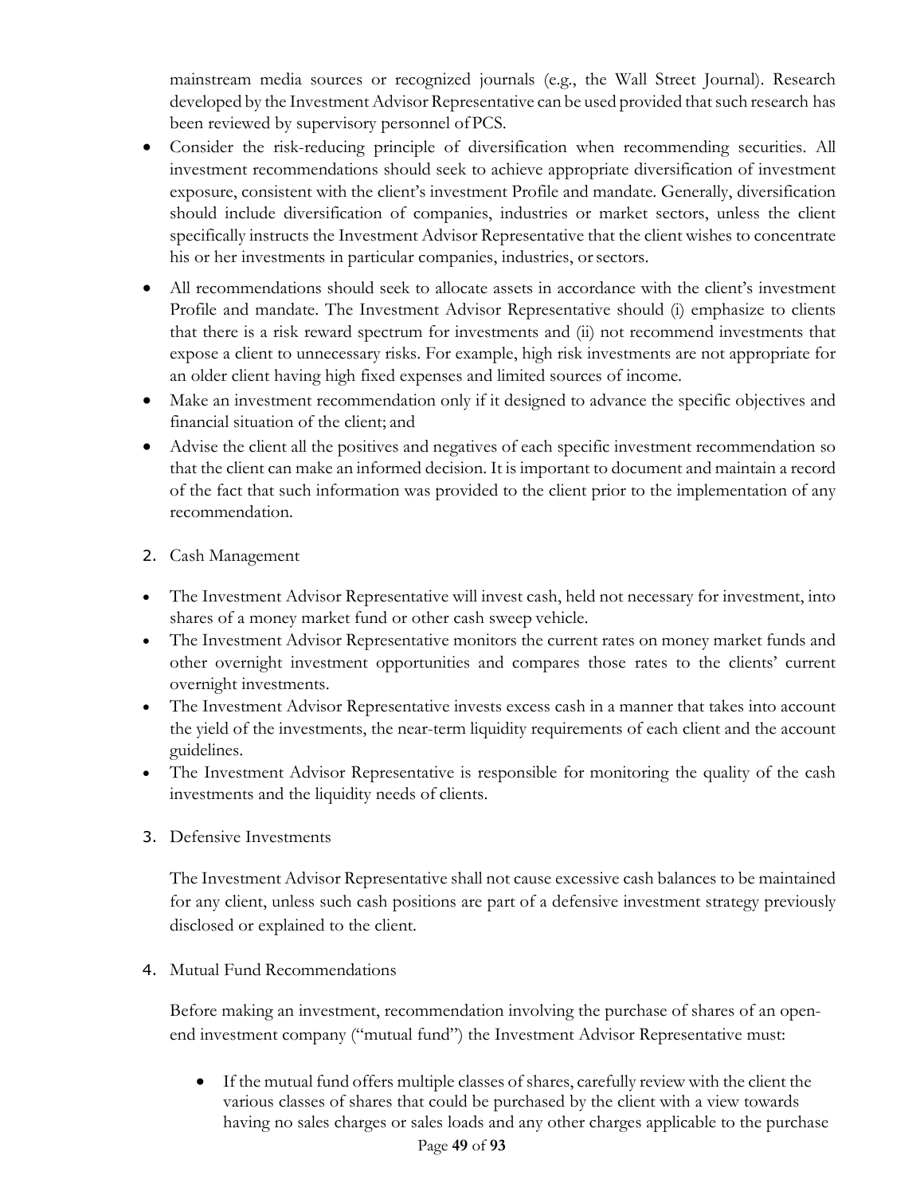mainstream media sources or recognized journals (e.g., the Wall Street Journal). Research developed by the Investment Advisor Representative can be used provided that such research has been reviewed by supervisory personnel of PCS.

- Consider the risk-reducing principle of diversification when recommending securities. All investment recommendations should seek to achieve appropriate diversification of investment exposure, consistent with the client's investment Profile and mandate. Generally, diversification should include diversification of companies, industries or market sectors, unless the client specifically instructs the Investment Advisor Representative that the client wishes to concentrate his or her investments in particular companies, industries, or sectors.
- All recommendations should seek to allocate assets in accordance with the client's investment Profile and mandate. The Investment Advisor Representative should (i) emphasize to clients that there is a risk reward spectrum for investments and (ii) not recommend investments that expose a client to unnecessary risks. For example, high risk investments are not appropriate for an older client having high fixed expenses and limited sources of income.
- Make an investment recommendation only if it designed to advance the specific objectives and financial situation of the client; and
- Advise the client all the positives and negatives of each specific investment recommendation so that the client can make an informed decision. It is important to document and maintain a record of the fact that such information was provided to the client prior to the implementation of any recommendation.

2. Cash Management

- The Investment Advisor Representative will invest cash, held not necessary for investment, into shares of a money market fund or other cash sweep vehicle.
- The Investment Advisor Representative monitors the current rates on money market funds and other overnight investment opportunities and compares those rates to the clients' current overnight investments.
- The Investment Advisor Representative invests excess cash in a manner that takes into account the yield of the investments, the near-term liquidity requirements of each client and the account guidelines.
- The Investment Advisor Representative is responsible for monitoring the quality of the cash investments and the liquidity needs of clients.

3. Defensive Investments

The Investment Advisor Representative shall not cause excessive cash balances to be maintained for any client, unless such cash positions are part of a defensive investment strategy previously disclosed or explained to the client.

4. Mutual Fund Recommendations

Before making an investment, recommendation involving the purchase of shares of an open-end investment company ("mutual fund") the Investment Advisor Representative must:

- If the mutual fund offers multiple classes of shares, carefully review with the client the various classes of shares that could be purchased by the client with a view towards having no sales charges or sales loads and any other charges applicable to the purchase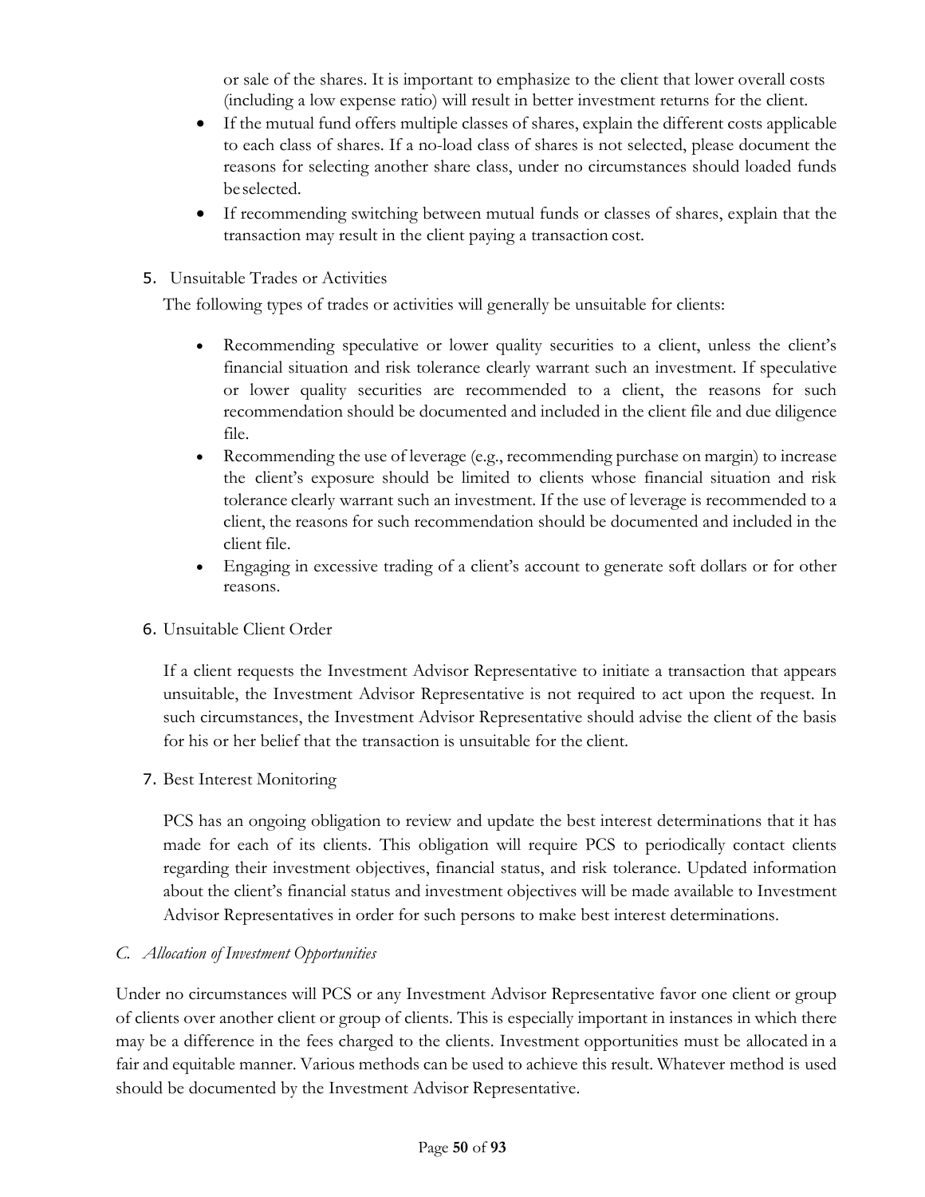or sale of the shares. It is important to emphasize to the client that lower overall costs (including a low expense ratio) will result in better investment returns for the client.

- If the mutual fund offers multiple classes of shares, explain the different costs applicable to each class of shares. If a no-load class of shares is not selected, please document the reasons for selecting another share class, under no circumstances should loaded funds be selected.
- If recommending switching between mutual funds or classes of shares, explain that the transaction may result in the client paying a transaction cost.

5. Unsuitable Trades or Activities

The following types of trades or activities will generally be unsuitable for clients:

- Recommending speculative or lower quality securities to a client, unless the client's financial situation and risk tolerance clearly warrant such an investment. If speculative or lower quality securities are recommended to a client, the reasons for such recommendation should be documented and included in the client file and due diligence file.
- Recommending the use of leverage (e.g., recommending purchase on margin) to increase the client's exposure should be limited to clients whose financial situation and risk tolerance clearly warrant such an investment. If the use of leverage is recommended to a client, the reasons for such recommendation should be documented and included in the client file.
- Engaging in excessive trading of a client's account to generate soft dollars or for other reasons.

6. Unsuitable Client Order

If a client requests the Investment Advisor Representative to initiate a transaction that appears unsuitable, the Investment Advisor Representative is not required to act upon the request. In such circumstances, the Investment Advisor Representative should advise the client of the basis for his or her belief that the transaction is unsuitable for the client.

7. Best Interest Monitoring

PCS has an ongoing obligation to review and update the best interest determinations that it has made for each of its clients. This obligation will require PCS to periodically contact clients regarding their investment objectives, financial status, and risk tolerance. Updated information about the client's financial status and investment objectives will be made available to Investment Advisor Representatives in order for such persons to make best interest determinations.

*C. Allocation of Investment Opportunities*

Under no circumstances will PCS or any Investment Advisor Representative favor one client or group of clients over another client or group of clients. This is especially important in instances in which there may be a difference in the fees charged to the clients. Investment opportunities must be allocated in a fair and equitable manner. Various methods can be used to achieve this result. Whatever method is used should be documented by the Investment Advisor Representative.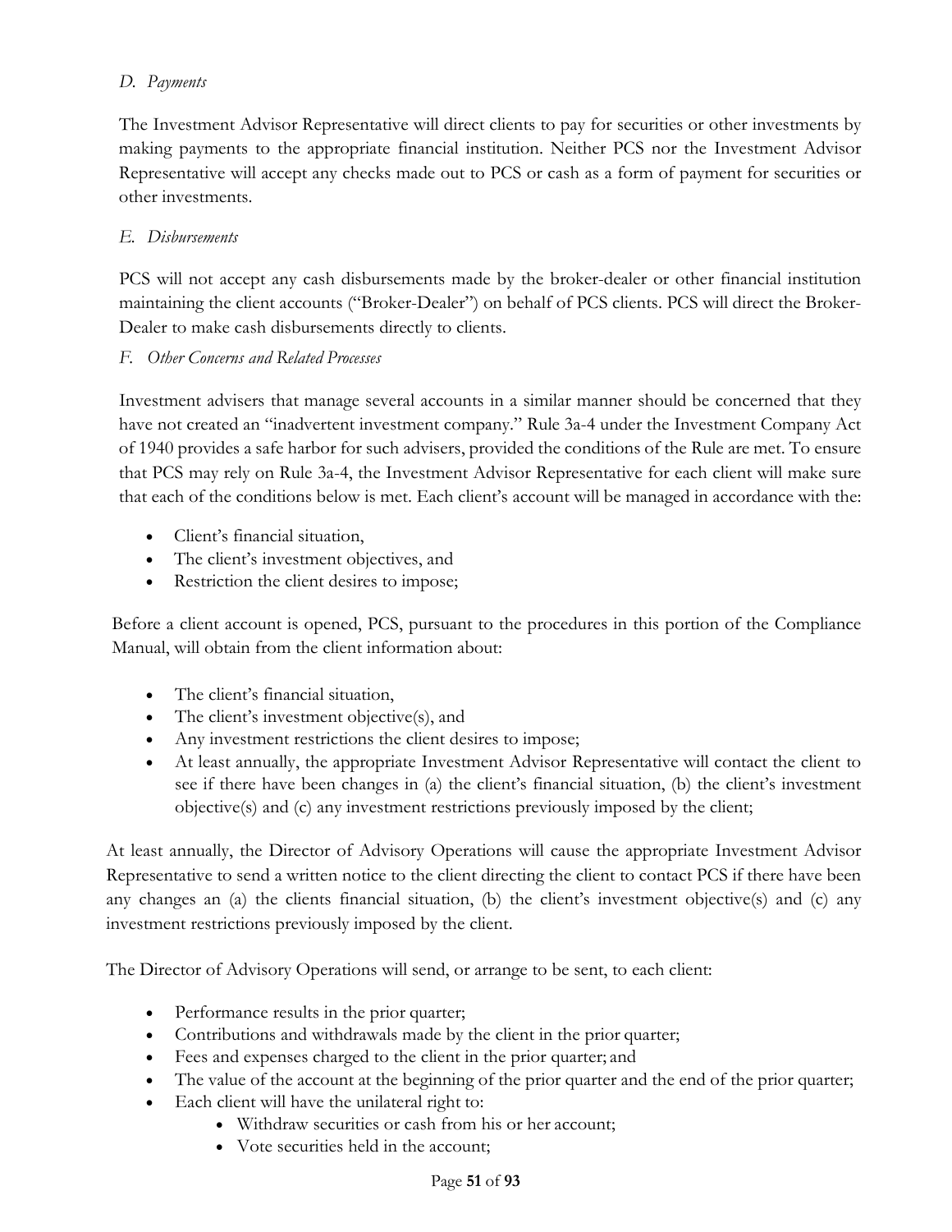*D. Payments*

The Investment Advisor Representative will direct clients to pay for securities or other investments by making payments to the appropriate financial institution. Neither PCS nor the Investment Advisor Representative will accept any checks made out to PCS or cash as a form of payment for securities or other investments.

*E. Disbursements*

PCS will not accept any cash disbursements made by the broker-dealer or other financial institution maintaining the client accounts ("Broker-Dealer") on behalf of PCS clients. PCS will direct the Broker-Dealer to make cash disbursements directly to clients.

*F. Other Concerns and Related Processes*

Investment advisers that manage several accounts in a similar manner should be concerned that they have not created an "inadvertent investment company." Rule 3a-4 under the Investment Company Act of 1940 provides a safe harbor for such advisers, provided the conditions of the Rule are met. To ensure that PCS may rely on Rule 3a-4, the Investment Advisor Representative for each client will make sure that each of the conditions below is met. Each client's account will be managed in accordance with the:

- Client's financial situation,
- The client's investment objectives, and
- Restriction the client desires to impose;

Before a client account is opened, PCS, pursuant to the procedures in this portion of the Compliance Manual, will obtain from the client information about:

- The client's financial situation,
- The client's investment objective(s), and
- Any investment restrictions the client desires to impose;
- At least annually, the appropriate Investment Advisor Representative will contact the client to see if there have been changes in (a) the client's financial situation, (b) the client's investment objective(s) and (c) any investment restrictions previously imposed by the client;

At least annually, the Director of Advisory Operations will cause the appropriate Investment Advisor Representative to send a written notice to the client directing the client to contact PCS if there have been any changes an (a) the clients financial situation, (b) the client's investment objective(s) and (c) any investment restrictions previously imposed by the client.

The Director of Advisory Operations will send, or arrange to be sent, to each client:

- Performance results in the prior quarter;
- Contributions and withdrawals made by the client in the prior quarter;
- Fees and expenses charged to the client in the prior quarter; and
- The value of the account at the beginning of the prior quarter and the end of the prior quarter;
- Each client will have the unilateral right to:
    - Withdraw securities or cash from his or her account;
    - Vote securities held in the account;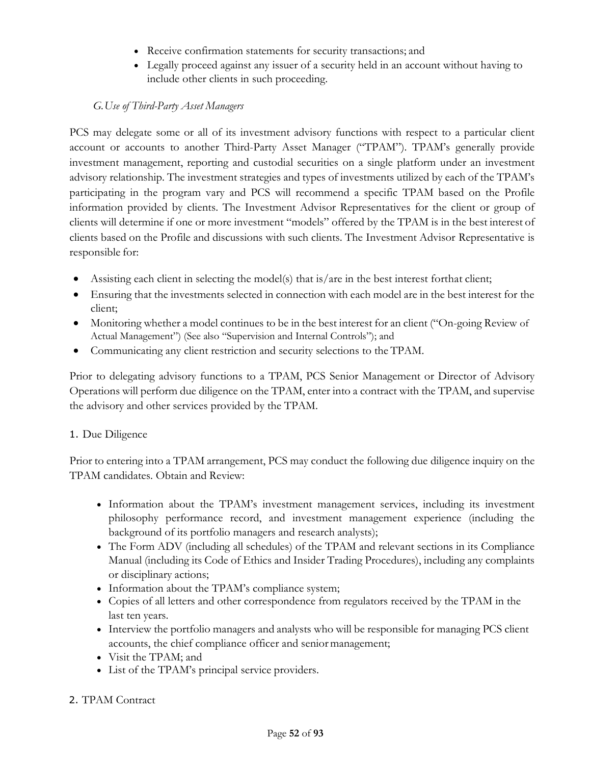- Receive confirmation statements for security transactions; and
- Legally proceed against any issuer of a security held in an account without having to include other clients in such proceeding.

### *G. Use of Third-Party Asset Managers*

PCS may delegate some or all of its investment advisory functions with respect to a particular client account or accounts to another Third-Party Asset Manager ("TPAM"). TPAM's generally provide investment management, reporting and custodial securities on a single platform under an investment advisory relationship. The investment strategies and types of investments utilized by each of the TPAM's participating in the program vary and PCS will recommend a specific TPAM based on the Profile information provided by clients. The Investment Advisor Representatives for the client or group of clients will determine if one or more investment "models" offered by the TPAM is in the best interest of clients based on the Profile and discussions with such clients. The Investment Advisor Representative is responsible for:

- Assisting each client in selecting the model(s) that is/are in the best interest forthat client;
- Ensuring that the investments selected in connection with each model are in the best interest for the client;
- Monitoring whether a model continues to be in the best interest for an client ("On-going Review of Actual Management") (See also "Supervision and Internal Controls"); and
- Communicating any client restriction and security selections to the TPAM.

Prior to delegating advisory functions to a TPAM, PCS Senior Management or Director of Advisory Operations will perform due diligence on the TPAM, enter into a contract with the TPAM, and supervise the advisory and other services provided by the TPAM.

1. Due Diligence

Prior to entering into a TPAM arrangement, PCS may conduct the following due diligence inquiry on the TPAM candidates. Obtain and Review:

- Information about the TPAM's investment management services, including its investment philosophy performance record, and investment management experience (including the background of its portfolio managers and research analysts);
- The Form ADV (including all schedules) of the TPAM and relevant sections in its Compliance Manual (including its Code of Ethics and Insider Trading Procedures), including any complaints or disciplinary actions;
- Information about the TPAM's compliance system;
- Copies of all letters and other correspondence from regulators received by the TPAM in the last ten years.
- Interview the portfolio managers and analysts who will be responsible for managing PCS client accounts, the chief compliance officer and senior management;
- Visit the TPAM; and
- List of the TPAM's principal service providers.

2. TPAM Contract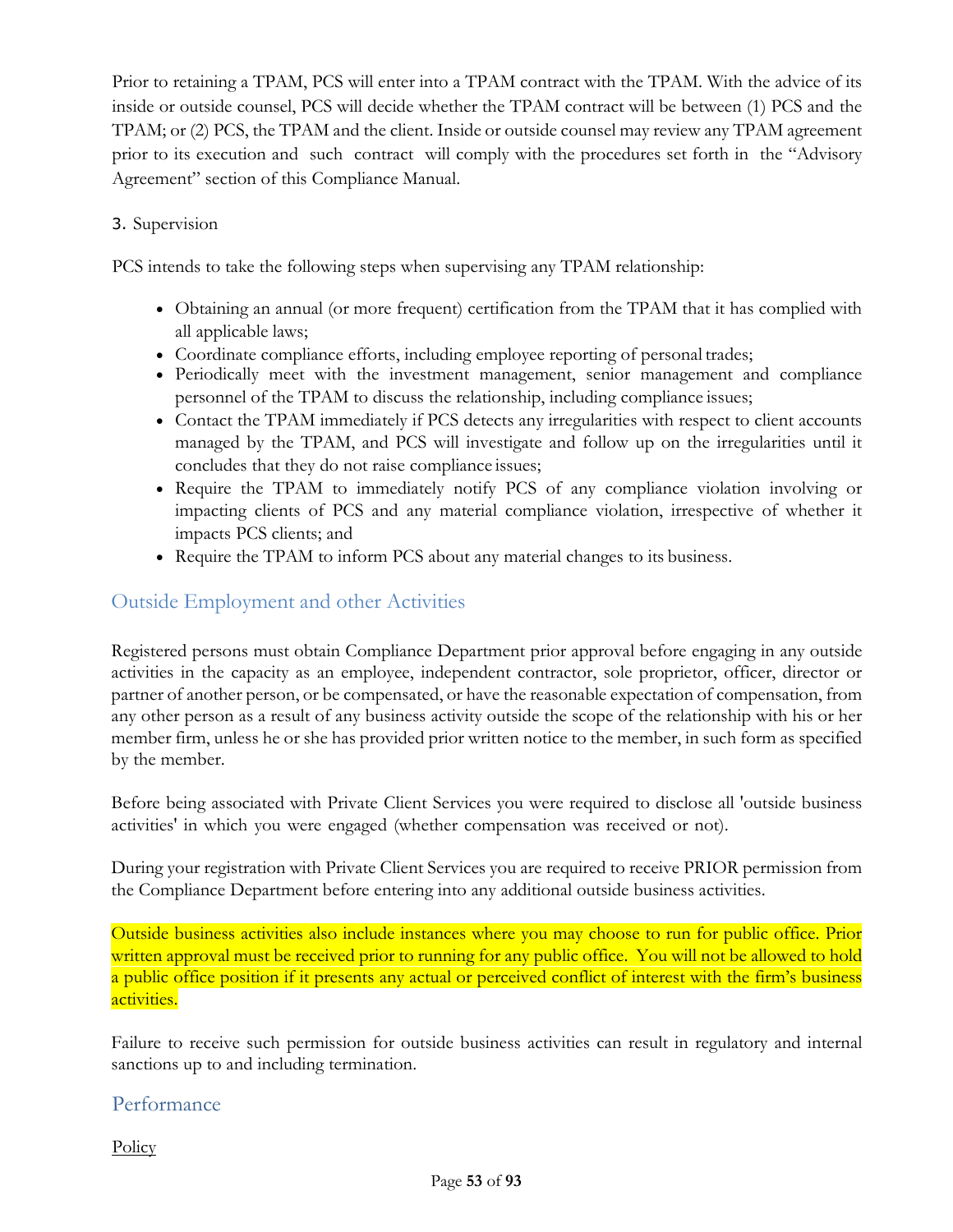Prior to retaining a TPAM, PCS will enter into a TPAM contract with the TPAM. With the advice of its inside or outside counsel, PCS will decide whether the TPAM contract will be between (1) PCS and the TPAM; or (2) PCS, the TPAM and the client. Inside or outside counsel may review any TPAM agreement prior to its execution and such contract will comply with the procedures set forth in the "Advisory Agreement" section of this Compliance Manual.

3. Supervision

PCS intends to take the following steps when supervising any TPAM relationship:

- Obtaining an annual (or more frequent) certification from the TPAM that it has complied with all applicable laws;
- Coordinate compliance efforts, including employee reporting of personal trades;
- Periodically meet with the investment management, senior management and compliance personnel of the TPAM to discuss the relationship, including compliance issues;
- Contact the TPAM immediately if PCS detects any irregularities with respect to client accounts managed by the TPAM, and PCS will investigate and follow up on the irregularities until it concludes that they do not raise compliance issues;
- Require the TPAM to immediately notify PCS of any compliance violation involving or impacting clients of PCS and any material compliance violation, irrespective of whether it impacts PCS clients; and
- Require the TPAM to inform PCS about any material changes to its business.

## Outside Employment and other Activities

Registered persons must obtain Compliance Department prior approval before engaging in any outside activities in the capacity as an employee, independent contractor, sole proprietor, officer, director or partner of another person, or be compensated, or have the reasonable expectation of compensation, from any other person as a result of any business activity outside the scope of the relationship with his or her member firm, unless he or she has provided prior written notice to the member, in such form as specified by the member.

Before being associated with Private Client Services you were required to disclose all 'outside business activities' in which you were engaged (whether compensation was received or not).

During your registration with Private Client Services you are required to receive PRIOR permission from the Compliance Department before entering into any additional outside business activities.

Outside business activities also include instances where you may choose to run for public office. Prior written approval must be received prior to running for any public office. You will not be allowed to hold a public office position if it presents any actual or perceived conflict of interest with the firm's business activities.

Failure to receive such permission for outside business activities can result in regulatory and internal sanctions up to and including termination.

## Performance

Policy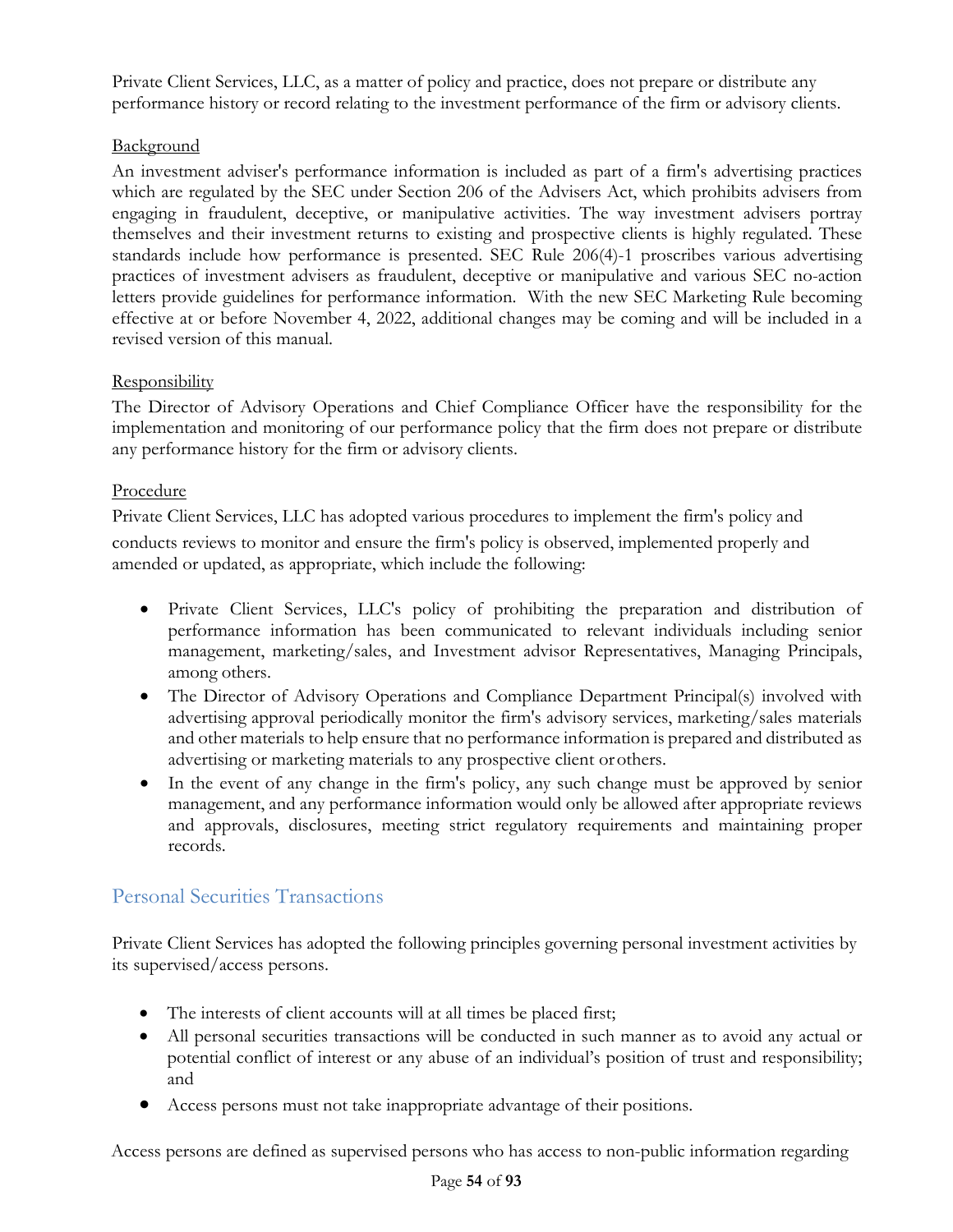Private Client Services, LLC, as a matter of policy and practice, does not prepare or distribute any performance history or record relating to the investment performance of the firm or advisory clients.

Background

An investment adviser's performance information is included as part of a firm's advertising practices which are regulated by the SEC under Section 206 of the Advisers Act, which prohibits advisers from engaging in fraudulent, deceptive, or manipulative activities. The way investment advisers portray themselves and their investment returns to existing and prospective clients is highly regulated. These standards include how performance is presented. SEC Rule 206(4)-1 proscribes various advertising practices of investment advisers as fraudulent, deceptive or manipulative and various SEC no-action letters provide guidelines for performance information. With the new SEC Marketing Rule becoming effective at or before November 4, 2022, additional changes may be coming and will be included in a revised version of this manual.

Responsibility

The Director of Advisory Operations and Chief Compliance Officer have the responsibility for the implementation and monitoring of our performance policy that the firm does not prepare or distribute any performance history for the firm or advisory clients.

Procedure

Private Client Services, LLC has adopted various procedures to implement the firm's policy and conducts reviews to monitor and ensure the firm's policy is observed, implemented properly and amended or updated, as appropriate, which include the following:

- Private Client Services, LLC's policy of prohibiting the preparation and distribution of performance information has been communicated to relevant individuals including senior management, marketing/sales, and Investment advisor Representatives, Managing Principals, among others.
- The Director of Advisory Operations and Compliance Department Principal(s) involved with advertising approval periodically monitor the firm's advisory services, marketing/sales materials and other materials to help ensure that no performance information is prepared and distributed as advertising or marketing materials to any prospective client or others.
- In the event of any change in the firm's policy, any such change must be approved by senior management, and any performance information would only be allowed after appropriate reviews and approvals, disclosures, meeting strict regulatory requirements and maintaining proper records.

## Personal Securities Transactions

Private Client Services has adopted the following principles governing personal investment activities by its supervised/access persons.

- The interests of client accounts will at all times be placed first;
- All personal securities transactions will be conducted in such manner as to avoid any actual or potential conflict of interest or any abuse of an individual's position of trust and responsibility; and
- Access persons must not take inappropriate advantage of their positions.

Access persons are defined as supervised persons who has access to non-public information regarding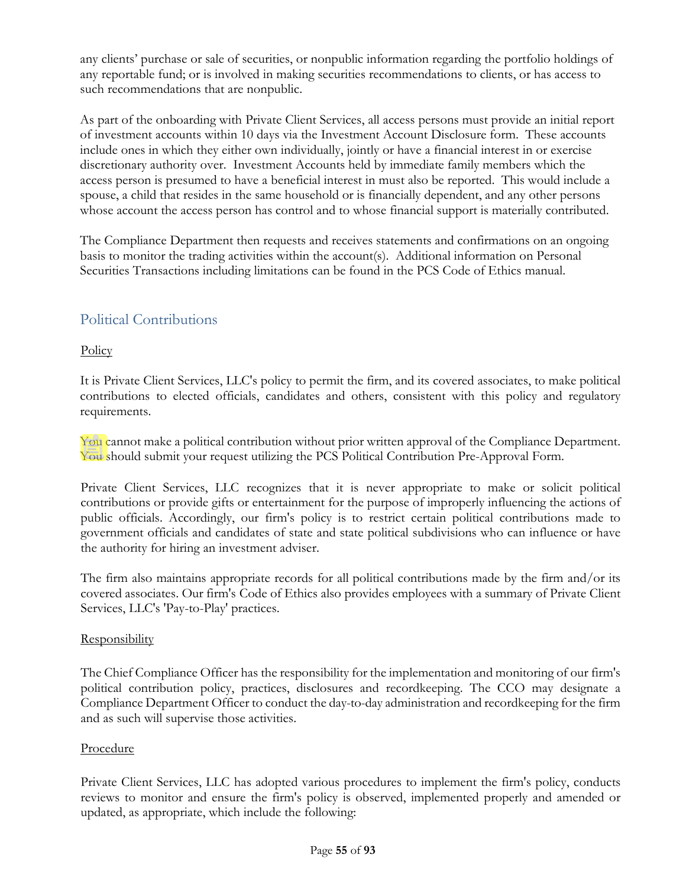any clients' purchase or sale of securities, or nonpublic information regarding the portfolio holdings of any reportable fund; or is involved in making securities recommendations to clients, or has access to such recommendations that are nonpublic.

As part of the onboarding with Private Client Services, all access persons must provide an initial report of investment accounts within 10 days via the Investment Account Disclosure form. These accounts include ones in which they either own individually, jointly or have a financial interest in or exercise discretionary authority over. Investment Accounts held by immediate family members which the access person is presumed to have a beneficial interest in must also be reported. This would include a spouse, a child that resides in the same household or is financially dependent, and any other persons whose account the access person has control and to whose financial support is materially contributed.

The Compliance Department then requests and receives statements and confirmations on an ongoing basis to monitor the trading activities within the account(s). Additional information on Personal Securities Transactions including limitations can be found in the PCS Code of Ethics manual.

## Political Contributions

Policy

It is Private Client Services, LLC's policy to permit the firm, and its covered associates, to make political contributions to elected officials, candidates and others, consistent with this policy and regulatory requirements.

You cannot make a political contribution without prior written approval of the Compliance Department. You should submit your request utilizing the PCS Political Contribution Pre-Approval Form.

Private Client Services, LLC recognizes that it is never appropriate to make or solicit political contributions or provide gifts or entertainment for the purpose of improperly influencing the actions of public officials. Accordingly, our firm's policy is to restrict certain political contributions made to government officials and candidates of state and state political subdivisions who can influence or have the authority for hiring an investment adviser.

The firm also maintains appropriate records for all political contributions made by the firm and/or its covered associates. Our firm's Code of Ethics also provides employees with a summary of Private Client Services, LLC's 'Pay-to-Play' practices.

Responsibility

The Chief Compliance Officer has the responsibility for the implementation and monitoring of our firm's political contribution policy, practices, disclosures and recordkeeping. The CCO may designate a Compliance Department Officer to conduct the day-to-day administration and recordkeeping for the firm and as such will supervise those activities.

Procedure

Private Client Services, LLC has adopted various procedures to implement the firm's policy, conducts reviews to monitor and ensure the firm's policy is observed, implemented properly and amended or updated, as appropriate, which include the following: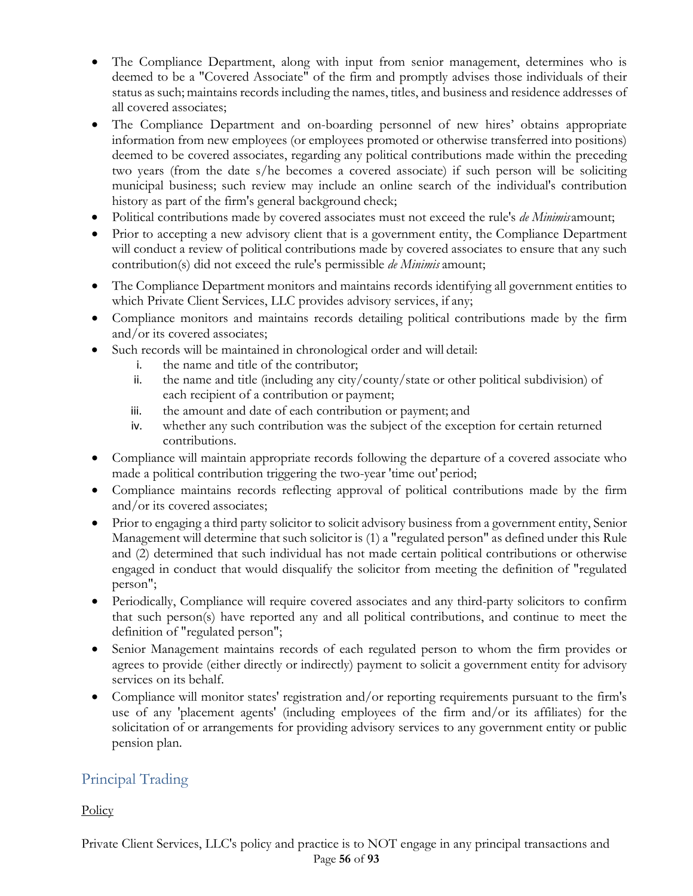- The Compliance Department, along with input from senior management, determines who is deemed to be a "Covered Associate" of the firm and promptly advises those individuals of their status as such; maintains records including the names, titles, and business and residence addresses of all covered associates;
- The Compliance Department and on-boarding personnel of new hires' obtains appropriate information from new employees (or employees promoted or otherwise transferred into positions) deemed to be covered associates, regarding any political contributions made within the preceding two years (from the date s/he becomes a covered associate) if such person will be soliciting municipal business; such review may include an online search of the individual's contribution history as part of the firm's general background check;
- Political contributions made by covered associates must not exceed the rule's *de Minimis* amount;
- Prior to accepting a new advisory client that is a government entity, the Compliance Department will conduct a review of political contributions made by covered associates to ensure that any such contribution(s) did not exceed the rule's permissible *de Minimis* amount;
- The Compliance Department monitors and maintains records identifying all government entities to which Private Client Services, LLC provides advisory services, if any;
- Compliance monitors and maintains records detailing political contributions made by the firm and/or its covered associates;
- Such records will be maintained in chronological order and will detail:
    i. the name and title of the contributor;
    ii. the name and title (including any city/county/state or other political subdivision) of each recipient of a contribution or payment;
    iii. the amount and date of each contribution or payment; and
    iv. whether any such contribution was the subject of the exception for certain returned contributions.
- Compliance will maintain appropriate records following the departure of a covered associate who made a political contribution triggering the two-year 'time out' period;
- Compliance maintains records reflecting approval of political contributions made by the firm and/or its covered associates;
- Prior to engaging a third party solicitor to solicit advisory business from a government entity, Senior Management will determine that such solicitor is (1) a "regulated person" as defined under this Rule and (2) determined that such individual has not made certain political contributions or otherwise engaged in conduct that would disqualify the solicitor from meeting the definition of "regulated person";
- Periodically, Compliance will require covered associates and any third-party solicitors to confirm that such person(s) have reported any and all political contributions, and continue to meet the definition of "regulated person";
- Senior Management maintains records of each regulated person to whom the firm provides or agrees to provide (either directly or indirectly) payment to solicit a government entity for advisory services on its behalf.
- Compliance will monitor states' registration and/or reporting requirements pursuant to the firm's use of any 'placement agents' (including employees of the firm and/or its affiliates) for the solicitation of or arrangements for providing advisory services to any government entity or public pension plan.

## Principal Trading

Policy

Private Client Services, LLC's policy and practice is to NOT engage in any principal transactions and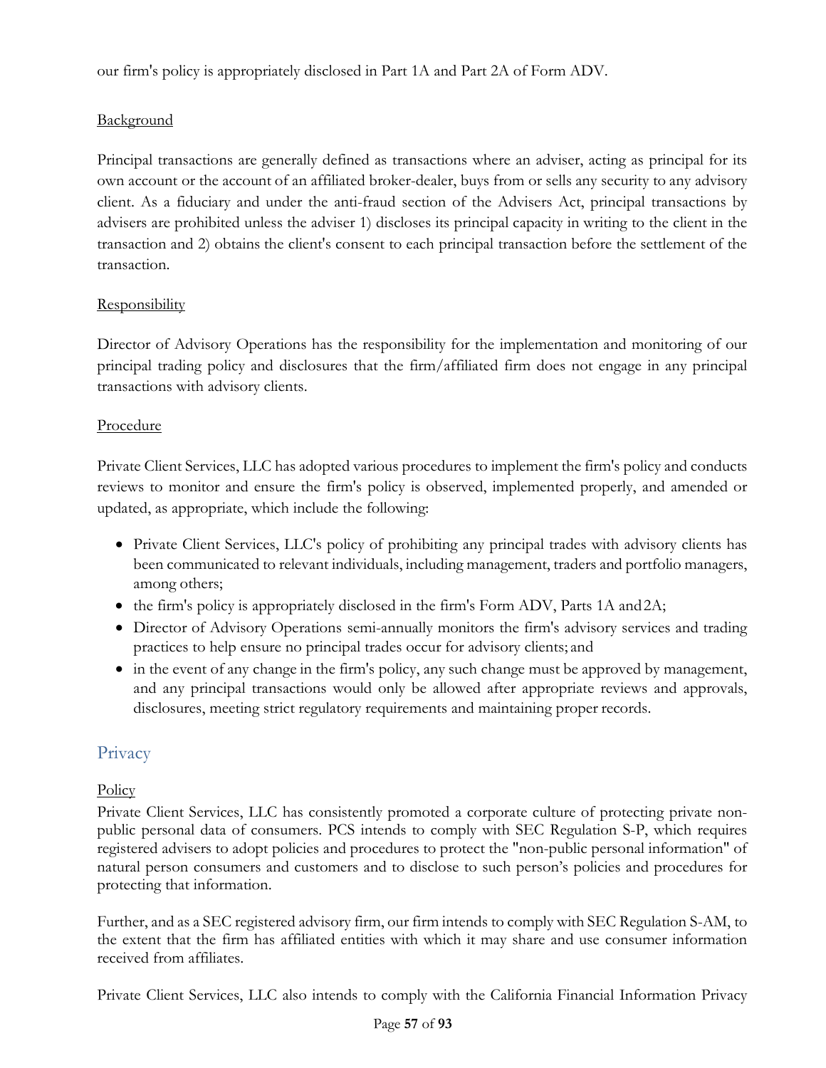our firm's policy is appropriately disclosed in Part 1A and Part 2A of Form ADV.

Background

Principal transactions are generally defined as transactions where an adviser, acting as principal for its own account or the account of an affiliated broker-dealer, buys from or sells any security to any advisory client. As a fiduciary and under the anti-fraud section of the Advisers Act, principal transactions by advisers are prohibited unless the adviser 1) discloses its principal capacity in writing to the client in the transaction and 2) obtains the client's consent to each principal transaction before the settlement of the transaction.

Responsibility

Director of Advisory Operations has the responsibility for the implementation and monitoring of our principal trading policy and disclosures that the firm/affiliated firm does not engage in any principal transactions with advisory clients.

Procedure

Private Client Services, LLC has adopted various procedures to implement the firm's policy and conducts reviews to monitor and ensure the firm's policy is observed, implemented properly, and amended or updated, as appropriate, which include the following:

- Private Client Services, LLC's policy of prohibiting any principal trades with advisory clients has been communicated to relevant individuals, including management, traders and portfolio managers, among others;
- the firm's policy is appropriately disclosed in the firm's Form ADV, Parts 1A and 2A;
- Director of Advisory Operations semi-annually monitors the firm's advisory services and trading practices to help ensure no principal trades occur for advisory clients; and
- in the event of any change in the firm's policy, any such change must be approved by management, and any principal transactions would only be allowed after appropriate reviews and approvals, disclosures, meeting strict regulatory requirements and maintaining proper records.

## Privacy

Policy

Private Client Services, LLC has consistently promoted a corporate culture of protecting private non-public personal data of consumers. PCS intends to comply with SEC Regulation S-P, which requires registered advisers to adopt policies and procedures to protect the "non-public personal information" of natural person consumers and customers and to disclose to such person's policies and procedures for protecting that information.

Further, and as a SEC registered advisory firm, our firm intends to comply with SEC Regulation S-AM, to the extent that the firm has affiliated entities with which it may share and use consumer information received from affiliates.

Private Client Services, LLC also intends to comply with the California Financial Information Privacy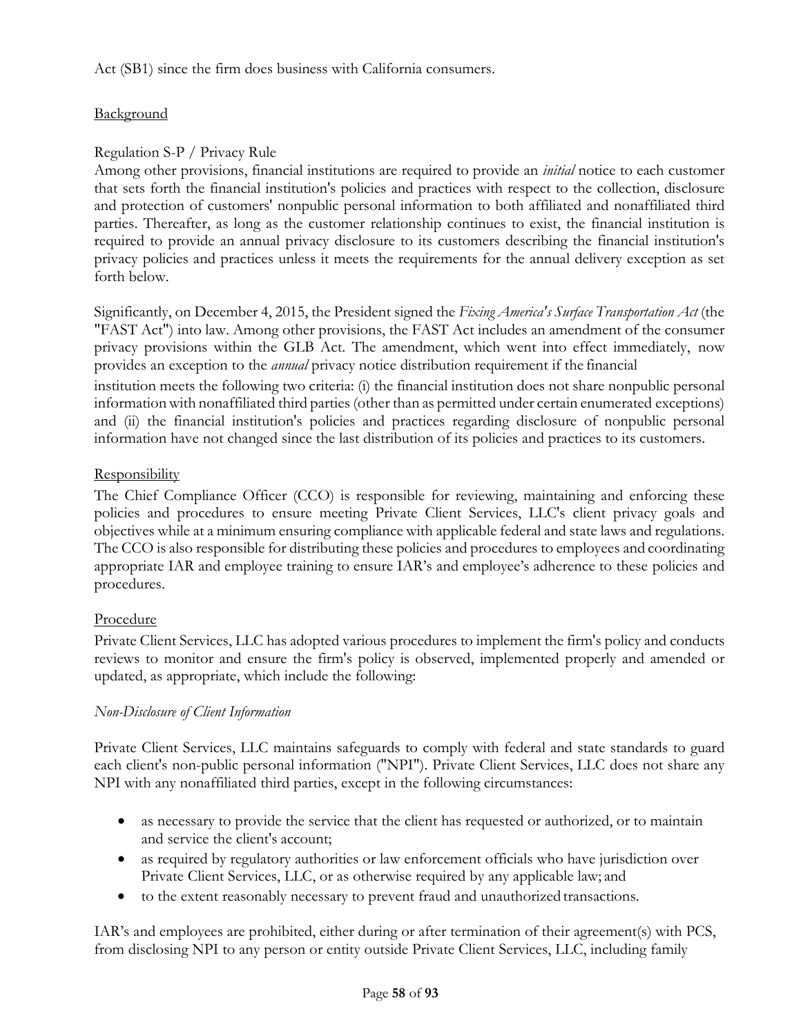Act (SB1) since the firm does business with California consumers.

<u>Background</u>

Regulation S-P / Privacy Rule

Among other provisions, financial institutions are required to provide an *initial* notice to each customer that sets forth the financial institution's policies and practices with respect to the collection, disclosure and protection of customers' nonpublic personal information to both affiliated and nonaffiliated third parties. Thereafter, as long as the customer relationship continues to exist, the financial institution is required to provide an annual privacy disclosure to its customers describing the financial institution's privacy policies and practices unless it meets the requirements for the annual delivery exception as set forth below.

Significantly, on December 4, 2015, the President signed the *Fixing America's Surface Transportation Act* (the "FAST Act") into law. Among other provisions, the FAST Act includes an amendment of the consumer privacy provisions within the GLB Act. The amendment, which went into effect immediately, now provides an exception to the *annual* privacy notice distribution requirement if the financial institution meets the following two criteria: (i) the financial institution does not share nonpublic personal information with nonaffiliated third parties (other than as permitted under certain enumerated exceptions) and (ii) the financial institution's policies and practices regarding disclosure of nonpublic personal information have not changed since the last distribution of its policies and practices to its customers.

<u>Responsibility</u>

The Chief Compliance Officer (CCO) is responsible for reviewing, maintaining and enforcing these policies and procedures to ensure meeting Private Client Services, LLC's client privacy goals and objectives while at a minimum ensuring compliance with applicable federal and state laws and regulations. The CCO is also responsible for distributing these policies and procedures to employees and coordinating appropriate IAR and employee training to ensure IAR's and employee's adherence to these policies and procedures.

<u>Procedure</u>

Private Client Services, LLC has adopted various procedures to implement the firm's policy and conducts reviews to monitor and ensure the firm's policy is observed, implemented properly and amended or updated, as appropriate, which include the following:

*Non-Disclosure of Client Information*

Private Client Services, LLC maintains safeguards to comply with federal and state standards to guard each client's non-public personal information ("NPI"). Private Client Services, LLC does not share any NPI with any nonaffiliated third parties, except in the following circumstances:

- as necessary to provide the service that the client has requested or authorized, or to maintain and service the client's account;
- as required by regulatory authorities or law enforcement officials who have jurisdiction over Private Client Services, LLC, or as otherwise required by any applicable law; and
- to the extent reasonably necessary to prevent fraud and unauthorized transactions.

IAR's and employees are prohibited, either during or after termination of their agreement(s) with PCS, from disclosing NPI to any person or entity outside Private Client Services, LLC, including family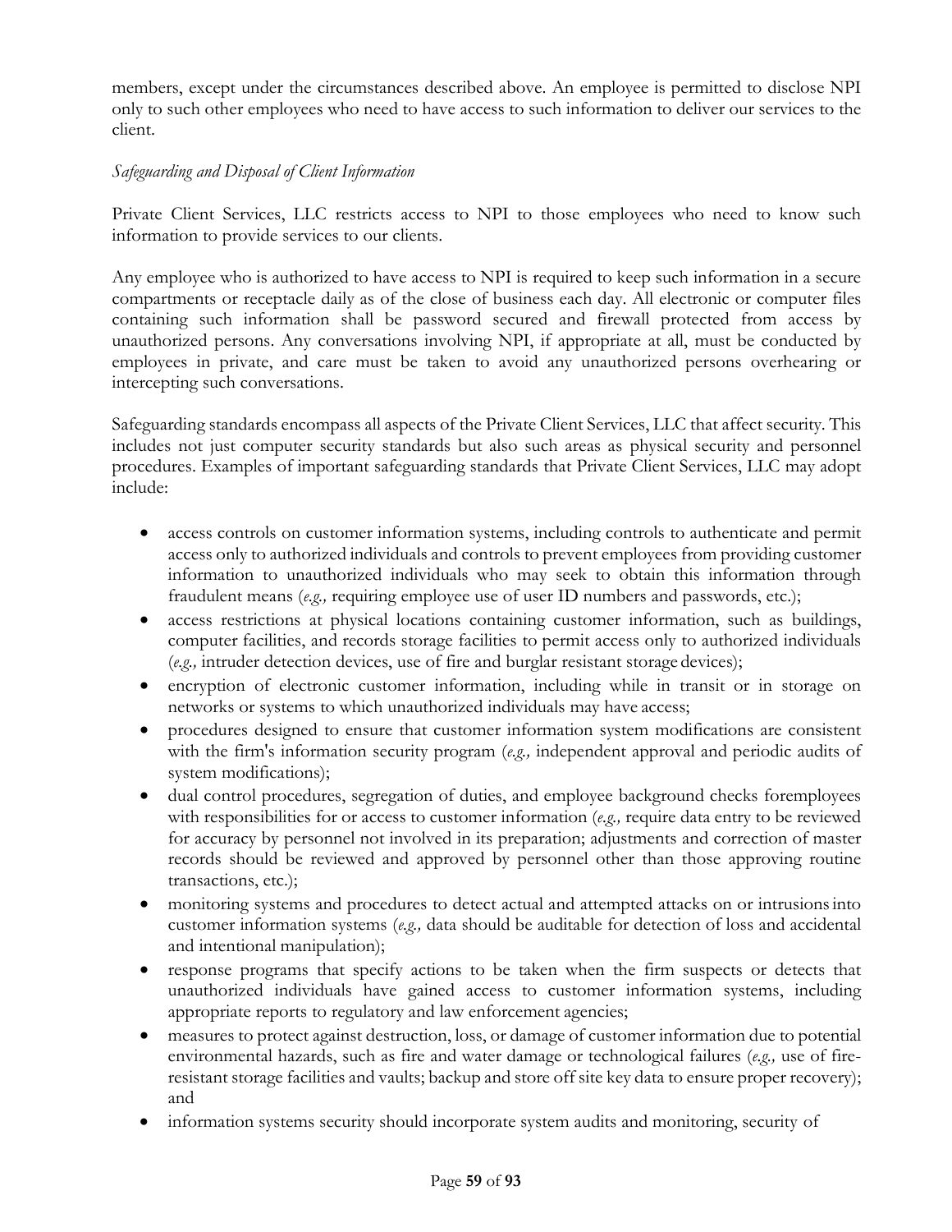members, except under the circumstances described above. An employee is permitted to disclose NPI only to such other employees who need to have access to such information to deliver our services to the client.

*Safeguarding and Disposal of Client Information*

Private Client Services, LLC restricts access to NPI to those employees who need to know such information to provide services to our clients.

Any employee who is authorized to have access to NPI is required to keep such information in a secure compartments or receptacle daily as of the close of business each day. All electronic or computer files containing such information shall be password secured and firewall protected from access by unauthorized persons. Any conversations involving NPI, if appropriate at all, must be conducted by employees in private, and care must be taken to avoid any unauthorized persons overhearing or intercepting such conversations.

Safeguarding standards encompass all aspects of the Private Client Services, LLC that affect security. This includes not just computer security standards but also such areas as physical security and personnel procedures. Examples of important safeguarding standards that Private Client Services, LLC may adopt include:

- access controls on customer information systems, including controls to authenticate and permit access only to authorized individuals and controls to prevent employees from providing customer information to unauthorized individuals who may seek to obtain this information through fraudulent means (*e.g.,* requiring employee use of user ID numbers and passwords, etc.);
- access restrictions at physical locations containing customer information, such as buildings, computer facilities, and records storage facilities to permit access only to authorized individuals (*e.g.,* intruder detection devices, use of fire and burglar resistant storage devices);
- encryption of electronic customer information, including while in transit or in storage on networks or systems to which unauthorized individuals may have access;
- procedures designed to ensure that customer information system modifications are consistent with the firm's information security program (*e.g.,* independent approval and periodic audits of system modifications);
- dual control procedures, segregation of duties, and employee background checks foremployees with responsibilities for or access to customer information (*e.g.,* require data entry to be reviewed for accuracy by personnel not involved in its preparation; adjustments and correction of master records should be reviewed and approved by personnel other than those approving routine transactions, etc.);
- monitoring systems and procedures to detect actual and attempted attacks on or intrusions into customer information systems (*e.g.,* data should be auditable for detection of loss and accidental and intentional manipulation);
- response programs that specify actions to be taken when the firm suspects or detects that unauthorized individuals have gained access to customer information systems, including appropriate reports to regulatory and law enforcement agencies;
- measures to protect against destruction, loss, or damage of customer information due to potential environmental hazards, such as fire and water damage or technological failures (*e.g.,* use of fire-resistant storage facilities and vaults; backup and store off site key data to ensure proper recovery); and
- information systems security should incorporate system audits and monitoring, security of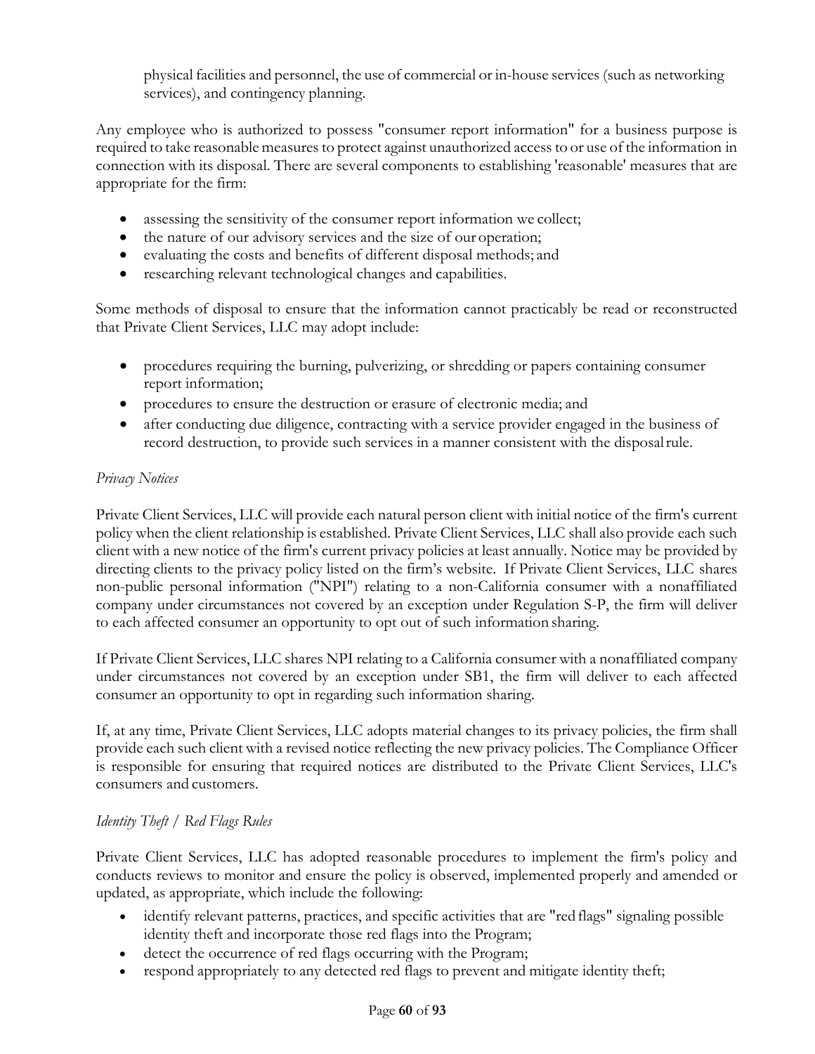physical facilities and personnel, the use of commercial or in-house services (such as networking services), and contingency planning.

Any employee who is authorized to possess "consumer report information" for a business purpose is required to take reasonable measures to protect against unauthorized access to or use of the information in connection with its disposal. There are several components to establishing 'reasonable' measures that are appropriate for the firm:

- assessing the sensitivity of the consumer report information we collect;
- the nature of our advisory services and the size of our operation;
- evaluating the costs and benefits of different disposal methods; and
- researching relevant technological changes and capabilities.

Some methods of disposal to ensure that the information cannot practicably be read or reconstructed that Private Client Services, LLC may adopt include:

- procedures requiring the burning, pulverizing, or shredding or papers containing consumer report information;
- procedures to ensure the destruction or erasure of electronic media; and
- after conducting due diligence, contracting with a service provider engaged in the business of record destruction, to provide such services in a manner consistent with the disposal rule.

*Privacy Notices*

Private Client Services, LLC will provide each natural person client with initial notice of the firm's current policy when the client relationship is established. Private Client Services, LLC shall also provide each such client with a new notice of the firm's current privacy policies at least annually. Notice may be provided by directing clients to the privacy policy listed on the firm's website. If Private Client Services, LLC shares non-public personal information ("NPI") relating to a non-California consumer with a nonaffiliated company under circumstances not covered by an exception under Regulation S-P, the firm will deliver to each affected consumer an opportunity to opt out of such information sharing.

If Private Client Services, LLC shares NPI relating to a California consumer with a nonaffiliated company under circumstances not covered by an exception under SB1, the firm will deliver to each affected consumer an opportunity to opt in regarding such information sharing.

If, at any time, Private Client Services, LLC adopts material changes to its privacy policies, the firm shall provide each such client with a revised notice reflecting the new privacy policies. The Compliance Officer is responsible for ensuring that required notices are distributed to the Private Client Services, LLC's consumers and customers.

*Identity Theft / Red Flags Rules*

Private Client Services, LLC has adopted reasonable procedures to implement the firm's policy and conducts reviews to monitor and ensure the policy is observed, implemented properly and amended or updated, as appropriate, which include the following:

- identify relevant patterns, practices, and specific activities that are "red flags" signaling possible identity theft and incorporate those red flags into the Program;
- detect the occurrence of red flags occurring with the Program;
- respond appropriately to any detected red flags to prevent and mitigate identity theft;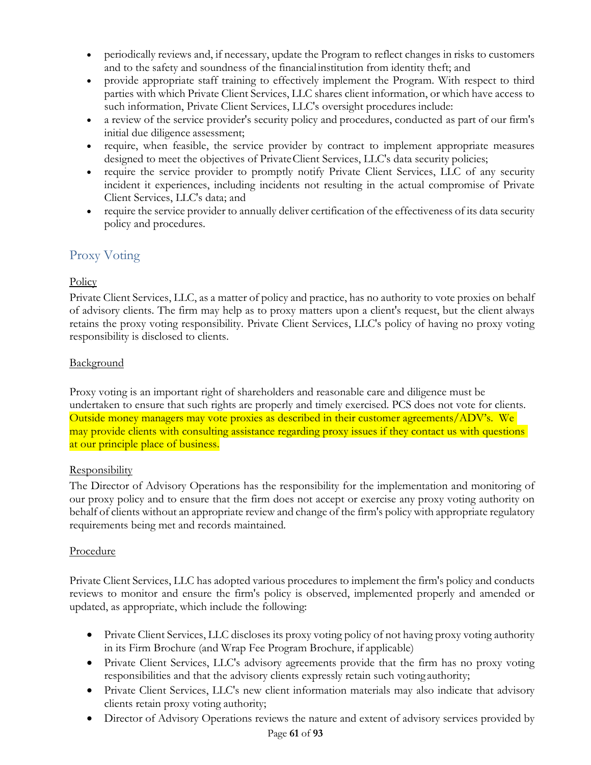- periodically reviews and, if necessary, update the Program to reflect changes in risks to customers and to the safety and soundness of the financial institution from identity theft; and
- provide appropriate staff training to effectively implement the Program. With respect to third parties with which Private Client Services, LLC shares client information, or which have access to such information, Private Client Services, LLC's oversight procedures include:
- a review of the service provider's security policy and procedures, conducted as part of our firm's initial due diligence assessment;
- require, when feasible, the service provider by contract to implement appropriate measures designed to meet the objectives of Private Client Services, LLC's data security policies;
- require the service provider to promptly notify Private Client Services, LLC of any security incident it experiences, including incidents not resulting in the actual compromise of Private Client Services, LLC's data; and
- require the service provider to annually deliver certification of the effectiveness of its data security policy and procedures.

## Proxy Voting

Policy

Private Client Services, LLC, as a matter of policy and practice, has no authority to vote proxies on behalf of advisory clients. The firm may help as to proxy matters upon a client's request, but the client always retains the proxy voting responsibility. Private Client Services, LLC's policy of having no proxy voting responsibility is disclosed to clients.

Background

Proxy voting is an important right of shareholders and reasonable care and diligence must be undertaken to ensure that such rights are properly and timely exercised. PCS does not vote for clients. Outside money managers may vote proxies as described in their customer agreements/ADV's. We may provide clients with consulting assistance regarding proxy issues if they contact us with questions at our principle place of business.

Responsibility

The Director of Advisory Operations has the responsibility for the implementation and monitoring of our proxy policy and to ensure that the firm does not accept or exercise any proxy voting authority on behalf of clients without an appropriate review and change of the firm's policy with appropriate regulatory requirements being met and records maintained.

Procedure

Private Client Services, LLC has adopted various procedures to implement the firm's policy and conducts reviews to monitor and ensure the firm's policy is observed, implemented properly and amended or updated, as appropriate, which include the following:

- Private Client Services, LLC discloses its proxy voting policy of not having proxy voting authority in its Firm Brochure (and Wrap Fee Program Brochure, if applicable)
- Private Client Services, LLC's advisory agreements provide that the firm has no proxy voting responsibilities and that the advisory clients expressly retain such voting authority;
- Private Client Services, LLC's new client information materials may also indicate that advisory clients retain proxy voting authority;
- Director of Advisory Operations reviews the nature and extent of advisory services provided by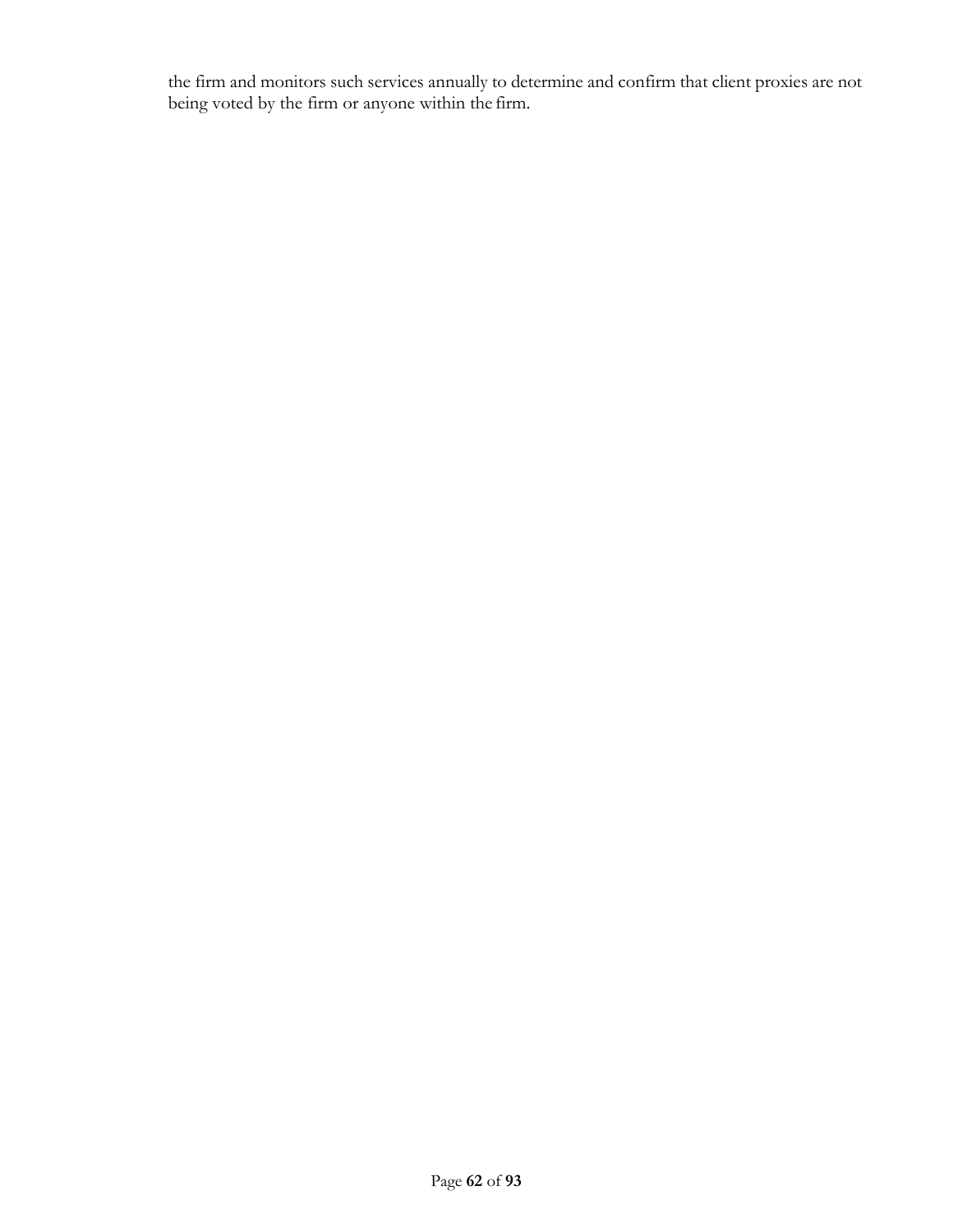the firm and monitors such services annually to determine and confirm that client proxies are not being voted by the firm or anyone within the firm.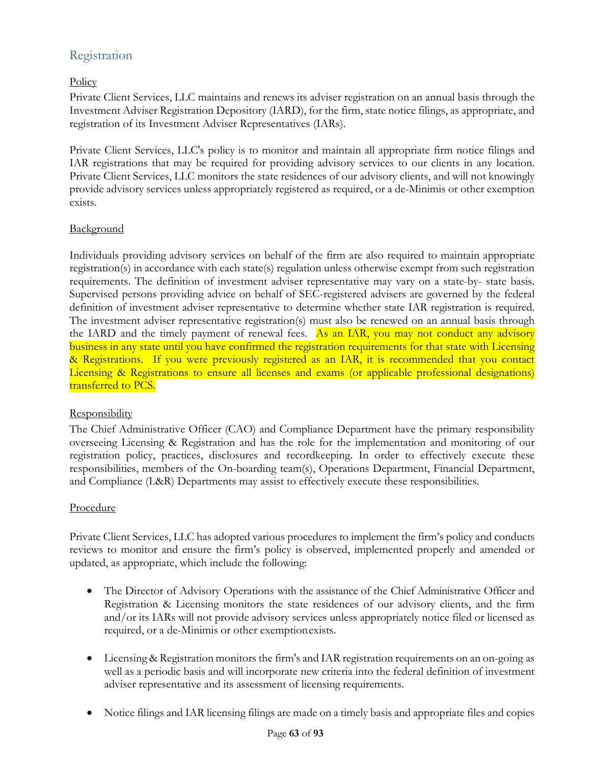## Registration

Policy

Private Client Services, LLC maintains and renews its adviser registration on an annual basis through the Investment Adviser Registration Depository (IARD), for the firm, state notice filings, as appropriate, and registration of its Investment Adviser Representatives (IARs).

Private Client Services, LLC's policy is to monitor and maintain all appropriate firm notice filings and IAR registrations that may be required for providing advisory services to our clients in any location. Private Client Services, LLC monitors the state residences of our advisory clients, and will not knowingly provide advisory services unless appropriately registered as required, or a de-Minimis or other exemption exists.

Background

Individuals providing advisory services on behalf of the firm are also required to maintain appropriate registration(s) in accordance with each state(s) regulation unless otherwise exempt from such registration requirements. The definition of investment adviser representative may vary on a state-by- state basis. Supervised persons providing advice on behalf of SEC-registered advisers are governed by the federal definition of investment adviser representative to determine whether state IAR registration is required. The investment adviser representative registration(s) must also be renewed on an annual basis through the IARD and the timely payment of renewal fees. As an IAR, you may not conduct any advisory business in any state until you have confirmed the registration requirements for that state with Licensing & Registrations. If you were previously registered as an IAR, it is recommended that you contact Licensing & Registrations to ensure all licenses and exams (or applicable professional designations) transferred to PCS.

Responsibility

The Chief Administrative Officer (CAO) and Compliance Department have the primary responsibility overseeing Licensing & Registration and has the role for the implementation and monitoring of our registration policy, practices, disclosures and recordkeeping. In order to effectively execute these responsibilities, members of the On-boarding team(s), Operations Department, Financial Department, and Compliance (L&R) Departments may assist to effectively execute these responsibilities.

Procedure

Private Client Services, LLC has adopted various procedures to implement the firm's policy and conducts reviews to monitor and ensure the firm's policy is observed, implemented properly and amended or updated, as appropriate, which include the following:

- The Director of Advisory Operations with the assistance of the Chief Administrative Officer and Registration & Licensing monitors the state residences of our advisory clients, and the firm and/or its IARs will not provide advisory services unless appropriately notice filed or licensed as required, or a de-Minimis or other exemption exists.
- Licensing & Registration monitors the firm's and IAR registration requirements on an on-going as well as a periodic basis and will incorporate new criteria into the federal definition of investment adviser representative and its assessment of licensing requirements.
- Notice filings and IAR licensing filings are made on a timely basis and appropriate files and copies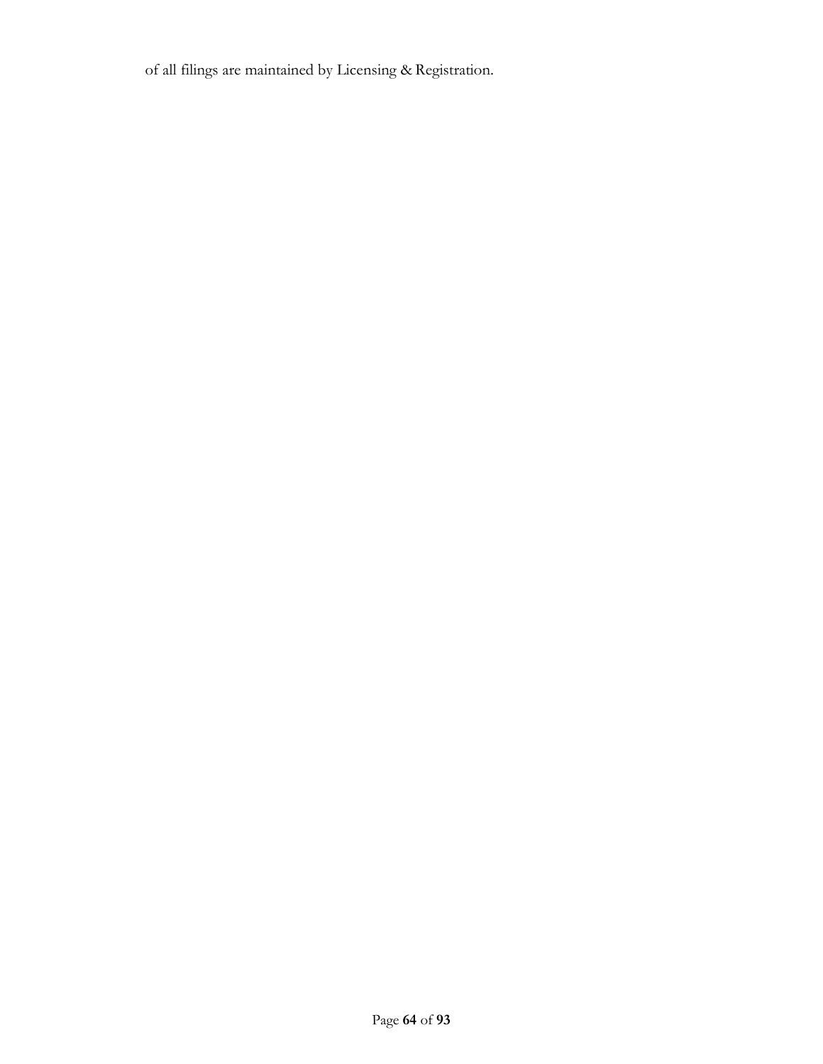of all filings are maintained by Licensing & Registration.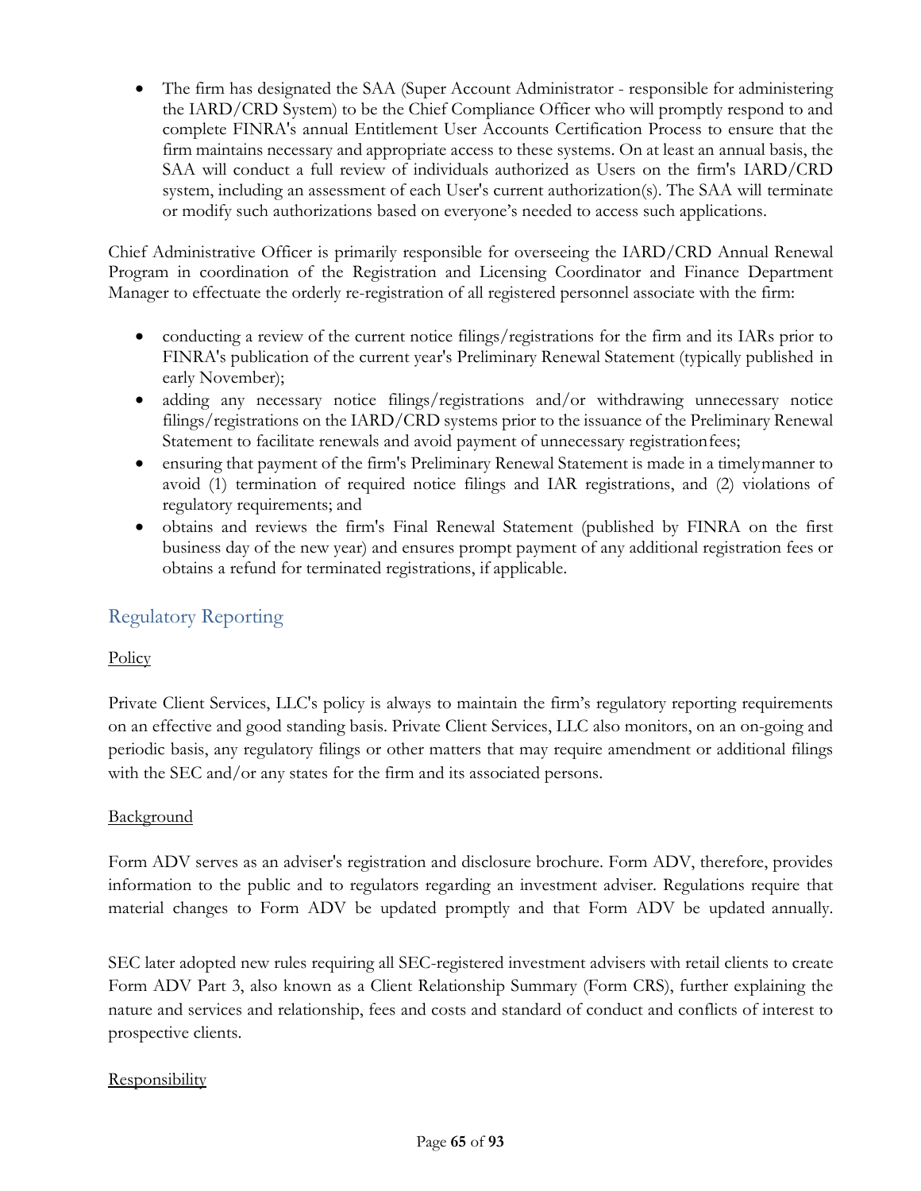- The firm has designated the SAA (Super Account Administrator - responsible for administering the IARD/CRD System) to be the Chief Compliance Officer who will promptly respond to and complete FINRA's annual Entitlement User Accounts Certification Process to ensure that the firm maintains necessary and appropriate access to these systems. On at least an annual basis, the SAA will conduct a full review of individuals authorized as Users on the firm's IARD/CRD system, including an assessment of each User's current authorization(s). The SAA will terminate or modify such authorizations based on everyone's needed to access such applications.

Chief Administrative Officer is primarily responsible for overseeing the IARD/CRD Annual Renewal Program in coordination of the Registration and Licensing Coordinator and Finance Department Manager to effectuate the orderly re-registration of all registered personnel associate with the firm:

- conducting a review of the current notice filings/registrations for the firm and its IARs prior to FINRA's publication of the current year's Preliminary Renewal Statement (typically published in early November);
- adding any necessary notice filings/registrations and/or withdrawing unnecessary notice filings/registrations on the IARD/CRD systems prior to the issuance of the Preliminary Renewal Statement to facilitate renewals and avoid payment of unnecessary registrationfees;
- ensuring that payment of the firm's Preliminary Renewal Statement is made in a timelymanner to avoid (1) termination of required notice filings and IAR registrations, and (2) violations of regulatory requirements; and
- obtains and reviews the firm's Final Renewal Statement (published by FINRA on the first business day of the new year) and ensures prompt payment of any additional registration fees or obtains a refund for terminated registrations, if applicable.

## Regulatory Reporting

Policy

Private Client Services, LLC's policy is always to maintain the firm's regulatory reporting requirements on an effective and good standing basis. Private Client Services, LLC also monitors, on an on-going and periodic basis, any regulatory filings or other matters that may require amendment or additional filings with the SEC and/or any states for the firm and its associated persons.

Background

Form ADV serves as an adviser's registration and disclosure brochure. Form ADV, therefore, provides information to the public and to regulators regarding an investment adviser. Regulations require that material changes to Form ADV be updated promptly and that Form ADV be updated annually.

SEC later adopted new rules requiring all SEC-registered investment advisers with retail clients to create Form ADV Part 3, also known as a Client Relationship Summary (Form CRS), further explaining the nature and services and relationship, fees and costs and standard of conduct and conflicts of interest to prospective clients.

Responsibility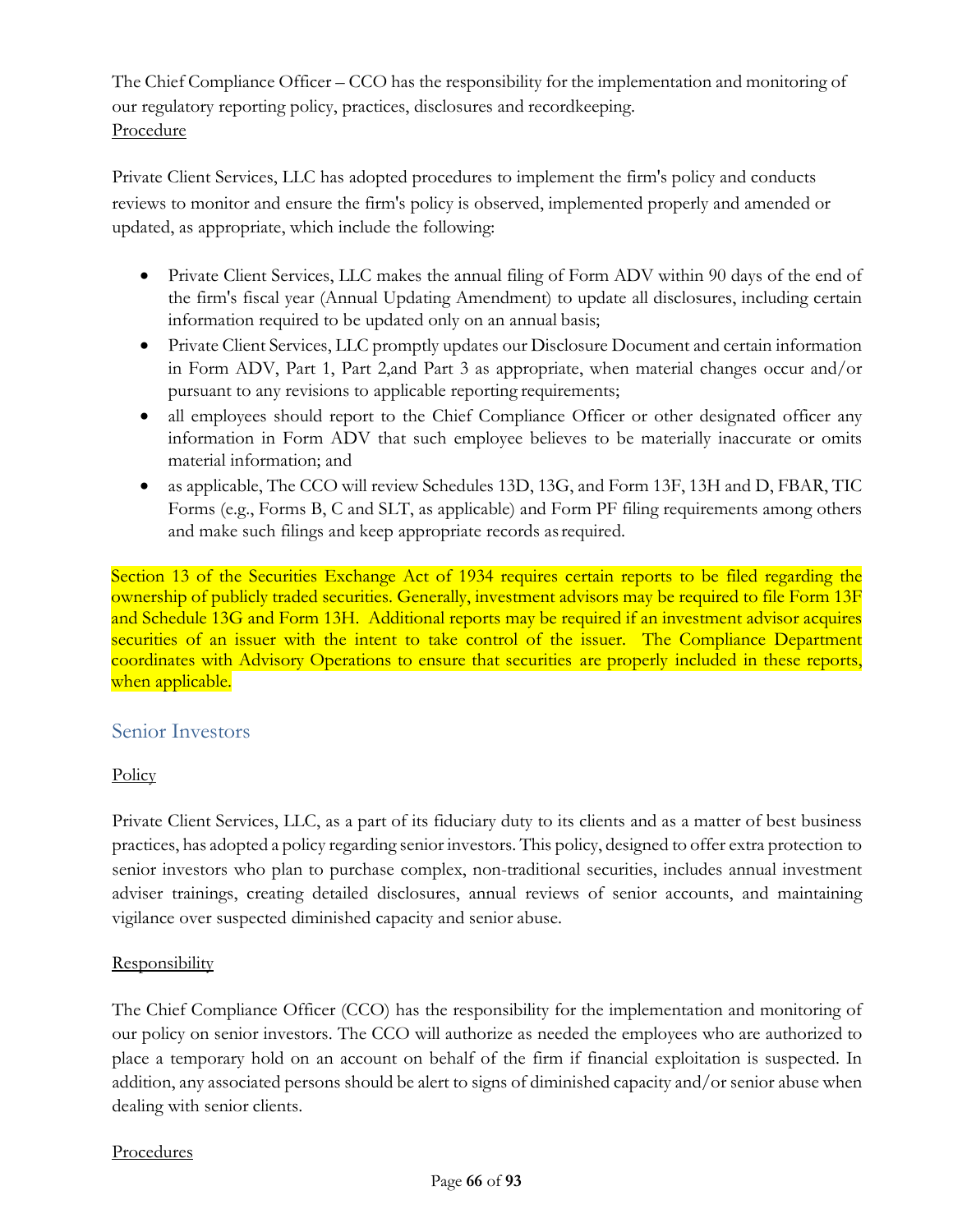The Chief Compliance Officer – CCO has the responsibility for the implementation and monitoring of our regulatory reporting policy, practices, disclosures and recordkeeping.

Procedure

Private Client Services, LLC has adopted procedures to implement the firm's policy and conducts reviews to monitor and ensure the firm's policy is observed, implemented properly and amended or updated, as appropriate, which include the following:

- Private Client Services, LLC makes the annual filing of Form ADV within 90 days of the end of the firm's fiscal year (Annual Updating Amendment) to update all disclosures, including certain information required to be updated only on an annual basis;
- Private Client Services, LLC promptly updates our Disclosure Document and certain information in Form ADV, Part 1, Part 2,and Part 3 as appropriate, when material changes occur and/or pursuant to any revisions to applicable reporting requirements;
- all employees should report to the Chief Compliance Officer or other designated officer any information in Form ADV that such employee believes to be materially inaccurate or omits material information; and
- as applicable, The CCO will review Schedules 13D, 13G, and Form 13F, 13H and D, FBAR, TIC Forms (e.g., Forms B, C and SLT, as applicable) and Form PF filing requirements among others and make such filings and keep appropriate records as required.

Section 13 of the Securities Exchange Act of 1934 requires certain reports to be filed regarding the ownership of publicly traded securities. Generally, investment advisors may be required to file Form 13F and Schedule 13G and Form 13H. Additional reports may be required if an investment advisor acquires securities of an issuer with the intent to take control of the issuer. The Compliance Department coordinates with Advisory Operations to ensure that securities are properly included in these reports, when applicable.

## Senior Investors

Policy

Private Client Services, LLC, as a part of its fiduciary duty to its clients and as a matter of best business practices, has adopted a policy regarding senior investors. This policy, designed to offer extra protection to senior investors who plan to purchase complex, non-traditional securities, includes annual investment adviser trainings, creating detailed disclosures, annual reviews of senior accounts, and maintaining vigilance over suspected diminished capacity and senior abuse.

Responsibility

The Chief Compliance Officer (CCO) has the responsibility for the implementation and monitoring of our policy on senior investors. The CCO will authorize as needed the employees who are authorized to place a temporary hold on an account on behalf of the firm if financial exploitation is suspected. In addition, any associated persons should be alert to signs of diminished capacity and/or senior abuse when dealing with senior clients.

Procedures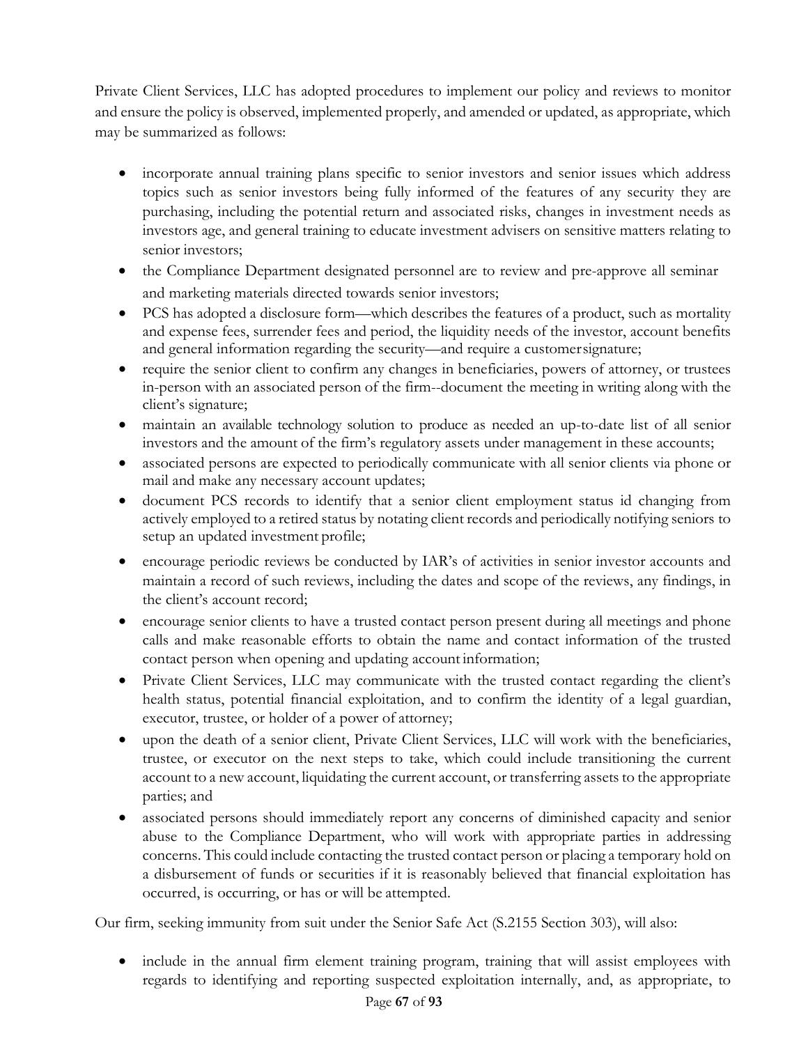Private Client Services, LLC has adopted procedures to implement our policy and reviews to monitor and ensure the policy is observed, implemented properly, and amended or updated, as appropriate, which may be summarized as follows:

- incorporate annual training plans specific to senior investors and senior issues which address topics such as senior investors being fully informed of the features of any security they are purchasing, including the potential return and associated risks, changes in investment needs as investors age, and general training to educate investment advisers on sensitive matters relating to senior investors;
- the Compliance Department designated personnel are to review and pre-approve all seminar and marketing materials directed towards senior investors;
- PCS has adopted a disclosure form—which describes the features of a product, such as mortality and expense fees, surrender fees and period, the liquidity needs of the investor, account benefits and general information regarding the security—and require a customer signature;
- require the senior client to confirm any changes in beneficiaries, powers of attorney, or trustees in-person with an associated person of the firm--document the meeting in writing along with the client's signature;
- maintain an available technology solution to produce as needed an up-to-date list of all senior investors and the amount of the firm's regulatory assets under management in these accounts;
- associated persons are expected to periodically communicate with all senior clients via phone or mail and make any necessary account updates;
- document PCS records to identify that a senior client employment status id changing from actively employed to a retired status by notating client records and periodically notifying seniors to setup an updated investment profile;
- encourage periodic reviews be conducted by IAR's of activities in senior investor accounts and maintain a record of such reviews, including the dates and scope of the reviews, any findings, in the client's account record;
- encourage senior clients to have a trusted contact person present during all meetings and phone calls and make reasonable efforts to obtain the name and contact information of the trusted contact person when opening and updating account information;
- Private Client Services, LLC may communicate with the trusted contact regarding the client's health status, potential financial exploitation, and to confirm the identity of a legal guardian, executor, trustee, or holder of a power of attorney;
- upon the death of a senior client, Private Client Services, LLC will work with the beneficiaries, trustee, or executor on the next steps to take, which could include transitioning the current account to a new account, liquidating the current account, or transferring assets to the appropriate parties; and
- associated persons should immediately report any concerns of diminished capacity and senior abuse to the Compliance Department, who will work with appropriate parties in addressing concerns. This could include contacting the trusted contact person or placing a temporary hold on a disbursement of funds or securities if it is reasonably believed that financial exploitation has occurred, is occurring, or has or will be attempted.

Our firm, seeking immunity from suit under the Senior Safe Act (S.2155 Section 303), will also:

- include in the annual firm element training program, training that will assist employees with regards to identifying and reporting suspected exploitation internally, and, as appropriate, to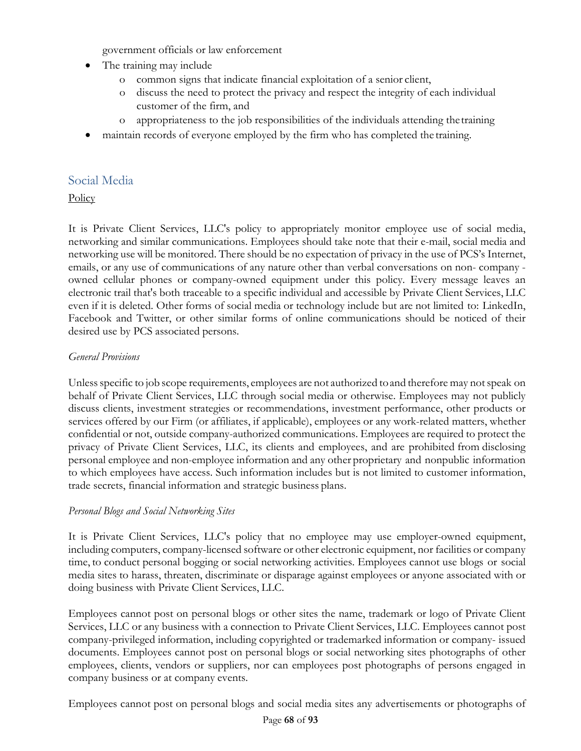government officials or law enforcement

- The training may include
  - common signs that indicate financial exploitation of a senior client,
  - discuss the need to protect the privacy and respect the integrity of each individual customer of the firm, and
  - appropriateness to the job responsibilities of the individuals attending the training
- maintain records of everyone employed by the firm who has completed the training.

## Social Media

Policy

It is Private Client Services, LLC's policy to appropriately monitor employee use of social media, networking and similar communications. Employees should take note that their e-mail, social media and networking use will be monitored. There should be no expectation of privacy in the use of PCS's Internet, emails, or any use of communications of any nature other than verbal conversations on non- company - owned cellular phones or company-owned equipment under this policy. Every message leaves an electronic trail that's both traceable to a specific individual and accessible by Private Client Services, LLC even if it is deleted. Other forms of social media or technology include but are not limited to: LinkedIn, Facebook and Twitter, or other similar forms of online communications should be noticed of their desired use by PCS associated persons.

*General Provisions*

Unless specific to job scope requirements, employees are not authorized to and therefore may not speak on behalf of Private Client Services, LLC through social media or otherwise. Employees may not publicly discuss clients, investment strategies or recommendations, investment performance, other products or services offered by our Firm (or affiliates, if applicable), employees or any work-related matters, whether confidential or not, outside company-authorized communications. Employees are required to protect the privacy of Private Client Services, LLC, its clients and employees, and are prohibited from disclosing personal employee and non-employee information and any other proprietary and nonpublic information to which employees have access. Such information includes but is not limited to customer information, trade secrets, financial information and strategic business plans.

*Personal Blogs and Social Networking Sites*

It is Private Client Services, LLC's policy that no employee may use employer-owned equipment, including computers, company-licensed software or other electronic equipment, nor facilities or company time, to conduct personal bogging or social networking activities. Employees cannot use blogs or social media sites to harass, threaten, discriminate or disparage against employees or anyone associated with or doing business with Private Client Services, LLC.

Employees cannot post on personal blogs or other sites the name, trademark or logo of Private Client Services, LLC or any business with a connection to Private Client Services, LLC. Employees cannot post company-privileged information, including copyrighted or trademarked information or company- issued documents. Employees cannot post on personal blogs or social networking sites photographs of other employees, clients, vendors or suppliers, nor can employees post photographs of persons engaged in company business or at company events.

Employees cannot post on personal blogs and social media sites any advertisements or photographs of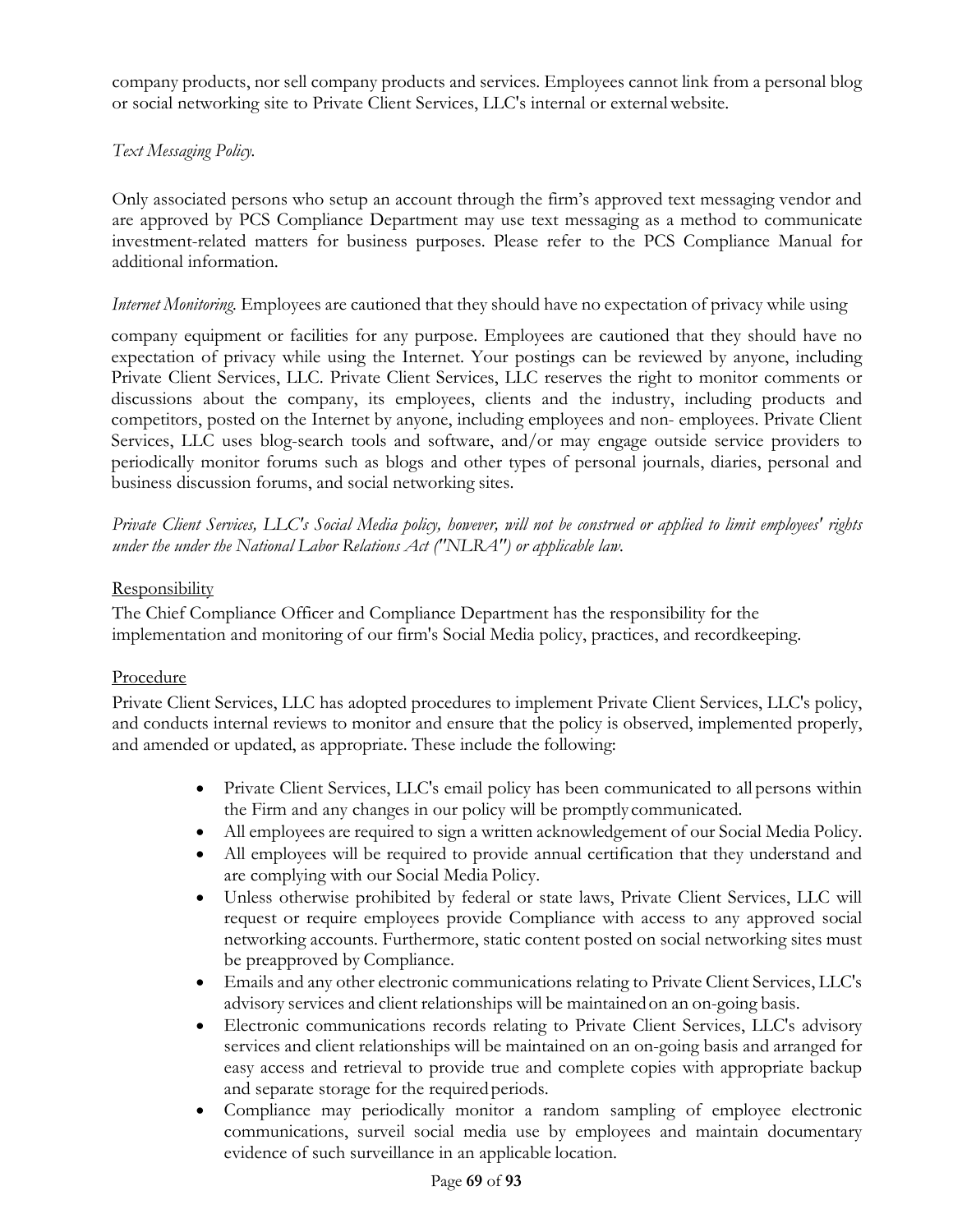company products, nor sell company products and services. Employees cannot link from a personal blog or social networking site to Private Client Services, LLC's internal or external website.

*Text Messaging Policy.*

Only associated persons who setup an account through the firm's approved text messaging vendor and are approved by PCS Compliance Department may use text messaging as a method to communicate investment-related matters for business purposes. Please refer to the PCS Compliance Manual for additional information.

*Internet Monitoring.* Employees are cautioned that they should have no expectation of privacy while using company equipment or facilities for any purpose. Employees are cautioned that they should have no expectation of privacy while using the Internet. Your postings can be reviewed by anyone, including Private Client Services, LLC. Private Client Services, LLC reserves the right to monitor comments or discussions about the company, its employees, clients and the industry, including products and competitors, posted on the Internet by anyone, including employees and non- employees. Private Client Services, LLC uses blog-search tools and software, and/or may engage outside service providers to periodically monitor forums such as blogs and other types of personal journals, diaries, personal and business discussion forums, and social networking sites.

*Private Client Services, LLC's Social Media policy, however, will not be construed or applied to limit employees' rights under the under the National Labor Relations Act ("NLRA") or applicable law.*

<u>Responsibility</u>

The Chief Compliance Officer and Compliance Department has the responsibility for the implementation and monitoring of our firm's Social Media policy, practices, and recordkeeping.

<u>Procedure</u>

Private Client Services, LLC has adopted procedures to implement Private Client Services, LLC's policy, and conducts internal reviews to monitor and ensure that the policy is observed, implemented properly, and amended or updated, as appropriate. These include the following:

- Private Client Services, LLC's email policy has been communicated to all persons within the Firm and any changes in our policy will be promptly communicated.
- All employees are required to sign a written acknowledgement of our Social Media Policy.
- All employees will be required to provide annual certification that they understand and are complying with our Social Media Policy.
- Unless otherwise prohibited by federal or state laws, Private Client Services, LLC will request or require employees provide Compliance with access to any approved social networking accounts. Furthermore, static content posted on social networking sites must be preapproved by Compliance.
- Emails and any other electronic communications relating to Private Client Services, LLC's advisory services and client relationships will be maintained on an on-going basis.
- Electronic communications records relating to Private Client Services, LLC's advisory services and client relationships will be maintained on an on-going basis and arranged for easy access and retrieval to provide true and complete copies with appropriate backup and separate storage for the required periods.
- Compliance may periodically monitor a random sampling of employee electronic communications, surveil social media use by employees and maintain documentary evidence of such surveillance in an applicable location.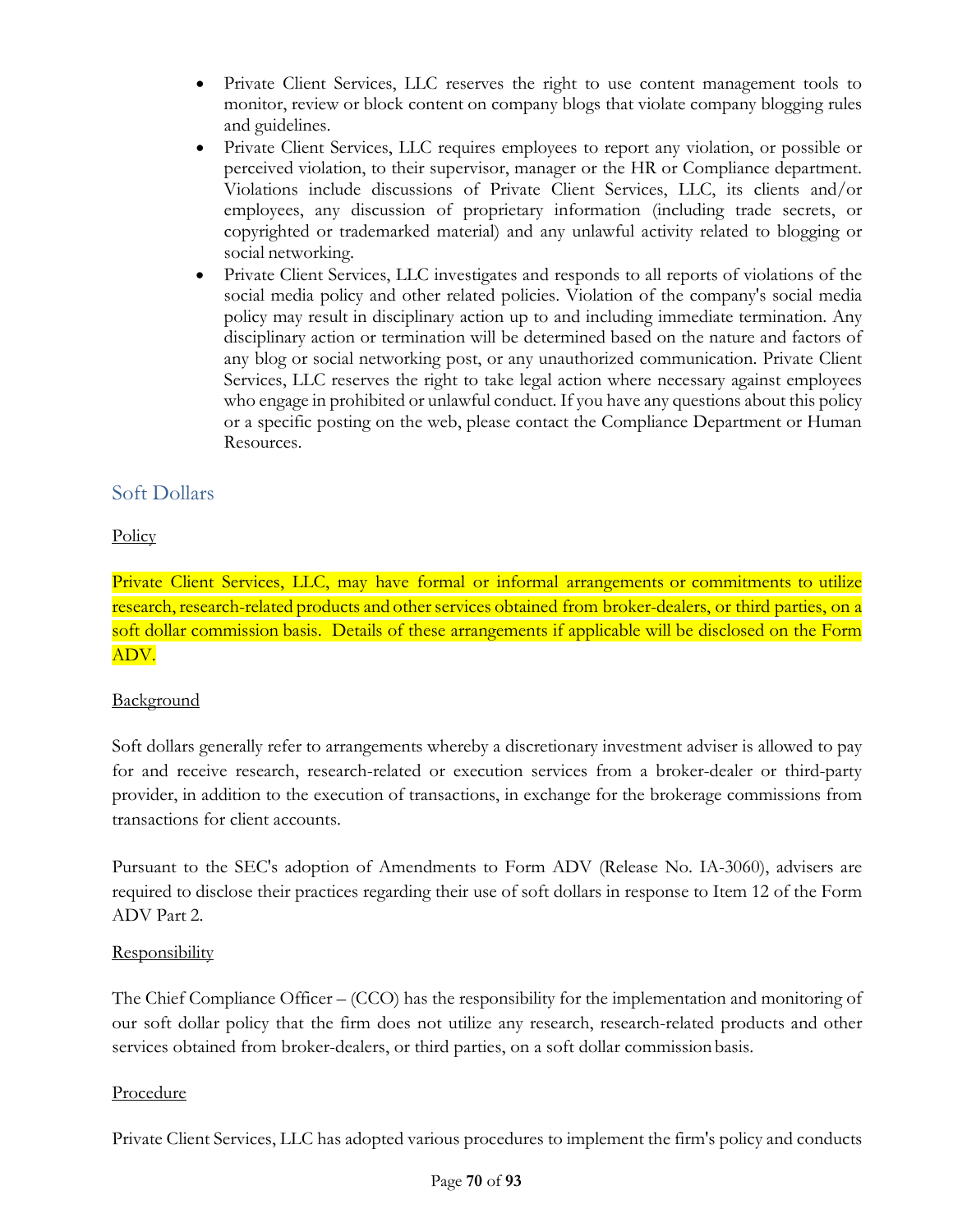- Private Client Services, LLC reserves the right to use content management tools to monitor, review or block content on company blogs that violate company blogging rules and guidelines.
- Private Client Services, LLC requires employees to report any violation, or possible or perceived violation, to their supervisor, manager or the HR or Compliance department. Violations include discussions of Private Client Services, LLC, its clients and/or employees, any discussion of proprietary information (including trade secrets, or copyrighted or trademarked material) and any unlawful activity related to blogging or social networking.
- Private Client Services, LLC investigates and responds to all reports of violations of the social media policy and other related policies. Violation of the company's social media policy may result in disciplinary action up to and including immediate termination. Any disciplinary action or termination will be determined based on the nature and factors of any blog or social networking post, or any unauthorized communication. Private Client Services, LLC reserves the right to take legal action where necessary against employees who engage in prohibited or unlawful conduct. If you have any questions about this policy or a specific posting on the web, please contact the Compliance Department or Human Resources.

## Soft Dollars

Policy

Private Client Services, LLC, may have formal or informal arrangements or commitments to utilize research, research-related products and other services obtained from broker-dealers, or third parties, on a soft dollar commission basis. Details of these arrangements if applicable will be disclosed on the Form ADV.

Background

Soft dollars generally refer to arrangements whereby a discretionary investment adviser is allowed to pay for and receive research, research-related or execution services from a broker-dealer or third-party provider, in addition to the execution of transactions, in exchange for the brokerage commissions from transactions for client accounts.

Pursuant to the SEC's adoption of Amendments to Form ADV (Release No. IA-3060), advisers are required to disclose their practices regarding their use of soft dollars in response to Item 12 of the Form ADV Part 2.

Responsibility

The Chief Compliance Officer – (CCO) has the responsibility for the implementation and monitoring of our soft dollar policy that the firm does not utilize any research, research-related products and other services obtained from broker-dealers, or third parties, on a soft dollar commission basis.

Procedure

Private Client Services, LLC has adopted various procedures to implement the firm's policy and conducts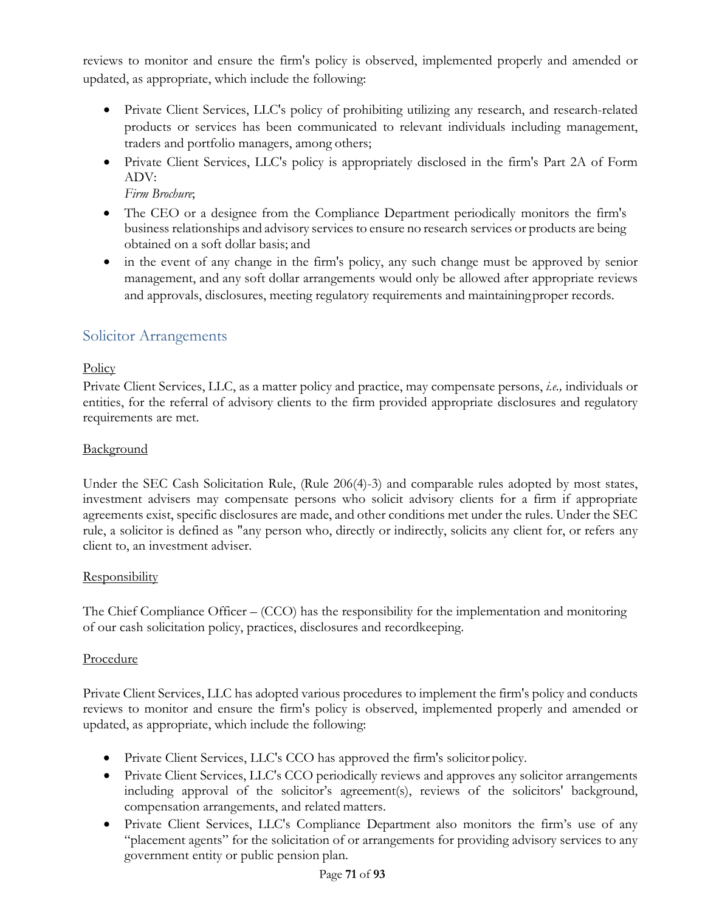reviews to monitor and ensure the firm's policy is observed, implemented properly and amended or updated, as appropriate, which include the following:

- Private Client Services, LLC's policy of prohibiting utilizing any research, and research-related products or services has been communicated to relevant individuals including management, traders and portfolio managers, among others;
- Private Client Services, LLC's policy is appropriately disclosed in the firm's Part 2A of Form ADV: *Firm Brochure*;
- The CEO or a designee from the Compliance Department periodically monitors the firm's business relationships and advisory services to ensure no research services or products are being obtained on a soft dollar basis; and
- in the event of any change in the firm's policy, any such change must be approved by senior management, and any soft dollar arrangements would only be allowed after appropriate reviews and approvals, disclosures, meeting regulatory requirements and maintaining proper records.

## Solicitor Arrangements

Policy

Private Client Services, LLC, as a matter policy and practice, may compensate persons, *i.e.,* individuals or entities, for the referral of advisory clients to the firm provided appropriate disclosures and regulatory requirements are met.

Background

Under the SEC Cash Solicitation Rule, (Rule 206(4)-3) and comparable rules adopted by most states, investment advisers may compensate persons who solicit advisory clients for a firm if appropriate agreements exist, specific disclosures are made, and other conditions met under the rules. Under the SEC rule, a solicitor is defined as "any person who, directly or indirectly, solicits any client for, or refers any client to, an investment adviser.

Responsibility

The Chief Compliance Officer – (CCO) has the responsibility for the implementation and monitoring of our cash solicitation policy, practices, disclosures and recordkeeping.

Procedure

Private Client Services, LLC has adopted various procedures to implement the firm's policy and conducts reviews to monitor and ensure the firm's policy is observed, implemented properly and amended or updated, as appropriate, which include the following:

- Private Client Services, LLC's CCO has approved the firm's solicitor policy.
- Private Client Services, LLC's CCO periodically reviews and approves any solicitor arrangements including approval of the solicitor's agreement(s), reviews of the solicitors' background, compensation arrangements, and related matters.
- Private Client Services, LLC's Compliance Department also monitors the firm's use of any "placement agents" for the solicitation of or arrangements for providing advisory services to any government entity or public pension plan.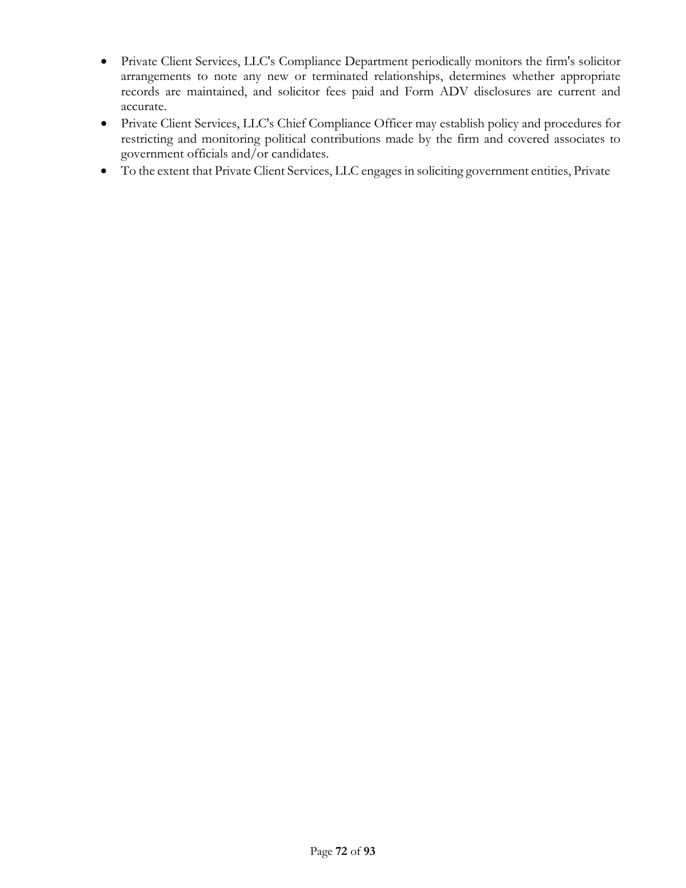- Private Client Services, LLC's Compliance Department periodically monitors the firm's solicitor arrangements to note any new or terminated relationships, determines whether appropriate records are maintained, and solicitor fees paid and Form ADV disclosures are current and accurate.
- Private Client Services, LLC's Chief Compliance Officer may establish policy and procedures for restricting and monitoring political contributions made by the firm and covered associates to government officials and/or candidates.
- To the extent that Private Client Services, LLC engages in soliciting government entities, Private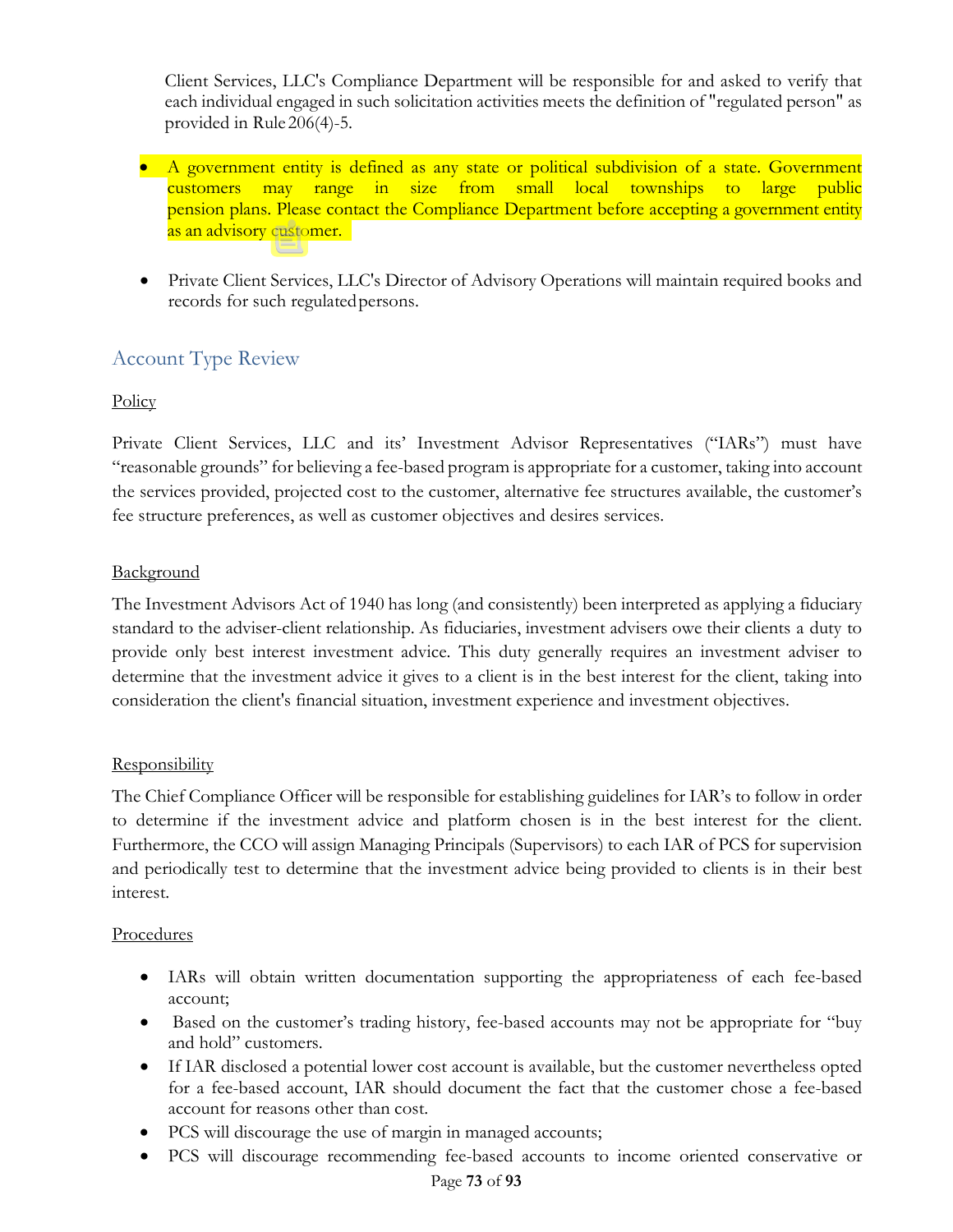Client Services, LLC's Compliance Department will be responsible for and asked to verify that each individual engaged in such solicitation activities meets the definition of "regulated person" as provided in Rule 206(4)-5.

- A government entity is defined as any state or political subdivision of a state. Government customers may range in size from small local townships to large public pension plans. Please contact the Compliance Department before accepting a government entity as an advisory customer.
- Private Client Services, LLC's Director of Advisory Operations will maintain required books and records for such regulated persons.

## Account Type Review

Policy

Private Client Services, LLC and its' Investment Advisor Representatives ("IARs") must have "reasonable grounds" for believing a fee-based program is appropriate for a customer, taking into account the services provided, projected cost to the customer, alternative fee structures available, the customer's fee structure preferences, as well as customer objectives and desires services.

Background

The Investment Advisors Act of 1940 has long (and consistently) been interpreted as applying a fiduciary standard to the adviser-client relationship. As fiduciaries, investment advisers owe their clients a duty to provide only best interest investment advice. This duty generally requires an investment adviser to determine that the investment advice it gives to a client is in the best interest for the client, taking into consideration the client's financial situation, investment experience and investment objectives.

Responsibility

The Chief Compliance Officer will be responsible for establishing guidelines for IAR's to follow in order to determine if the investment advice and platform chosen is in the best interest for the client. Furthermore, the CCO will assign Managing Principals (Supervisors) to each IAR of PCS for supervision and periodically test to determine that the investment advice being provided to clients is in their best interest.

Procedures

- IARs will obtain written documentation supporting the appropriateness of each fee-based account;
- Based on the customer's trading history, fee-based accounts may not be appropriate for "buy and hold" customers.
- If IAR disclosed a potential lower cost account is available, but the customer nevertheless opted for a fee-based account, IAR should document the fact that the customer chose a fee-based account for reasons other than cost.
- PCS will discourage the use of margin in managed accounts;
- PCS will discourage recommending fee-based accounts to income oriented conservative or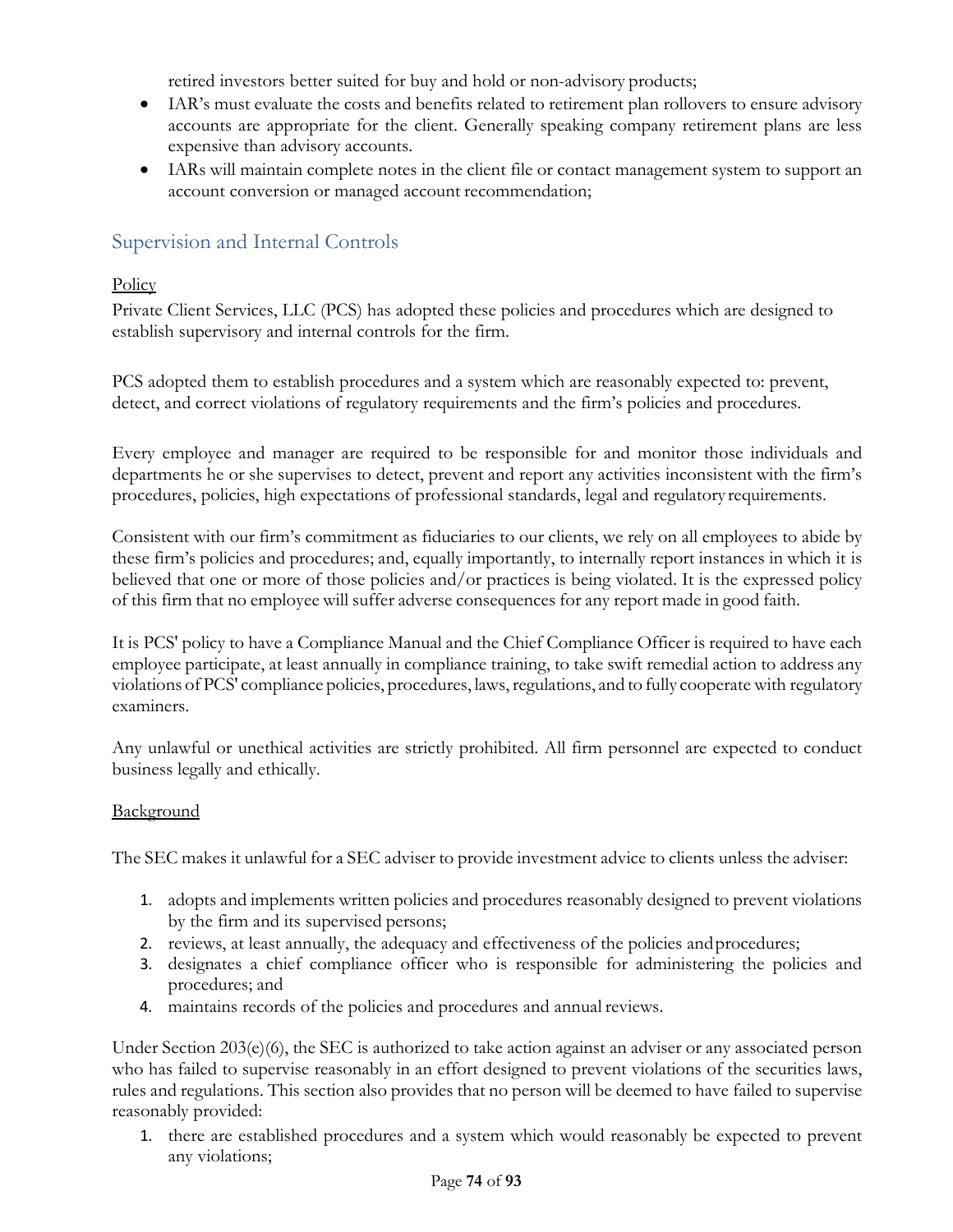retired investors better suited for buy and hold or non-advisory products;

- IAR's must evaluate the costs and benefits related to retirement plan rollovers to ensure advisory accounts are appropriate for the client. Generally speaking company retirement plans are less expensive than advisory accounts.
- IARs will maintain complete notes in the client file or contact management system to support an account conversion or managed account recommendation;

## Supervision and Internal Controls

Policy

Private Client Services, LLC (PCS) has adopted these policies and procedures which are designed to establish supervisory and internal controls for the firm.

PCS adopted them to establish procedures and a system which are reasonably expected to: prevent, detect, and correct violations of regulatory requirements and the firm's policies and procedures.

Every employee and manager are required to be responsible for and monitor those individuals and departments he or she supervises to detect, prevent and report any activities inconsistent with the firm's procedures, policies, high expectations of professional standards, legal and regulatory requirements.

Consistent with our firm's commitment as fiduciaries to our clients, we rely on all employees to abide by these firm's policies and procedures; and, equally importantly, to internally report instances in which it is believed that one or more of those policies and/or practices is being violated. It is the expressed policy of this firm that no employee will suffer adverse consequences for any report made in good faith.

It is PCS' policy to have a Compliance Manual and the Chief Compliance Officer is required to have each employee participate, at least annually in compliance training, to take swift remedial action to address any violations of PCS' compliance policies, procedures, laws, regulations, and to fully cooperate with regulatory examiners.

Any unlawful or unethical activities are strictly prohibited. All firm personnel are expected to conduct business legally and ethically.

Background

The SEC makes it unlawful for a SEC adviser to provide investment advice to clients unless the adviser:

1. adopts and implements written policies and procedures reasonably designed to prevent violations by the firm and its supervised persons;
2. reviews, at least annually, the adequacy and effectiveness of the policies and procedures;
3. designates a chief compliance officer who is responsible for administering the policies and procedures; and
4. maintains records of the policies and procedures and annual reviews.

Under Section 203(e)(6), the SEC is authorized to take action against an adviser or any associated person who has failed to supervise reasonably in an effort designed to prevent violations of the securities laws, rules and regulations. This section also provides that no person will be deemed to have failed to supervise reasonably provided:

1. there are established procedures and a system which would reasonably be expected to prevent any violations;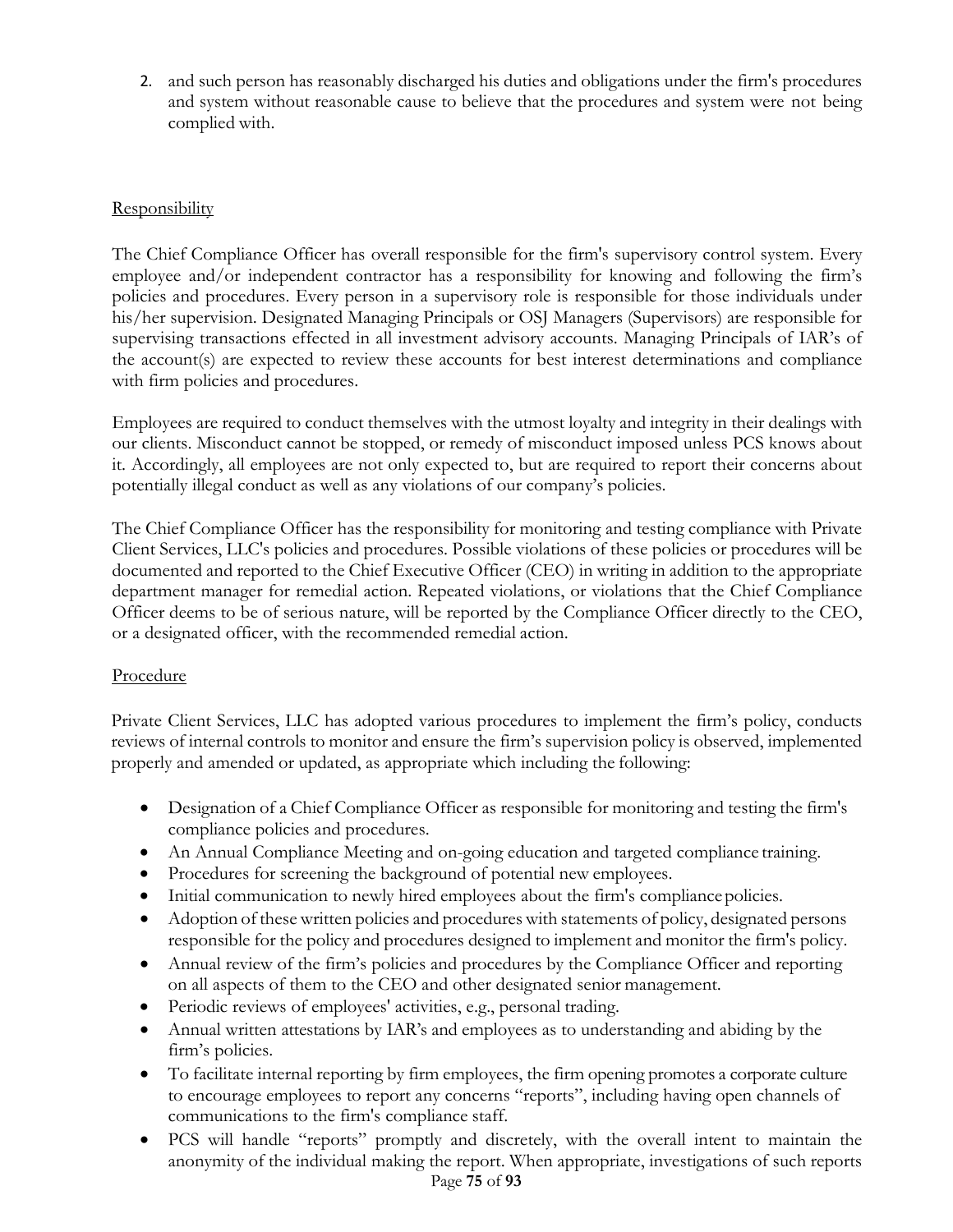2. and such person has reasonably discharged his duties and obligations under the firm's procedures and system without reasonable cause to believe that the procedures and system were not being complied with.

<u>Responsibility</u>

The Chief Compliance Officer has overall responsible for the firm's supervisory control system. Every employee and/or independent contractor has a responsibility for knowing and following the firm's policies and procedures. Every person in a supervisory role is responsible for those individuals under his/her supervision. Designated Managing Principals or OSJ Managers (Supervisors) are responsible for supervising transactions effected in all investment advisory accounts. Managing Principals of IAR's of the account(s) are expected to review these accounts for best interest determinations and compliance with firm policies and procedures.

Employees are required to conduct themselves with the utmost loyalty and integrity in their dealings with our clients. Misconduct cannot be stopped, or remedy of misconduct imposed unless PCS knows about it. Accordingly, all employees are not only expected to, but are required to report their concerns about potentially illegal conduct as well as any violations of our company's policies.

The Chief Compliance Officer has the responsibility for monitoring and testing compliance with Private Client Services, LLC's policies and procedures. Possible violations of these policies or procedures will be documented and reported to the Chief Executive Officer (CEO) in writing in addition to the appropriate department manager for remedial action. Repeated violations, or violations that the Chief Compliance Officer deems to be of serious nature, will be reported by the Compliance Officer directly to the CEO, or a designated officer, with the recommended remedial action.

<u>Procedure</u>

Private Client Services, LLC has adopted various procedures to implement the firm's policy, conducts reviews of internal controls to monitor and ensure the firm's supervision policy is observed, implemented properly and amended or updated, as appropriate which including the following:

- Designation of a Chief Compliance Officer as responsible for monitoring and testing the firm's compliance policies and procedures.
- An Annual Compliance Meeting and on-going education and targeted compliance training.
- Procedures for screening the background of potential new employees.
- Initial communication to newly hired employees about the firm's compliance policies.
- Adoption of these written policies and procedures with statements of policy, designated persons responsible for the policy and procedures designed to implement and monitor the firm's policy.
- Annual review of the firm's policies and procedures by the Compliance Officer and reporting on all aspects of them to the CEO and other designated senior management.
- Periodic reviews of employees' activities, e.g., personal trading.
- Annual written attestations by IAR's and employees as to understanding and abiding by the firm's policies.
- To facilitate internal reporting by firm employees, the firm opening promotes a corporate culture to encourage employees to report any concerns "reports", including having open channels of communications to the firm's compliance staff.
- PCS will handle "reports" promptly and discretely, with the overall intent to maintain the anonymity of the individual making the report. When appropriate, investigations of such reports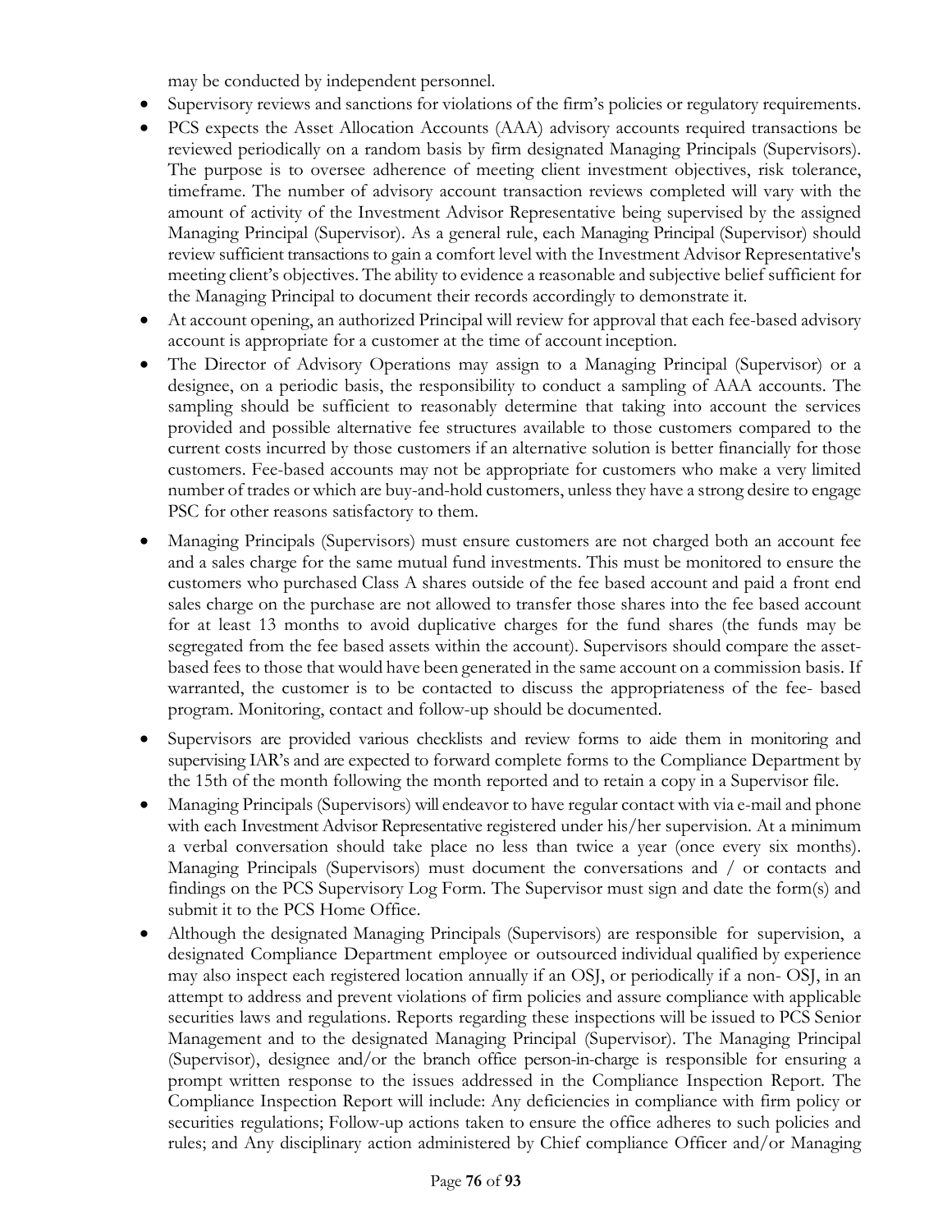may be conducted by independent personnel.

- Supervisory reviews and sanctions for violations of the firm's policies or regulatory requirements.
- PCS expects the Asset Allocation Accounts (AAA) advisory accounts required transactions be reviewed periodically on a random basis by firm designated Managing Principals (Supervisors). The purpose is to oversee adherence of meeting client investment objectives, risk tolerance, timeframe. The number of advisory account transaction reviews completed will vary with the amount of activity of the Investment Advisor Representative being supervised by the assigned Managing Principal (Supervisor). As a general rule, each Managing Principal (Supervisor) should review sufficient transactions to gain a comfort level with the Investment Advisor Representative's meeting client's objectives. The ability to evidence a reasonable and subjective belief sufficient for the Managing Principal to document their records accordingly to demonstrate it.
- At account opening, an authorized Principal will review for approval that each fee-based advisory account is appropriate for a customer at the time of account inception.
- The Director of Advisory Operations may assign to a Managing Principal (Supervisor) or a designee, on a periodic basis, the responsibility to conduct a sampling of AAA accounts. The sampling should be sufficient to reasonably determine that taking into account the services provided and possible alternative fee structures available to those customers compared to the current costs incurred by those customers if an alternative solution is better financially for those customers. Fee-based accounts may not be appropriate for customers who make a very limited number of trades or which are buy-and-hold customers, unless they have a strong desire to engage PSC for other reasons satisfactory to them.
- Managing Principals (Supervisors) must ensure customers are not charged both an account fee and a sales charge for the same mutual fund investments. This must be monitored to ensure the customers who purchased Class A shares outside of the fee based account and paid a front end sales charge on the purchase are not allowed to transfer those shares into the fee based account for at least 13 months to avoid duplicative charges for the fund shares (the funds may be segregated from the fee based assets within the account). Supervisors should compare the asset-based fees to those that would have been generated in the same account on a commission basis. If warranted, the customer is to be contacted to discuss the appropriateness of the fee- based program. Monitoring, contact and follow-up should be documented.
- Supervisors are provided various checklists and review forms to aide them in monitoring and supervising IAR's and are expected to forward complete forms to the Compliance Department by the 15th of the month following the month reported and to retain a copy in a Supervisor file.
- Managing Principals (Supervisors) will endeavor to have regular contact with via e-mail and phone with each Investment Advisor Representative registered under his/her supervision. At a minimum a verbal conversation should take place no less than twice a year (once every six months). Managing Principals (Supervisors) must document the conversations and / or contacts and findings on the PCS Supervisory Log Form. The Supervisor must sign and date the form(s) and submit it to the PCS Home Office.
- Although the designated Managing Principals (Supervisors) are responsible for supervision, a designated Compliance Department employee or outsourced individual qualified by experience may also inspect each registered location annually if an OSJ, or periodically if a non- OSJ, in an attempt to address and prevent violations of firm policies and assure compliance with applicable securities laws and regulations. Reports regarding these inspections will be issued to PCS Senior Management and to the designated Managing Principal (Supervisor). The Managing Principal (Supervisor), designee and/or the branch office person-in-charge is responsible for ensuring a prompt written response to the issues addressed in the Compliance Inspection Report. The Compliance Inspection Report will include: Any deficiencies in compliance with firm policy or securities regulations; Follow-up actions taken to ensure the office adheres to such policies and rules; and Any disciplinary action administered by Chief compliance Officer and/or Managing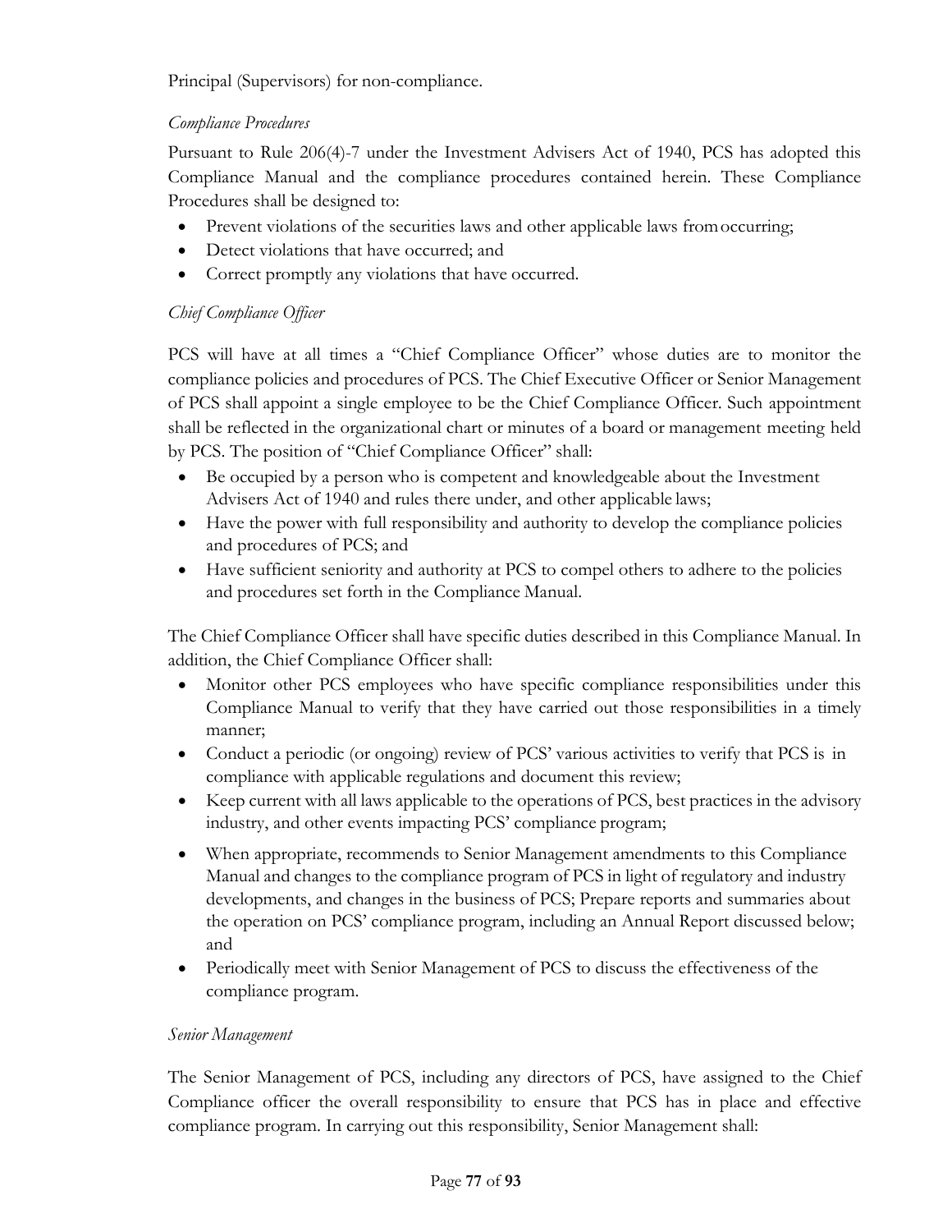Principal (Supervisors) for non-compliance.

*Compliance Procedures*

Pursuant to Rule 206(4)-7 under the Investment Advisers Act of 1940, PCS has adopted this Compliance Manual and the compliance procedures contained herein. These Compliance Procedures shall be designed to:

- Prevent violations of the securities laws and other applicable laws from occurring;
- Detect violations that have occurred; and
- Correct promptly any violations that have occurred.

*Chief Compliance Officer*

PCS will have at all times a "Chief Compliance Officer" whose duties are to monitor the compliance policies and procedures of PCS. The Chief Executive Officer or Senior Management of PCS shall appoint a single employee to be the Chief Compliance Officer. Such appointment shall be reflected in the organizational chart or minutes of a board or management meeting held by PCS. The position of "Chief Compliance Officer" shall:

- Be occupied by a person who is competent and knowledgeable about the Investment Advisers Act of 1940 and rules there under, and other applicable laws;
- Have the power with full responsibility and authority to develop the compliance policies and procedures of PCS; and
- Have sufficient seniority and authority at PCS to compel others to adhere to the policies and procedures set forth in the Compliance Manual.

The Chief Compliance Officer shall have specific duties described in this Compliance Manual. In addition, the Chief Compliance Officer shall:

- Monitor other PCS employees who have specific compliance responsibilities under this Compliance Manual to verify that they have carried out those responsibilities in a timely manner;
- Conduct a periodic (or ongoing) review of PCS' various activities to verify that PCS is in compliance with applicable regulations and document this review;
- Keep current with all laws applicable to the operations of PCS, best practices in the advisory industry, and other events impacting PCS' compliance program;
- When appropriate, recommends to Senior Management amendments to this Compliance Manual and changes to the compliance program of PCS in light of regulatory and industry developments, and changes in the business of PCS; Prepare reports and summaries about the operation on PCS' compliance program, including an Annual Report discussed below; and
- Periodically meet with Senior Management of PCS to discuss the effectiveness of the compliance program.

*Senior Management*

The Senior Management of PCS, including any directors of PCS, have assigned to the Chief Compliance officer the overall responsibility to ensure that PCS has in place and effective compliance program. In carrying out this responsibility, Senior Management shall: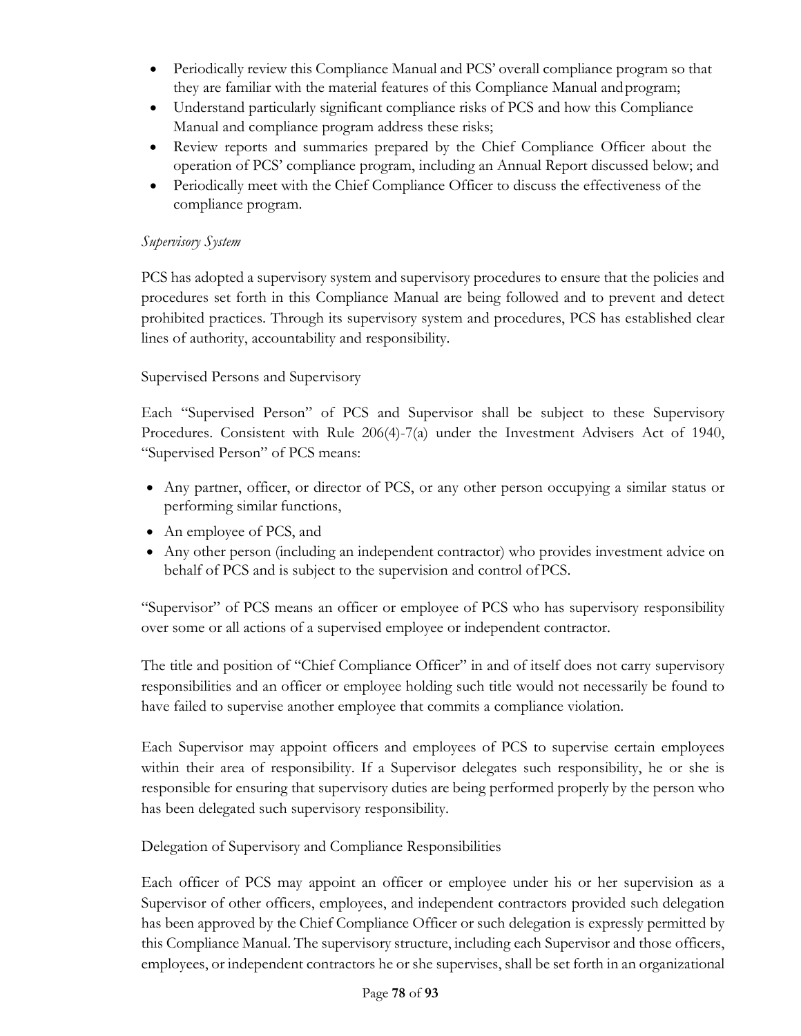- Periodically review this Compliance Manual and PCS' overall compliance program so that they are familiar with the material features of this Compliance Manual and program;
- Understand particularly significant compliance risks of PCS and how this Compliance Manual and compliance program address these risks;
- Review reports and summaries prepared by the Chief Compliance Officer about the operation of PCS' compliance program, including an Annual Report discussed below; and
- Periodically meet with the Chief Compliance Officer to discuss the effectiveness of the compliance program.

*Supervisory System*

PCS has adopted a supervisory system and supervisory procedures to ensure that the policies and procedures set forth in this Compliance Manual are being followed and to prevent and detect prohibited practices. Through its supervisory system and procedures, PCS has established clear lines of authority, accountability and responsibility.

Supervised Persons and Supervisory

Each "Supervised Person" of PCS and Supervisor shall be subject to these Supervisory Procedures. Consistent with Rule 206(4)-7(a) under the Investment Advisers Act of 1940, "Supervised Person" of PCS means:

- Any partner, officer, or director of PCS, or any other person occupying a similar status or performing similar functions,
- An employee of PCS, and
- Any other person (including an independent contractor) who provides investment advice on behalf of PCS and is subject to the supervision and control of PCS.

"Supervisor" of PCS means an officer or employee of PCS who has supervisory responsibility over some or all actions of a supervised employee or independent contractor.

The title and position of "Chief Compliance Officer" in and of itself does not carry supervisory responsibilities and an officer or employee holding such title would not necessarily be found to have failed to supervise another employee that commits a compliance violation.

Each Supervisor may appoint officers and employees of PCS to supervise certain employees within their area of responsibility. If a Supervisor delegates such responsibility, he or she is responsible for ensuring that supervisory duties are being performed properly by the person who has been delegated such supervisory responsibility.

Delegation of Supervisory and Compliance Responsibilities

Each officer of PCS may appoint an officer or employee under his or her supervision as a Supervisor of other officers, employees, and independent contractors provided such delegation has been approved by the Chief Compliance Officer or such delegation is expressly permitted by this Compliance Manual. The supervisory structure, including each Supervisor and those officers, employees, or independent contractors he or she supervises, shall be set forth in an organizational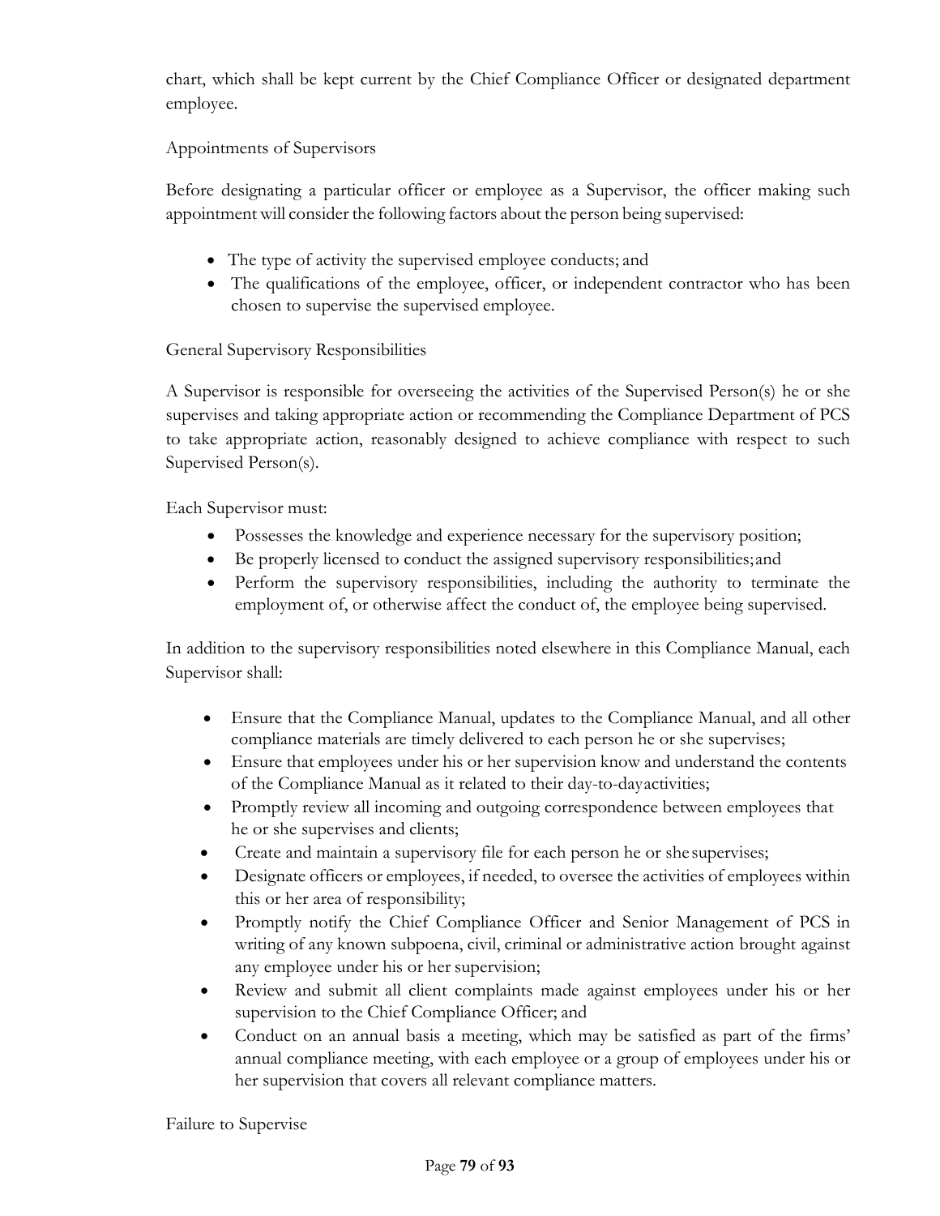chart, which shall be kept current by the Chief Compliance Officer or designated department employee.

Appointments of Supervisors

Before designating a particular officer or employee as a Supervisor, the officer making such appointment will consider the following factors about the person being supervised:

- The type of activity the supervised employee conducts; and
- The qualifications of the employee, officer, or independent contractor who has been chosen to supervise the supervised employee.

General Supervisory Responsibilities

A Supervisor is responsible for overseeing the activities of the Supervised Person(s) he or she supervises and taking appropriate action or recommending the Compliance Department of PCS to take appropriate action, reasonably designed to achieve compliance with respect to such Supervised Person(s).

Each Supervisor must:

- Possesses the knowledge and experience necessary for the supervisory position;
- Be properly licensed to conduct the assigned supervisory responsibilities; and
- Perform the supervisory responsibilities, including the authority to terminate the employment of, or otherwise affect the conduct of, the employee being supervised.

In addition to the supervisory responsibilities noted elsewhere in this Compliance Manual, each Supervisor shall:

- Ensure that the Compliance Manual, updates to the Compliance Manual, and all other compliance materials are timely delivered to each person he or she supervises;
- Ensure that employees under his or her supervision know and understand the contents of the Compliance Manual as it related to their day-to-day activities;
- Promptly review all incoming and outgoing correspondence between employees that he or she supervises and clients;
- Create and maintain a supervisory file for each person he or she supervises;
- Designate officers or employees, if needed, to oversee the activities of employees within this or her area of responsibility;
- Promptly notify the Chief Compliance Officer and Senior Management of PCS in writing of any known subpoena, civil, criminal or administrative action brought against any employee under his or her supervision;
- Review and submit all client complaints made against employees under his or her supervision to the Chief Compliance Officer; and
- Conduct on an annual basis a meeting, which may be satisfied as part of the firms' annual compliance meeting, with each employee or a group of employees under his or her supervision that covers all relevant compliance matters.

Failure to Supervise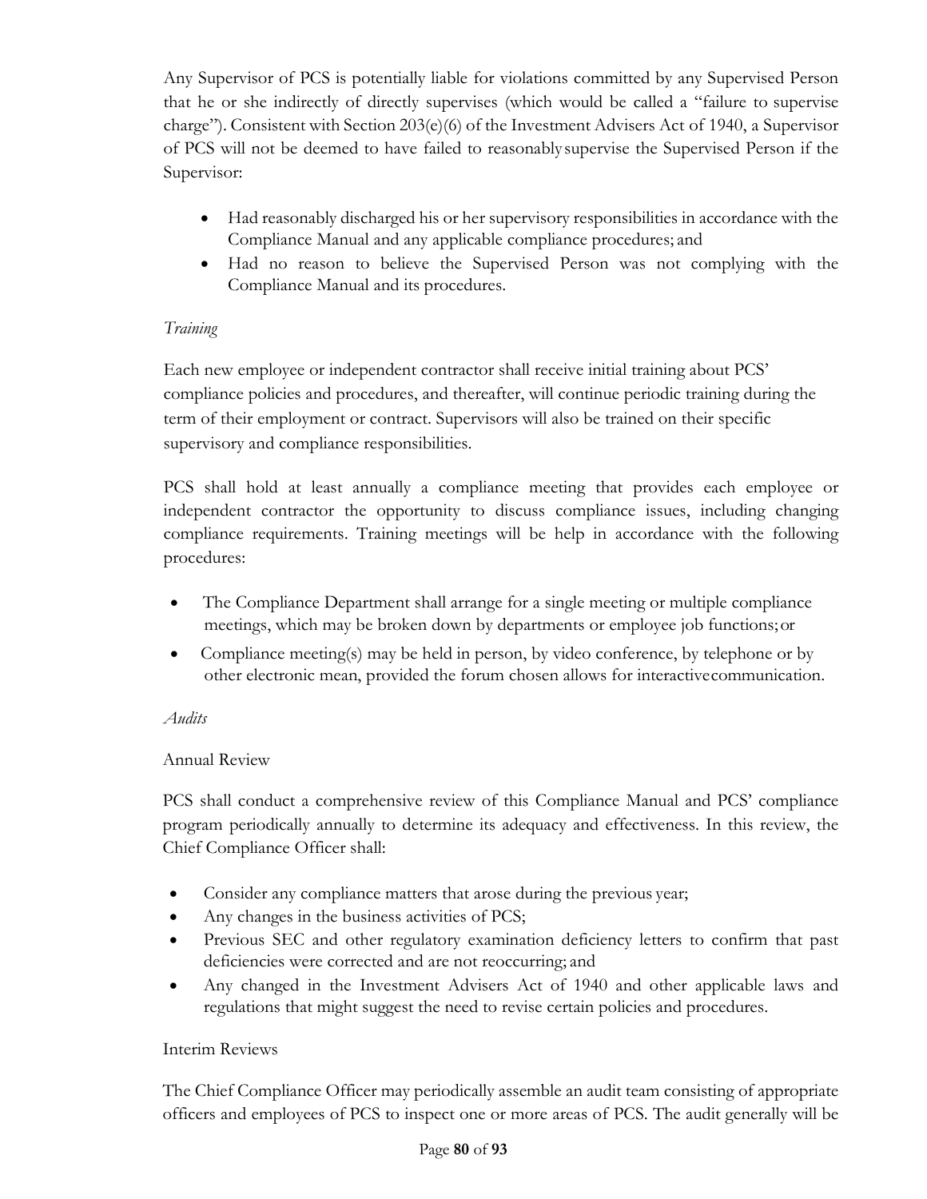Any Supervisor of PCS is potentially liable for violations committed by any Supervised Person that he or she indirectly of directly supervises (which would be called a "failure to supervise charge"). Consistent with Section 203(e)(6) of the Investment Advisers Act of 1940, a Supervisor of PCS will not be deemed to have failed to reasonably supervise the Supervised Person if the Supervisor:

- Had reasonably discharged his or her supervisory responsibilities in accordance with the Compliance Manual and any applicable compliance procedures; and
- Had no reason to believe the Supervised Person was not complying with the Compliance Manual and its procedures.

*Training*

Each new employee or independent contractor shall receive initial training about PCS' compliance policies and procedures, and thereafter, will continue periodic training during the term of their employment or contract. Supervisors will also be trained on their specific supervisory and compliance responsibilities.

PCS shall hold at least annually a compliance meeting that provides each employee or independent contractor the opportunity to discuss compliance issues, including changing compliance requirements. Training meetings will be help in accordance with the following procedures:

- The Compliance Department shall arrange for a single meeting or multiple compliance meetings, which may be broken down by departments or employee job functions; or
- Compliance meeting(s) may be held in person, by video conference, by telephone or by other electronic mean, provided the forum chosen allows for interactive communication.

*Audits*

Annual Review

PCS shall conduct a comprehensive review of this Compliance Manual and PCS' compliance program periodically annually to determine its adequacy and effectiveness. In this review, the Chief Compliance Officer shall:

- Consider any compliance matters that arose during the previous year;
- Any changes in the business activities of PCS;
- Previous SEC and other regulatory examination deficiency letters to confirm that past deficiencies were corrected and are not reoccurring; and
- Any changed in the Investment Advisers Act of 1940 and other applicable laws and regulations that might suggest the need to revise certain policies and procedures.

Interim Reviews

The Chief Compliance Officer may periodically assemble an audit team consisting of appropriate officers and employees of PCS to inspect one or more areas of PCS. The audit generally will be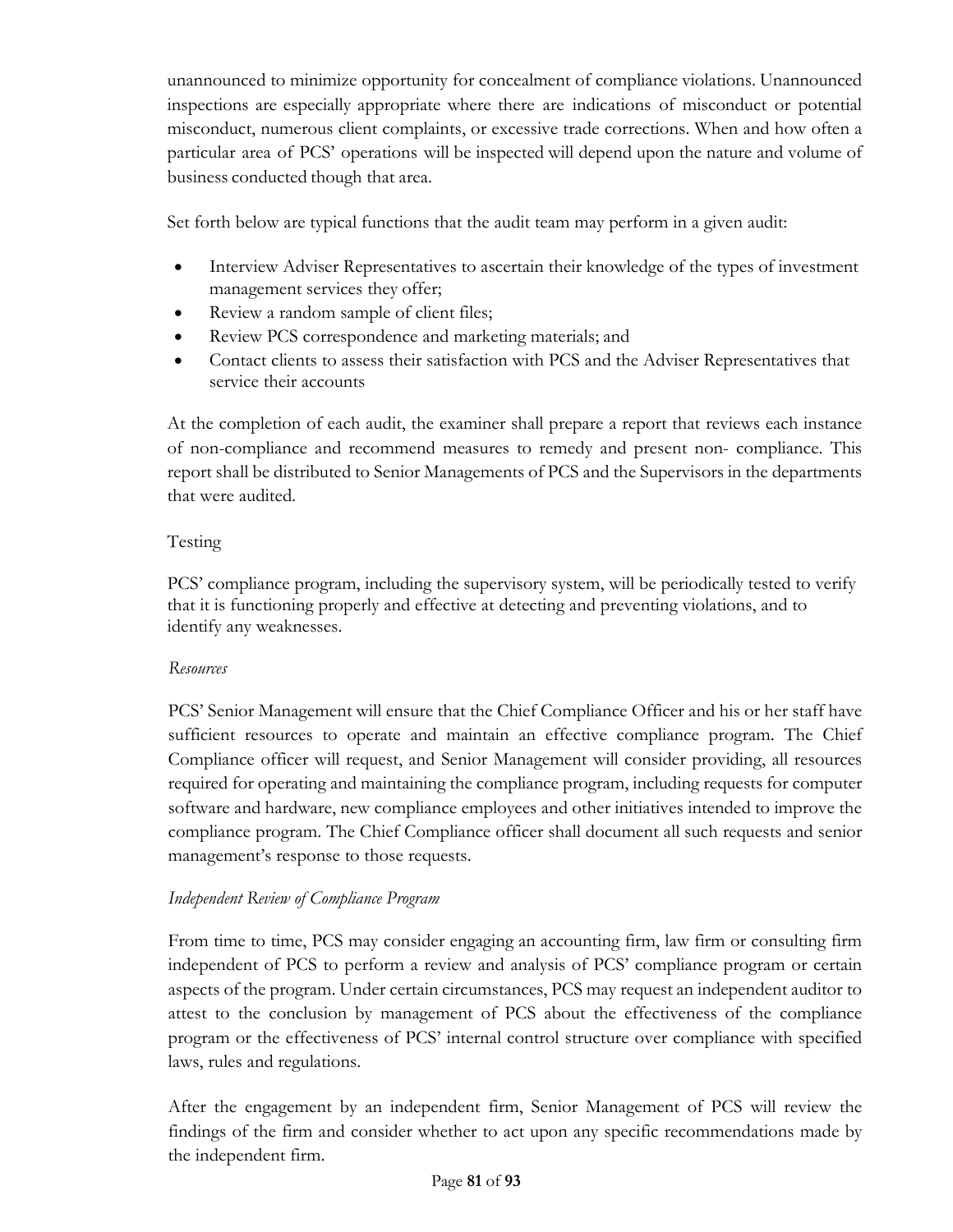unannounced to minimize opportunity for concealment of compliance violations. Unannounced inspections are especially appropriate where there are indications of misconduct or potential misconduct, numerous client complaints, or excessive trade corrections. When and how often a particular area of PCS' operations will be inspected will depend upon the nature and volume of business conducted though that area.

Set forth below are typical functions that the audit team may perform in a given audit:

- Interview Adviser Representatives to ascertain their knowledge of the types of investment management services they offer;
- Review a random sample of client files;
- Review PCS correspondence and marketing materials; and
- Contact clients to assess their satisfaction with PCS and the Adviser Representatives that service their accounts

At the completion of each audit, the examiner shall prepare a report that reviews each instance of non-compliance and recommend measures to remedy and present non- compliance. This report shall be distributed to Senior Managements of PCS and the Supervisors in the departments that were audited.

Testing

PCS' compliance program, including the supervisory system, will be periodically tested to verify that it is functioning properly and effective at detecting and preventing violations, and to identify any weaknesses.

*Resources*

PCS' Senior Management will ensure that the Chief Compliance Officer and his or her staff have sufficient resources to operate and maintain an effective compliance program. The Chief Compliance officer will request, and Senior Management will consider providing, all resources required for operating and maintaining the compliance program, including requests for computer software and hardware, new compliance employees and other initiatives intended to improve the compliance program. The Chief Compliance officer shall document all such requests and senior management's response to those requests.

*Independent Review of Compliance Program*

From time to time, PCS may consider engaging an accounting firm, law firm or consulting firm independent of PCS to perform a review and analysis of PCS' compliance program or certain aspects of the program. Under certain circumstances, PCS may request an independent auditor to attest to the conclusion by management of PCS about the effectiveness of the compliance program or the effectiveness of PCS' internal control structure over compliance with specified laws, rules and regulations.

After the engagement by an independent firm, Senior Management of PCS will review the findings of the firm and consider whether to act upon any specific recommendations made by the independent firm.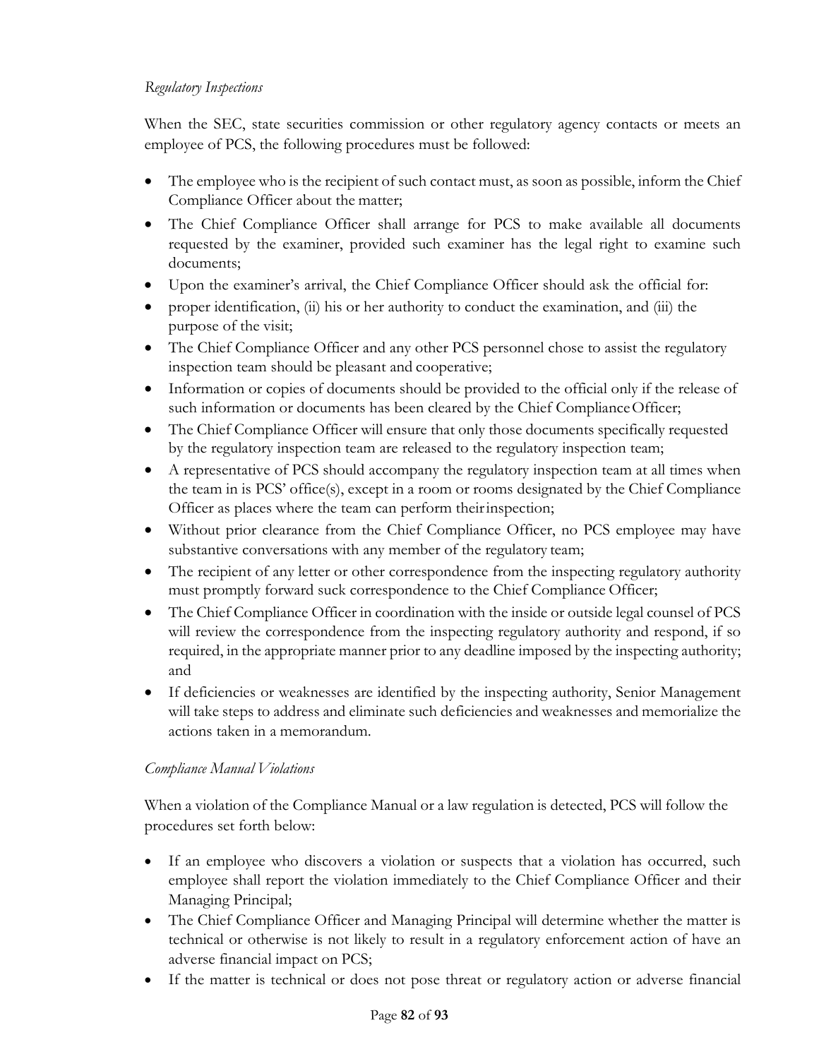*Regulatory Inspections*

When the SEC, state securities commission or other regulatory agency contacts or meets an employee of PCS, the following procedures must be followed:

- The employee who is the recipient of such contact must, as soon as possible, inform the Chief Compliance Officer about the matter;
- The Chief Compliance Officer shall arrange for PCS to make available all documents requested by the examiner, provided such examiner has the legal right to examine such documents;
- Upon the examiner's arrival, the Chief Compliance Officer should ask the official for:
- proper identification, (ii) his or her authority to conduct the examination, and (iii) the purpose of the visit;
- The Chief Compliance Officer and any other PCS personnel chose to assist the regulatory inspection team should be pleasant and cooperative;
- Information or copies of documents should be provided to the official only if the release of such information or documents has been cleared by the Chief Compliance Officer;
- The Chief Compliance Officer will ensure that only those documents specifically requested by the regulatory inspection team are released to the regulatory inspection team;
- A representative of PCS should accompany the regulatory inspection team at all times when the team in is PCS' office(s), except in a room or rooms designated by the Chief Compliance Officer as places where the team can perform their inspection;
- Without prior clearance from the Chief Compliance Officer, no PCS employee may have substantive conversations with any member of the regulatory team;
- The recipient of any letter or other correspondence from the inspecting regulatory authority must promptly forward suck correspondence to the Chief Compliance Officer;
- The Chief Compliance Officer in coordination with the inside or outside legal counsel of PCS will review the correspondence from the inspecting regulatory authority and respond, if so required, in the appropriate manner prior to any deadline imposed by the inspecting authority; and
- If deficiencies or weaknesses are identified by the inspecting authority, Senior Management will take steps to address and eliminate such deficiencies and weaknesses and memorialize the actions taken in a memorandum.

*Compliance Manual Violations*

When a violation of the Compliance Manual or a law regulation is detected, PCS will follow the procedures set forth below:

- If an employee who discovers a violation or suspects that a violation has occurred, such employee shall report the violation immediately to the Chief Compliance Officer and their Managing Principal;
- The Chief Compliance Officer and Managing Principal will determine whether the matter is technical or otherwise is not likely to result in a regulatory enforcement action of have an adverse financial impact on PCS;
- If the matter is technical or does not pose threat or regulatory action or adverse financial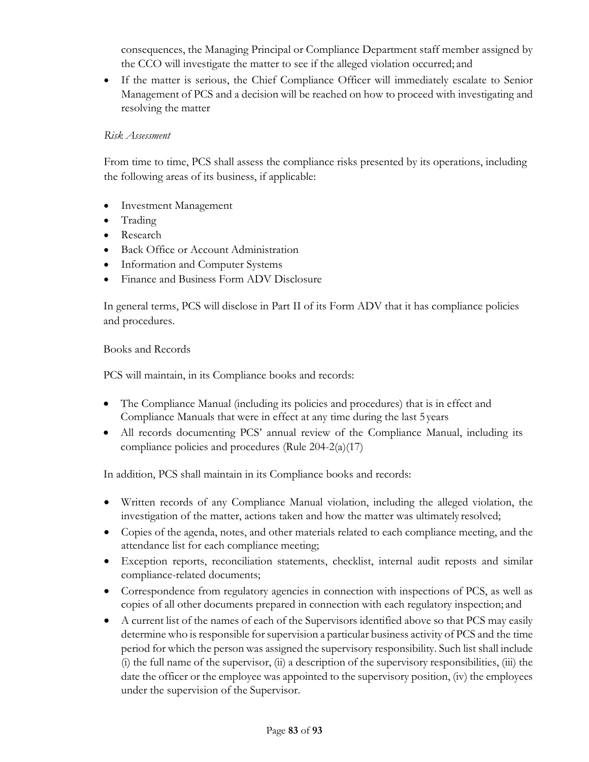consequences, the Managing Principal or Compliance Department staff member assigned by the CCO will investigate the matter to see if the alleged violation occurred; and

- If the matter is serious, the Chief Compliance Officer will immediately escalate to Senior Management of PCS and a decision will be reached on how to proceed with investigating and resolving the matter

*Risk Assessment*

From time to time, PCS shall assess the compliance risks presented by its operations, including the following areas of its business, if applicable:

- Investment Management
- Trading
- Research
- Back Office or Account Administration
- Information and Computer Systems
- Finance and Business Form ADV Disclosure

In general terms, PCS will disclose in Part II of its Form ADV that it has compliance policies and procedures.

Books and Records

PCS will maintain, in its Compliance books and records:

- The Compliance Manual (including its policies and procedures) that is in effect and Compliance Manuals that were in effect at any time during the last 5 years
- All records documenting PCS' annual review of the Compliance Manual, including its compliance policies and procedures (Rule 204-2(a)(17)

In addition, PCS shall maintain in its Compliance books and records:

- Written records of any Compliance Manual violation, including the alleged violation, the investigation of the matter, actions taken and how the matter was ultimately resolved;
- Copies of the agenda, notes, and other materials related to each compliance meeting, and the attendance list for each compliance meeting;
- Exception reports, reconciliation statements, checklist, internal audit reposts and similar compliance-related documents;
- Correspondence from regulatory agencies in connection with inspections of PCS, as well as copies of all other documents prepared in connection with each regulatory inspection; and
- A current list of the names of each of the Supervisors identified above so that PCS may easily determine who is responsible for supervision a particular business activity of PCS and the time period for which the person was assigned the supervisory responsibility. Such list shall include (i) the full name of the supervisor, (ii) a description of the supervisory responsibilities, (iii) the date the officer or the employee was appointed to the supervisory position, (iv) the employees under the supervision of the Supervisor.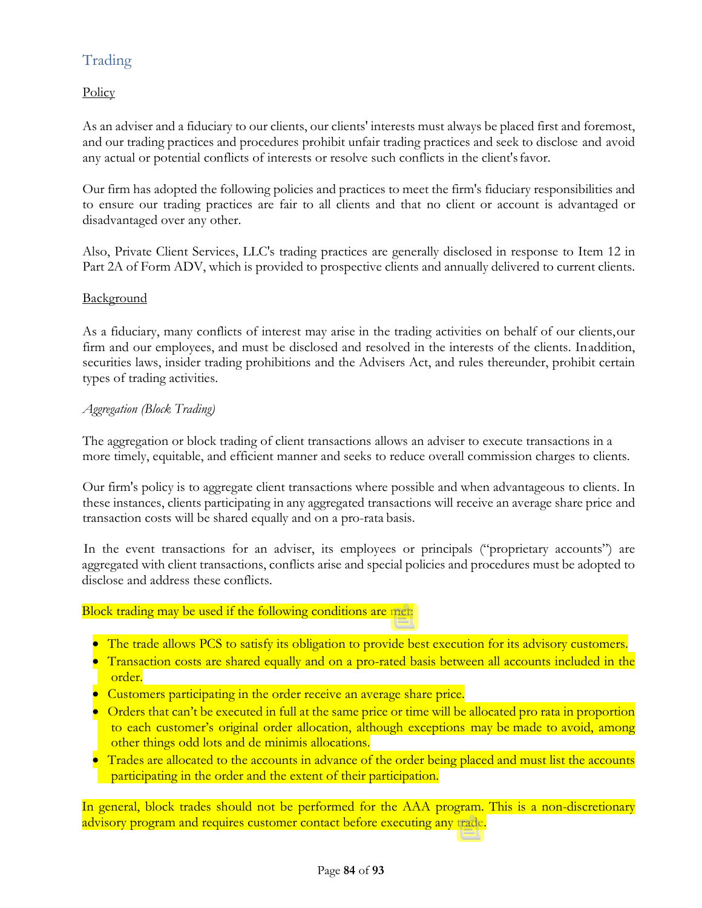## Trading

Policy

As an adviser and a fiduciary to our clients, our clients' interests must always be placed first and foremost, and our trading practices and procedures prohibit unfair trading practices and seek to disclose and avoid any actual or potential conflicts of interests or resolve such conflicts in the client's favor.

Our firm has adopted the following policies and practices to meet the firm's fiduciary responsibilities and to ensure our trading practices are fair to all clients and that no client or account is advantaged or disadvantaged over any other.

Also, Private Client Services, LLC's trading practices are generally disclosed in response to Item 12 in Part 2A of Form ADV, which is provided to prospective clients and annually delivered to current clients.

Background

As a fiduciary, many conflicts of interest may arise in the trading activities on behalf of our clients, our firm and our employees, and must be disclosed and resolved in the interests of the clients. In addition, securities laws, insider trading prohibitions and the Advisers Act, and rules thereunder, prohibit certain types of trading activities.

*Aggregation (Block Trading)*

The aggregation or block trading of client transactions allows an adviser to execute transactions in a more timely, equitable, and efficient manner and seeks to reduce overall commission charges to clients.

Our firm's policy is to aggregate client transactions where possible and when advantageous to clients. In these instances, clients participating in any aggregated transactions will receive an average share price and transaction costs will be shared equally and on a pro-rata basis.

In the event transactions for an adviser, its employees or principals ("proprietary accounts") are aggregated with client transactions, conflicts arise and special policies and procedures must be adopted to disclose and address these conflicts.

Block trading may be used if the following conditions are met:

- The trade allows PCS to satisfy its obligation to provide best execution for its advisory customers.
- Transaction costs are shared equally and on a pro-rated basis between all accounts included in the order.
- Customers participating in the order receive an average share price.
- Orders that can't be executed in full at the same price or time will be allocated pro rata in proportion to each customer's original order allocation, although exceptions may be made to avoid, among other things odd lots and de minimis allocations.
- Trades are allocated to the accounts in advance of the order being placed and must list the accounts participating in the order and the extent of their participation.

In general, block trades should not be performed for the AAA program. This is a non-discretionary advisory program and requires customer contact before executing any trade.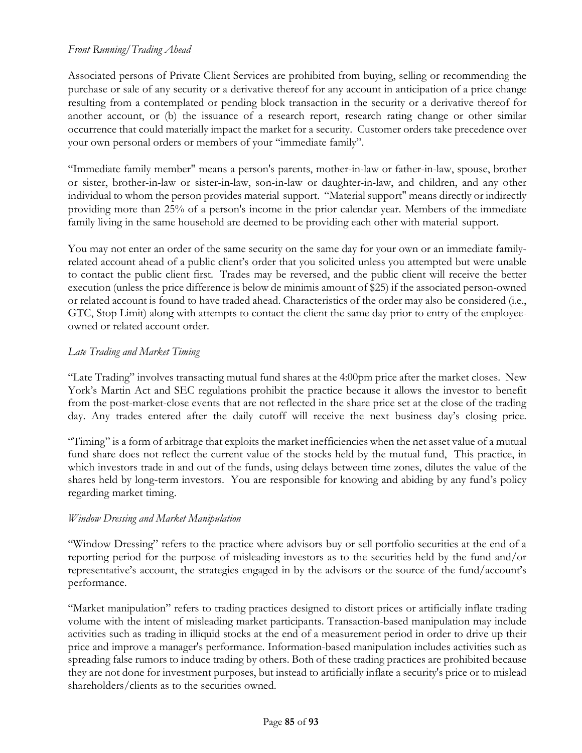*Front Running/Trading Ahead*

Associated persons of Private Client Services are prohibited from buying, selling or recommending the purchase or sale of any security or a derivative thereof for any account in anticipation of a price change resulting from a contemplated or pending block transaction in the security or a derivative thereof for another account, or (b) the issuance of a research report, research rating change or other similar occurrence that could materially impact the market for a security. Customer orders take precedence over your own personal orders or members of your "immediate family".

"Immediate family member" means a person's parents, mother-in-law or father-in-law, spouse, brother or sister, brother-in-law or sister-in-law, son-in-law or daughter-in-law, and children, and any other individual to whom the person provides material support. "Material support" means directly or indirectly providing more than 25% of a person's income in the prior calendar year. Members of the immediate family living in the same household are deemed to be providing each other with material support.

You may not enter an order of the same security on the same day for your own or an immediate family-related account ahead of a public client's order that you solicited unless you attempted but were unable to contact the public client first. Trades may be reversed, and the public client will receive the better execution (unless the price difference is below de minimis amount of $25) if the associated person-owned or related account is found to have traded ahead. Characteristics of the order may also be considered (i.e., GTC, Stop Limit) along with attempts to contact the client the same day prior to entry of the employee-owned or related account order.

*Late Trading and Market Timing*

"Late Trading" involves transacting mutual fund shares at the 4:00pm price after the market closes. New York's Martin Act and SEC regulations prohibit the practice because it allows the investor to benefit from the post-market-close events that are not reflected in the share price set at the close of the trading day. Any trades entered after the daily cutoff will receive the next business day's closing price.

"Timing" is a form of arbitrage that exploits the market inefficiencies when the net asset value of a mutual fund share does not reflect the current value of the stocks held by the mutual fund, This practice, in which investors trade in and out of the funds, using delays between time zones, dilutes the value of the shares held by long-term investors. You are responsible for knowing and abiding by any fund's policy regarding market timing.

*Window Dressing and Market Manipulation*

"Window Dressing" refers to the practice where advisors buy or sell portfolio securities at the end of a reporting period for the purpose of misleading investors as to the securities held by the fund and/or representative's account, the strategies engaged in by the advisors or the source of the fund/account's performance.

"Market manipulation" refers to trading practices designed to distort prices or artificially inflate trading volume with the intent of misleading market participants. Transaction-based manipulation may include activities such as trading in illiquid stocks at the end of a measurement period in order to drive up their price and improve a manager's performance. Information-based manipulation includes activities such as spreading false rumors to induce trading by others. Both of these trading practices are prohibited because they are not done for investment purposes, but instead to artificially inflate a security's price or to mislead shareholders/clients as to the securities owned.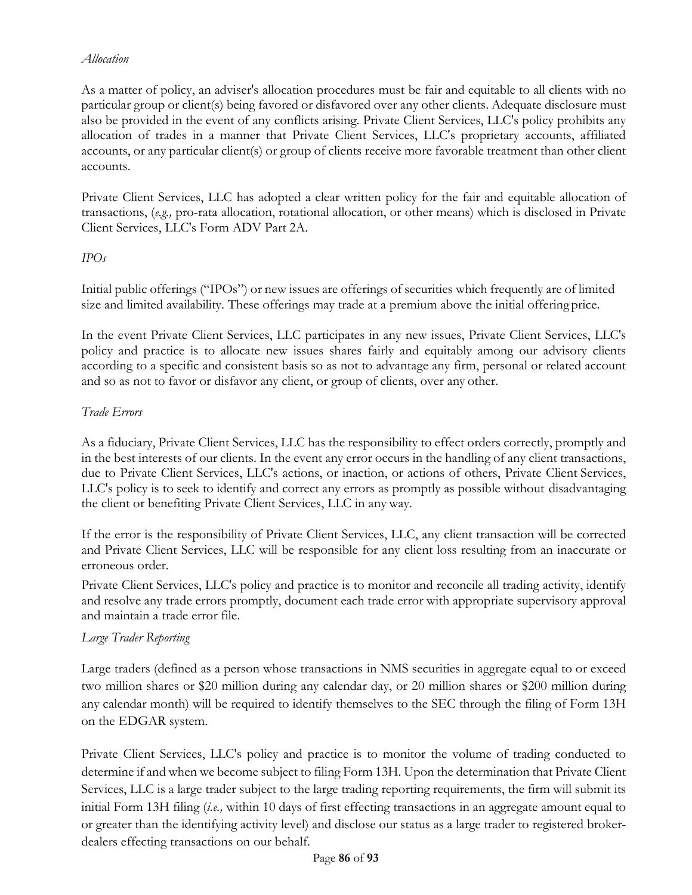*Allocation*

As a matter of policy, an adviser's allocation procedures must be fair and equitable to all clients with no particular group or client(s) being favored or disfavored over any other clients. Adequate disclosure must also be provided in the event of any conflicts arising. Private Client Services, LLC's policy prohibits any allocation of trades in a manner that Private Client Services, LLC's proprietary accounts, affiliated accounts, or any particular client(s) or group of clients receive more favorable treatment than other client accounts.

Private Client Services, LLC has adopted a clear written policy for the fair and equitable allocation of transactions, (*e.g.,* pro-rata allocation, rotational allocation, or other means) which is disclosed in Private Client Services, LLC's Form ADV Part 2A.

*IPOs*

Initial public offerings ("IPOs") or new issues are offerings of securities which frequently are of limited size and limited availability. These offerings may trade at a premium above the initial offering price.

In the event Private Client Services, LLC participates in any new issues, Private Client Services, LLC's policy and practice is to allocate new issues shares fairly and equitably among our advisory clients according to a specific and consistent basis so as not to advantage any firm, personal or related account and so as not to favor or disfavor any client, or group of clients, over any other.

*Trade Errors*

As a fiduciary, Private Client Services, LLC has the responsibility to effect orders correctly, promptly and in the best interests of our clients. In the event any error occurs in the handling of any client transactions, due to Private Client Services, LLC's actions, or inaction, or actions of others, Private Client Services, LLC's policy is to seek to identify and correct any errors as promptly as possible without disadvantaging the client or benefiting Private Client Services, LLC in any way.

If the error is the responsibility of Private Client Services, LLC, any client transaction will be corrected and Private Client Services, LLC will be responsible for any client loss resulting from an inaccurate or erroneous order.

Private Client Services, LLC's policy and practice is to monitor and reconcile all trading activity, identify and resolve any trade errors promptly, document each trade error with appropriate supervisory approval and maintain a trade error file.

*Large Trader Reporting*

Large traders (defined as a person whose transactions in NMS securities in aggregate equal to or exceed two million shares or $20 million during any calendar day, or 20 million shares or $200 million during any calendar month) will be required to identify themselves to the SEC through the filing of Form 13H on the EDGAR system.

Private Client Services, LLC's policy and practice is to monitor the volume of trading conducted to determine if and when we become subject to filing Form 13H. Upon the determination that Private Client Services, LLC is a large trader subject to the large trading reporting requirements, the firm will submit its initial Form 13H filing (*i.e.,* within 10 days of first effecting transactions in an aggregate amount equal to or greater than the identifying activity level) and disclose our status as a large trader to registered broker-dealers effecting transactions on our behalf.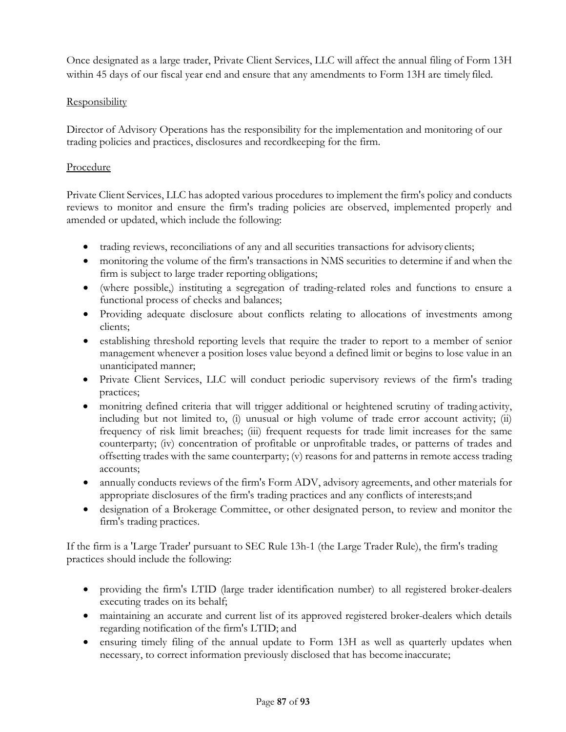Once designated as a large trader, Private Client Services, LLC will affect the annual filing of Form 13H within 45 days of our fiscal year end and ensure that any amendments to Form 13H are timely filed.

Responsibility

Director of Advisory Operations has the responsibility for the implementation and monitoring of our trading policies and practices, disclosures and recordkeeping for the firm.

Procedure

Private Client Services, LLC has adopted various procedures to implement the firm's policy and conducts reviews to monitor and ensure the firm's trading policies are observed, implemented properly and amended or updated, which include the following:

- trading reviews, reconciliations of any and all securities transactions for advisory clients;
- monitoring the volume of the firm's transactions in NMS securities to determine if and when the firm is subject to large trader reporting obligations;
- (where possible,) instituting a segregation of trading-related roles and functions to ensure a functional process of checks and balances;
- Providing adequate disclosure about conflicts relating to allocations of investments among clients;
- establishing threshold reporting levels that require the trader to report to a member of senior management whenever a position loses value beyond a defined limit or begins to lose value in an unanticipated manner;
- Private Client Services, LLC will conduct periodic supervisory reviews of the firm's trading practices;
- monitring defined criteria that will trigger additional or heightened scrutiny of trading activity, including but not limited to, (i) unusual or high volume of trade error account activity; (ii) frequency of risk limit breaches; (iii) frequent requests for trade limit increases for the same counterparty; (iv) concentration of profitable or unprofitable trades, or patterns of trades and offsetting trades with the same counterparty; (v) reasons for and patterns in remote access trading accounts;
- annually conducts reviews of the firm's Form ADV, advisory agreements, and other materials for appropriate disclosures of the firm's trading practices and any conflicts of interests;and
- designation of a Brokerage Committee, or other designated person, to review and monitor the firm's trading practices.

If the firm is a 'Large Trader' pursuant to SEC Rule 13h-1 (the Large Trader Rule), the firm's trading practices should include the following:

- providing the firm's LTID (large trader identification number) to all registered broker-dealers executing trades on its behalf;
- maintaining an accurate and current list of its approved registered broker-dealers which details regarding notification of the firm's LTID; and
- ensuring timely filing of the annual update to Form 13H as well as quarterly updates when necessary, to correct information previously disclosed that has become inaccurate;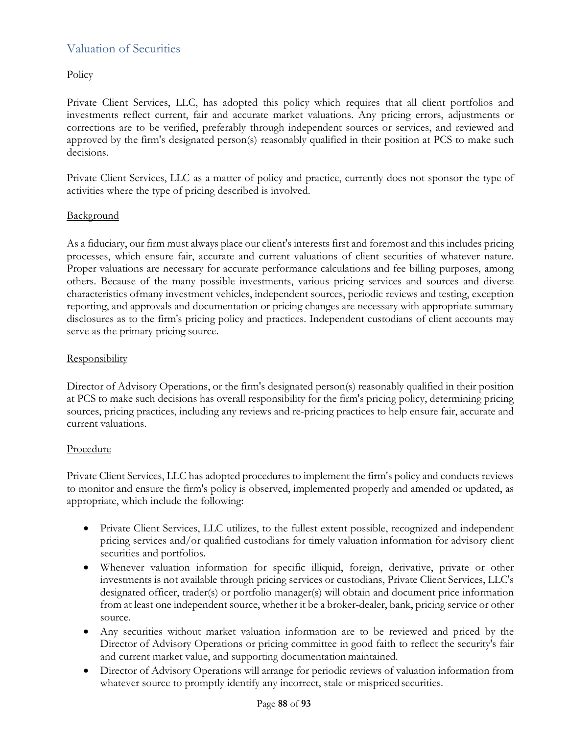## Valuation of Securities

### Policy

Private Client Services, LLC, has adopted this policy which requires that all client portfolios and investments reflect current, fair and accurate market valuations. Any pricing errors, adjustments or corrections are to be verified, preferably through independent sources or services, and reviewed and approved by the firm's designated person(s) reasonably qualified in their position at PCS to make such decisions.

Private Client Services, LLC as a matter of policy and practice, currently does not sponsor the type of activities where the type of pricing described is involved.

### Background

As a fiduciary, our firm must always place our client's interests first and foremost and this includes pricing processes, which ensure fair, accurate and current valuations of client securities of whatever nature. Proper valuations are necessary for accurate performance calculations and fee billing purposes, among others. Because of the many possible investments, various pricing services and sources and diverse characteristics ofmany investment vehicles, independent sources, periodic reviews and testing, exception reporting, and approvals and documentation or pricing changes are necessary with appropriate summary disclosures as to the firm's pricing policy and practices. Independent custodians of client accounts may serve as the primary pricing source.

### Responsibility

Director of Advisory Operations, or the firm's designated person(s) reasonably qualified in their position at PCS to make such decisions has overall responsibility for the firm's pricing policy, determining pricing sources, pricing practices, including any reviews and re-pricing practices to help ensure fair, accurate and current valuations.

### Procedure

Private Client Services, LLC has adopted procedures to implement the firm's policy and conducts reviews to monitor and ensure the firm's policy is observed, implemented properly and amended or updated, as appropriate, which include the following:

- Private Client Services, LLC utilizes, to the fullest extent possible, recognized and independent pricing services and/or qualified custodians for timely valuation information for advisory client securities and portfolios.
- Whenever valuation information for specific illiquid, foreign, derivative, private or other investments is not available through pricing services or custodians, Private Client Services, LLC's designated officer, trader(s) or portfolio manager(s) will obtain and document price information from at least one independent source, whether it be a broker-dealer, bank, pricing service or other source.
- Any securities without market valuation information are to be reviewed and priced by the Director of Advisory Operations or pricing committee in good faith to reflect the security's fair and current market value, and supporting documentation maintained.
- Director of Advisory Operations will arrange for periodic reviews of valuation information from whatever source to promptly identify any incorrect, stale or mispriced securities.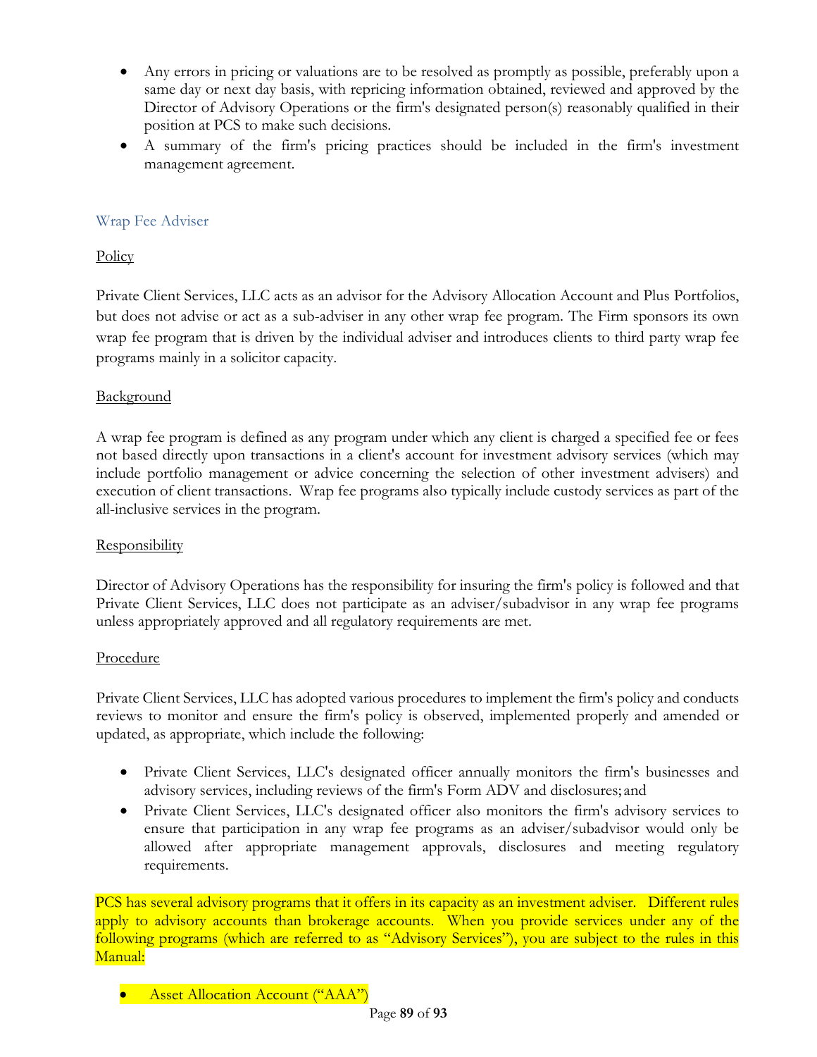- Any errors in pricing or valuations are to be resolved as promptly as possible, preferably upon a same day or next day basis, with repricing information obtained, reviewed and approved by the Director of Advisory Operations or the firm's designated person(s) reasonably qualified in their position at PCS to make such decisions.
- A summary of the firm's pricing practices should be included in the firm's investment management agreement.

## Wrap Fee Adviser

### Policy

Private Client Services, LLC acts as an advisor for the Advisory Allocation Account and Plus Portfolios, but does not advise or act as a sub-adviser in any other wrap fee program. The Firm sponsors its own wrap fee program that is driven by the individual adviser and introduces clients to third party wrap fee programs mainly in a solicitor capacity.

### Background

A wrap fee program is defined as any program under which any client is charged a specified fee or fees not based directly upon transactions in a client's account for investment advisory services (which may include portfolio management or advice concerning the selection of other investment advisers) and execution of client transactions. Wrap fee programs also typically include custody services as part of the all-inclusive services in the program.

### Responsibility

Director of Advisory Operations has the responsibility for insuring the firm's policy is followed and that Private Client Services, LLC does not participate as an adviser/subadvisor in any wrap fee programs unless appropriately approved and all regulatory requirements are met.

### Procedure

Private Client Services, LLC has adopted various procedures to implement the firm's policy and conducts reviews to monitor and ensure the firm's policy is observed, implemented properly and amended or updated, as appropriate, which include the following:

- Private Client Services, LLC's designated officer annually monitors the firm's businesses and advisory services, including reviews of the firm's Form ADV and disclosures; and
- Private Client Services, LLC's designated officer also monitors the firm's advisory services to ensure that participation in any wrap fee programs as an adviser/subadvisor would only be allowed after appropriate management approvals, disclosures and meeting regulatory requirements.

PCS has several advisory programs that it offers in its capacity as an investment adviser. Different rules apply to advisory accounts than brokerage accounts. When you provide services under any of the following programs (which are referred to as "Advisory Services"), you are subject to the rules in this Manual:

- Asset Allocation Account ("AAA")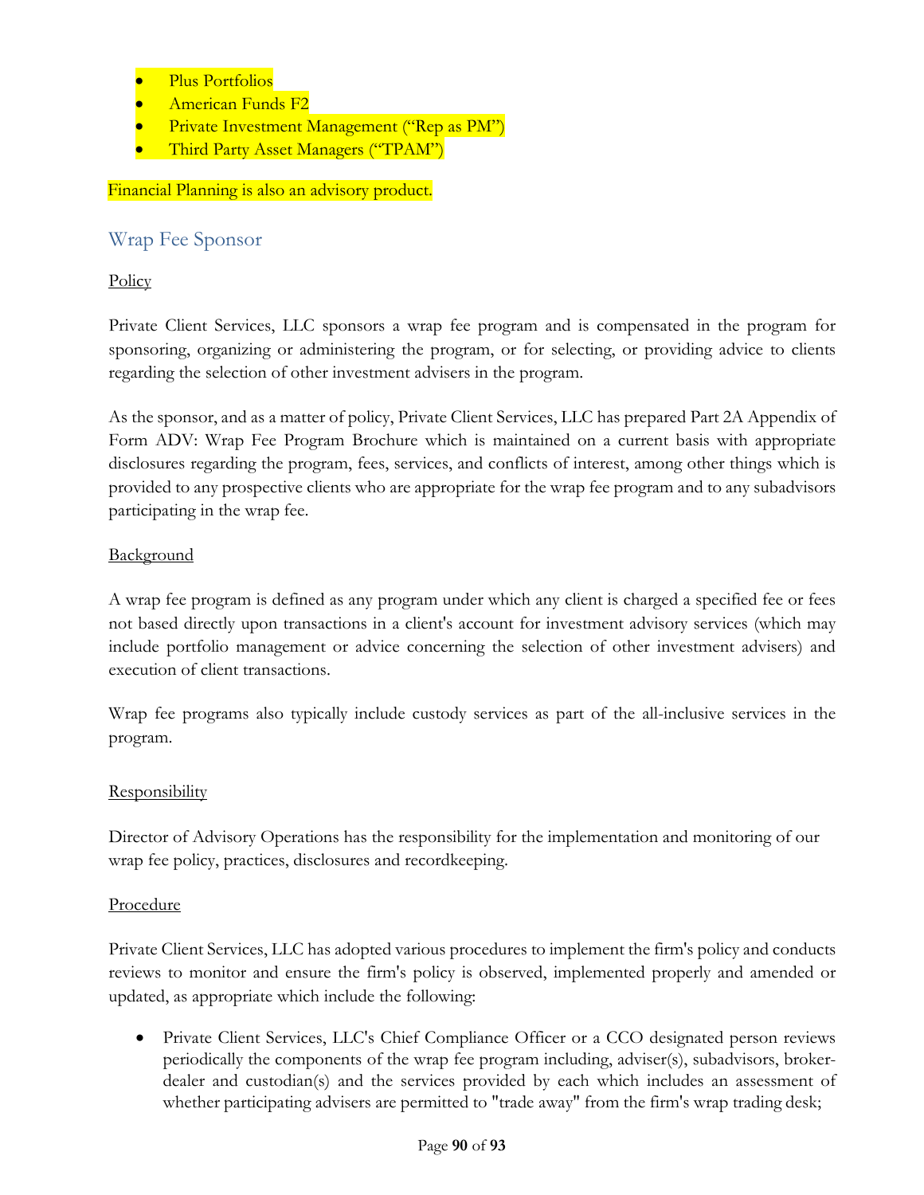- Plus Portfolios
- American Funds F2
- Private Investment Management ("Rep as PM")
- Third Party Asset Managers ("TPAM")

Financial Planning is also an advisory product.

## Wrap Fee Sponsor

<u>Policy</u>

Private Client Services, LLC sponsors a wrap fee program and is compensated in the program for sponsoring, organizing or administering the program, or for selecting, or providing advice to clients regarding the selection of other investment advisers in the program.

As the sponsor, and as a matter of policy, Private Client Services, LLC has prepared Part 2A Appendix of Form ADV: Wrap Fee Program Brochure which is maintained on a current basis with appropriate disclosures regarding the program, fees, services, and conflicts of interest, among other things which is provided to any prospective clients who are appropriate for the wrap fee program and to any subadvisors participating in the wrap fee.

<u>Background</u>

A wrap fee program is defined as any program under which any client is charged a specified fee or fees not based directly upon transactions in a client's account for investment advisory services (which may include portfolio management or advice concerning the selection of other investment advisers) and execution of client transactions.

Wrap fee programs also typically include custody services as part of the all-inclusive services in the program.

<u>Responsibility</u>

Director of Advisory Operations has the responsibility for the implementation and monitoring of our wrap fee policy, practices, disclosures and recordkeeping.

<u>Procedure</u>

Private Client Services, LLC has adopted various procedures to implement the firm's policy and conducts reviews to monitor and ensure the firm's policy is observed, implemented properly and amended or updated, as appropriate which include the following:

- Private Client Services, LLC's Chief Compliance Officer or a CCO designated person reviews periodically the components of the wrap fee program including, adviser(s), subadvisors, broker-dealer and custodian(s) and the services provided by each which includes an assessment of whether participating advisers are permitted to "trade away" from the firm's wrap trading desk;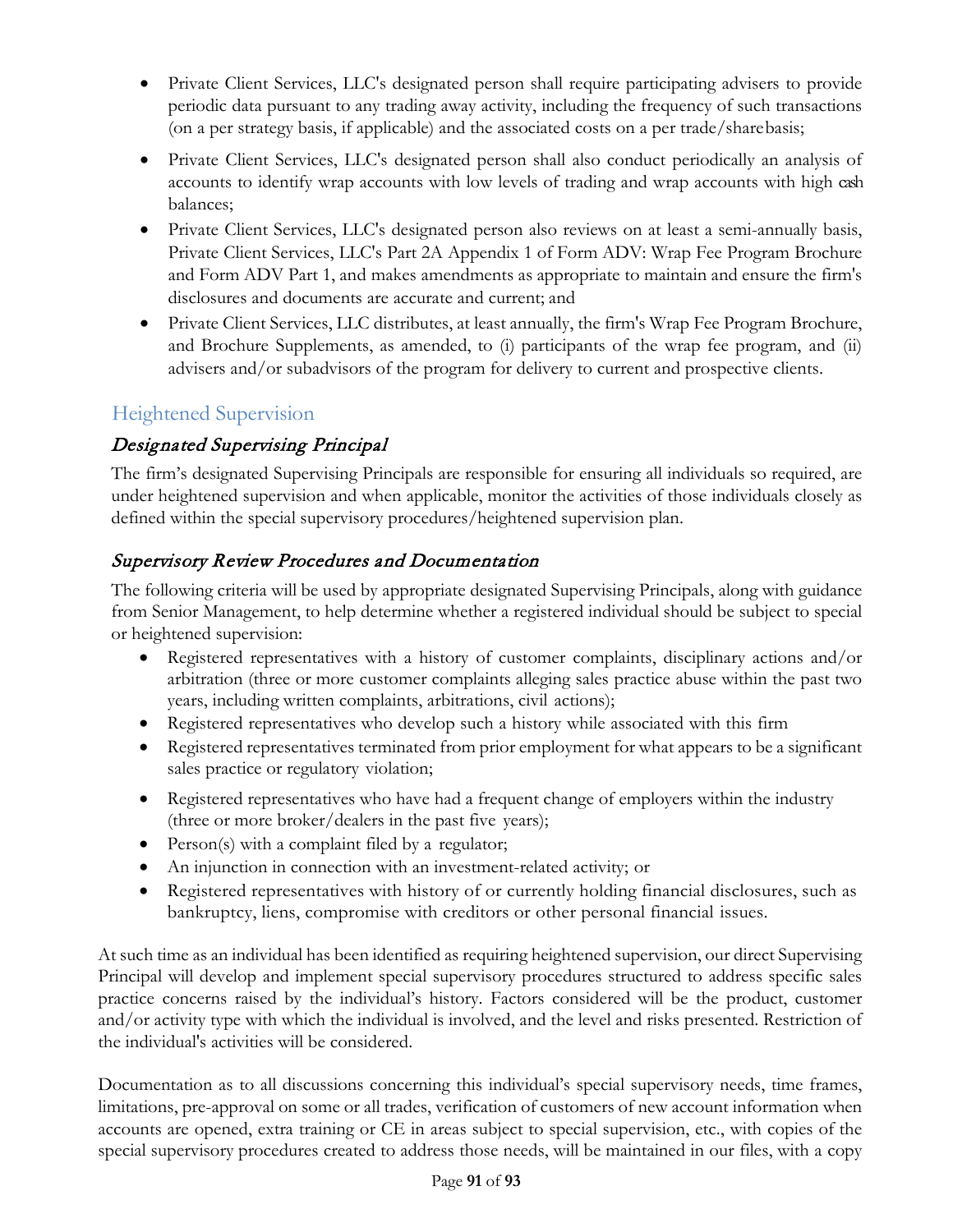- Private Client Services, LLC's designated person shall require participating advisers to provide periodic data pursuant to any trading away activity, including the frequency of such transactions (on a per strategy basis, if applicable) and the associated costs on a per trade/share basis;
- Private Client Services, LLC's designated person shall also conduct periodically an analysis of accounts to identify wrap accounts with low levels of trading and wrap accounts with high cash balances;
- Private Client Services, LLC's designated person also reviews on at least a semi-annually basis, Private Client Services, LLC's Part 2A Appendix 1 of Form ADV: Wrap Fee Program Brochure and Form ADV Part 1, and makes amendments as appropriate to maintain and ensure the firm's disclosures and documents are accurate and current; and
- Private Client Services, LLC distributes, at least annually, the firm's Wrap Fee Program Brochure, and Brochure Supplements, as amended, to (i) participants of the wrap fee program, and (ii) advisers and/or subadvisors of the program for delivery to current and prospective clients.

## Heightened Supervision

### *Designated Supervising Principal*

The firm's designated Supervising Principals are responsible for ensuring all individuals so required, are under heightened supervision and when applicable, monitor the activities of those individuals closely as defined within the special supervisory procedures/heightened supervision plan.

### *Supervisory Review Procedures and Documentation*

The following criteria will be used by appropriate designated Supervising Principals, along with guidance from Senior Management, to help determine whether a registered individual should be subject to special or heightened supervision:

- Registered representatives with a history of customer complaints, disciplinary actions and/or arbitration (three or more customer complaints alleging sales practice abuse within the past two years, including written complaints, arbitrations, civil actions);
- Registered representatives who develop such a history while associated with this firm
- Registered representatives terminated from prior employment for what appears to be a significant sales practice or regulatory violation;
- Registered representatives who have had a frequent change of employers within the industry (three or more broker/dealers in the past five years);
- Person(s) with a complaint filed by a regulator;
- An injunction in connection with an investment-related activity; or
- Registered representatives with history of or currently holding financial disclosures, such as bankruptcy, liens, compromise with creditors or other personal financial issues.

At such time as an individual has been identified as requiring heightened supervision, our direct Supervising Principal will develop and implement special supervisory procedures structured to address specific sales practice concerns raised by the individual's history. Factors considered will be the product, customer and/or activity type with which the individual is involved, and the level and risks presented. Restriction of the individual's activities will be considered.

Documentation as to all discussions concerning this individual's special supervisory needs, time frames, limitations, pre-approval on some or all trades, verification of customers of new account information when accounts are opened, extra training or CE in areas subject to special supervision, etc., with copies of the special supervisory procedures created to address those needs, will be maintained in our files, with a copy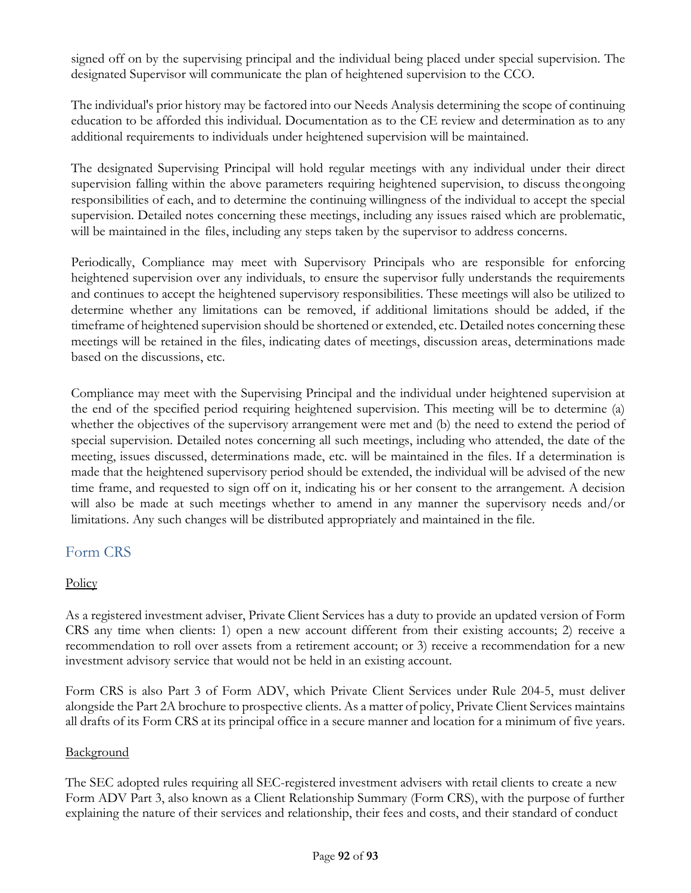signed off on by the supervising principal and the individual being placed under special supervision. The designated Supervisor will communicate the plan of heightened supervision to the CCO.

The individual's prior history may be factored into our Needs Analysis determining the scope of continuing education to be afforded this individual. Documentation as to the CE review and determination as to any additional requirements to individuals under heightened supervision will be maintained.

The designated Supervising Principal will hold regular meetings with any individual under their direct supervision falling within the above parameters requiring heightened supervision, to discuss the ongoing responsibilities of each, and to determine the continuing willingness of the individual to accept the special supervision. Detailed notes concerning these meetings, including any issues raised which are problematic, will be maintained in the files, including any steps taken by the supervisor to address concerns.

Periodically, Compliance may meet with Supervisory Principals who are responsible for enforcing heightened supervision over any individuals, to ensure the supervisor fully understands the requirements and continues to accept the heightened supervisory responsibilities. These meetings will also be utilized to determine whether any limitations can be removed, if additional limitations should be added, if the timeframe of heightened supervision should be shortened or extended, etc. Detailed notes concerning these meetings will be retained in the files, indicating dates of meetings, discussion areas, determinations made based on the discussions, etc.

Compliance may meet with the Supervising Principal and the individual under heightened supervision at the end of the specified period requiring heightened supervision. This meeting will be to determine (a) whether the objectives of the supervisory arrangement were met and (b) the need to extend the period of special supervision. Detailed notes concerning all such meetings, including who attended, the date of the meeting, issues discussed, determinations made, etc. will be maintained in the files. If a determination is made that the heightened supervisory period should be extended, the individual will be advised of the new time frame, and requested to sign off on it, indicating his or her consent to the arrangement. A decision will also be made at such meetings whether to amend in any manner the supervisory needs and/or limitations. Any such changes will be distributed appropriately and maintained in the file.

## Form CRS

Policy

As a registered investment adviser, Private Client Services has a duty to provide an updated version of Form CRS any time when clients: 1) open a new account different from their existing accounts; 2) receive a recommendation to roll over assets from a retirement account; or 3) receive a recommendation for a new investment advisory service that would not be held in an existing account.

Form CRS is also Part 3 of Form ADV, which Private Client Services under Rule 204-5, must deliver alongside the Part 2A brochure to prospective clients. As a matter of policy, Private Client Services maintains all drafts of its Form CRS at its principal office in a secure manner and location for a minimum of five years.

Background

The SEC adopted rules requiring all SEC-registered investment advisers with retail clients to create a new Form ADV Part 3, also known as a Client Relationship Summary (Form CRS), with the purpose of further explaining the nature of their services and relationship, their fees and costs, and their standard of conduct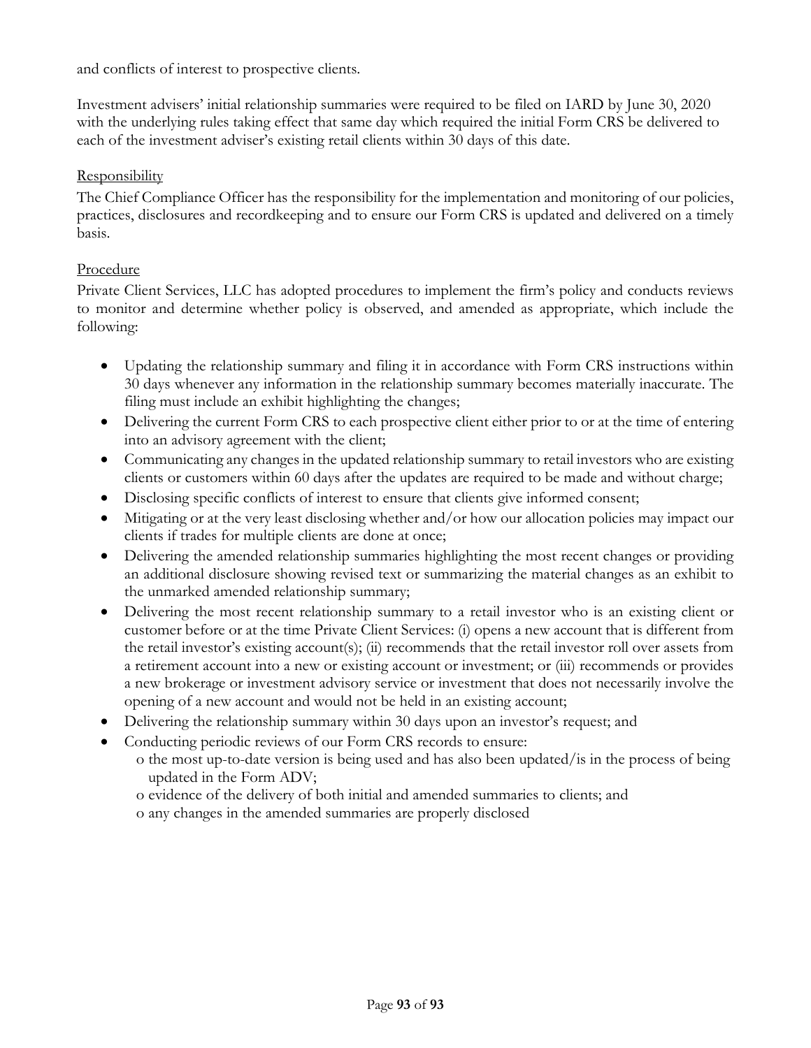and conflicts of interest to prospective clients.

Investment advisers' initial relationship summaries were required to be filed on IARD by June 30, 2020 with the underlying rules taking effect that same day which required the initial Form CRS be delivered to each of the investment adviser's existing retail clients within 30 days of this date.

<u>Responsibility</u>

The Chief Compliance Officer has the responsibility for the implementation and monitoring of our policies, practices, disclosures and recordkeeping and to ensure our Form CRS is updated and delivered on a timely basis.

<u>Procedure</u>

Private Client Services, LLC has adopted procedures to implement the firm's policy and conducts reviews to monitor and determine whether policy is observed, and amended as appropriate, which include the following:

- Updating the relationship summary and filing it in accordance with Form CRS instructions within 30 days whenever any information in the relationship summary becomes materially inaccurate. The filing must include an exhibit highlighting the changes;
- Delivering the current Form CRS to each prospective client either prior to or at the time of entering into an advisory agreement with the client;
- Communicating any changes in the updated relationship summary to retail investors who are existing clients or customers within 60 days after the updates are required to be made and without charge;
- Disclosing specific conflicts of interest to ensure that clients give informed consent;
- Mitigating or at the very least disclosing whether and/or how our allocation policies may impact our clients if trades for multiple clients are done at once;
- Delivering the amended relationship summaries highlighting the most recent changes or providing an additional disclosure showing revised text or summarizing the material changes as an exhibit to the unmarked amended relationship summary;
- Delivering the most recent relationship summary to a retail investor who is an existing client or customer before or at the time Private Client Services: (i) opens a new account that is different from the retail investor's existing account(s); (ii) recommends that the retail investor roll over assets from a retirement account into a new or existing account or investment; or (iii) recommends or provides a new brokerage or investment advisory service or investment that does not necessarily involve the opening of a new account and would not be held in an existing account;
- Delivering the relationship summary within 30 days upon an investor's request; and
- Conducting periodic reviews of our Form CRS records to ensure:
  - the most up-to-date version is being used and has also been updated/is in the process of being updated in the Form ADV;
  - evidence of the delivery of both initial and amended summaries to clients; and
  - any changes in the amended summaries are properly disclosed